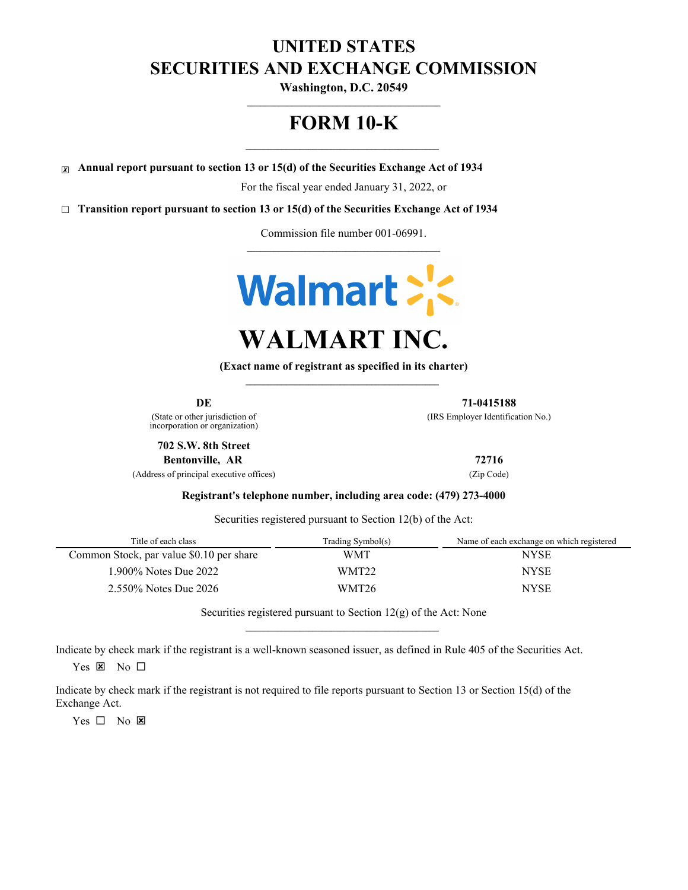# UNITED STATES
# SECURITIES AND EXCHANGE COMMISSION

**Washington, D.C. 20549**

---

# FORM 10-K

---

☒ **Annual report pursuant to section 13 or 15(d) of the Securities Exchange Act of 1934**

For the fiscal year ended January 31, 2022, or

☐ **Transition report pursuant to section 13 or 15(d) of the Securities Exchange Act of 1934**

Commission file number 001-06991.

---

# WALMART INC.

**(Exact name of registrant as specified in its charter)**

---

| **DE** | **71-0415188** |
|---|---|
| (State or other jurisdiction of incorporation or organization) | (IRS Employer Identification No.) |
| **702 S.W. 8th Street Bentonville, AR** | **72716** |
| (Address of principal executive offices) | (Zip Code) |

**Registrant's telephone number, including area code: (479) 273-4000**

Securities registered pursuant to Section 12(b) of the Act:

| Title of each class | Trading Symbol(s) | Name of each exchange on which registered |
|---|---|---|
| Common Stock, par value $0.10 per share | WMT | NYSE |
| 1.900% Notes Due 2022 | WMT22 | NYSE |
| 2.550% Notes Due 2026 | WMT26 | NYSE |

Securities registered pursuant to Section 12(g) of the Act: None

---

Indicate by check mark if the registrant is a well-known seasoned issuer, as defined in Rule 405 of the Securities Act.

Yes ☒ No ☐

Indicate by check mark if the registrant is not required to file reports pursuant to Section 13 or Section 15(d) of the Exchange Act.

Yes ☐ No ☒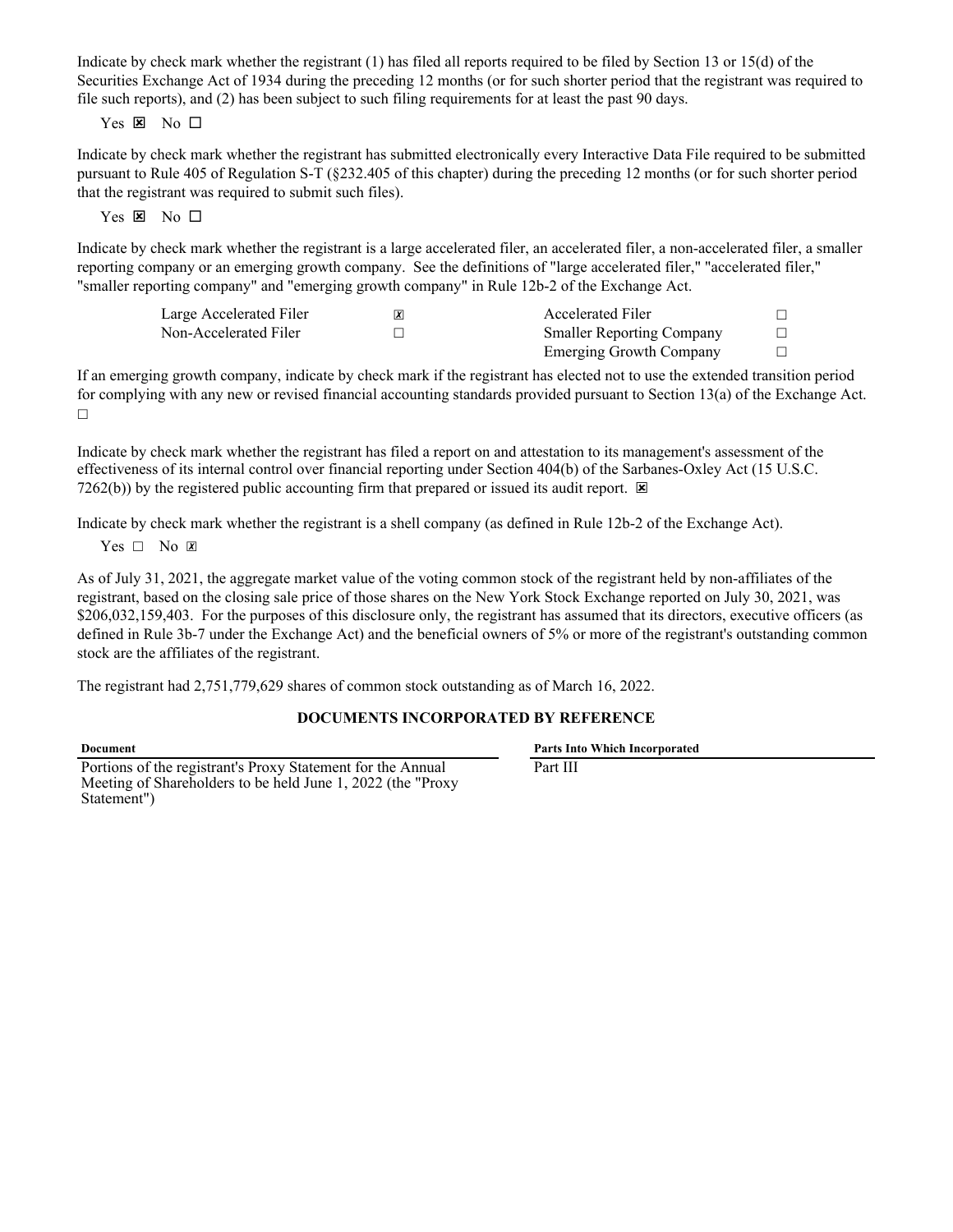Indicate by check mark whether the registrant (1) has filed all reports required to be filed by Section 13 or 15(d) of the Securities Exchange Act of 1934 during the preceding 12 months (or for such shorter period that the registrant was required to file such reports), and (2) has been subject to such filing requirements for at least the past 90 days.

Yes ☒ No ☐

Indicate by check mark whether the registrant has submitted electronically every Interactive Data File required to be submitted pursuant to Rule 405 of Regulation S-T (§232.405 of this chapter) during the preceding 12 months (or for such shorter period that the registrant was required to submit such files).

Yes ☒ No ☐

Indicate by check mark whether the registrant is a large accelerated filer, an accelerated filer, a non-accelerated filer, a smaller reporting company or an emerging growth company. See the definitions of "large accelerated filer," "accelerated filer," "smaller reporting company" and "emerging growth company" in Rule 12b-2 of the Exchange Act.

| | | | |
|---|---|---|---|
| Large Accelerated Filer | ☒ | Accelerated Filer | ☐ |
| Non-Accelerated Filer | ☐ | Smaller Reporting Company | ☐ |
| | | Emerging Growth Company | ☐ |

If an emerging growth company, indicate by check mark if the registrant has elected not to use the extended transition period for complying with any new or revised financial accounting standards provided pursuant to Section 13(a) of the Exchange Act. ☐

Indicate by check mark whether the registrant has filed a report on and attestation to its management's assessment of the effectiveness of its internal control over financial reporting under Section 404(b) of the Sarbanes-Oxley Act (15 U.S.C. 7262(b)) by the registered public accounting firm that prepared or issued its audit report. ☒

Indicate by check mark whether the registrant is a shell company (as defined in Rule 12b-2 of the Exchange Act).

Yes ☐ No ☒

As of July 31, 2021, the aggregate market value of the voting common stock of the registrant held by non-affiliates of the registrant, based on the closing sale price of those shares on the New York Stock Exchange reported on July 30, 2021, was $206,032,159,403. For the purposes of this disclosure only, the registrant has assumed that its directors, executive officers (as defined in Rule 3b-7 under the Exchange Act) and the beneficial owners of 5% or more of the registrant's outstanding common stock are the affiliates of the registrant.

The registrant had 2,751,779,629 shares of common stock outstanding as of March 16, 2022.

## DOCUMENTS INCORPORATED BY REFERENCE

| Document | Parts Into Which Incorporated |
|---|---|
| Portions of the registrant's Proxy Statement for the Annual Meeting of Shareholders to be held June 1, 2022 (the "Proxy Statement") | Part III |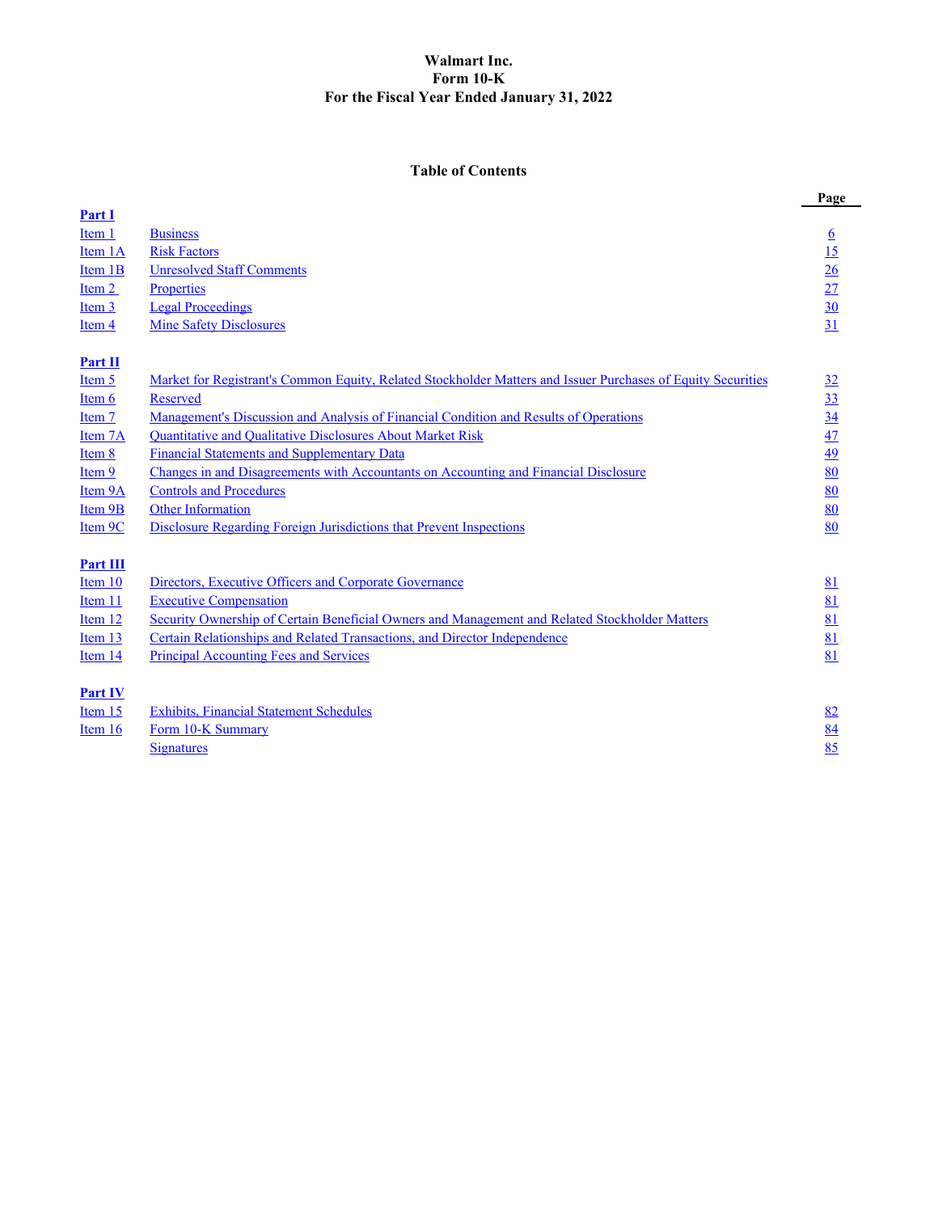**Walmart Inc.**
**Form 10-K**
**For the Fiscal Year Ended January 31, 2022**

## Table of Contents

| | | Page |
|---|---|---|
| **Part I** | | |
| Item 1 | Business | 6 |
| Item 1A | Risk Factors | 15 |
| Item 1B | Unresolved Staff Comments | 26 |
| Item 2 | Properties | 27 |
| Item 3 | Legal Proceedings | 30 |
| Item 4 | Mine Safety Disclosures | 31 |
| **Part II** | | |
| Item 5 | Market for Registrant's Common Equity, Related Stockholder Matters and Issuer Purchases of Equity Securities | 32 |
| Item 6 | Reserved | 33 |
| Item 7 | Management's Discussion and Analysis of Financial Condition and Results of Operations | 34 |
| Item 7A | Quantitative and Qualitative Disclosures About Market Risk | 47 |
| Item 8 | Financial Statements and Supplementary Data | 49 |
| Item 9 | Changes in and Disagreements with Accountants on Accounting and Financial Disclosure | 80 |
| Item 9A | Controls and Procedures | 80 |
| Item 9B | Other Information | 80 |
| Item 9C | Disclosure Regarding Foreign Jurisdictions that Prevent Inspections | 80 |
| **Part III** | | |
| Item 10 | Directors, Executive Officers and Corporate Governance | 81 |
| Item 11 | Executive Compensation | 81 |
| Item 12 | Security Ownership of Certain Beneficial Owners and Management and Related Stockholder Matters | 81 |
| Item 13 | Certain Relationships and Related Transactions, and Director Independence | 81 |
| Item 14 | Principal Accounting Fees and Services | 81 |
| **Part IV** | | |
| Item 15 | Exhibits, Financial Statement Schedules | 82 |
| Item 16 | Form 10-K Summary | 84 |
| | Signatures | 85 |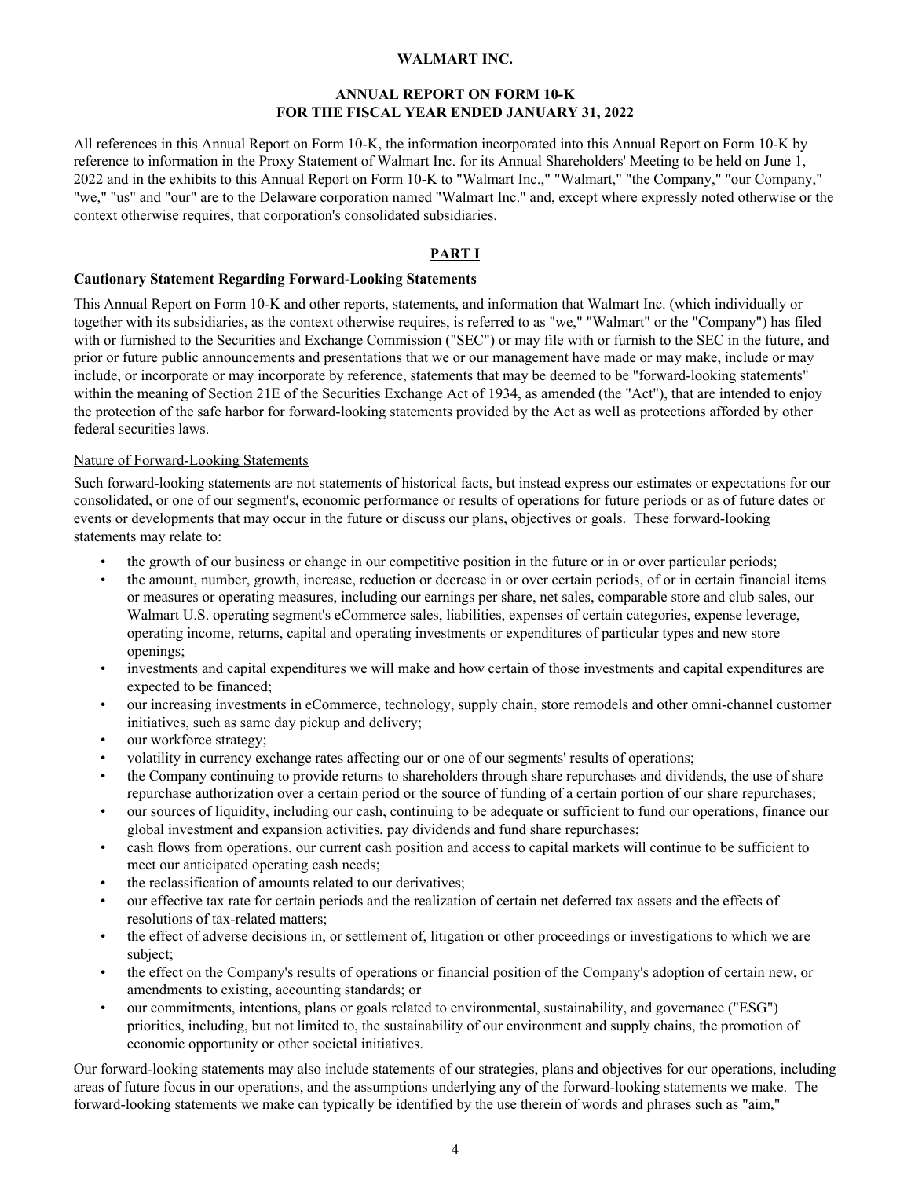**WALMART INC.**

**ANNUAL REPORT ON FORM 10-K**
**FOR THE FISCAL YEAR ENDED JANUARY 31, 2022**

All references in this Annual Report on Form 10-K, the information incorporated into this Annual Report on Form 10-K by reference to information in the Proxy Statement of Walmart Inc. for its Annual Shareholders' Meeting to be held on June 1, 2022 and in the exhibits to this Annual Report on Form 10-K to "Walmart Inc.," "Walmart," "the Company," "our Company," "we," "us" and "our" are to the Delaware corporation named "Walmart Inc." and, except where expressly noted otherwise or the context otherwise requires, that corporation's consolidated subsidiaries.

# PART I

### Cautionary Statement Regarding Forward-Looking Statements

This Annual Report on Form 10-K and other reports, statements, and information that Walmart Inc. (which individually or together with its subsidiaries, as the context otherwise requires, is referred to as "we," "Walmart" or the "Company") has filed with or furnished to the Securities and Exchange Commission ("SEC") or may file with or furnish to the SEC in the future, and prior or future public announcements and presentations that we or our management have made or may make, include or may include, or incorporate or may incorporate by reference, statements that may be deemed to be "forward-looking statements" within the meaning of Section 21E of the Securities Exchange Act of 1934, as amended (the "Act"), that are intended to enjoy the protection of the safe harbor for forward-looking statements provided by the Act as well as protections afforded by other federal securities laws.

Nature of Forward-Looking Statements

Such forward-looking statements are not statements of historical facts, but instead express our estimates or expectations for our consolidated, or one of our segment's, economic performance or results of operations for future periods or as of future dates or events or developments that may occur in the future or discuss our plans, objectives or goals. These forward-looking statements may relate to:

- the growth of our business or change in our competitive position in the future or in or over particular periods;
- the amount, number, growth, increase, reduction or decrease in or over certain periods, of or in certain financial items or measures or operating measures, including our earnings per share, net sales, comparable store and club sales, our Walmart U.S. operating segment's eCommerce sales, liabilities, expenses of certain categories, expense leverage, operating income, returns, capital and operating investments or expenditures of particular types and new store openings;
- investments and capital expenditures we will make and how certain of those investments and capital expenditures are expected to be financed;
- our increasing investments in eCommerce, technology, supply chain, store remodels and other omni-channel customer initiatives, such as same day pickup and delivery;
- our workforce strategy;
- volatility in currency exchange rates affecting our or one of our segments' results of operations;
- the Company continuing to provide returns to shareholders through share repurchases and dividends, the use of share repurchase authorization over a certain period or the source of funding of a certain portion of our share repurchases;
- our sources of liquidity, including our cash, continuing to be adequate or sufficient to fund our operations, finance our global investment and expansion activities, pay dividends and fund share repurchases;
- cash flows from operations, our current cash position and access to capital markets will continue to be sufficient to meet our anticipated operating cash needs;
- the reclassification of amounts related to our derivatives;
- our effective tax rate for certain periods and the realization of certain net deferred tax assets and the effects of resolutions of tax-related matters;
- the effect of adverse decisions in, or settlement of, litigation or other proceedings or investigations to which we are subject;
- the effect on the Company's results of operations or financial position of the Company's adoption of certain new, or amendments to existing, accounting standards; or
- our commitments, intentions, plans or goals related to environmental, sustainability, and governance ("ESG") priorities, including, but not limited to, the sustainability of our environment and supply chains, the promotion of economic opportunity or other societal initiatives.

Our forward-looking statements may also include statements of our strategies, plans and objectives for our operations, including areas of future focus in our operations, and the assumptions underlying any of the forward-looking statements we make. The forward-looking statements we make can typically be identified by the use therein of words and phrases such as "aim,"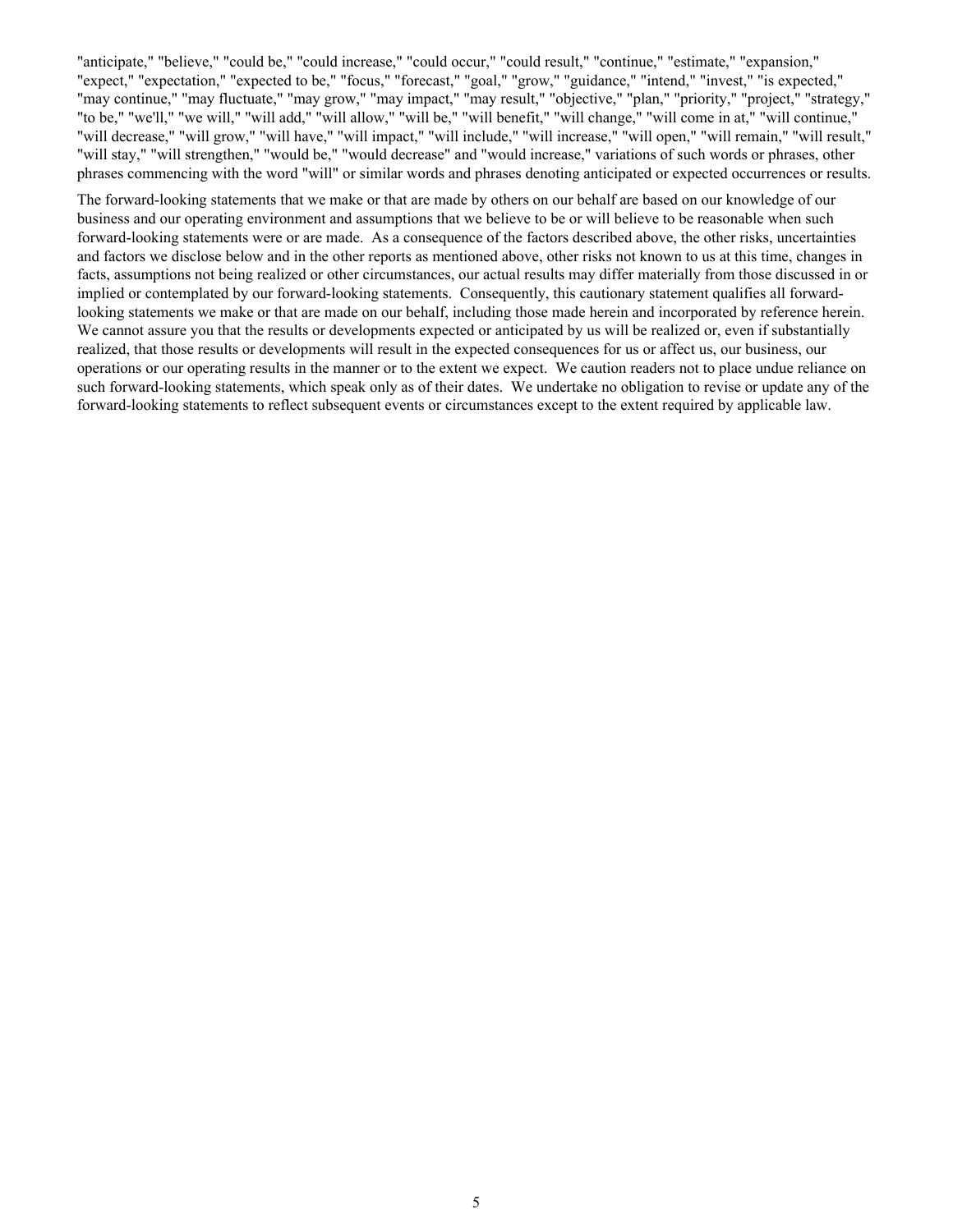"anticipate," "believe," "could be," "could increase," "could occur," "could result," "continue," "estimate," "expansion," "expect," "expectation," "expected to be," "focus," "forecast," "goal," "grow," "guidance," "intend," "invest," "is expected," "may continue," "may fluctuate," "may grow," "may impact," "may result," "objective," "plan," "priority," "project," "strategy," "to be," "we'll," "we will," "will add," "will allow," "will be," "will benefit," "will change," "will come in at," "will continue," "will decrease," "will grow," "will have," "will impact," "will include," "will increase," "will open," "will remain," "will result," "will stay," "will strengthen," "would be," "would decrease" and "would increase," variations of such words or phrases, other phrases commencing with the word "will" or similar words and phrases denoting anticipated or expected occurrences or results.

The forward-looking statements that we make or that are made by others on our behalf are based on our knowledge of our business and our operating environment and assumptions that we believe to be or will believe to be reasonable when such forward-looking statements were or are made. As a consequence of the factors described above, the other risks, uncertainties and factors we disclose below and in the other reports as mentioned above, other risks not known to us at this time, changes in facts, assumptions not being realized or other circumstances, our actual results may differ materially from those discussed in or implied or contemplated by our forward-looking statements. Consequently, this cautionary statement qualifies all forward-looking statements we make or that are made on our behalf, including those made herein and incorporated by reference herein. We cannot assure you that the results or developments expected or anticipated by us will be realized or, even if substantially realized, that those results or developments will result in the expected consequences for us or affect us, our business, our operations or our operating results in the manner or to the extent we expect. We caution readers not to place undue reliance on such forward-looking statements, which speak only as of their dates. We undertake no obligation to revise or update any of the forward-looking statements to reflect subsequent events or circumstances except to the extent required by applicable law.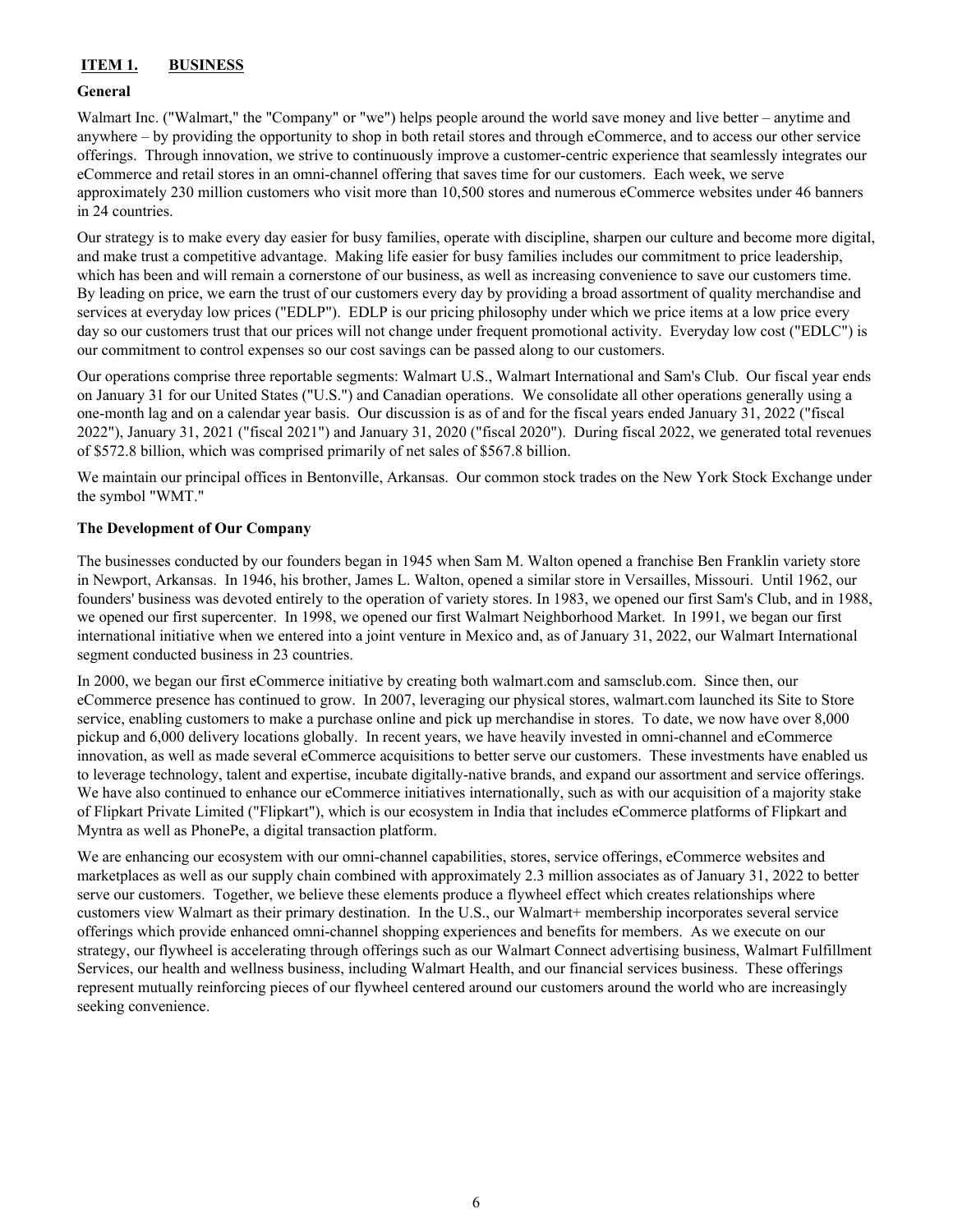## ITEM 1. BUSINESS

### General

Walmart Inc. ("Walmart," the "Company" or "we") helps people around the world save money and live better – anytime and anywhere – by providing the opportunity to shop in both retail stores and through eCommerce, and to access our other service offerings. Through innovation, we strive to continuously improve a customer-centric experience that seamlessly integrates our eCommerce and retail stores in an omni-channel offering that saves time for our customers. Each week, we serve approximately 230 million customers who visit more than 10,500 stores and numerous eCommerce websites under 46 banners in 24 countries.

Our strategy is to make every day easier for busy families, operate with discipline, sharpen our culture and become more digital, and make trust a competitive advantage. Making life easier for busy families includes our commitment to price leadership, which has been and will remain a cornerstone of our business, as well as increasing convenience to save our customers time. By leading on price, we earn the trust of our customers every day by providing a broad assortment of quality merchandise and services at everyday low prices ("EDLP"). EDLP is our pricing philosophy under which we price items at a low price every day so our customers trust that our prices will not change under frequent promotional activity. Everyday low cost ("EDLC") is our commitment to control expenses so our cost savings can be passed along to our customers.

Our operations comprise three reportable segments: Walmart U.S., Walmart International and Sam's Club. Our fiscal year ends on January 31 for our United States ("U.S.") and Canadian operations. We consolidate all other operations generally using a one-month lag and on a calendar year basis. Our discussion is as of and for the fiscal years ended January 31, 2022 ("fiscal 2022"), January 31, 2021 ("fiscal 2021") and January 31, 2020 ("fiscal 2020"). During fiscal 2022, we generated total revenues of $572.8 billion, which was comprised primarily of net sales of $567.8 billion.

We maintain our principal offices in Bentonville, Arkansas. Our common stock trades on the New York Stock Exchange under the symbol "WMT."

### The Development of Our Company

The businesses conducted by our founders began in 1945 when Sam M. Walton opened a franchise Ben Franklin variety store in Newport, Arkansas. In 1946, his brother, James L. Walton, opened a similar store in Versailles, Missouri. Until 1962, our founders' business was devoted entirely to the operation of variety stores. In 1983, we opened our first Sam's Club, and in 1988, we opened our first supercenter. In 1998, we opened our first Walmart Neighborhood Market. In 1991, we began our first international initiative when we entered into a joint venture in Mexico and, as of January 31, 2022, our Walmart International segment conducted business in 23 countries.

In 2000, we began our first eCommerce initiative by creating both walmart.com and samsclub.com. Since then, our eCommerce presence has continued to grow. In 2007, leveraging our physical stores, walmart.com launched its Site to Store service, enabling customers to make a purchase online and pick up merchandise in stores. To date, we now have over 8,000 pickup and 6,000 delivery locations globally. In recent years, we have heavily invested in omni-channel and eCommerce innovation, as well as made several eCommerce acquisitions to better serve our customers. These investments have enabled us to leverage technology, talent and expertise, incubate digitally-native brands, and expand our assortment and service offerings. We have also continued to enhance our eCommerce initiatives internationally, such as with our acquisition of a majority stake of Flipkart Private Limited ("Flipkart"), which is our ecosystem in India that includes eCommerce platforms of Flipkart and Myntra as well as PhonePe, a digital transaction platform.

We are enhancing our ecosystem with our omni-channel capabilities, stores, service offerings, eCommerce websites and marketplaces as well as our supply chain combined with approximately 2.3 million associates as of January 31, 2022 to better serve our customers. Together, we believe these elements produce a flywheel effect which creates relationships where customers view Walmart as their primary destination. In the U.S., our Walmart+ membership incorporates several service offerings which provide enhanced omni-channel shopping experiences and benefits for members. As we execute on our strategy, our flywheel is accelerating through offerings such as our Walmart Connect advertising business, Walmart Fulfillment Services, our health and wellness business, including Walmart Health, and our financial services business. These offerings represent mutually reinforcing pieces of our flywheel centered around our customers around the world who are increasingly seeking convenience.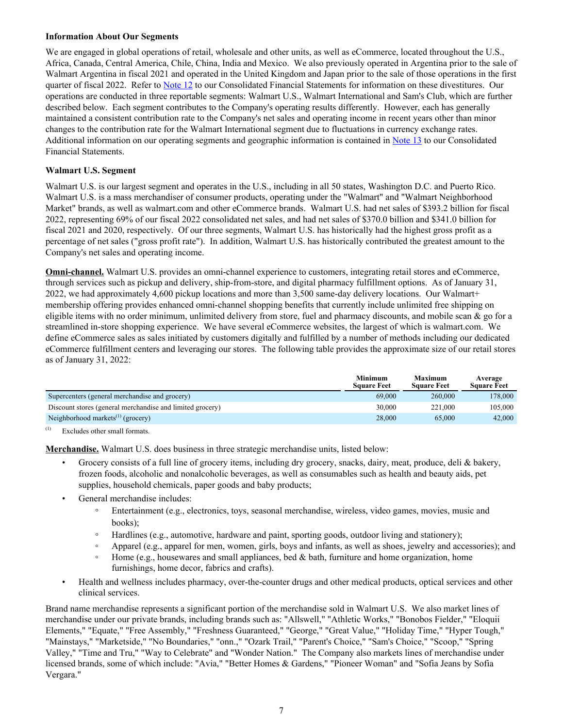### Information About Our Segments

We are engaged in global operations of retail, wholesale and other units, as well as eCommerce, located throughout the U.S., Africa, Canada, Central America, Chile, China, India and Mexico. We also previously operated in Argentina prior to the sale of Walmart Argentina in fiscal 2021 and operated in the United Kingdom and Japan prior to the sale of those operations in the first quarter of fiscal 2022. Refer to Note 12 to our Consolidated Financial Statements for information on these divestitures. Our operations are conducted in three reportable segments: Walmart U.S., Walmart International and Sam's Club, which are further described below. Each segment contributes to the Company's operating results differently. However, each has generally maintained a consistent contribution rate to the Company's net sales and operating income in recent years other than minor changes to the contribution rate for the Walmart International segment due to fluctuations in currency exchange rates. Additional information on our operating segments and geographic information is contained in Note 13 to our Consolidated Financial Statements.

### Walmart U.S. Segment

Walmart U.S. is our largest segment and operates in the U.S., including in all 50 states, Washington D.C. and Puerto Rico. Walmart U.S. is a mass merchandiser of consumer products, operating under the "Walmart" and "Walmart Neighborhood Market" brands, as well as walmart.com and other eCommerce brands. Walmart U.S. had net sales of $393.2 billion for fiscal 2022, representing 69% of our fiscal 2022 consolidated net sales, and had net sales of $370.0 billion and $341.0 billion for fiscal 2021 and 2020, respectively. Of our three segments, Walmart U.S. has historically had the highest gross profit as a percentage of net sales ("gross profit rate"). In addition, Walmart U.S. has historically contributed the greatest amount to the Company's net sales and operating income.

**Omni-channel.** Walmart U.S. provides an omni-channel experience to customers, integrating retail stores and eCommerce, through services such as pickup and delivery, ship-from-store, and digital pharmacy fulfillment options. As of January 31, 2022, we had approximately 4,600 pickup locations and more than 3,500 same-day delivery locations. Our Walmart+ membership offering provides enhanced omni-channel shopping benefits that currently include unlimited free shipping on eligible items with no order minimum, unlimited delivery from store, fuel and pharmacy discounts, and mobile scan & go for a streamlined in-store shopping experience. We have several eCommerce websites, the largest of which is walmart.com. We define eCommerce sales as sales initiated by customers digitally and fulfilled by a number of methods including our dedicated eCommerce fulfillment centers and leveraging our stores. The following table provides the approximate size of our retail stores as of January 31, 2022:

| | Minimum Square Feet | Maximum Square Feet | Average Square Feet |
|---|---|---|---|
| Supercenters (general merchandise and grocery) | 69,000 | 260,000 | 178,000 |
| Discount stores (general merchandise and limited grocery) | 30,000 | 221,000 | 105,000 |
| Neighborhood markets[(1)] (grocery) | 28,000 | 65,000 | 42,000 |

(1) Excludes other small formats.

**Merchandise.** Walmart U.S. does business in three strategic merchandise units, listed below:

- Grocery consists of a full line of grocery items, including dry grocery, snacks, dairy, meat, produce, deli & bakery, frozen foods, alcoholic and nonalcoholic beverages, as well as consumables such as health and beauty aids, pet supplies, household chemicals, paper goods and baby products;
- General merchandise includes:
  - Entertainment (e.g., electronics, toys, seasonal merchandise, wireless, video games, movies, music and books);
  - Hardlines (e.g., automotive, hardware and paint, sporting goods, outdoor living and stationery);
  - Apparel (e.g., apparel for men, women, girls, boys and infants, as well as shoes, jewelry and accessories); and
  - Home (e.g., housewares and small appliances, bed & bath, furniture and home organization, home furnishings, home decor, fabrics and crafts).
- Health and wellness includes pharmacy, over-the-counter drugs and other medical products, optical services and other clinical services.

Brand name merchandise represents a significant portion of the merchandise sold in Walmart U.S. We also market lines of merchandise under our private brands, including brands such as: "Allswell," "Athletic Works," "Bonobos Fielder," "Eloquii Elements," "Equate," "Free Assembly," "Freshness Guaranteed," "George," "Great Value," "Holiday Time," "Hyper Tough," "Mainstays," "Marketside," "No Boundaries," "onn.," "Ozark Trail," "Parent's Choice," "Sam's Choice," "Scoop," "Spring Valley," "Time and Tru," "Way to Celebrate" and "Wonder Nation." The Company also markets lines of merchandise under licensed brands, some of which include: "Avia," "Better Homes & Gardens," "Pioneer Woman" and "Sofia Jeans by Sofia Vergara."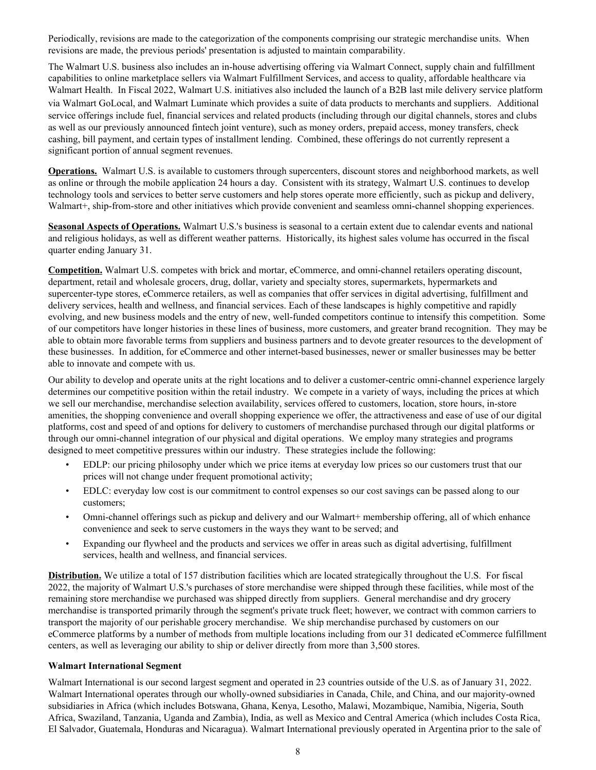Periodically, revisions are made to the categorization of the components comprising our strategic merchandise units. When revisions are made, the previous periods' presentation is adjusted to maintain comparability.

The Walmart U.S. business also includes an in-house advertising offering via Walmart Connect, supply chain and fulfillment capabilities to online marketplace sellers via Walmart Fulfillment Services, and access to quality, affordable healthcare via Walmart Health. In Fiscal 2022, Walmart U.S. initiatives also included the launch of a B2B last mile delivery service platform via Walmart GoLocal, and Walmart Luminate which provides a suite of data products to merchants and suppliers. Additional service offerings include fuel, financial services and related products (including through our digital channels, stores and clubs as well as our previously announced fintech joint venture), such as money orders, prepaid access, money transfers, check cashing, bill payment, and certain types of installment lending. Combined, these offerings do not currently represent a significant portion of annual segment revenues.

**Operations.** Walmart U.S. is available to customers through supercenters, discount stores and neighborhood markets, as well as online or through the mobile application 24 hours a day. Consistent with its strategy, Walmart U.S. continues to develop technology tools and services to better serve customers and help stores operate more efficiently, such as pickup and delivery, Walmart+, ship-from-store and other initiatives which provide convenient and seamless omni-channel shopping experiences.

**Seasonal Aspects of Operations.** Walmart U.S.'s business is seasonal to a certain extent due to calendar events and national and religious holidays, as well as different weather patterns. Historically, its highest sales volume has occurred in the fiscal quarter ending January 31.

**Competition.** Walmart U.S. competes with brick and mortar, eCommerce, and omni-channel retailers operating discount, department, retail and wholesale grocers, drug, dollar, variety and specialty stores, supermarkets, hypermarkets and supercenter-type stores, eCommerce retailers, as well as companies that offer services in digital advertising, fulfillment and delivery services, health and wellness, and financial services. Each of these landscapes is highly competitive and rapidly evolving, and new business models and the entry of new, well-funded competitors continue to intensify this competition. Some of our competitors have longer histories in these lines of business, more customers, and greater brand recognition. They may be able to obtain more favorable terms from suppliers and business partners and to devote greater resources to the development of these businesses. In addition, for eCommerce and other internet-based businesses, newer or smaller businesses may be better able to innovate and compete with us.

Our ability to develop and operate units at the right locations and to deliver a customer-centric omni-channel experience largely determines our competitive position within the retail industry. We compete in a variety of ways, including the prices at which we sell our merchandise, merchandise selection availability, services offered to customers, location, store hours, in-store amenities, the shopping convenience and overall shopping experience we offer, the attractiveness and ease of use of our digital platforms, cost and speed of and options for delivery to customers of merchandise purchased through our digital platforms or through our omni-channel integration of our physical and digital operations. We employ many strategies and programs designed to meet competitive pressures within our industry. These strategies include the following:

- EDLP: our pricing philosophy under which we price items at everyday low prices so our customers trust that our prices will not change under frequent promotional activity;
- EDLC: everyday low cost is our commitment to control expenses so our cost savings can be passed along to our customers;
- Omni-channel offerings such as pickup and delivery and our Walmart+ membership offering, all of which enhance convenience and seek to serve customers in the ways they want to be served; and
- Expanding our flywheel and the products and services we offer in areas such as digital advertising, fulfillment services, health and wellness, and financial services.

**Distribution.** We utilize a total of 157 distribution facilities which are located strategically throughout the U.S. For fiscal 2022, the majority of Walmart U.S.'s purchases of store merchandise were shipped through these facilities, while most of the remaining store merchandise we purchased was shipped directly from suppliers. General merchandise and dry grocery merchandise is transported primarily through the segment's private truck fleet; however, we contract with common carriers to transport the majority of our perishable grocery merchandise. We ship merchandise purchased by customers on our eCommerce platforms by a number of methods from multiple locations including from our 31 dedicated eCommerce fulfillment centers, as well as leveraging our ability to ship or deliver directly from more than 3,500 stores.

**Walmart International Segment**

Walmart International is our second largest segment and operated in 23 countries outside of the U.S. as of January 31, 2022. Walmart International operates through our wholly-owned subsidiaries in Canada, Chile, and China, and our majority-owned subsidiaries in Africa (which includes Botswana, Ghana, Kenya, Lesotho, Malawi, Mozambique, Namibia, Nigeria, South Africa, Swaziland, Tanzania, Uganda and Zambia), India, as well as Mexico and Central America (which includes Costa Rica, El Salvador, Guatemala, Honduras and Nicaragua). Walmart International previously operated in Argentina prior to the sale of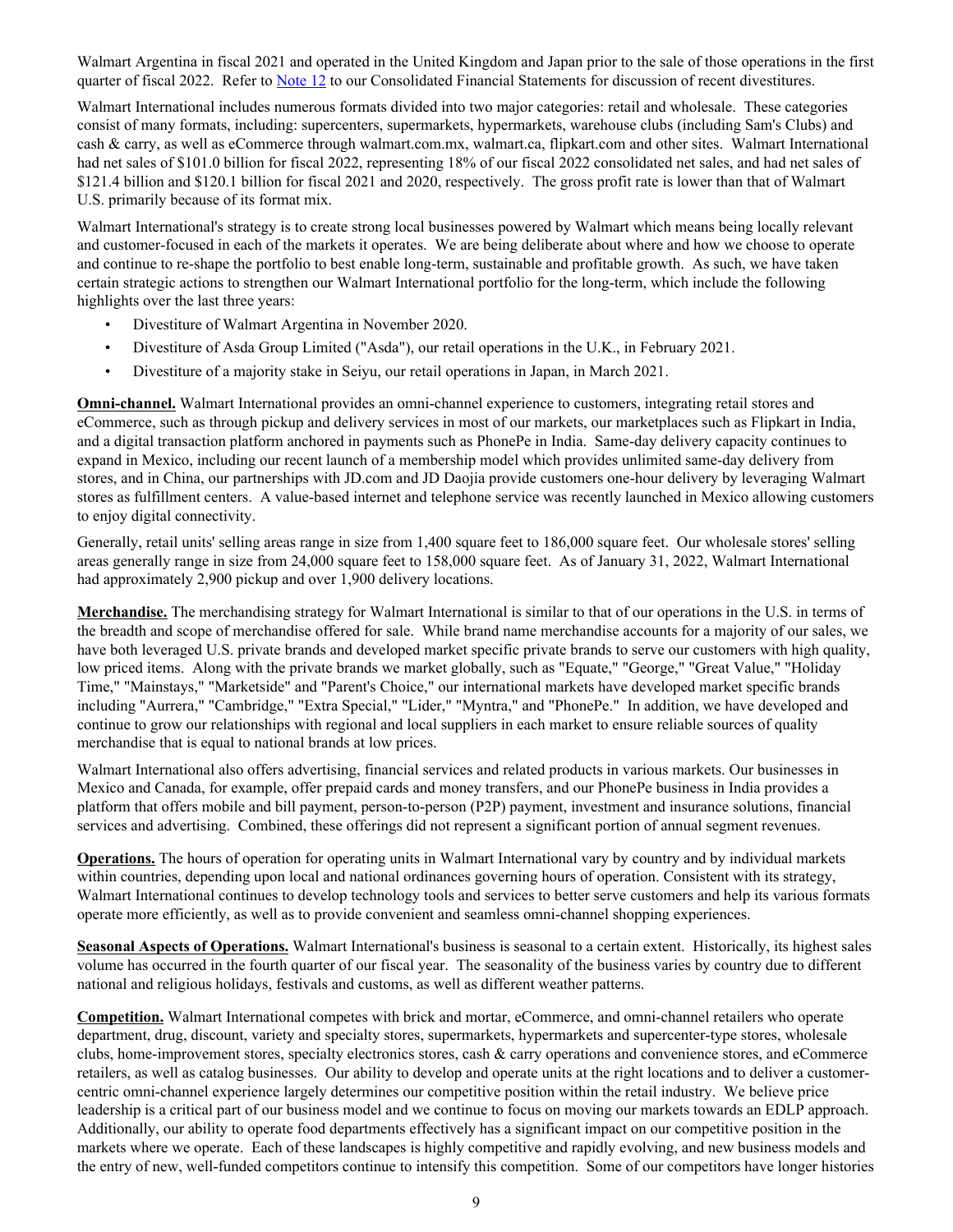Walmart Argentina in fiscal 2021 and operated in the United Kingdom and Japan prior to the sale of those operations in the first quarter of fiscal 2022. Refer to Note 12 to our Consolidated Financial Statements for discussion of recent divestitures.

Walmart International includes numerous formats divided into two major categories: retail and wholesale. These categories consist of many formats, including: supercenters, supermarkets, hypermarkets, warehouse clubs (including Sam's Clubs) and cash & carry, as well as eCommerce through walmart.com.mx, walmart.ca, flipkart.com and other sites. Walmart International had net sales of $101.0 billion for fiscal 2022, representing 18% of our fiscal 2022 consolidated net sales, and had net sales of $121.4 billion and $120.1 billion for fiscal 2021 and 2020, respectively. The gross profit rate is lower than that of Walmart U.S. primarily because of its format mix.

Walmart International's strategy is to create strong local businesses powered by Walmart which means being locally relevant and customer-focused in each of the markets it operates. We are being deliberate about where and how we choose to operate and continue to re-shape the portfolio to best enable long-term, sustainable and profitable growth. As such, we have taken certain strategic actions to strengthen our Walmart International portfolio for the long-term, which include the following highlights over the last three years:

- Divestiture of Walmart Argentina in November 2020.
- Divestiture of Asda Group Limited ("Asda"), our retail operations in the U.K., in February 2021.
- Divestiture of a majority stake in Seiyu, our retail operations in Japan, in March 2021.

**Omni-channel.** Walmart International provides an omni-channel experience to customers, integrating retail stores and eCommerce, such as through pickup and delivery services in most of our markets, our marketplaces such as Flipkart in India, and a digital transaction platform anchored in payments such as PhonePe in India. Same-day delivery capacity continues to expand in Mexico, including our recent launch of a membership model which provides unlimited same-day delivery from stores, and in China, our partnerships with JD.com and JD Daojia provide customers one-hour delivery by leveraging Walmart stores as fulfillment centers. A value-based internet and telephone service was recently launched in Mexico allowing customers to enjoy digital connectivity.

Generally, retail units' selling areas range in size from 1,400 square feet to 186,000 square feet. Our wholesale stores' selling areas generally range in size from 24,000 square feet to 158,000 square feet. As of January 31, 2022, Walmart International had approximately 2,900 pickup and over 1,900 delivery locations.

**Merchandise.** The merchandising strategy for Walmart International is similar to that of our operations in the U.S. in terms of the breadth and scope of merchandise offered for sale. While brand name merchandise accounts for a majority of our sales, we have both leveraged U.S. private brands and developed market specific private brands to serve our customers with high quality, low priced items. Along with the private brands we market globally, such as "Equate," "George," "Great Value," "Holiday Time," "Mainstays," "Marketside" and "Parent's Choice," our international markets have developed market specific brands including "Aurrera," "Cambridge," "Extra Special," "Lider," "Myntra," and "PhonePe." In addition, we have developed and continue to grow our relationships with regional and local suppliers in each market to ensure reliable sources of quality merchandise that is equal to national brands at low prices.

Walmart International also offers advertising, financial services and related products in various markets. Our businesses in Mexico and Canada, for example, offer prepaid cards and money transfers, and our PhonePe business in India provides a platform that offers mobile and bill payment, person-to-person (P2P) payment, investment and insurance solutions, financial services and advertising. Combined, these offerings did not represent a significant portion of annual segment revenues.

**Operations.** The hours of operation for operating units in Walmart International vary by country and by individual markets within countries, depending upon local and national ordinances governing hours of operation. Consistent with its strategy, Walmart International continues to develop technology tools and services to better serve customers and help its various formats operate more efficiently, as well as to provide convenient and seamless omni-channel shopping experiences.

**Seasonal Aspects of Operations.** Walmart International's business is seasonal to a certain extent. Historically, its highest sales volume has occurred in the fourth quarter of our fiscal year. The seasonality of the business varies by country due to different national and religious holidays, festivals and customs, as well as different weather patterns.

**Competition.** Walmart International competes with brick and mortar, eCommerce, and omni-channel retailers who operate department, drug, discount, variety and specialty stores, supermarkets, hypermarkets and supercenter-type stores, wholesale clubs, home-improvement stores, specialty electronics stores, cash & carry operations and convenience stores, and eCommerce retailers, as well as catalog businesses. Our ability to develop and operate units at the right locations and to deliver a customer-centric omni-channel experience largely determines our competitive position within the retail industry. We believe price leadership is a critical part of our business model and we continue to focus on moving our markets towards an EDLP approach. Additionally, our ability to operate food departments effectively has a significant impact on our competitive position in the markets where we operate. Each of these landscapes is highly competitive and rapidly evolving, and new business models and the entry of new, well-funded competitors continue to intensify this competition. Some of our competitors have longer histories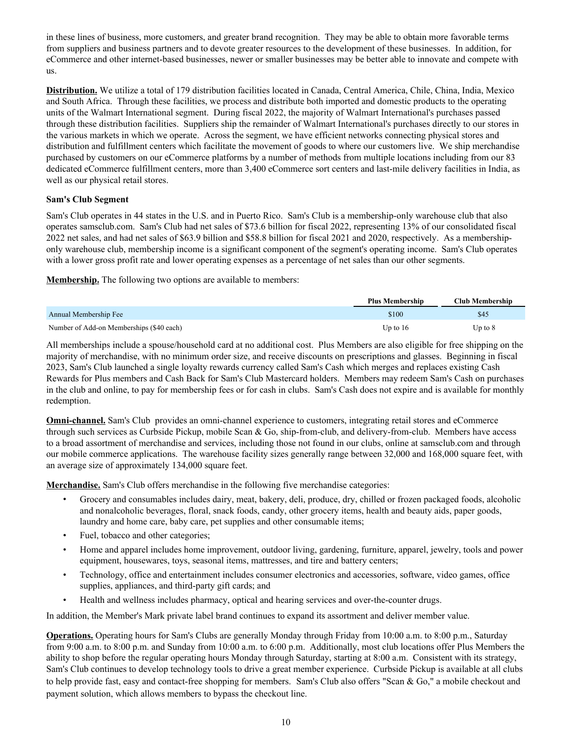in these lines of business, more customers, and greater brand recognition. They may be able to obtain more favorable terms from suppliers and business partners and to devote greater resources to the development of these businesses. In addition, for eCommerce and other internet-based businesses, newer or smaller businesses may be better able to innovate and compete with us.

**Distribution.** We utilize a total of 179 distribution facilities located in Canada, Central America, Chile, China, India, Mexico and South Africa. Through these facilities, we process and distribute both imported and domestic products to the operating units of the Walmart International segment. During fiscal 2022, the majority of Walmart International's purchases passed through these distribution facilities. Suppliers ship the remainder of Walmart International's purchases directly to our stores in the various markets in which we operate. Across the segment, we have efficient networks connecting physical stores and distribution and fulfillment centers which facilitate the movement of goods to where our customers live. We ship merchandise purchased by customers on our eCommerce platforms by a number of methods from multiple locations including from our 83 dedicated eCommerce fulfillment centers, more than 3,400 eCommerce sort centers and last-mile delivery facilities in India, as well as our physical retail stores.

### Sam's Club Segment

Sam's Club operates in 44 states in the U.S. and in Puerto Rico. Sam's Club is a membership-only warehouse club that also operates samsclub.com. Sam's Club had net sales of $73.6 billion for fiscal 2022, representing 13% of our consolidated fiscal 2022 net sales, and had net sales of $63.9 billion and $58.8 billion for fiscal 2021 and 2020, respectively. As a membership-only warehouse club, membership income is a significant component of the segment's operating income. Sam's Club operates with a lower gross profit rate and lower operating expenses as a percentage of net sales than our other segments.

**Membership.** The following two options are available to members:

| | Plus Membership | Club Membership |
|---|---|---|
| Annual Membership Fee | $100 | $45 |
| Number of Add-on Memberships ($40 each) | Up to 16 | Up to 8 |

All memberships include a spouse/household card at no additional cost. Plus Members are also eligible for free shipping on the majority of merchandise, with no minimum order size, and receive discounts on prescriptions and glasses. Beginning in fiscal 2023, Sam's Club launched a single loyalty rewards currency called Sam's Cash which merges and replaces existing Cash Rewards for Plus members and Cash Back for Sam's Club Mastercard holders. Members may redeem Sam's Cash on purchases in the club and online, to pay for membership fees or for cash in clubs. Sam's Cash does not expire and is available for monthly redemption.

**Omni-channel.** Sam's Club provides an omni-channel experience to customers, integrating retail stores and eCommerce through such services as Curbside Pickup, mobile Scan & Go, ship-from-club, and delivery-from-club. Members have access to a broad assortment of merchandise and services, including those not found in our clubs, online at samsclub.com and through our mobile commerce applications. The warehouse facility sizes generally range between 32,000 and 168,000 square feet, with an average size of approximately 134,000 square feet.

**Merchandise.** Sam's Club offers merchandise in the following five merchandise categories:

- Grocery and consumables includes dairy, meat, bakery, deli, produce, dry, chilled or frozen packaged foods, alcoholic and nonalcoholic beverages, floral, snack foods, candy, other grocery items, health and beauty aids, paper goods, laundry and home care, baby care, pet supplies and other consumable items;
- Fuel, tobacco and other categories;
- Home and apparel includes home improvement, outdoor living, gardening, furniture, apparel, jewelry, tools and power equipment, housewares, toys, seasonal items, mattresses, and tire and battery centers;
- Technology, office and entertainment includes consumer electronics and accessories, software, video games, office supplies, appliances, and third-party gift cards; and
- Health and wellness includes pharmacy, optical and hearing services and over-the-counter drugs.

In addition, the Member's Mark private label brand continues to expand its assortment and deliver member value.

**Operations.** Operating hours for Sam's Clubs are generally Monday through Friday from 10:00 a.m. to 8:00 p.m., Saturday from 9:00 a.m. to 8:00 p.m. and Sunday from 10:00 a.m. to 6:00 p.m. Additionally, most club locations offer Plus Members the ability to shop before the regular operating hours Monday through Saturday, starting at 8:00 a.m. Consistent with its strategy, Sam's Club continues to develop technology tools to drive a great member experience. Curbside Pickup is available at all clubs to help provide fast, easy and contact-free shopping for members. Sam's Club also offers "Scan & Go," a mobile checkout and payment solution, which allows members to bypass the checkout line.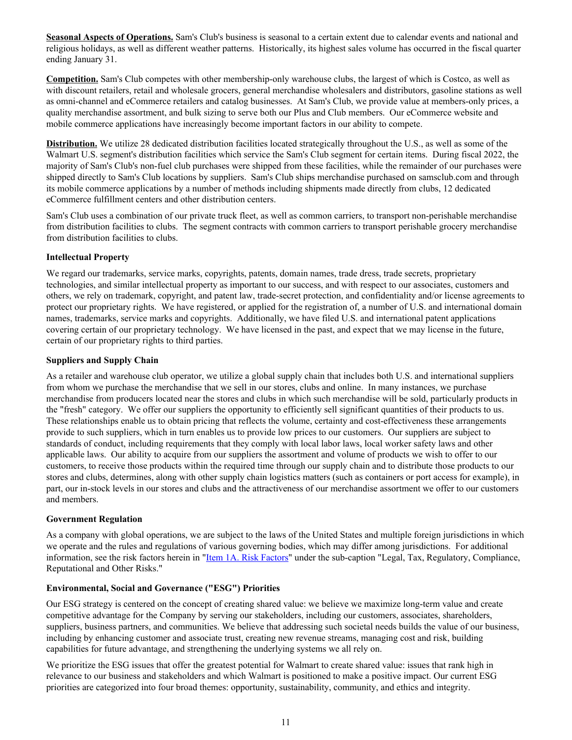**Seasonal Aspects of Operations.** Sam's Club's business is seasonal to a certain extent due to calendar events and national and religious holidays, as well as different weather patterns. Historically, its highest sales volume has occurred in the fiscal quarter ending January 31.

**Competition.** Sam's Club competes with other membership-only warehouse clubs, the largest of which is Costco, as well as with discount retailers, retail and wholesale grocers, general merchandise wholesalers and distributors, gasoline stations as well as omni-channel and eCommerce retailers and catalog businesses. At Sam's Club, we provide value at members-only prices, a quality merchandise assortment, and bulk sizing to serve both our Plus and Club members. Our eCommerce website and mobile commerce applications have increasingly become important factors in our ability to compete.

**Distribution.** We utilize 28 dedicated distribution facilities located strategically throughout the U.S., as well as some of the Walmart U.S. segment's distribution facilities which service the Sam's Club segment for certain items. During fiscal 2022, the majority of Sam's Club's non-fuel club purchases were shipped from these facilities, while the remainder of our purchases were shipped directly to Sam's Club locations by suppliers. Sam's Club ships merchandise purchased on samsclub.com and through its mobile commerce applications by a number of methods including shipments made directly from clubs, 12 dedicated eCommerce fulfillment centers and other distribution centers.

Sam's Club uses a combination of our private truck fleet, as well as common carriers, to transport non-perishable merchandise from distribution facilities to clubs. The segment contracts with common carriers to transport perishable grocery merchandise from distribution facilities to clubs.

### Intellectual Property

We regard our trademarks, service marks, copyrights, patents, domain names, trade dress, trade secrets, proprietary technologies, and similar intellectual property as important to our success, and with respect to our associates, customers and others, we rely on trademark, copyright, and patent law, trade-secret protection, and confidentiality and/or license agreements to protect our proprietary rights. We have registered, or applied for the registration of, a number of U.S. and international domain names, trademarks, service marks and copyrights. Additionally, we have filed U.S. and international patent applications covering certain of our proprietary technology. We have licensed in the past, and expect that we may license in the future, certain of our proprietary rights to third parties.

### Suppliers and Supply Chain

As a retailer and warehouse club operator, we utilize a global supply chain that includes both U.S. and international suppliers from whom we purchase the merchandise that we sell in our stores, clubs and online. In many instances, we purchase merchandise from producers located near the stores and clubs in which such merchandise will be sold, particularly products in the "fresh" category. We offer our suppliers the opportunity to efficiently sell significant quantities of their products to us. These relationships enable us to obtain pricing that reflects the volume, certainty and cost-effectiveness these arrangements provide to such suppliers, which in turn enables us to provide low prices to our customers. Our suppliers are subject to standards of conduct, including requirements that they comply with local labor laws, local worker safety laws and other applicable laws. Our ability to acquire from our suppliers the assortment and volume of products we wish to offer to our customers, to receive those products within the required time through our supply chain and to distribute those products to our stores and clubs, determines, along with other supply chain logistics matters (such as containers or port access for example), in part, our in-stock levels in our stores and clubs and the attractiveness of our merchandise assortment we offer to our customers and members.

### Government Regulation

As a company with global operations, we are subject to the laws of the United States and multiple foreign jurisdictions in which we operate and the rules and regulations of various governing bodies, which may differ among jurisdictions. For additional information, see the risk factors herein in "Item 1A. Risk Factors" under the sub-caption "Legal, Tax, Regulatory, Compliance, Reputational and Other Risks."

### Environmental, Social and Governance ("ESG") Priorities

Our ESG strategy is centered on the concept of creating shared value: we believe we maximize long-term value and create competitive advantage for the Company by serving our stakeholders, including our customers, associates, shareholders, suppliers, business partners, and communities. We believe that addressing such societal needs builds the value of our business, including by enhancing customer and associate trust, creating new revenue streams, managing cost and risk, building capabilities for future advantage, and strengthening the underlying systems we all rely on.

We prioritize the ESG issues that offer the greatest potential for Walmart to create shared value: issues that rank high in relevance to our business and stakeholders and which Walmart is positioned to make a positive impact. Our current ESG priorities are categorized into four broad themes: opportunity, sustainability, community, and ethics and integrity.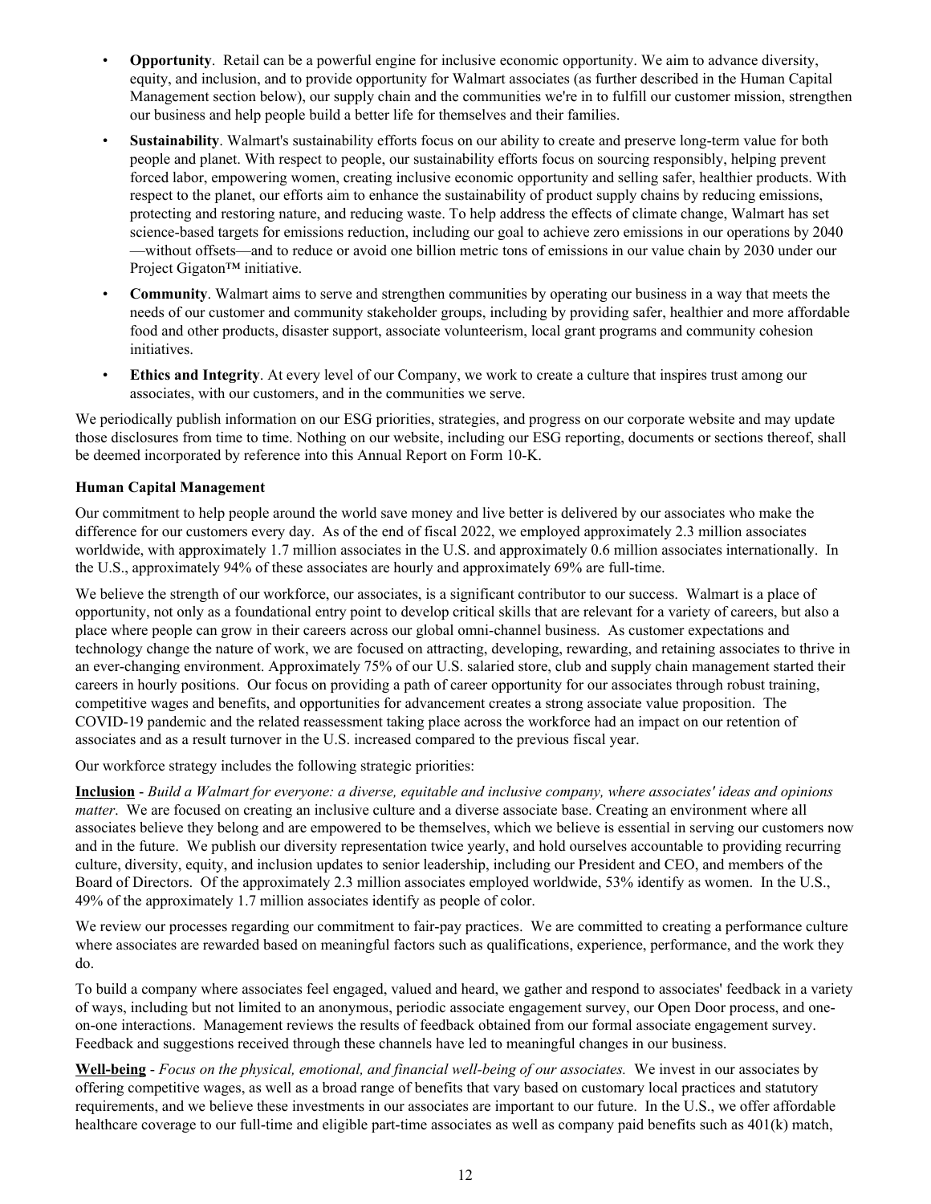- **Opportunity**. Retail can be a powerful engine for inclusive economic opportunity. We aim to advance diversity, equity, and inclusion, and to provide opportunity for Walmart associates (as further described in the Human Capital Management section below), our supply chain and the communities we're in to fulfill our customer mission, strengthen our business and help people build a better life for themselves and their families.
- **Sustainability**. Walmart's sustainability efforts focus on our ability to create and preserve long-term value for both people and planet. With respect to people, our sustainability efforts focus on sourcing responsibly, helping prevent forced labor, empowering women, creating inclusive economic opportunity and selling safer, healthier products. With respect to the planet, our efforts aim to enhance the sustainability of product supply chains by reducing emissions, protecting and restoring nature, and reducing waste. To help address the effects of climate change, Walmart has set science-based targets for emissions reduction, including our goal to achieve zero emissions in our operations by 2040—without offsets—and to reduce or avoid one billion metric tons of emissions in our value chain by 2030 under our Project Gigaton™ initiative.
- **Community**. Walmart aims to serve and strengthen communities by operating our business in a way that meets the needs of our customer and community stakeholder groups, including by providing safer, healthier and more affordable food and other products, disaster support, associate volunteerism, local grant programs and community cohesion initiatives.
- **Ethics and Integrity**. At every level of our Company, we work to create a culture that inspires trust among our associates, with our customers, and in the communities we serve.

We periodically publish information on our ESG priorities, strategies, and progress on our corporate website and may update those disclosures from time to time. Nothing on our website, including our ESG reporting, documents or sections thereof, shall be deemed incorporated by reference into this Annual Report on Form 10-K.

**Human Capital Management**

Our commitment to help people around the world save money and live better is delivered by our associates who make the difference for our customers every day. As of the end of fiscal 2022, we employed approximately 2.3 million associates worldwide, with approximately 1.7 million associates in the U.S. and approximately 0.6 million associates internationally. In the U.S., approximately 94% of these associates are hourly and approximately 69% are full-time.

We believe the strength of our workforce, our associates, is a significant contributor to our success. Walmart is a place of opportunity, not only as a foundational entry point to develop critical skills that are relevant for a variety of careers, but also a place where people can grow in their careers across our global omni-channel business. As customer expectations and technology change the nature of work, we are focused on attracting, developing, rewarding, and retaining associates to thrive in an ever-changing environment. Approximately 75% of our U.S. salaried store, club and supply chain management started their careers in hourly positions. Our focus on providing a path of career opportunity for our associates through robust training, competitive wages and benefits, and opportunities for advancement creates a strong associate value proposition. The COVID-19 pandemic and the related reassessment taking place across the workforce had an impact on our retention of associates and as a result turnover in the U.S. increased compared to the previous fiscal year.

Our workforce strategy includes the following strategic priorities:

**Inclusion** - *Build a Walmart for everyone: a diverse, equitable and inclusive company, where associates' ideas and opinions matter*. We are focused on creating an inclusive culture and a diverse associate base. Creating an environment where all associates believe they belong and are empowered to be themselves, which we believe is essential in serving our customers now and in the future. We publish our diversity representation twice yearly, and hold ourselves accountable to providing recurring culture, diversity, equity, and inclusion updates to senior leadership, including our President and CEO, and members of the Board of Directors. Of the approximately 2.3 million associates employed worldwide, 53% identify as women. In the U.S., 49% of the approximately 1.7 million associates identify as people of color.

We review our processes regarding our commitment to fair-pay practices. We are committed to creating a performance culture where associates are rewarded based on meaningful factors such as qualifications, experience, performance, and the work they do.

To build a company where associates feel engaged, valued and heard, we gather and respond to associates' feedback in a variety of ways, including but not limited to an anonymous, periodic associate engagement survey, our Open Door process, and one-on-one interactions. Management reviews the results of feedback obtained from our formal associate engagement survey. Feedback and suggestions received through these channels have led to meaningful changes in our business.

**Well-being** - *Focus on the physical, emotional, and financial well-being of our associates.* We invest in our associates by offering competitive wages, as well as a broad range of benefits that vary based on customary local practices and statutory requirements, and we believe these investments in our associates are important to our future. In the U.S., we offer affordable healthcare coverage to our full-time and eligible part-time associates as well as company paid benefits such as 401(k) match,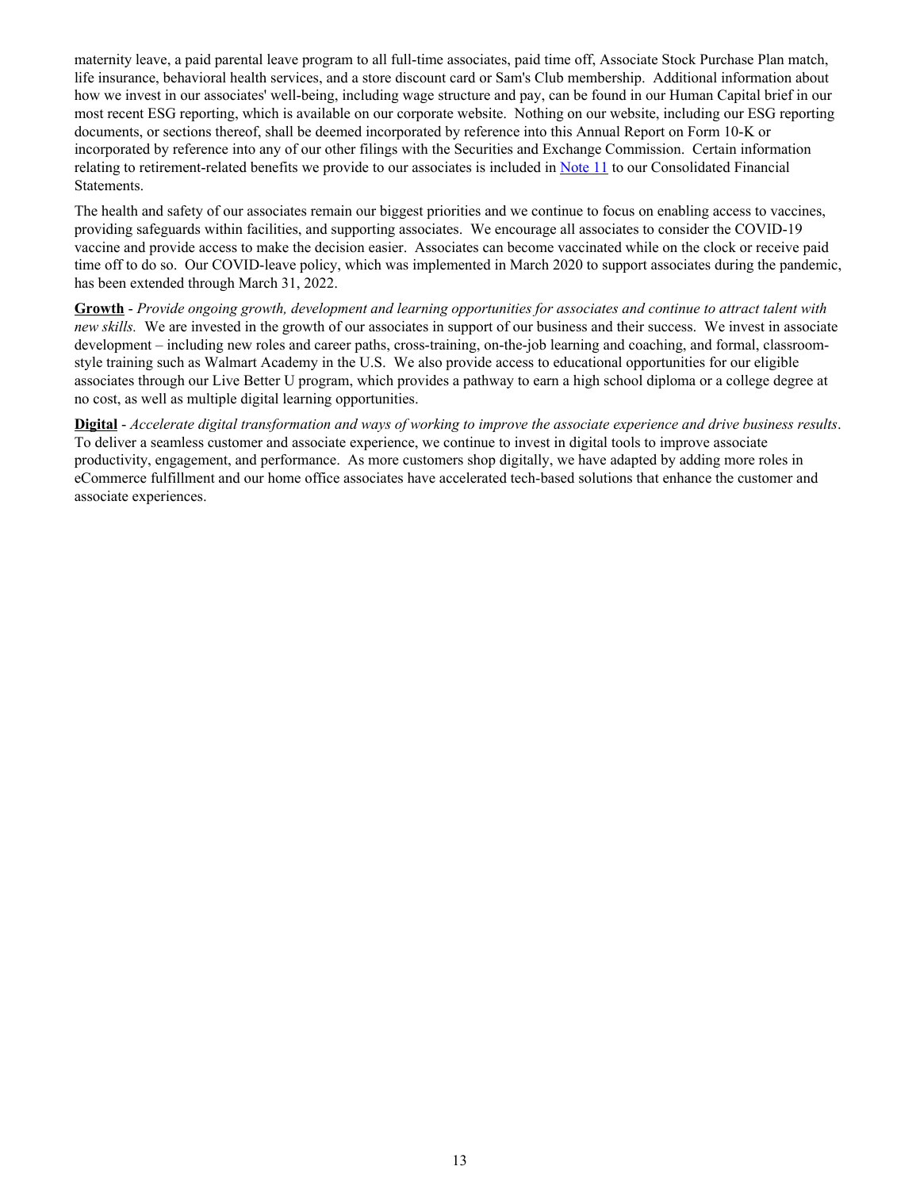maternity leave, a paid parental leave program to all full-time associates, paid time off, Associate Stock Purchase Plan match, life insurance, behavioral health services, and a store discount card or Sam's Club membership. Additional information about how we invest in our associates' well-being, including wage structure and pay, can be found in our Human Capital brief in our most recent ESG reporting, which is available on our corporate website. Nothing on our website, including our ESG reporting documents, or sections thereof, shall be deemed incorporated by reference into this Annual Report on Form 10-K or incorporated by reference into any of our other filings with the Securities and Exchange Commission. Certain information relating to retirement-related benefits we provide to our associates is included in Note 11 to our Consolidated Financial Statements.

The health and safety of our associates remain our biggest priorities and we continue to focus on enabling access to vaccines, providing safeguards within facilities, and supporting associates. We encourage all associates to consider the COVID-19 vaccine and provide access to make the decision easier. Associates can become vaccinated while on the clock or receive paid time off to do so. Our COVID-leave policy, which was implemented in March 2020 to support associates during the pandemic, has been extended through March 31, 2022.

**Growth** - *Provide ongoing growth, development and learning opportunities for associates and continue to attract talent with new skills.* We are invested in the growth of our associates in support of our business and their success. We invest in associate development – including new roles and career paths, cross-training, on-the-job learning and coaching, and formal, classroom-style training such as Walmart Academy in the U.S. We also provide access to educational opportunities for our eligible associates through our Live Better U program, which provides a pathway to earn a high school diploma or a college degree at no cost, as well as multiple digital learning opportunities.

**Digital** - *Accelerate digital transformation and ways of working to improve the associate experience and drive business results*. To deliver a seamless customer and associate experience, we continue to invest in digital tools to improve associate productivity, engagement, and performance. As more customers shop digitally, we have adapted by adding more roles in eCommerce fulfillment and our home office associates have accelerated tech-based solutions that enhance the customer and associate experiences.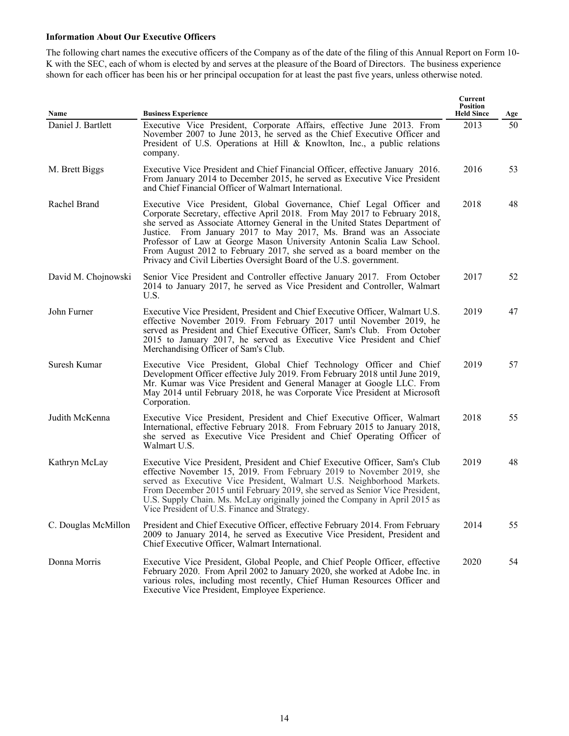**Information About Our Executive Officers**

The following chart names the executive officers of the Company as of the date of the filing of this Annual Report on Form 10-K with the SEC, each of whom is elected by and serves at the pleasure of the Board of Directors. The business experience shown for each officer has been his or her principal occupation for at least the past five years, unless otherwise noted.

| Name | Business Experience | Current Position Held Since | Age |
|---|---|---|---|
| Daniel J. Bartlett | Executive Vice President, Corporate Affairs, effective June 2013. From November 2007 to June 2013, he served as the Chief Executive Officer and President of U.S. Operations at Hill & Knowlton, Inc., a public relations company. | 2013 | 50 |
| M. Brett Biggs | Executive Vice President and Chief Financial Officer, effective January 2016. From January 2014 to December 2015, he served as Executive Vice President and Chief Financial Officer of Walmart International. | 2016 | 53 |
| Rachel Brand | Executive Vice President, Global Governance, Chief Legal Officer and Corporate Secretary, effective April 2018. From May 2017 to February 2018, she served as Associate Attorney General in the United States Department of Justice. From January 2017 to May 2017, Ms. Brand was an Associate Professor of Law at George Mason University Antonin Scalia Law School. From August 2012 to February 2017, she served as a board member on the Privacy and Civil Liberties Oversight Board of the U.S. government. | 2018 | 48 |
| David M. Chojnowski | Senior Vice President and Controller effective January 2017. From October 2014 to January 2017, he served as Vice President and Controller, Walmart U.S. | 2017 | 52 |
| John Furner | Executive Vice President, President and Chief Executive Officer, Walmart U.S. effective November 2019. From February 2017 until November 2019, he served as President and Chief Executive Officer, Sam's Club. From October 2015 to January 2017, he served as Executive Vice President and Chief Merchandising Officer of Sam's Club. | 2019 | 47 |
| Suresh Kumar | Executive Vice President, Global Chief Technology Officer and Chief Development Officer effective July 2019. From February 2018 until June 2019, Mr. Kumar was Vice President and General Manager at Google LLC. From May 2014 until February 2018, he was Corporate Vice President at Microsoft Corporation. | 2019 | 57 |
| Judith McKenna | Executive Vice President, President and Chief Executive Officer, Walmart International, effective February 2018. From February 2015 to January 2018, she served as Executive Vice President and Chief Operating Officer of Walmart U.S. | 2018 | 55 |
| Kathryn McLay | Executive Vice President, President and Chief Executive Officer, Sam's Club effective November 15, 2019. From February 2019 to November 2019, she served as Executive Vice President, Walmart U.S. Neighborhood Markets. From December 2015 until February 2019, she served as Senior Vice President, U.S. Supply Chain. Ms. McLay originally joined the Company in April 2015 as Vice President of U.S. Finance and Strategy. | 2019 | 48 |
| C. Douglas McMillon | President and Chief Executive Officer, effective February 2014. From February 2009 to January 2014, he served as Executive Vice President, President and Chief Executive Officer, Walmart International. | 2014 | 55 |
| Donna Morris | Executive Vice President, Global People, and Chief People Officer, effective February 2020. From April 2002 to January 2020, she worked at Adobe Inc. in various roles, including most recently, Chief Human Resources Officer and Executive Vice President, Employee Experience. | 2020 | 54 |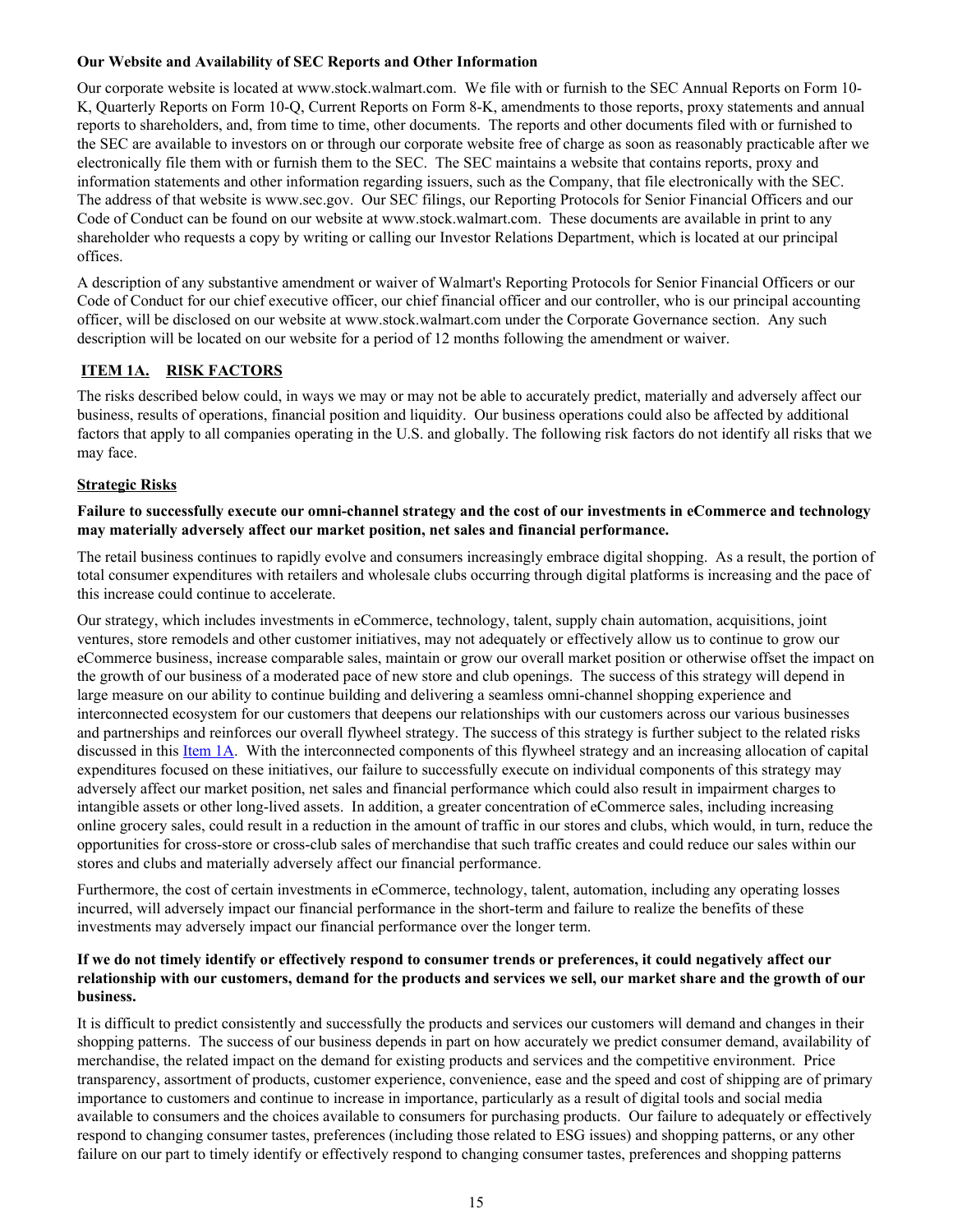**Our Website and Availability of SEC Reports and Other Information**

Our corporate website is located at www.stock.walmart.com. We file with or furnish to the SEC Annual Reports on Form 10-K, Quarterly Reports on Form 10-Q, Current Reports on Form 8-K, amendments to those reports, proxy statements and annual reports to shareholders, and, from time to time, other documents. The reports and other documents filed with or furnished to the SEC are available to investors on or through our corporate website free of charge as soon as reasonably practicable after we electronically file them with or furnish them to the SEC. The SEC maintains a website that contains reports, proxy and information statements and other information regarding issuers, such as the Company, that file electronically with the SEC. The address of that website is www.sec.gov. Our SEC filings, our Reporting Protocols for Senior Financial Officers and our Code of Conduct can be found on our website at www.stock.walmart.com. These documents are available in print to any shareholder who requests a copy by writing or calling our Investor Relations Department, which is located at our principal offices.

A description of any substantive amendment or waiver of Walmart's Reporting Protocols for Senior Financial Officers or our Code of Conduct for our chief executive officer, our chief financial officer and our controller, who is our principal accounting officer, will be disclosed on our website at www.stock.walmart.com under the Corporate Governance section. Any such description will be located on our website for a period of 12 months following the amendment or waiver.

## ITEM 1A. RISK FACTORS

The risks described below could, in ways we may or may not be able to accurately predict, materially and adversely affect our business, results of operations, financial position and liquidity. Our business operations could also be affected by additional factors that apply to all companies operating in the U.S. and globally. The following risk factors do not identify all risks that we may face.

### Strategic Risks

**Failure to successfully execute our omni-channel strategy and the cost of our investments in eCommerce and technology may materially adversely affect our market position, net sales and financial performance.**

The retail business continues to rapidly evolve and consumers increasingly embrace digital shopping. As a result, the portion of total consumer expenditures with retailers and wholesale clubs occurring through digital platforms is increasing and the pace of this increase could continue to accelerate.

Our strategy, which includes investments in eCommerce, technology, talent, supply chain automation, acquisitions, joint ventures, store remodels and other customer initiatives, may not adequately or effectively allow us to continue to grow our eCommerce business, increase comparable sales, maintain or grow our overall market position or otherwise offset the impact on the growth of our business of a moderated pace of new store and club openings. The success of this strategy will depend in large measure on our ability to continue building and delivering a seamless omni-channel shopping experience and interconnected ecosystem for our customers that deepens our relationships with our customers across our various businesses and partnerships and reinforces our overall flywheel strategy. The success of this strategy is further subject to the related risks discussed in this Item 1A. With the interconnected components of this flywheel strategy and an increasing allocation of capital expenditures focused on these initiatives, our failure to successfully execute on individual components of this strategy may adversely affect our market position, net sales and financial performance which could also result in impairment charges to intangible assets or other long-lived assets. In addition, a greater concentration of eCommerce sales, including increasing online grocery sales, could result in a reduction in the amount of traffic in our stores and clubs, which would, in turn, reduce the opportunities for cross-store or cross-club sales of merchandise that such traffic creates and could reduce our sales within our stores and clubs and materially adversely affect our financial performance.

Furthermore, the cost of certain investments in eCommerce, technology, talent, automation, including any operating losses incurred, will adversely impact our financial performance in the short-term and failure to realize the benefits of these investments may adversely impact our financial performance over the longer term.

**If we do not timely identify or effectively respond to consumer trends or preferences, it could negatively affect our relationship with our customers, demand for the products and services we sell, our market share and the growth of our business.**

It is difficult to predict consistently and successfully the products and services our customers will demand and changes in their shopping patterns. The success of our business depends in part on how accurately we predict consumer demand, availability of merchandise, the related impact on the demand for existing products and services and the competitive environment. Price transparency, assortment of products, customer experience, convenience, ease and the speed and cost of shipping are of primary importance to customers and continue to increase in importance, particularly as a result of digital tools and social media available to consumers and the choices available to consumers for purchasing products. Our failure to adequately or effectively respond to changing consumer tastes, preferences (including those related to ESG issues) and shopping patterns, or any other failure on our part to timely identify or effectively respond to changing consumer tastes, preferences and shopping patterns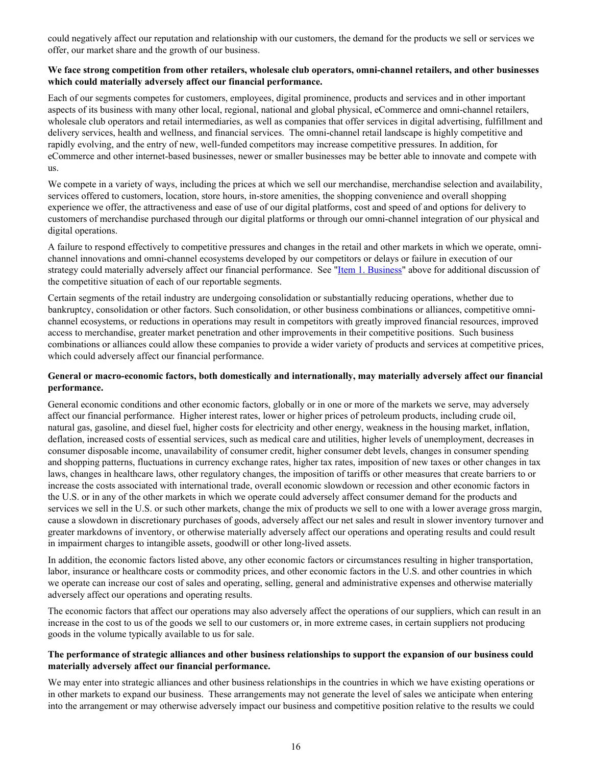could negatively affect our reputation and relationship with our customers, the demand for the products we sell or services we offer, our market share and the growth of our business.

**We face strong competition from other retailers, wholesale club operators, omni-channel retailers, and other businesses which could materially adversely affect our financial performance.**

Each of our segments competes for customers, employees, digital prominence, products and services and in other important aspects of its business with many other local, regional, national and global physical, eCommerce and omni-channel retailers, wholesale club operators and retail intermediaries, as well as companies that offer services in digital advertising, fulfillment and delivery services, health and wellness, and financial services. The omni-channel retail landscape is highly competitive and rapidly evolving, and the entry of new, well-funded competitors may increase competitive pressures. In addition, for eCommerce and other internet-based businesses, newer or smaller businesses may be better able to innovate and compete with us.

We compete in a variety of ways, including the prices at which we sell our merchandise, merchandise selection and availability, services offered to customers, location, store hours, in-store amenities, the shopping convenience and overall shopping experience we offer, the attractiveness and ease of use of our digital platforms, cost and speed of and options for delivery to customers of merchandise purchased through our digital platforms or through our omni-channel integration of our physical and digital operations.

A failure to respond effectively to competitive pressures and changes in the retail and other markets in which we operate, omni-channel innovations and omni-channel ecosystems developed by our competitors or delays or failure in execution of our strategy could materially adversely affect our financial performance. See "Item 1. Business" above for additional discussion of the competitive situation of each of our reportable segments.

Certain segments of the retail industry are undergoing consolidation or substantially reducing operations, whether due to bankruptcy, consolidation or other factors. Such consolidation, or other business combinations or alliances, competitive omni-channel ecosystems, or reductions in operations may result in competitors with greatly improved financial resources, improved access to merchandise, greater market penetration and other improvements in their competitive positions. Such business combinations or alliances could allow these companies to provide a wider variety of products and services at competitive prices, which could adversely affect our financial performance.

**General or macro-economic factors, both domestically and internationally, may materially adversely affect our financial performance.**

General economic conditions and other economic factors, globally or in one or more of the markets we serve, may adversely affect our financial performance. Higher interest rates, lower or higher prices of petroleum products, including crude oil, natural gas, gasoline, and diesel fuel, higher costs for electricity and other energy, weakness in the housing market, inflation, deflation, increased costs of essential services, such as medical care and utilities, higher levels of unemployment, decreases in consumer disposable income, unavailability of consumer credit, higher consumer debt levels, changes in consumer spending and shopping patterns, fluctuations in currency exchange rates, higher tax rates, imposition of new taxes or other changes in tax laws, changes in healthcare laws, other regulatory changes, the imposition of tariffs or other measures that create barriers to or increase the costs associated with international trade, overall economic slowdown or recession and other economic factors in the U.S. or in any of the other markets in which we operate could adversely affect consumer demand for the products and services we sell in the U.S. or such other markets, change the mix of products we sell to one with a lower average gross margin, cause a slowdown in discretionary purchases of goods, adversely affect our net sales and result in slower inventory turnover and greater markdowns of inventory, or otherwise materially adversely affect our operations and operating results and could result in impairment charges to intangible assets, goodwill or other long-lived assets.

In addition, the economic factors listed above, any other economic factors or circumstances resulting in higher transportation, labor, insurance or healthcare costs or commodity prices, and other economic factors in the U.S. and other countries in which we operate can increase our cost of sales and operating, selling, general and administrative expenses and otherwise materially adversely affect our operations and operating results.

The economic factors that affect our operations may also adversely affect the operations of our suppliers, which can result in an increase in the cost to us of the goods we sell to our customers or, in more extreme cases, in certain suppliers not producing goods in the volume typically available to us for sale.

**The performance of strategic alliances and other business relationships to support the expansion of our business could materially adversely affect our financial performance.**

We may enter into strategic alliances and other business relationships in the countries in which we have existing operations or in other markets to expand our business. These arrangements may not generate the level of sales we anticipate when entering into the arrangement or may otherwise adversely impact our business and competitive position relative to the results we could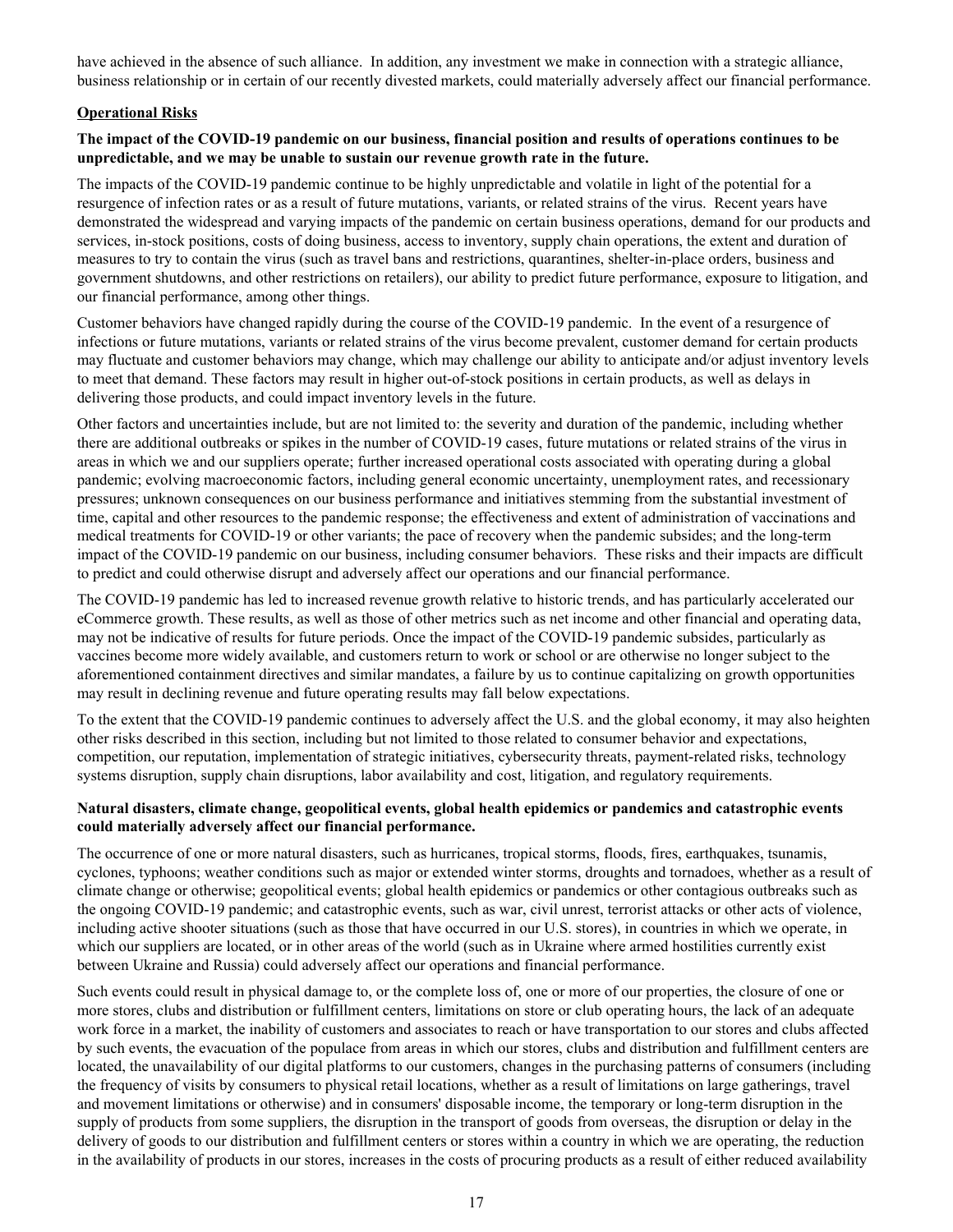have achieved in the absence of such alliance. In addition, any investment we make in connection with a strategic alliance, business relationship or in certain of our recently divested markets, could materially adversely affect our financial performance.

## Operational Risks

**The impact of the COVID-19 pandemic on our business, financial position and results of operations continues to be unpredictable, and we may be unable to sustain our revenue growth rate in the future.**

The impacts of the COVID-19 pandemic continue to be highly unpredictable and volatile in light of the potential for a resurgence of infection rates or as a result of future mutations, variants, or related strains of the virus. Recent years have demonstrated the widespread and varying impacts of the pandemic on certain business operations, demand for our products and services, in-stock positions, costs of doing business, access to inventory, supply chain operations, the extent and duration of measures to try to contain the virus (such as travel bans and restrictions, quarantines, shelter-in-place orders, business and government shutdowns, and other restrictions on retailers), our ability to predict future performance, exposure to litigation, and our financial performance, among other things.

Customer behaviors have changed rapidly during the course of the COVID-19 pandemic. In the event of a resurgence of infections or future mutations, variants or related strains of the virus become prevalent, customer demand for certain products may fluctuate and customer behaviors may change, which may challenge our ability to anticipate and/or adjust inventory levels to meet that demand. These factors may result in higher out-of-stock positions in certain products, as well as delays in delivering those products, and could impact inventory levels in the future.

Other factors and uncertainties include, but are not limited to: the severity and duration of the pandemic, including whether there are additional outbreaks or spikes in the number of COVID-19 cases, future mutations or related strains of the virus in areas in which we and our suppliers operate; further increased operational costs associated with operating during a global pandemic; evolving macroeconomic factors, including general economic uncertainty, unemployment rates, and recessionary pressures; unknown consequences on our business performance and initiatives stemming from the substantial investment of time, capital and other resources to the pandemic response; the effectiveness and extent of administration of vaccinations and medical treatments for COVID-19 or other variants; the pace of recovery when the pandemic subsides; and the long-term impact of the COVID-19 pandemic on our business, including consumer behaviors. These risks and their impacts are difficult to predict and could otherwise disrupt and adversely affect our operations and our financial performance.

The COVID-19 pandemic has led to increased revenue growth relative to historic trends, and has particularly accelerated our eCommerce growth. These results, as well as those of other metrics such as net income and other financial and operating data, may not be indicative of results for future periods. Once the impact of the COVID-19 pandemic subsides, particularly as vaccines become more widely available, and customers return to work or school or are otherwise no longer subject to the aforementioned containment directives and similar mandates, a failure by us to continue capitalizing on growth opportunities may result in declining revenue and future operating results may fall below expectations.

To the extent that the COVID-19 pandemic continues to adversely affect the U.S. and the global economy, it may also heighten other risks described in this section, including but not limited to those related to consumer behavior and expectations, competition, our reputation, implementation of strategic initiatives, cybersecurity threats, payment-related risks, technology systems disruption, supply chain disruptions, labor availability and cost, litigation, and regulatory requirements.

**Natural disasters, climate change, geopolitical events, global health epidemics or pandemics and catastrophic events could materially adversely affect our financial performance.**

The occurrence of one or more natural disasters, such as hurricanes, tropical storms, floods, fires, earthquakes, tsunamis, cyclones, typhoons; weather conditions such as major or extended winter storms, droughts and tornadoes, whether as a result of climate change or otherwise; geopolitical events; global health epidemics or pandemics or other contagious outbreaks such as the ongoing COVID-19 pandemic; and catastrophic events, such as war, civil unrest, terrorist attacks or other acts of violence, including active shooter situations (such as those that have occurred in our U.S. stores), in countries in which we operate, in which our suppliers are located, or in other areas of the world (such as in Ukraine where armed hostilities currently exist between Ukraine and Russia) could adversely affect our operations and financial performance.

Such events could result in physical damage to, or the complete loss of, one or more of our properties, the closure of one or more stores, clubs and distribution or fulfillment centers, limitations on store or club operating hours, the lack of an adequate work force in a market, the inability of customers and associates to reach or have transportation to our stores and clubs affected by such events, the evacuation of the populace from areas in which our stores, clubs and distribution and fulfillment centers are located, the unavailability of our digital platforms to our customers, changes in the purchasing patterns of consumers (including the frequency of visits by consumers to physical retail locations, whether as a result of limitations on large gatherings, travel and movement limitations or otherwise) and in consumers' disposable income, the temporary or long-term disruption in the supply of products from some suppliers, the disruption in the transport of goods from overseas, the disruption or delay in the delivery of goods to our distribution and fulfillment centers or stores within a country in which we are operating, the reduction in the availability of products in our stores, increases in the costs of procuring products as a result of either reduced availability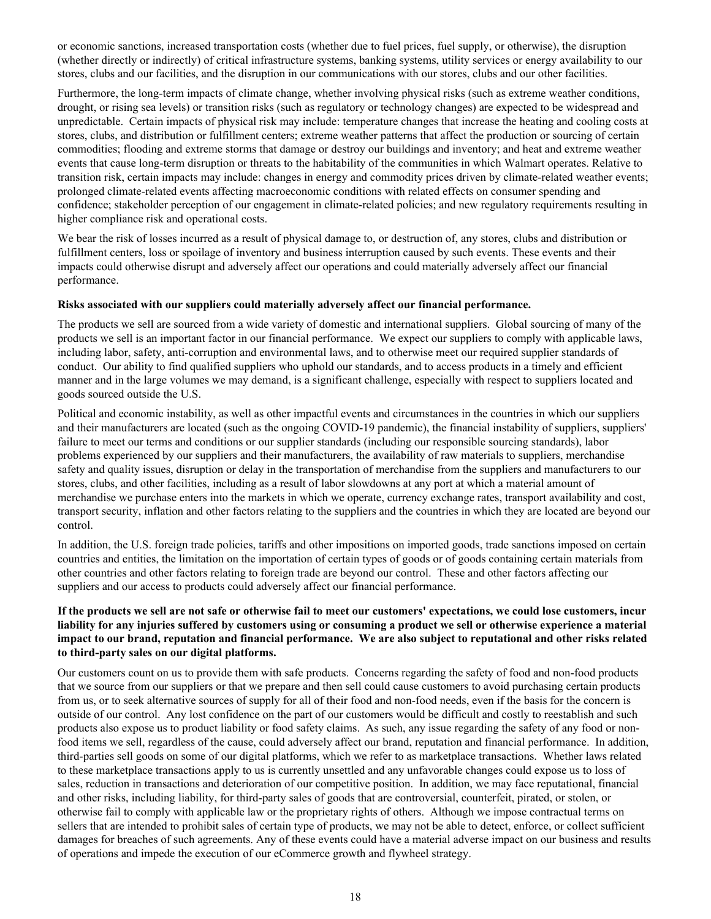or economic sanctions, increased transportation costs (whether due to fuel prices, fuel supply, or otherwise), the disruption (whether directly or indirectly) of critical infrastructure systems, banking systems, utility services or energy availability to our stores, clubs and our facilities, and the disruption in our communications with our stores, clubs and our other facilities.

Furthermore, the long-term impacts of climate change, whether involving physical risks (such as extreme weather conditions, drought, or rising sea levels) or transition risks (such as regulatory or technology changes) are expected to be widespread and unpredictable. Certain impacts of physical risk may include: temperature changes that increase the heating and cooling costs at stores, clubs, and distribution or fulfillment centers; extreme weather patterns that affect the production or sourcing of certain commodities; flooding and extreme storms that damage or destroy our buildings and inventory; and heat and extreme weather events that cause long-term disruption or threats to the habitability of the communities in which Walmart operates. Relative to transition risk, certain impacts may include: changes in energy and commodity prices driven by climate-related weather events; prolonged climate-related events affecting macroeconomic conditions with related effects on consumer spending and confidence; stakeholder perception of our engagement in climate-related policies; and new regulatory requirements resulting in higher compliance risk and operational costs.

We bear the risk of losses incurred as a result of physical damage to, or destruction of, any stores, clubs and distribution or fulfillment centers, loss or spoilage of inventory and business interruption caused by such events. These events and their impacts could otherwise disrupt and adversely affect our operations and could materially adversely affect our financial performance.

**Risks associated with our suppliers could materially adversely affect our financial performance.**

The products we sell are sourced from a wide variety of domestic and international suppliers. Global sourcing of many of the products we sell is an important factor in our financial performance. We expect our suppliers to comply with applicable laws, including labor, safety, anti-corruption and environmental laws, and to otherwise meet our required supplier standards of conduct. Our ability to find qualified suppliers who uphold our standards, and to access products in a timely and efficient manner and in the large volumes we may demand, is a significant challenge, especially with respect to suppliers located and goods sourced outside the U.S.

Political and economic instability, as well as other impactful events and circumstances in the countries in which our suppliers and their manufacturers are located (such as the ongoing COVID-19 pandemic), the financial instability of suppliers, suppliers' failure to meet our terms and conditions or our supplier standards (including our responsible sourcing standards), labor problems experienced by our suppliers and their manufacturers, the availability of raw materials to suppliers, merchandise safety and quality issues, disruption or delay in the transportation of merchandise from the suppliers and manufacturers to our stores, clubs, and other facilities, including as a result of labor slowdowns at any port at which a material amount of merchandise we purchase enters into the markets in which we operate, currency exchange rates, transport availability and cost, transport security, inflation and other factors relating to the suppliers and the countries in which they are located are beyond our control.

In addition, the U.S. foreign trade policies, tariffs and other impositions on imported goods, trade sanctions imposed on certain countries and entities, the limitation on the importation of certain types of goods or of goods containing certain materials from other countries and other factors relating to foreign trade are beyond our control. These and other factors affecting our suppliers and our access to products could adversely affect our financial performance.

**If the products we sell are not safe or otherwise fail to meet our customers' expectations, we could lose customers, incur liability for any injuries suffered by customers using or consuming a product we sell or otherwise experience a material impact to our brand, reputation and financial performance. We are also subject to reputational and other risks related to third-party sales on our digital platforms.**

Our customers count on us to provide them with safe products. Concerns regarding the safety of food and non-food products that we source from our suppliers or that we prepare and then sell could cause customers to avoid purchasing certain products from us, or to seek alternative sources of supply for all of their food and non-food needs, even if the basis for the concern is outside of our control. Any lost confidence on the part of our customers would be difficult and costly to reestablish and such products also expose us to product liability or food safety claims. As such, any issue regarding the safety of any food or non-food items we sell, regardless of the cause, could adversely affect our brand, reputation and financial performance. In addition, third-parties sell goods on some of our digital platforms, which we refer to as marketplace transactions. Whether laws related to these marketplace transactions apply to us is currently unsettled and any unfavorable changes could expose us to loss of sales, reduction in transactions and deterioration of our competitive position. In addition, we may face reputational, financial and other risks, including liability, for third-party sales of goods that are controversial, counterfeit, pirated, or stolen, or otherwise fail to comply with applicable law or the proprietary rights of others. Although we impose contractual terms on sellers that are intended to prohibit sales of certain type of products, we may not be able to detect, enforce, or collect sufficient damages for breaches of such agreements. Any of these events could have a material adverse impact on our business and results of operations and impede the execution of our eCommerce growth and flywheel strategy.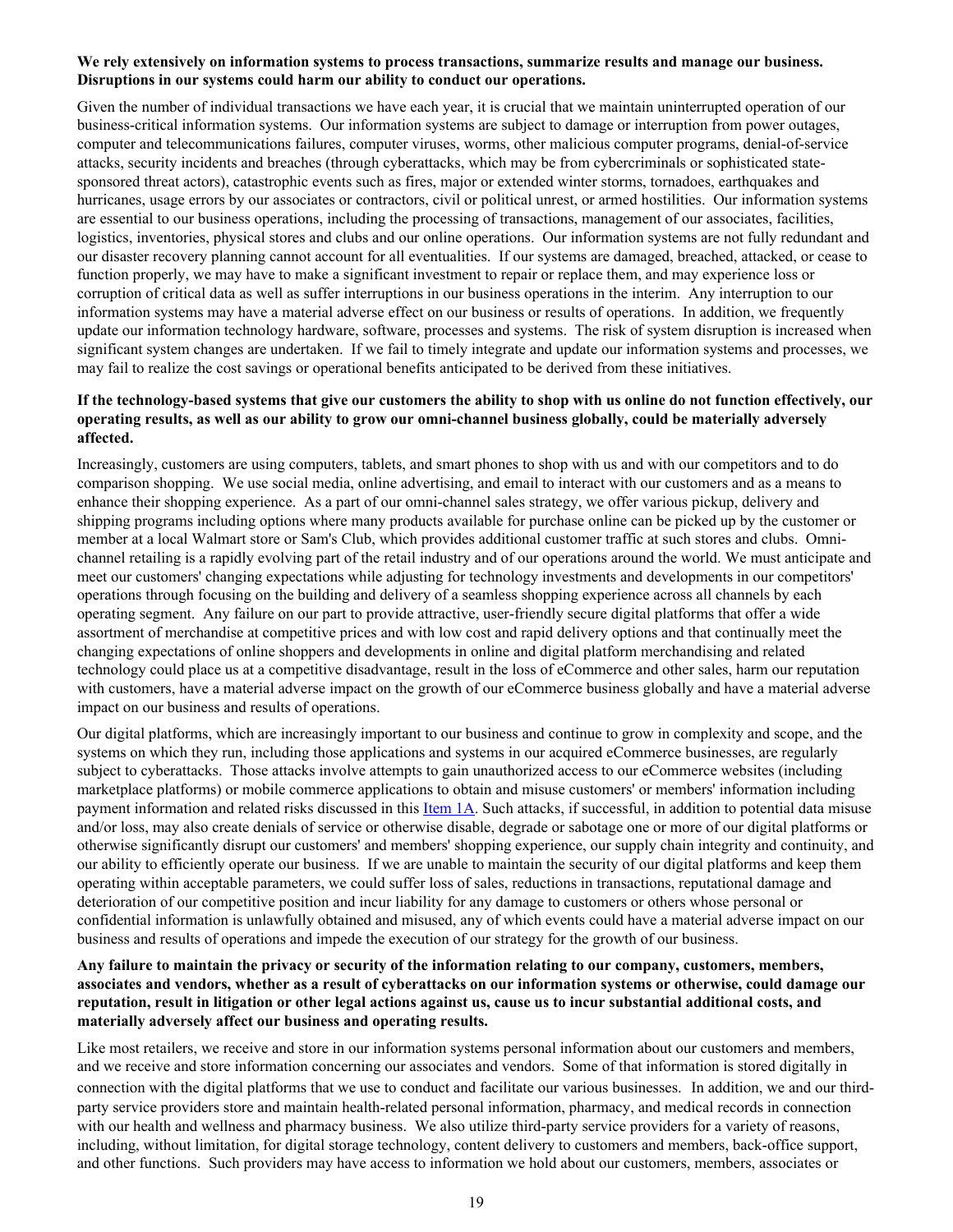**We rely extensively on information systems to process transactions, summarize results and manage our business. Disruptions in our systems could harm our ability to conduct our operations.**

Given the number of individual transactions we have each year, it is crucial that we maintain uninterrupted operation of our business-critical information systems. Our information systems are subject to damage or interruption from power outages, computer and telecommunications failures, computer viruses, worms, other malicious computer programs, denial-of-service attacks, security incidents and breaches (through cyberattacks, which may be from cybercriminals or sophisticated state-sponsored threat actors), catastrophic events such as fires, major or extended winter storms, tornadoes, earthquakes and hurricanes, usage errors by our associates or contractors, civil or political unrest, or armed hostilities. Our information systems are essential to our business operations, including the processing of transactions, management of our associates, facilities, logistics, inventories, physical stores and clubs and our online operations. Our information systems are not fully redundant and our disaster recovery planning cannot account for all eventualities. If our systems are damaged, breached, attacked, or cease to function properly, we may have to make a significant investment to repair or replace them, and may experience loss or corruption of critical data as well as suffer interruptions in our business operations in the interim. Any interruption to our information systems may have a material adverse effect on our business or results of operations. In addition, we frequently update our information technology hardware, software, processes and systems. The risk of system disruption is increased when significant system changes are undertaken. If we fail to timely integrate and update our information systems and processes, we may fail to realize the cost savings or operational benefits anticipated to be derived from these initiatives.

**If the technology-based systems that give our customers the ability to shop with us online do not function effectively, our operating results, as well as our ability to grow our omni-channel business globally, could be materially adversely affected.**

Increasingly, customers are using computers, tablets, and smart phones to shop with us and with our competitors and to do comparison shopping. We use social media, online advertising, and email to interact with our customers and as a means to enhance their shopping experience. As a part of our omni-channel sales strategy, we offer various pickup, delivery and shipping programs including options where many products available for purchase online can be picked up by the customer or member at a local Walmart store or Sam's Club, which provides additional customer traffic at such stores and clubs. Omni-channel retailing is a rapidly evolving part of the retail industry and of our operations around the world. We must anticipate and meet our customers' changing expectations while adjusting for technology investments and developments in our competitors' operations through focusing on the building and delivery of a seamless shopping experience across all channels by each operating segment. Any failure on our part to provide attractive, user-friendly secure digital platforms that offer a wide assortment of merchandise at competitive prices and with low cost and rapid delivery options and that continually meet the changing expectations of online shoppers and developments in online and digital platform merchandising and related technology could place us at a competitive disadvantage, result in the loss of eCommerce and other sales, harm our reputation with customers, have a material adverse impact on the growth of our eCommerce business globally and have a material adverse impact on our business and results of operations.

Our digital platforms, which are increasingly important to our business and continue to grow in complexity and scope, and the systems on which they run, including those applications and systems in our acquired eCommerce businesses, are regularly subject to cyberattacks. Those attacks involve attempts to gain unauthorized access to our eCommerce websites (including marketplace platforms) or mobile commerce applications to obtain and misuse customers' or members' information including payment information and related risks discussed in this Item 1A. Such attacks, if successful, in addition to potential data misuse and/or loss, may also create denials of service or otherwise disable, degrade or sabotage one or more of our digital platforms or otherwise significantly disrupt our customers' and members' shopping experience, our supply chain integrity and continuity, and our ability to efficiently operate our business. If we are unable to maintain the security of our digital platforms and keep them operating within acceptable parameters, we could suffer loss of sales, reductions in transactions, reputational damage and deterioration of our competitive position and incur liability for any damage to customers or others whose personal or confidential information is unlawfully obtained and misused, any of which events could have a material adverse impact on our business and results of operations and impede the execution of our strategy for the growth of our business.

**Any failure to maintain the privacy or security of the information relating to our company, customers, members, associates and vendors, whether as a result of cyberattacks on our information systems or otherwise, could damage our reputation, result in litigation or other legal actions against us, cause us to incur substantial additional costs, and materially adversely affect our business and operating results.**

Like most retailers, we receive and store in our information systems personal information about our customers and members, and we receive and store information concerning our associates and vendors. Some of that information is stored digitally in connection with the digital platforms that we use to conduct and facilitate our various businesses. In addition, we and our third-party service providers store and maintain health-related personal information, pharmacy, and medical records in connection with our health and wellness and pharmacy business. We also utilize third-party service providers for a variety of reasons, including, without limitation, for digital storage technology, content delivery to customers and members, back-office support, and other functions. Such providers may have access to information we hold about our customers, members, associates or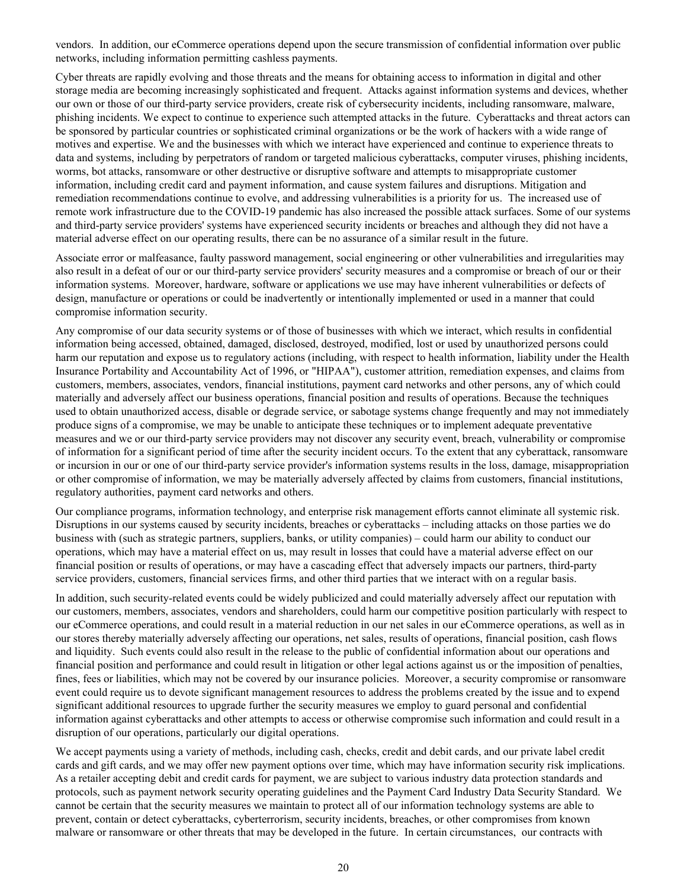vendors. In addition, our eCommerce operations depend upon the secure transmission of confidential information over public networks, including information permitting cashless payments.

Cyber threats are rapidly evolving and those threats and the means for obtaining access to information in digital and other storage media are becoming increasingly sophisticated and frequent. Attacks against information systems and devices, whether our own or those of our third-party service providers, create risk of cybersecurity incidents, including ransomware, malware, phishing incidents. We expect to continue to experience such attempted attacks in the future. Cyberattacks and threat actors can be sponsored by particular countries or sophisticated criminal organizations or be the work of hackers with a wide range of motives and expertise. We and the businesses with which we interact have experienced and continue to experience threats to data and systems, including by perpetrators of random or targeted malicious cyberattacks, computer viruses, phishing incidents, worms, bot attacks, ransomware or other destructive or disruptive software and attempts to misappropriate customer information, including credit card and payment information, and cause system failures and disruptions. Mitigation and remediation recommendations continue to evolve, and addressing vulnerabilities is a priority for us. The increased use of remote work infrastructure due to the COVID-19 pandemic has also increased the possible attack surfaces. Some of our systems and third-party service providers' systems have experienced security incidents or breaches and although they did not have a material adverse effect on our operating results, there can be no assurance of a similar result in the future.

Associate error or malfeasance, faulty password management, social engineering or other vulnerabilities and irregularities may also result in a defeat of our or our third-party service providers' security measures and a compromise or breach of our or their information systems. Moreover, hardware, software or applications we use may have inherent vulnerabilities or defects of design, manufacture or operations or could be inadvertently or intentionally implemented or used in a manner that could compromise information security.

Any compromise of our data security systems or of those of businesses with which we interact, which results in confidential information being accessed, obtained, damaged, disclosed, destroyed, modified, lost or used by unauthorized persons could harm our reputation and expose us to regulatory actions (including, with respect to health information, liability under the Health Insurance Portability and Accountability Act of 1996, or "HIPAA"), customer attrition, remediation expenses, and claims from customers, members, associates, vendors, financial institutions, payment card networks and other persons, any of which could materially and adversely affect our business operations, financial position and results of operations. Because the techniques used to obtain unauthorized access, disable or degrade service, or sabotage systems change frequently and may not immediately produce signs of a compromise, we may be unable to anticipate these techniques or to implement adequate preventative measures and we or our third-party service providers may not discover any security event, breach, vulnerability or compromise of information for a significant period of time after the security incident occurs. To the extent that any cyberattack, ransomware or incursion in our or one of our third-party service provider's information systems results in the loss, damage, misappropriation or other compromise of information, we may be materially adversely affected by claims from customers, financial institutions, regulatory authorities, payment card networks and others.

Our compliance programs, information technology, and enterprise risk management efforts cannot eliminate all systemic risk. Disruptions in our systems caused by security incidents, breaches or cyberattacks – including attacks on those parties we do business with (such as strategic partners, suppliers, banks, or utility companies) – could harm our ability to conduct our operations, which may have a material effect on us, may result in losses that could have a material adverse effect on our financial position or results of operations, or may have a cascading effect that adversely impacts our partners, third-party service providers, customers, financial services firms, and other third parties that we interact with on a regular basis.

In addition, such security-related events could be widely publicized and could materially adversely affect our reputation with our customers, members, associates, vendors and shareholders, could harm our competitive position particularly with respect to our eCommerce operations, and could result in a material reduction in our net sales in our eCommerce operations, as well as in our stores thereby materially adversely affecting our operations, net sales, results of operations, financial position, cash flows and liquidity. Such events could also result in the release to the public of confidential information about our operations and financial position and performance and could result in litigation or other legal actions against us or the imposition of penalties, fines, fees or liabilities, which may not be covered by our insurance policies. Moreover, a security compromise or ransomware event could require us to devote significant management resources to address the problems created by the issue and to expend significant additional resources to upgrade further the security measures we employ to guard personal and confidential information against cyberattacks and other attempts to access or otherwise compromise such information and could result in a disruption of our operations, particularly our digital operations.

We accept payments using a variety of methods, including cash, checks, credit and debit cards, and our private label credit cards and gift cards, and we may offer new payment options over time, which may have information security risk implications. As a retailer accepting debit and credit cards for payment, we are subject to various industry data protection standards and protocols, such as payment network security operating guidelines and the Payment Card Industry Data Security Standard. We cannot be certain that the security measures we maintain to protect all of our information technology systems are able to prevent, contain or detect cyberattacks, cyberterrorism, security incidents, breaches, or other compromises from known malware or ransomware or other threats that may be developed in the future. In certain circumstances, our contracts with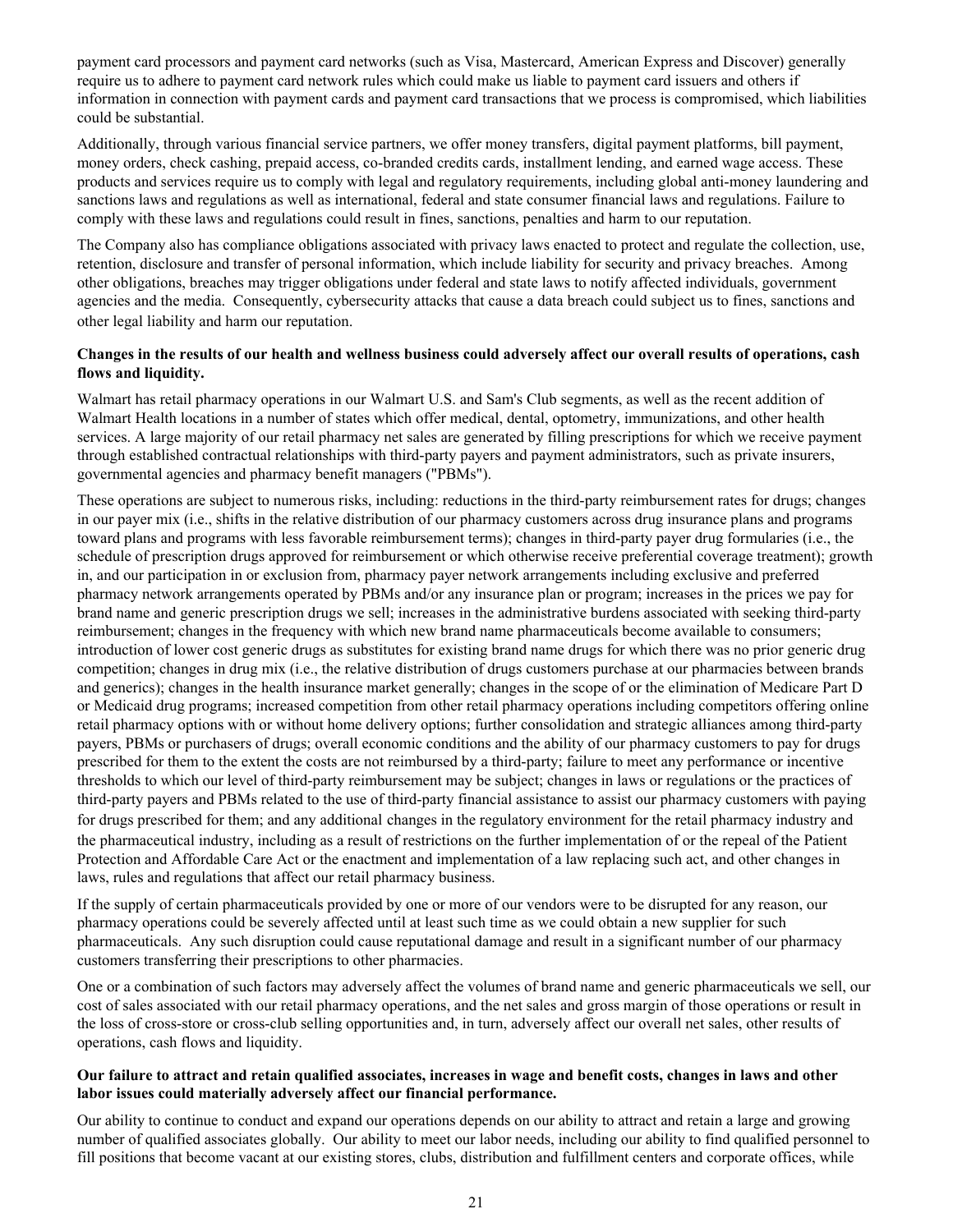payment card processors and payment card networks (such as Visa, Mastercard, American Express and Discover) generally require us to adhere to payment card network rules which could make us liable to payment card issuers and others if information in connection with payment cards and payment card transactions that we process is compromised, which liabilities could be substantial.

Additionally, through various financial service partners, we offer money transfers, digital payment platforms, bill payment, money orders, check cashing, prepaid access, co-branded credits cards, installment lending, and earned wage access. These products and services require us to comply with legal and regulatory requirements, including global anti-money laundering and sanctions laws and regulations as well as international, federal and state consumer financial laws and regulations. Failure to comply with these laws and regulations could result in fines, sanctions, penalties and harm to our reputation.

The Company also has compliance obligations associated with privacy laws enacted to protect and regulate the collection, use, retention, disclosure and transfer of personal information, which include liability for security and privacy breaches. Among other obligations, breaches may trigger obligations under federal and state laws to notify affected individuals, government agencies and the media. Consequently, cybersecurity attacks that cause a data breach could subject us to fines, sanctions and other legal liability and harm our reputation.

**Changes in the results of our health and wellness business could adversely affect our overall results of operations, cash flows and liquidity.**

Walmart has retail pharmacy operations in our Walmart U.S. and Sam's Club segments, as well as the recent addition of Walmart Health locations in a number of states which offer medical, dental, optometry, immunizations, and other health services. A large majority of our retail pharmacy net sales are generated by filling prescriptions for which we receive payment through established contractual relationships with third-party payers and payment administrators, such as private insurers, governmental agencies and pharmacy benefit managers ("PBMs").

These operations are subject to numerous risks, including: reductions in the third-party reimbursement rates for drugs; changes in our payer mix (i.e., shifts in the relative distribution of our pharmacy customers across drug insurance plans and programs toward plans and programs with less favorable reimbursement terms); changes in third-party payer drug formularies (i.e., the schedule of prescription drugs approved for reimbursement or which otherwise receive preferential coverage treatment); growth in, and our participation in or exclusion from, pharmacy payer network arrangements including exclusive and preferred pharmacy network arrangements operated by PBMs and/or any insurance plan or program; increases in the prices we pay for brand name and generic prescription drugs we sell; increases in the administrative burdens associated with seeking third-party reimbursement; changes in the frequency with which new brand name pharmaceuticals become available to consumers; introduction of lower cost generic drugs as substitutes for existing brand name drugs for which there was no prior generic drug competition; changes in drug mix (i.e., the relative distribution of drugs customers purchase at our pharmacies between brands and generics); changes in the health insurance market generally; changes in the scope of or the elimination of Medicare Part D or Medicaid drug programs; increased competition from other retail pharmacy operations including competitors offering online retail pharmacy options with or without home delivery options; further consolidation and strategic alliances among third-party payers, PBMs or purchasers of drugs; overall economic conditions and the ability of our pharmacy customers to pay for drugs prescribed for them to the extent the costs are not reimbursed by a third-party; failure to meet any performance or incentive thresholds to which our level of third-party reimbursement may be subject; changes in laws or regulations or the practices of third-party payers and PBMs related to the use of third-party financial assistance to assist our pharmacy customers with paying for drugs prescribed for them; and any additional changes in the regulatory environment for the retail pharmacy industry and the pharmaceutical industry, including as a result of restrictions on the further implementation of or the repeal of the Patient Protection and Affordable Care Act or the enactment and implementation of a law replacing such act, and other changes in laws, rules and regulations that affect our retail pharmacy business.

If the supply of certain pharmaceuticals provided by one or more of our vendors were to be disrupted for any reason, our pharmacy operations could be severely affected until at least such time as we could obtain a new supplier for such pharmaceuticals. Any such disruption could cause reputational damage and result in a significant number of our pharmacy customers transferring their prescriptions to other pharmacies.

One or a combination of such factors may adversely affect the volumes of brand name and generic pharmaceuticals we sell, our cost of sales associated with our retail pharmacy operations, and the net sales and gross margin of those operations or result in the loss of cross-store or cross-club selling opportunities and, in turn, adversely affect our overall net sales, other results of operations, cash flows and liquidity.

**Our failure to attract and retain qualified associates, increases in wage and benefit costs, changes in laws and other labor issues could materially adversely affect our financial performance.**

Our ability to continue to conduct and expand our operations depends on our ability to attract and retain a large and growing number of qualified associates globally. Our ability to meet our labor needs, including our ability to find qualified personnel to fill positions that become vacant at our existing stores, clubs, distribution and fulfillment centers and corporate offices, while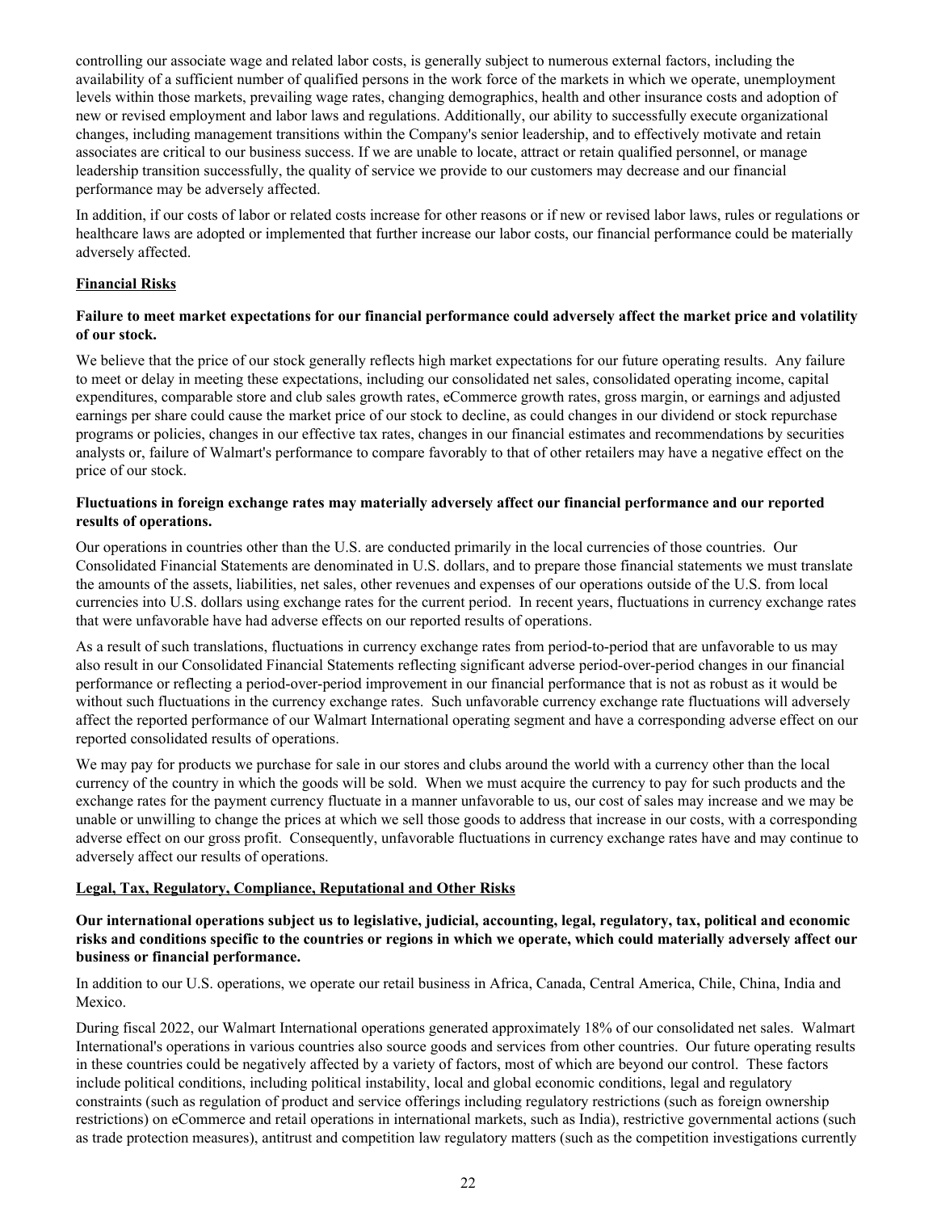controlling our associate wage and related labor costs, is generally subject to numerous external factors, including the availability of a sufficient number of qualified persons in the work force of the markets in which we operate, unemployment levels within those markets, prevailing wage rates, changing demographics, health and other insurance costs and adoption of new or revised employment and labor laws and regulations. Additionally, our ability to successfully execute organizational changes, including management transitions within the Company's senior leadership, and to effectively motivate and retain associates are critical to our business success. If we are unable to locate, attract or retain qualified personnel, or manage leadership transition successfully, the quality of service we provide to our customers may decrease and our financial performance may be adversely affected.

In addition, if our costs of labor or related costs increase for other reasons or if new or revised labor laws, rules or regulations or healthcare laws are adopted or implemented that further increase our labor costs, our financial performance could be materially adversely affected.

## Financial Risks

**Failure to meet market expectations for our financial performance could adversely affect the market price and volatility of our stock.**

We believe that the price of our stock generally reflects high market expectations for our future operating results. Any failure to meet or delay in meeting these expectations, including our consolidated net sales, consolidated operating income, capital expenditures, comparable store and club sales growth rates, eCommerce growth rates, gross margin, or earnings and adjusted earnings per share could cause the market price of our stock to decline, as could changes in our dividend or stock repurchase programs or policies, changes in our effective tax rates, changes in our financial estimates and recommendations by securities analysts or, failure of Walmart's performance to compare favorably to that of other retailers may have a negative effect on the price of our stock.

**Fluctuations in foreign exchange rates may materially adversely affect our financial performance and our reported results of operations.**

Our operations in countries other than the U.S. are conducted primarily in the local currencies of those countries. Our Consolidated Financial Statements are denominated in U.S. dollars, and to prepare those financial statements we must translate the amounts of the assets, liabilities, net sales, other revenues and expenses of our operations outside of the U.S. from local currencies into U.S. dollars using exchange rates for the current period. In recent years, fluctuations in currency exchange rates that were unfavorable have had adverse effects on our reported results of operations.

As a result of such translations, fluctuations in currency exchange rates from period-to-period that are unfavorable to us may also result in our Consolidated Financial Statements reflecting significant adverse period-over-period changes in our financial performance or reflecting a period-over-period improvement in our financial performance that is not as robust as it would be without such fluctuations in the currency exchange rates. Such unfavorable currency exchange rate fluctuations will adversely affect the reported performance of our Walmart International operating segment and have a corresponding adverse effect on our reported consolidated results of operations.

We may pay for products we purchase for sale in our stores and clubs around the world with a currency other than the local currency of the country in which the goods will be sold. When we must acquire the currency to pay for such products and the exchange rates for the payment currency fluctuate in a manner unfavorable to us, our cost of sales may increase and we may be unable or unwilling to change the prices at which we sell those goods to address that increase in our costs, with a corresponding adverse effect on our gross profit. Consequently, unfavorable fluctuations in currency exchange rates have and may continue to adversely affect our results of operations.

## Legal, Tax, Regulatory, Compliance, Reputational and Other Risks

**Our international operations subject us to legislative, judicial, accounting, legal, regulatory, tax, political and economic risks and conditions specific to the countries or regions in which we operate, which could materially adversely affect our business or financial performance.**

In addition to our U.S. operations, we operate our retail business in Africa, Canada, Central America, Chile, China, India and Mexico.

During fiscal 2022, our Walmart International operations generated approximately 18% of our consolidated net sales. Walmart International's operations in various countries also source goods and services from other countries. Our future operating results in these countries could be negatively affected by a variety of factors, most of which are beyond our control. These factors include political conditions, including political instability, local and global economic conditions, legal and regulatory constraints (such as regulation of product and service offerings including regulatory restrictions (such as foreign ownership restrictions) on eCommerce and retail operations in international markets, such as India), restrictive governmental actions (such as trade protection measures), antitrust and competition law regulatory matters (such as the competition investigations currently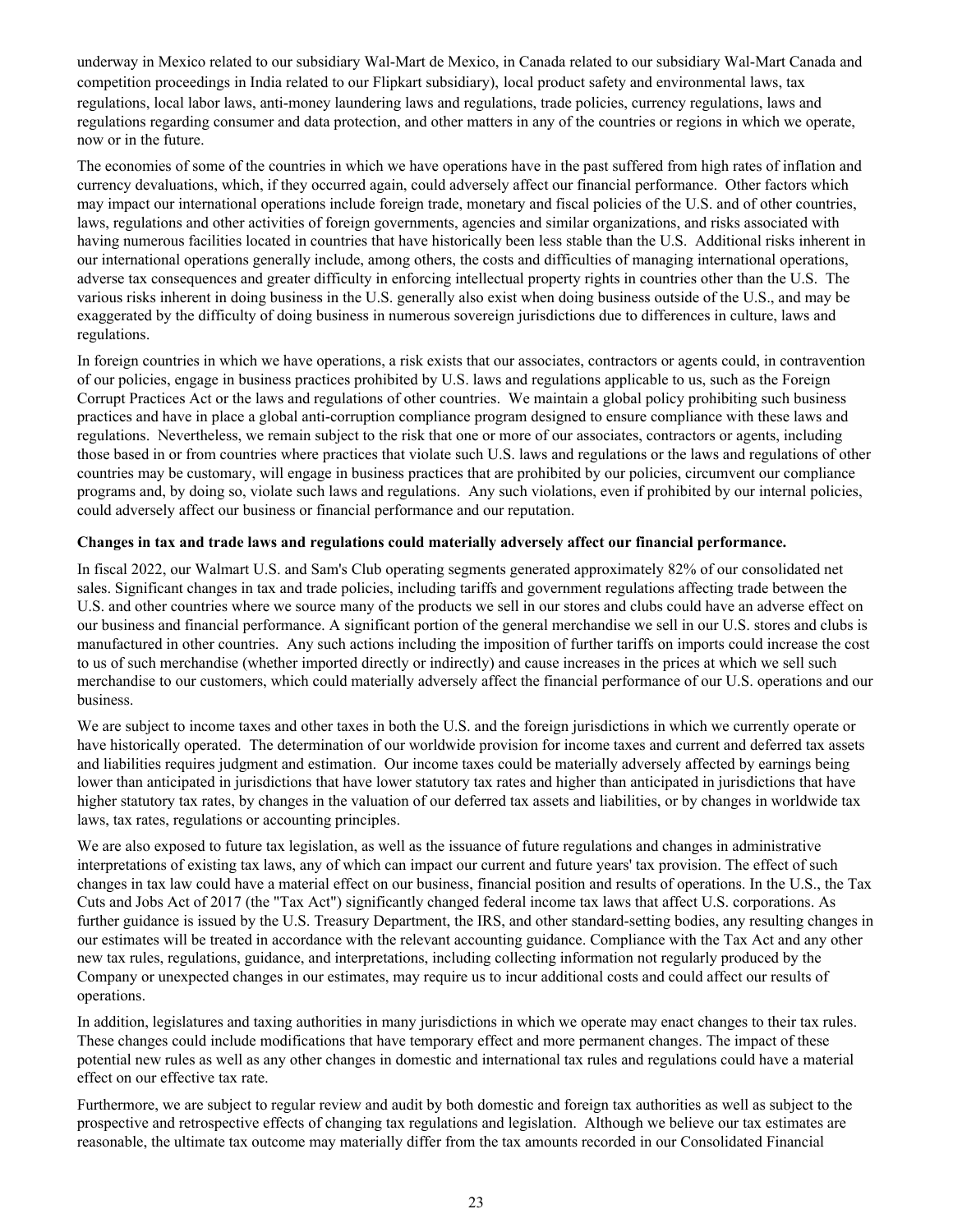underway in Mexico related to our subsidiary Wal-Mart de Mexico, in Canada related to our subsidiary Wal-Mart Canada and competition proceedings in India related to our Flipkart subsidiary), local product safety and environmental laws, tax regulations, local labor laws, anti-money laundering laws and regulations, trade policies, currency regulations, laws and regulations regarding consumer and data protection, and other matters in any of the countries or regions in which we operate, now or in the future.

The economies of some of the countries in which we have operations have in the past suffered from high rates of inflation and currency devaluations, which, if they occurred again, could adversely affect our financial performance. Other factors which may impact our international operations include foreign trade, monetary and fiscal policies of the U.S. and of other countries, laws, regulations and other activities of foreign governments, agencies and similar organizations, and risks associated with having numerous facilities located in countries that have historically been less stable than the U.S. Additional risks inherent in our international operations generally include, among others, the costs and difficulties of managing international operations, adverse tax consequences and greater difficulty in enforcing intellectual property rights in countries other than the U.S. The various risks inherent in doing business in the U.S. generally also exist when doing business outside of the U.S., and may be exaggerated by the difficulty of doing business in numerous sovereign jurisdictions due to differences in culture, laws and regulations.

In foreign countries in which we have operations, a risk exists that our associates, contractors or agents could, in contravention of our policies, engage in business practices prohibited by U.S. laws and regulations applicable to us, such as the Foreign Corrupt Practices Act or the laws and regulations of other countries. We maintain a global policy prohibiting such business practices and have in place a global anti-corruption compliance program designed to ensure compliance with these laws and regulations. Nevertheless, we remain subject to the risk that one or more of our associates, contractors or agents, including those based in or from countries where practices that violate such U.S. laws and regulations or the laws and regulations of other countries may be customary, will engage in business practices that are prohibited by our policies, circumvent our compliance programs and, by doing so, violate such laws and regulations. Any such violations, even if prohibited by our internal policies, could adversely affect our business or financial performance and our reputation.

**Changes in tax and trade laws and regulations could materially adversely affect our financial performance.**

In fiscal 2022, our Walmart U.S. and Sam's Club operating segments generated approximately 82% of our consolidated net sales. Significant changes in tax and trade policies, including tariffs and government regulations affecting trade between the U.S. and other countries where we source many of the products we sell in our stores and clubs could have an adverse effect on our business and financial performance. A significant portion of the general merchandise we sell in our U.S. stores and clubs is manufactured in other countries. Any such actions including the imposition of further tariffs on imports could increase the cost to us of such merchandise (whether imported directly or indirectly) and cause increases in the prices at which we sell such merchandise to our customers, which could materially adversely affect the financial performance of our U.S. operations and our business.

We are subject to income taxes and other taxes in both the U.S. and the foreign jurisdictions in which we currently operate or have historically operated. The determination of our worldwide provision for income taxes and current and deferred tax assets and liabilities requires judgment and estimation. Our income taxes could be materially adversely affected by earnings being lower than anticipated in jurisdictions that have lower statutory tax rates and higher than anticipated in jurisdictions that have higher statutory tax rates, by changes in the valuation of our deferred tax assets and liabilities, or by changes in worldwide tax laws, tax rates, regulations or accounting principles.

We are also exposed to future tax legislation, as well as the issuance of future regulations and changes in administrative interpretations of existing tax laws, any of which can impact our current and future years' tax provision. The effect of such changes in tax law could have a material effect on our business, financial position and results of operations. In the U.S., the Tax Cuts and Jobs Act of 2017 (the "Tax Act") significantly changed federal income tax laws that affect U.S. corporations. As further guidance is issued by the U.S. Treasury Department, the IRS, and other standard-setting bodies, any resulting changes in our estimates will be treated in accordance with the relevant accounting guidance. Compliance with the Tax Act and any other new tax rules, regulations, guidance, and interpretations, including collecting information not regularly produced by the Company or unexpected changes in our estimates, may require us to incur additional costs and could affect our results of operations.

In addition, legislatures and taxing authorities in many jurisdictions in which we operate may enact changes to their tax rules. These changes could include modifications that have temporary effect and more permanent changes. The impact of these potential new rules as well as any other changes in domestic and international tax rules and regulations could have a material effect on our effective tax rate.

Furthermore, we are subject to regular review and audit by both domestic and foreign tax authorities as well as subject to the prospective and retrospective effects of changing tax regulations and legislation. Although we believe our tax estimates are reasonable, the ultimate tax outcome may materially differ from the tax amounts recorded in our Consolidated Financial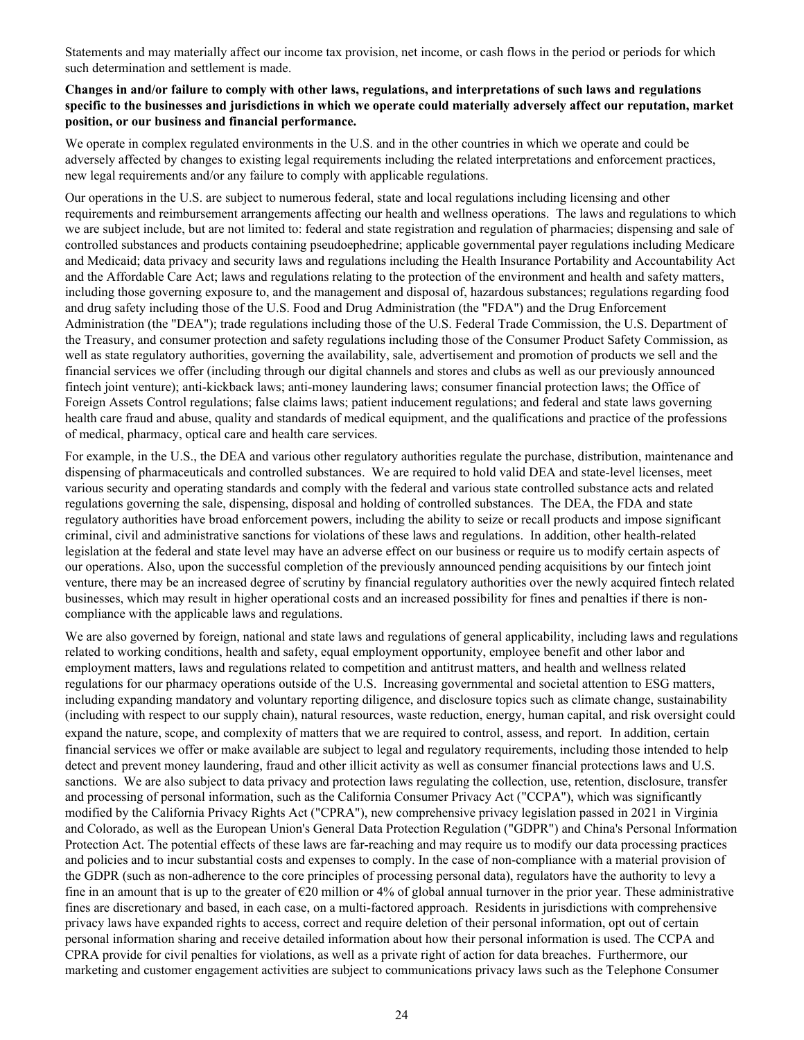Statements and may materially affect our income tax provision, net income, or cash flows in the period or periods for which such determination and settlement is made.

**Changes in and/or failure to comply with other laws, regulations, and interpretations of such laws and regulations specific to the businesses and jurisdictions in which we operate could materially adversely affect our reputation, market position, or our business and financial performance.**

We operate in complex regulated environments in the U.S. and in the other countries in which we operate and could be adversely affected by changes to existing legal requirements including the related interpretations and enforcement practices, new legal requirements and/or any failure to comply with applicable regulations.

Our operations in the U.S. are subject to numerous federal, state and local regulations including licensing and other requirements and reimbursement arrangements affecting our health and wellness operations. The laws and regulations to which we are subject include, but are not limited to: federal and state registration and regulation of pharmacies; dispensing and sale of controlled substances and products containing pseudoephedrine; applicable governmental payer regulations including Medicare and Medicaid; data privacy and security laws and regulations including the Health Insurance Portability and Accountability Act and the Affordable Care Act; laws and regulations relating to the protection of the environment and health and safety matters, including those governing exposure to, and the management and disposal of, hazardous substances; regulations regarding food and drug safety including those of the U.S. Food and Drug Administration (the "FDA") and the Drug Enforcement Administration (the "DEA"); trade regulations including those of the U.S. Federal Trade Commission, the U.S. Department of the Treasury, and consumer protection and safety regulations including those of the Consumer Product Safety Commission, as well as state regulatory authorities, governing the availability, sale, advertisement and promotion of products we sell and the financial services we offer (including through our digital channels and stores and clubs as well as our previously announced fintech joint venture); anti-kickback laws; anti-money laundering laws; consumer financial protection laws; the Office of Foreign Assets Control regulations; false claims laws; patient inducement regulations; and federal and state laws governing health care fraud and abuse, quality and standards of medical equipment, and the qualifications and practice of the professions of medical, pharmacy, optical care and health care services.

For example, in the U.S., the DEA and various other regulatory authorities regulate the purchase, distribution, maintenance and dispensing of pharmaceuticals and controlled substances. We are required to hold valid DEA and state-level licenses, meet various security and operating standards and comply with the federal and various state controlled substance acts and related regulations governing the sale, dispensing, disposal and holding of controlled substances. The DEA, the FDA and state regulatory authorities have broad enforcement powers, including the ability to seize or recall products and impose significant criminal, civil and administrative sanctions for violations of these laws and regulations. In addition, other health-related legislation at the federal and state level may have an adverse effect on our business or require us to modify certain aspects of our operations. Also, upon the successful completion of the previously announced pending acquisitions by our fintech joint venture, there may be an increased degree of scrutiny by financial regulatory authorities over the newly acquired fintech related businesses, which may result in higher operational costs and an increased possibility for fines and penalties if there is non-compliance with the applicable laws and regulations.

We are also governed by foreign, national and state laws and regulations of general applicability, including laws and regulations related to working conditions, health and safety, equal employment opportunity, employee benefit and other labor and employment matters, laws and regulations related to competition and antitrust matters, and health and wellness related regulations for our pharmacy operations outside of the U.S. Increasing governmental and societal attention to ESG matters, including expanding mandatory and voluntary reporting diligence, and disclosure topics such as climate change, sustainability (including with respect to our supply chain), natural resources, waste reduction, energy, human capital, and risk oversight could expand the nature, scope, and complexity of matters that we are required to control, assess, and report. In addition, certain financial services we offer or make available are subject to legal and regulatory requirements, including those intended to help detect and prevent money laundering, fraud and other illicit activity as well as consumer financial protections laws and U.S. sanctions. We are also subject to data privacy and protection laws regulating the collection, use, retention, disclosure, transfer and processing of personal information, such as the California Consumer Privacy Act ("CCPA"), which was significantly modified by the California Privacy Rights Act ("CPRA"), new comprehensive privacy legislation passed in 2021 in Virginia and Colorado, as well as the European Union's General Data Protection Regulation ("GDPR") and China's Personal Information Protection Act. The potential effects of these laws are far-reaching and may require us to modify our data processing practices and policies and to incur substantial costs and expenses to comply. In the case of non-compliance with a material provision of the GDPR (such as non-adherence to the core principles of processing personal data), regulators have the authority to levy a fine in an amount that is up to the greater of €20 million or 4% of global annual turnover in the prior year. These administrative fines are discretionary and based, in each case, on a multi-factored approach. Residents in jurisdictions with comprehensive privacy laws have expanded rights to access, correct and require deletion of their personal information, opt out of certain personal information sharing and receive detailed information about how their personal information is used. The CCPA and CPRA provide for civil penalties for violations, as well as a private right of action for data breaches. Furthermore, our marketing and customer engagement activities are subject to communications privacy laws such as the Telephone Consumer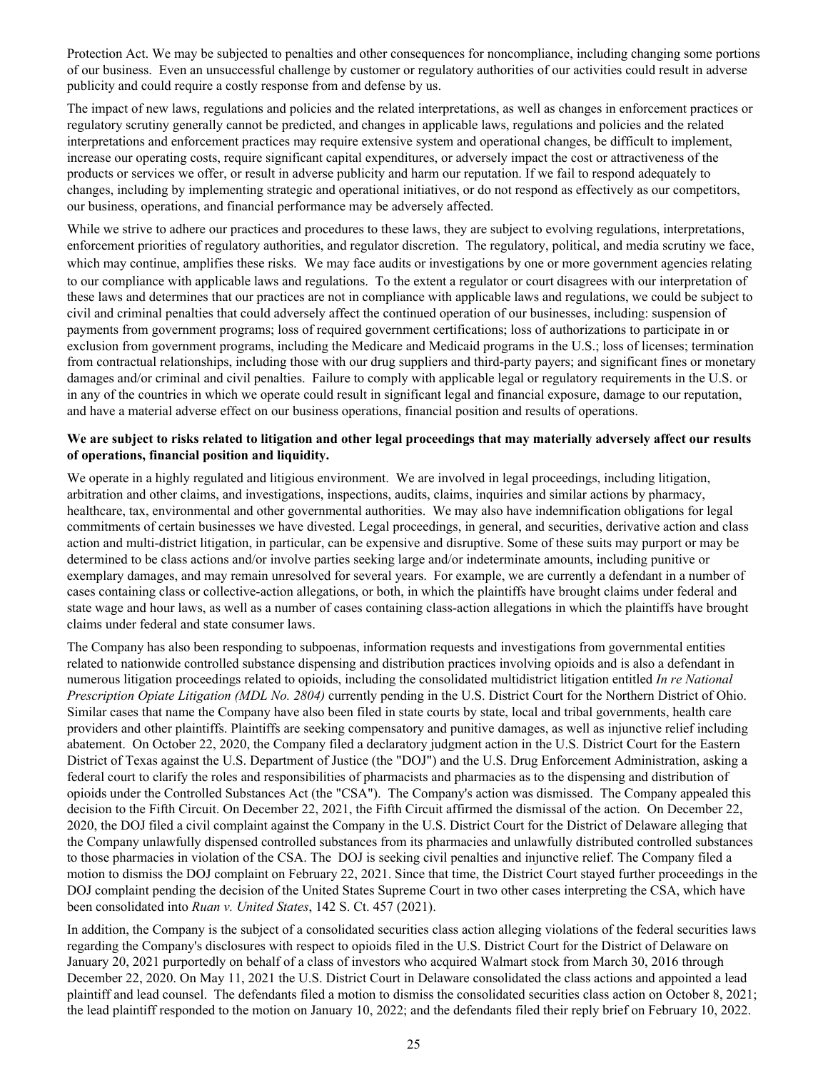Protection Act. We may be subjected to penalties and other consequences for noncompliance, including changing some portions of our business. Even an unsuccessful challenge by customer or regulatory authorities of our activities could result in adverse publicity and could require a costly response from and defense by us.

The impact of new laws, regulations and policies and the related interpretations, as well as changes in enforcement practices or regulatory scrutiny generally cannot be predicted, and changes in applicable laws, regulations and policies and the related interpretations and enforcement practices may require extensive system and operational changes, be difficult to implement, increase our operating costs, require significant capital expenditures, or adversely impact the cost or attractiveness of the products or services we offer, or result in adverse publicity and harm our reputation. If we fail to respond adequately to changes, including by implementing strategic and operational initiatives, or do not respond as effectively as our competitors, our business, operations, and financial performance may be adversely affected.

While we strive to adhere our practices and procedures to these laws, they are subject to evolving regulations, interpretations, enforcement priorities of regulatory authorities, and regulator discretion. The regulatory, political, and media scrutiny we face, which may continue, amplifies these risks. We may face audits or investigations by one or more government agencies relating to our compliance with applicable laws and regulations. To the extent a regulator or court disagrees with our interpretation of these laws and determines that our practices are not in compliance with applicable laws and regulations, we could be subject to civil and criminal penalties that could adversely affect the continued operation of our businesses, including: suspension of payments from government programs; loss of required government certifications; loss of authorizations to participate in or exclusion from government programs, including the Medicare and Medicaid programs in the U.S.; loss of licenses; termination from contractual relationships, including those with our drug suppliers and third-party payers; and significant fines or monetary damages and/or criminal and civil penalties. Failure to comply with applicable legal or regulatory requirements in the U.S. or in any of the countries in which we operate could result in significant legal and financial exposure, damage to our reputation, and have a material adverse effect on our business operations, financial position and results of operations.

**We are subject to risks related to litigation and other legal proceedings that may materially adversely affect our results of operations, financial position and liquidity.**

We operate in a highly regulated and litigious environment. We are involved in legal proceedings, including litigation, arbitration and other claims, and investigations, inspections, audits, claims, inquiries and similar actions by pharmacy, healthcare, tax, environmental and other governmental authorities. We may also have indemnification obligations for legal commitments of certain businesses we have divested. Legal proceedings, in general, and securities, derivative action and class action and multi-district litigation, in particular, can be expensive and disruptive. Some of these suits may purport or may be determined to be class actions and/or involve parties seeking large and/or indeterminate amounts, including punitive or exemplary damages, and may remain unresolved for several years. For example, we are currently a defendant in a number of cases containing class or collective-action allegations, or both, in which the plaintiffs have brought claims under federal and state wage and hour laws, as well as a number of cases containing class-action allegations in which the plaintiffs have brought claims under federal and state consumer laws.

The Company has also been responding to subpoenas, information requests and investigations from governmental entities related to nationwide controlled substance dispensing and distribution practices involving opioids and is also a defendant in numerous litigation proceedings related to opioids, including the consolidated multidistrict litigation entitled *In re National Prescription Opiate Litigation (MDL No. 2804)* currently pending in the U.S. District Court for the Northern District of Ohio. Similar cases that name the Company have also been filed in state courts by state, local and tribal governments, health care providers and other plaintiffs. Plaintiffs are seeking compensatory and punitive damages, as well as injunctive relief including abatement. On October 22, 2020, the Company filed a declaratory judgment action in the U.S. District Court for the Eastern District of Texas against the U.S. Department of Justice (the "DOJ") and the U.S. Drug Enforcement Administration, asking a federal court to clarify the roles and responsibilities of pharmacists and pharmacies as to the dispensing and distribution of opioids under the Controlled Substances Act (the "CSA"). The Company's action was dismissed. The Company appealed this decision to the Fifth Circuit. On December 22, 2021, the Fifth Circuit affirmed the dismissal of the action. On December 22, 2020, the DOJ filed a civil complaint against the Company in the U.S. District Court for the District of Delaware alleging that the Company unlawfully dispensed controlled substances from its pharmacies and unlawfully distributed controlled substances to those pharmacies in violation of the CSA. The DOJ is seeking civil penalties and injunctive relief. The Company filed a motion to dismiss the DOJ complaint on February 22, 2021. Since that time, the District Court stayed further proceedings in the DOJ complaint pending the decision of the United States Supreme Court in two other cases interpreting the CSA, which have been consolidated into *Ruan v. United States*, 142 S. Ct. 457 (2021).

In addition, the Company is the subject of a consolidated securities class action alleging violations of the federal securities laws regarding the Company's disclosures with respect to opioids filed in the U.S. District Court for the District of Delaware on January 20, 2021 purportedly on behalf of a class of investors who acquired Walmart stock from March 30, 2016 through December 22, 2020. On May 11, 2021 the U.S. District Court in Delaware consolidated the class actions and appointed a lead plaintiff and lead counsel. The defendants filed a motion to dismiss the consolidated securities class action on October 8, 2021; the lead plaintiff responded to the motion on January 10, 2022; and the defendants filed their reply brief on February 10, 2022.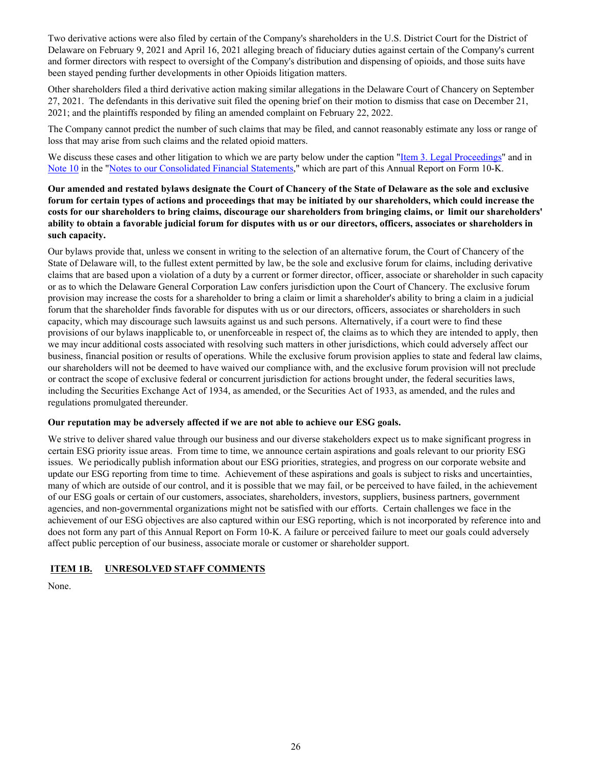Two derivative actions were also filed by certain of the Company's shareholders in the U.S. District Court for the District of Delaware on February 9, 2021 and April 16, 2021 alleging breach of fiduciary duties against certain of the Company's current and former directors with respect to oversight of the Company's distribution and dispensing of opioids, and those suits have been stayed pending further developments in other Opioids litigation matters.

Other shareholders filed a third derivative action making similar allegations in the Delaware Court of Chancery on September 27, 2021. The defendants in this derivative suit filed the opening brief on their motion to dismiss that case on December 21, 2021; and the plaintiffs responded by filing an amended complaint on February 22, 2022.

The Company cannot predict the number of such claims that may be filed, and cannot reasonably estimate any loss or range of loss that may arise from such claims and the related opioid matters.

We discuss these cases and other litigation to which we are party below under the caption "Item 3. Legal Proceedings" and in Note 10 in the "Notes to our Consolidated Financial Statements," which are part of this Annual Report on Form 10-K.

**Our amended and restated bylaws designate the Court of Chancery of the State of Delaware as the sole and exclusive forum for certain types of actions and proceedings that may be initiated by our shareholders, which could increase the costs for our shareholders to bring claims, discourage our shareholders from bringing claims, or limit our shareholders' ability to obtain a favorable judicial forum for disputes with us or our directors, officers, associates or shareholders in such capacity.**

Our bylaws provide that, unless we consent in writing to the selection of an alternative forum, the Court of Chancery of the State of Delaware will, to the fullest extent permitted by law, be the sole and exclusive forum for claims, including derivative claims that are based upon a violation of a duty by a current or former director, officer, associate or shareholder in such capacity or as to which the Delaware General Corporation Law confers jurisdiction upon the Court of Chancery. The exclusive forum provision may increase the costs for a shareholder to bring a claim or limit a shareholder's ability to bring a claim in a judicial forum that the shareholder finds favorable for disputes with us or our directors, officers, associates or shareholders in such capacity, which may discourage such lawsuits against us and such persons. Alternatively, if a court were to find these provisions of our bylaws inapplicable to, or unenforceable in respect of, the claims as to which they are intended to apply, then we may incur additional costs associated with resolving such matters in other jurisdictions, which could adversely affect our business, financial position or results of operations. While the exclusive forum provision applies to state and federal law claims, our shareholders will not be deemed to have waived our compliance with, and the exclusive forum provision will not preclude or contract the scope of exclusive federal or concurrent jurisdiction for actions brought under, the federal securities laws, including the Securities Exchange Act of 1934, as amended, or the Securities Act of 1933, as amended, and the rules and regulations promulgated thereunder.

**Our reputation may be adversely affected if we are not able to achieve our ESG goals.**

We strive to deliver shared value through our business and our diverse stakeholders expect us to make significant progress in certain ESG priority issue areas. From time to time, we announce certain aspirations and goals relevant to our priority ESG issues. We periodically publish information about our ESG priorities, strategies, and progress on our corporate website and update our ESG reporting from time to time. Achievement of these aspirations and goals is subject to risks and uncertainties, many of which are outside of our control, and it is possible that we may fail, or be perceived to have failed, in the achievement of our ESG goals or certain of our customers, associates, shareholders, investors, suppliers, business partners, government agencies, and non-governmental organizations might not be satisfied with our efforts. Certain challenges we face in the achievement of our ESG objectives are also captured within our ESG reporting, which is not incorporated by reference into and does not form any part of this Annual Report on Form 10-K. A failure or perceived failure to meet our goals could adversely affect public perception of our business, associate morale or customer or shareholder support.

## ITEM 1B. UNRESOLVED STAFF COMMENTS

None.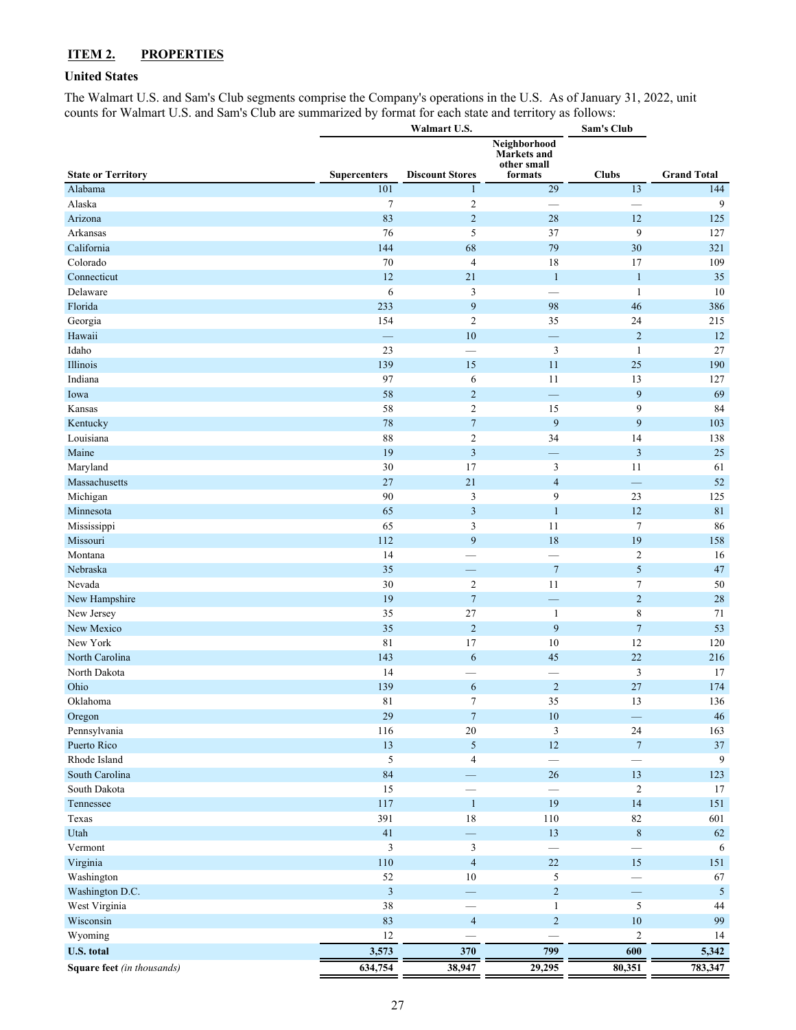## ITEM 2. PROPERTIES

### United States

The Walmart U.S. and Sam's Club segments comprise the Company's operations in the U.S. As of January 31, 2022, unit counts for Walmart U.S. and Sam's Club are summarized by format for each state and territory as follows:

| | Walmart U.S. | | | Sam's Club | |
|---|---|---|---|---|---|
| **State or Territory** | **Supercenters** | **Discount Stores** | **Neighborhood Markets and other small formats** | **Clubs** | **Grand Total** |
| Alabama | 101 | 1 | 29 | 13 | 144 |
| Alaska | 7 | 2 | — | — | 9 |
| Arizona | 83 | 2 | 28 | 12 | 125 |
| Arkansas | 76 | 5 | 37 | 9 | 127 |
| California | 144 | 68 | 79 | 30 | 321 |
| Colorado | 70 | 4 | 18 | 17 | 109 |
| Connecticut | 12 | 21 | 1 | 1 | 35 |
| Delaware | 6 | 3 | — | 1 | 10 |
| Florida | 233 | 9 | 98 | 46 | 386 |
| Georgia | 154 | 2 | 35 | 24 | 215 |
| Hawaii | — | 10 | — | 2 | 12 |
| Idaho | 23 | — | 3 | 1 | 27 |
| Illinois | 139 | 15 | 11 | 25 | 190 |
| Indiana | 97 | 6 | 11 | 13 | 127 |
| Iowa | 58 | 2 | — | 9 | 69 |
| Kansas | 58 | 2 | 15 | 9 | 84 |
| Kentucky | 78 | 7 | 9 | 9 | 103 |
| Louisiana | 88 | 2 | 34 | 14 | 138 |
| Maine | 19 | 3 | — | 3 | 25 |
| Maryland | 30 | 17 | 3 | 11 | 61 |
| Massachusetts | 27 | 21 | 4 | — | 52 |
| Michigan | 90 | 3 | 9 | 23 | 125 |
| Minnesota | 65 | 3 | 1 | 12 | 81 |
| Mississippi | 65 | 3 | 11 | 7 | 86 |
| Missouri | 112 | 9 | 18 | 19 | 158 |
| Montana | 14 | — | — | 2 | 16 |
| Nebraska | 35 | — | 7 | 5 | 47 |
| Nevada | 30 | 2 | 11 | 7 | 50 |
| New Hampshire | 19 | 7 | — | 2 | 28 |
| New Jersey | 35 | 27 | 1 | 8 | 71 |
| New Mexico | 35 | 2 | 9 | 7 | 53 |
| New York | 81 | 17 | 10 | 12 | 120 |
| North Carolina | 143 | 6 | 45 | 22 | 216 |
| North Dakota | 14 | — | — | 3 | 17 |
| Ohio | 139 | 6 | 2 | 27 | 174 |
| Oklahoma | 81 | 7 | 35 | 13 | 136 |
| Oregon | 29 | 7 | 10 | — | 46 |
| Pennsylvania | 116 | 20 | 3 | 24 | 163 |
| Puerto Rico | 13 | 5 | 12 | 7 | 37 |
| Rhode Island | 5 | 4 | — | — | 9 |
| South Carolina | 84 | — | 26 | 13 | 123 |
| South Dakota | 15 | — | — | 2 | 17 |
| Tennessee | 117 | 1 | 19 | 14 | 151 |
| Texas | 391 | 18 | 110 | 82 | 601 |
| Utah | 41 | — | 13 | 8 | 62 |
| Vermont | 3 | 3 | — | — | 6 |
| Virginia | 110 | 4 | 22 | 15 | 151 |
| Washington | 52 | 10 | 5 | — | 67 |
| Washington D.C. | 3 | — | 2 | — | 5 |
| West Virginia | 38 | — | 1 | 5 | 44 |
| Wisconsin | 83 | 4 | 2 | 10 | 99 |
| Wyoming | 12 | — | — | 2 | 14 |
| **U.S. total** | **3,573** | **370** | **799** | **600** | **5,342** |
| **Square feet** *(in thousands)* | **634,754** | **38,947** | **29,295** | **80,351** | **783,347** |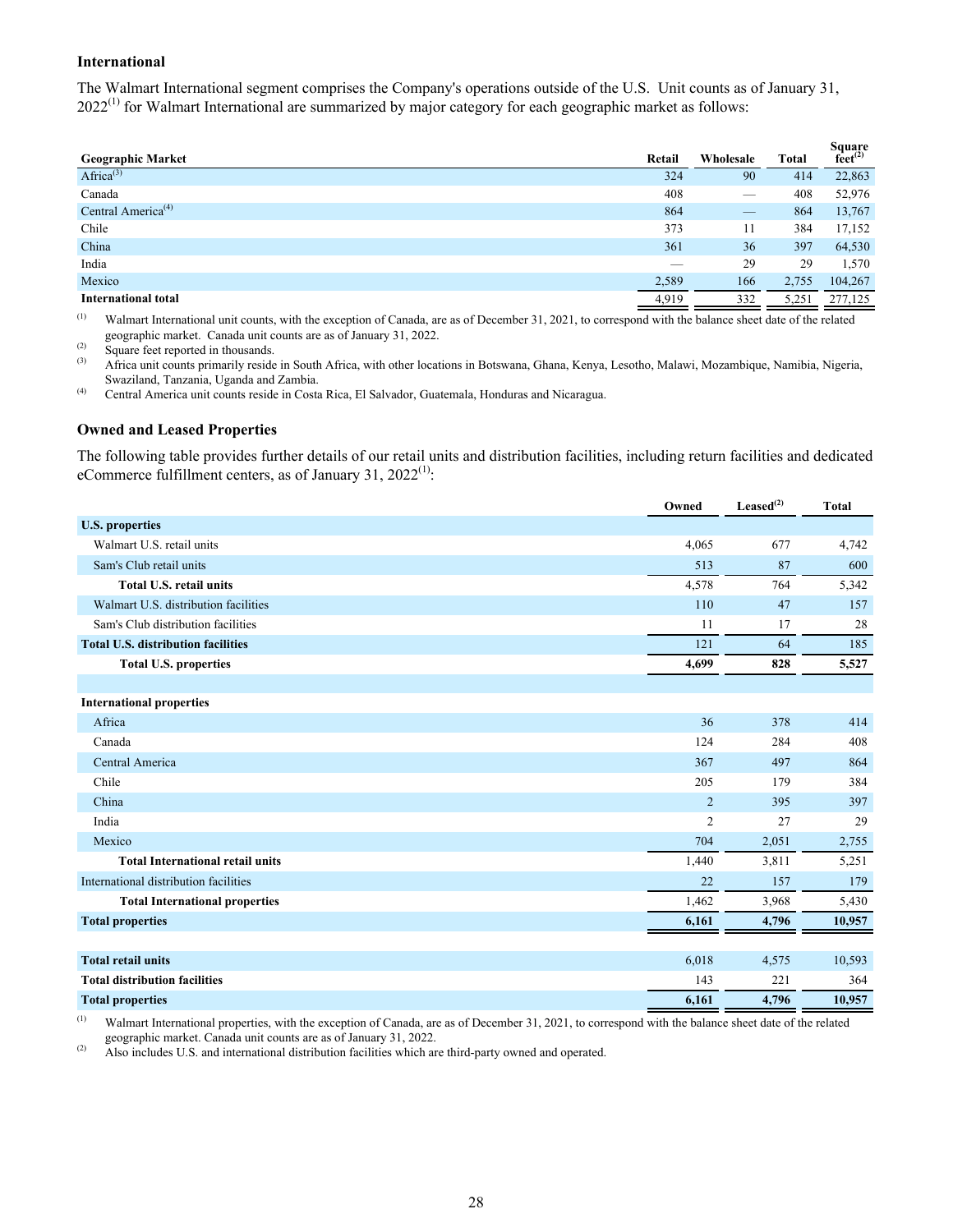### International

The Walmart International segment comprises the Company's operations outside of the U.S. Unit counts as of January 31, 2022[(1)] for Walmart International are summarized by major category for each geographic market as follows:

| Geographic Market | Retail | Wholesale | Total | Square feet[(2)] |
|---|---|---|---|---|
| Africa[(3)] | 324 | 90 | 414 | 22,863 |
| Canada | 408 | — | 408 | 52,976 |
| Central America[(4)] | 864 | — | 864 | 13,767 |
| Chile | 373 | 11 | 384 | 17,152 |
| China | 361 | 36 | 397 | 64,530 |
| India | — | 29 | 29 | 1,570 |
| Mexico | 2,589 | 166 | 2,755 | 104,267 |
| **International total** | 4,919 | 332 | 5,251 | 277,125 |

(1) Walmart International unit counts, with the exception of Canada, are as of December 31, 2021, to correspond with the balance sheet date of the related geographic market. Canada unit counts are as of January 31, 2022.

(2) Square feet reported in thousands.

(3) Africa unit counts primarily reside in South Africa, with other locations in Botswana, Ghana, Kenya, Lesotho, Malawi, Mozambique, Namibia, Nigeria, Swaziland, Tanzania, Uganda and Zambia.

(4) Central America unit counts reside in Costa Rica, El Salvador, Guatemala, Honduras and Nicaragua.

### Owned and Leased Properties

The following table provides further details of our retail units and distribution facilities, including return facilities and dedicated eCommerce fulfillment centers, as of January 31, 2022[(1)]:

| | Owned | Leased[(2)] | Total |
|---|---|---|---|
| **U.S. properties** | | | |
| Walmart U.S. retail units | 4,065 | 677 | 4,742 |
| Sam's Club retail units | 513 | 87 | 600 |
| **Total U.S. retail units** | 4,578 | 764 | 5,342 |
| Walmart U.S. distribution facilities | 110 | 47 | 157 |
| Sam's Club distribution facilities | 11 | 17 | 28 |
| **Total U.S. distribution facilities** | 121 | 64 | 185 |
| **Total U.S. properties** | **4,699** | **828** | **5,527** |
| | | | |
| **International properties** | | | |
| Africa | 36 | 378 | 414 |
| Canada | 124 | 284 | 408 |
| Central America | 367 | 497 | 864 |
| Chile | 205 | 179 | 384 |
| China | 2 | 395 | 397 |
| India | 2 | 27 | 29 |
| Mexico | 704 | 2,051 | 2,755 |
| **Total International retail units** | 1,440 | 3,811 | 5,251 |
| International distribution facilities | 22 | 157 | 179 |
| **Total International properties** | 1,462 | 3,968 | 5,430 |
| **Total properties** | **6,161** | **4,796** | **10,957** |
| | | | |
| **Total retail units** | 6,018 | 4,575 | 10,593 |
| **Total distribution facilities** | 143 | 221 | 364 |
| **Total properties** | **6,161** | **4,796** | **10,957** |

(1) Walmart International properties, with the exception of Canada, are as of December 31, 2021, to correspond with the balance sheet date of the related geographic market. Canada unit counts are as of January 31, 2022.

(2) Also includes U.S. and international distribution facilities which are third-party owned and operated.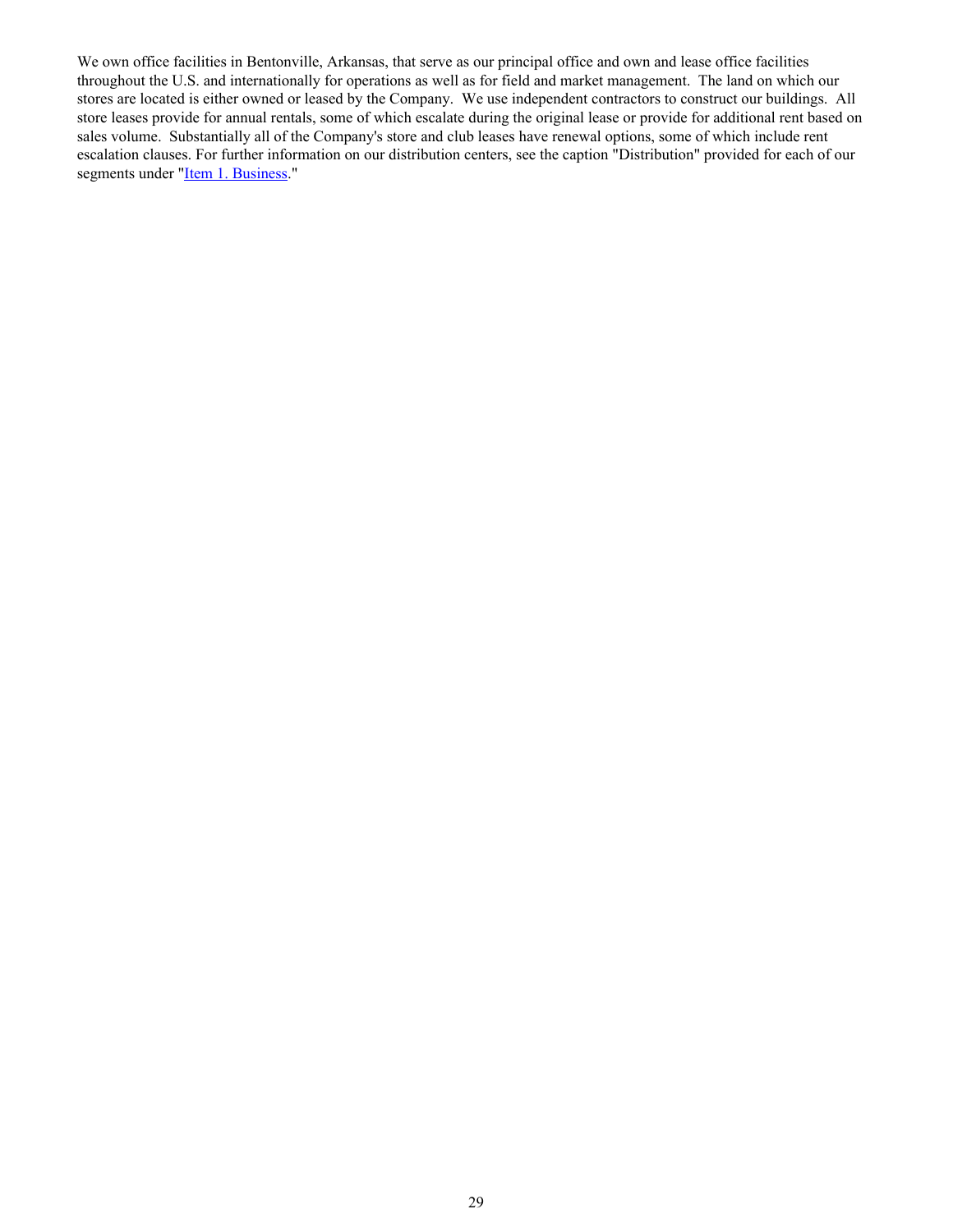We own office facilities in Bentonville, Arkansas, that serve as our principal office and own and lease office facilities throughout the U.S. and internationally for operations as well as for field and market management. The land on which our stores are located is either owned or leased by the Company. We use independent contractors to construct our buildings. All store leases provide for annual rentals, some of which escalate during the original lease or provide for additional rent based on sales volume. Substantially all of the Company's store and club leases have renewal options, some of which include rent escalation clauses. For further information on our distribution centers, see the caption "Distribution" provided for each of our segments under "Item 1. Business."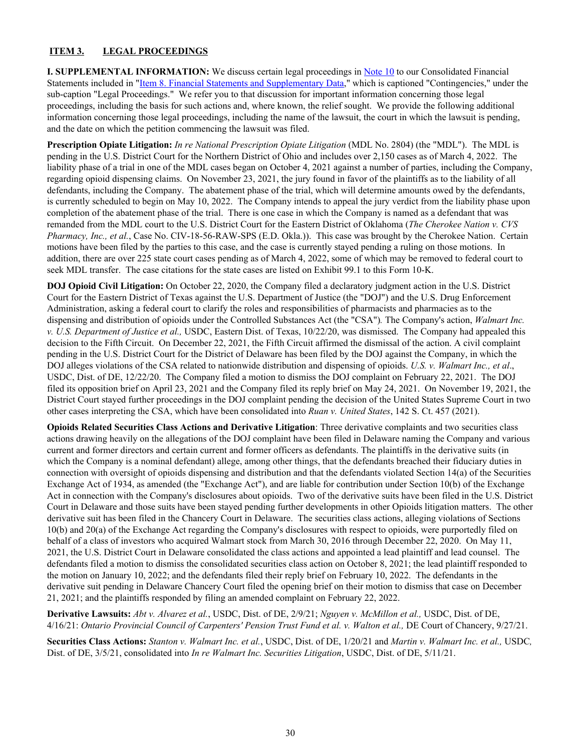## ITEM 3. LEGAL PROCEEDINGS

**I. SUPPLEMENTAL INFORMATION:** We discuss certain legal proceedings in Note 10 to our Consolidated Financial Statements included in "Item 8. Financial Statements and Supplementary Data," which is captioned "Contingencies," under the sub-caption "Legal Proceedings." We refer you to that discussion for important information concerning those legal proceedings, including the basis for such actions and, where known, the relief sought. We provide the following additional information concerning those legal proceedings, including the name of the lawsuit, the court in which the lawsuit is pending, and the date on which the petition commencing the lawsuit was filed.

**Prescription Opiate Litigation:** *In re National Prescription Opiate Litigation* (MDL No. 2804) (the "MDL"). The MDL is pending in the U.S. District Court for the Northern District of Ohio and includes over 2,150 cases as of March 4, 2022. The liability phase of a trial in one of the MDL cases began on October 4, 2021 against a number of parties, including the Company, regarding opioid dispensing claims. On November 23, 2021, the jury found in favor of the plaintiffs as to the liability of all defendants, including the Company. The abatement phase of the trial, which will determine amounts owed by the defendants, is currently scheduled to begin on May 10, 2022. The Company intends to appeal the jury verdict from the liability phase upon completion of the abatement phase of the trial. There is one case in which the Company is named as a defendant that was remanded from the MDL court to the U.S. District Court for the Eastern District of Oklahoma (*The Cherokee Nation v. CVS Pharmacy, Inc., et al.*, Case No. CIV-18-56-RAW-SPS (E.D. Okla.)). This case was brought by the Cherokee Nation. Certain motions have been filed by the parties to this case, and the case is currently stayed pending a ruling on those motions. In addition, there are over 225 state court cases pending as of March 4, 2022, some of which may be removed to federal court to seek MDL transfer. The case citations for the state cases are listed on Exhibit 99.1 to this Form 10-K.

**DOJ Opioid Civil Litigation:** On October 22, 2020, the Company filed a declaratory judgment action in the U.S. District Court for the Eastern District of Texas against the U.S. Department of Justice (the "DOJ") and the U.S. Drug Enforcement Administration, asking a federal court to clarify the roles and responsibilities of pharmacists and pharmacies as to the dispensing and distribution of opioids under the Controlled Substances Act (the "CSA"). The Company's action, *Walmart Inc. v. U.S. Department of Justice et al.,* USDC, Eastern Dist. of Texas, 10/22/20, was dismissed. The Company had appealed this decision to the Fifth Circuit. On December 22, 2021, the Fifth Circuit affirmed the dismissal of the action. A civil complaint pending in the U.S. District Court for the District of Delaware has been filed by the DOJ against the Company, in which the DOJ alleges violations of the CSA related to nationwide distribution and dispensing of opioids. *U.S. v. Walmart Inc., et al*., USDC, Dist. of DE, 12/22/20. The Company filed a motion to dismiss the DOJ complaint on February 22, 2021. The DOJ filed its opposition brief on April 23, 2021 and the Company filed its reply brief on May 24, 2021. On November 19, 2021, the District Court stayed further proceedings in the DOJ complaint pending the decision of the United States Supreme Court in two other cases interpreting the CSA, which have been consolidated into *Ruan v. United States*, 142 S. Ct. 457 (2021).

**Opioids Related Securities Class Actions and Derivative Litigation**: Three derivative complaints and two securities class actions drawing heavily on the allegations of the DOJ complaint have been filed in Delaware naming the Company and various current and former directors and certain current and former officers as defendants. The plaintiffs in the derivative suits (in which the Company is a nominal defendant) allege, among other things, that the defendants breached their fiduciary duties in connection with oversight of opioids dispensing and distribution and that the defendants violated Section 14(a) of the Securities Exchange Act of 1934, as amended (the "Exchange Act"), and are liable for contribution under Section 10(b) of the Exchange Act in connection with the Company's disclosures about opioids. Two of the derivative suits have been filed in the U.S. District Court in Delaware and those suits have been stayed pending further developments in other Opioids litigation matters. The other derivative suit has been filed in the Chancery Court in Delaware. The securities class actions, alleging violations of Sections 10(b) and 20(a) of the Exchange Act regarding the Company's disclosures with respect to opioids, were purportedly filed on behalf of a class of investors who acquired Walmart stock from March 30, 2016 through December 22, 2020. On May 11, 2021, the U.S. District Court in Delaware consolidated the class actions and appointed a lead plaintiff and lead counsel. The defendants filed a motion to dismiss the consolidated securities class action on October 8, 2021; the lead plaintiff responded to the motion on January 10, 2022; and the defendants filed their reply brief on February 10, 2022. The defendants in the derivative suit pending in Delaware Chancery Court filed the opening brief on their motion to dismiss that case on December 21, 2021; and the plaintiffs responded by filing an amended complaint on February 22, 2022.

**Derivative Lawsuits:** *Abt v. Alvarez et al.*, USDC, Dist. of DE, 2/9/21; *Nguyen v. McMillon et al.,* USDC, Dist. of DE, 4/16/21: *Ontario Provincial Council of Carpenters' Pension Trust Fund et al. v. Walton et al.,* DE Court of Chancery, 9/27/21.

**Securities Class Actions:** *Stanton v. Walmart Inc. et al.*, USDC, Dist. of DE, 1/20/21 and *Martin v. Walmart Inc. et al.,* USDC*,* Dist. of DE, 3/5/21, consolidated into *In re Walmart Inc. Securities Litigation*, USDC, Dist. of DE, 5/11/21.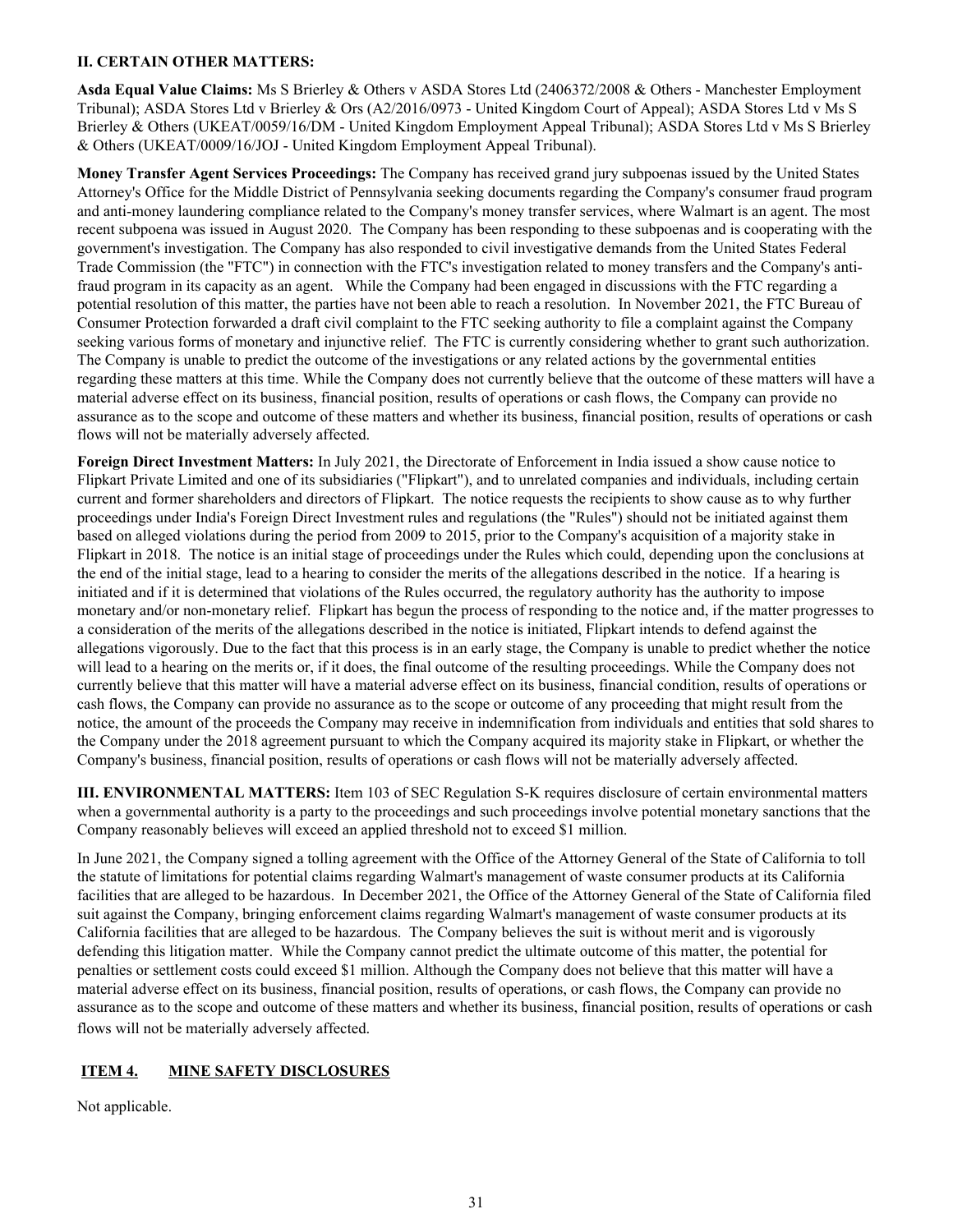**II. CERTAIN OTHER MATTERS:**

**Asda Equal Value Claims:** Ms S Brierley & Others v ASDA Stores Ltd (2406372/2008 & Others - Manchester Employment Tribunal); ASDA Stores Ltd v Brierley & Ors (A2/2016/0973 - United Kingdom Court of Appeal); ASDA Stores Ltd v Ms S Brierley & Others (UKEAT/0059/16/DM - United Kingdom Employment Appeal Tribunal); ASDA Stores Ltd v Ms S Brierley & Others (UKEAT/0009/16/JOJ - United Kingdom Employment Appeal Tribunal).

**Money Transfer Agent Services Proceedings:** The Company has received grand jury subpoenas issued by the United States Attorney's Office for the Middle District of Pennsylvania seeking documents regarding the Company's consumer fraud program and anti-money laundering compliance related to the Company's money transfer services, where Walmart is an agent. The most recent subpoena was issued in August 2020. The Company has been responding to these subpoenas and is cooperating with the government's investigation. The Company has also responded to civil investigative demands from the United States Federal Trade Commission (the "FTC") in connection with the FTC's investigation related to money transfers and the Company's anti-fraud program in its capacity as an agent. While the Company had been engaged in discussions with the FTC regarding a potential resolution of this matter, the parties have not been able to reach a resolution. In November 2021, the FTC Bureau of Consumer Protection forwarded a draft civil complaint to the FTC seeking authority to file a complaint against the Company seeking various forms of monetary and injunctive relief. The FTC is currently considering whether to grant such authorization. The Company is unable to predict the outcome of the investigations or any related actions by the governmental entities regarding these matters at this time. While the Company does not currently believe that the outcome of these matters will have a material adverse effect on its business, financial position, results of operations or cash flows, the Company can provide no assurance as to the scope and outcome of these matters and whether its business, financial position, results of operations or cash flows will not be materially adversely affected.

**Foreign Direct Investment Matters:** In July 2021, the Directorate of Enforcement in India issued a show cause notice to Flipkart Private Limited and one of its subsidiaries ("Flipkart"), and to unrelated companies and individuals, including certain current and former shareholders and directors of Flipkart. The notice requests the recipients to show cause as to why further proceedings under India's Foreign Direct Investment rules and regulations (the "Rules") should not be initiated against them based on alleged violations during the period from 2009 to 2015, prior to the Company's acquisition of a majority stake in Flipkart in 2018. The notice is an initial stage of proceedings under the Rules which could, depending upon the conclusions at the end of the initial stage, lead to a hearing to consider the merits of the allegations described in the notice. If a hearing is initiated and if it is determined that violations of the Rules occurred, the regulatory authority has the authority to impose monetary and/or non-monetary relief. Flipkart has begun the process of responding to the notice and, if the matter progresses to a consideration of the merits of the allegations described in the notice is initiated, Flipkart intends to defend against the allegations vigorously. Due to the fact that this process is in an early stage, the Company is unable to predict whether the notice will lead to a hearing on the merits or, if it does, the final outcome of the resulting proceedings. While the Company does not currently believe that this matter will have a material adverse effect on its business, financial condition, results of operations or cash flows, the Company can provide no assurance as to the scope or outcome of any proceeding that might result from the notice, the amount of the proceeds the Company may receive in indemnification from individuals and entities that sold shares to the Company under the 2018 agreement pursuant to which the Company acquired its majority stake in Flipkart, or whether the Company's business, financial position, results of operations or cash flows will not be materially adversely affected.

**III. ENVIRONMENTAL MATTERS:** Item 103 of SEC Regulation S-K requires disclosure of certain environmental matters when a governmental authority is a party to the proceedings and such proceedings involve potential monetary sanctions that the Company reasonably believes will exceed an applied threshold not to exceed $1 million.

In June 2021, the Company signed a tolling agreement with the Office of the Attorney General of the State of California to toll the statute of limitations for potential claims regarding Walmart's management of waste consumer products at its California facilities that are alleged to be hazardous. In December 2021, the Office of the Attorney General of the State of California filed suit against the Company, bringing enforcement claims regarding Walmart's management of waste consumer products at its California facilities that are alleged to be hazardous. The Company believes the suit is without merit and is vigorously defending this litigation matter. While the Company cannot predict the ultimate outcome of this matter, the potential for penalties or settlement costs could exceed $1 million. Although the Company does not believe that this matter will have a material adverse effect on its business, financial position, results of operations, or cash flows, the Company can provide no assurance as to the scope and outcome of these matters and whether its business, financial position, results of operations or cash flows will not be materially adversely affected.

## ITEM 4. MINE SAFETY DISCLOSURES

Not applicable.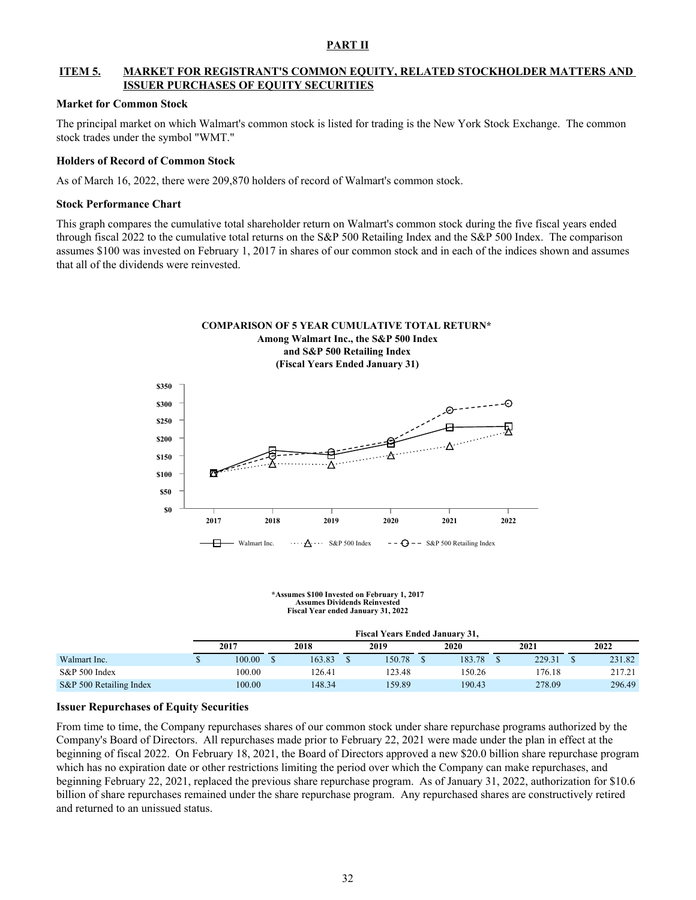## PART II

## ITEM 5. MARKET FOR REGISTRANT'S COMMON EQUITY, RELATED STOCKHOLDER MATTERS AND ISSUER PURCHASES OF EQUITY SECURITIES

### Market for Common Stock

The principal market on which Walmart's common stock is listed for trading is the New York Stock Exchange. The common stock trades under the symbol "WMT."

### Holders of Record of Common Stock

As of March 16, 2022, there were 209,870 holders of record of Walmart's common stock.

### Stock Performance Chart

This graph compares the cumulative total shareholder return on Walmart's common stock during the five fiscal years ended through fiscal 2022 to the cumulative total returns on the S&P 500 Retailing Index and the S&P 500 Index. The comparison assumes $100 was invested on February 1, 2017 in shares of our common stock and in each of the indices shown and assumes that all of the dividends were reinvested.

**COMPARISON OF 5 YEAR CUMULATIVE TOTAL RETURN***
**Among Walmart Inc., the S&P 500 Index**
**and S&P 500 Retailing Index**
**(Fiscal Years Ended January 31)**

*Assumes $100 Invested on February 1, 2017
Assumes Dividends Reinvested
Fiscal Year ended January 31, 2022

| | Fiscal Years Ended January 31, | | | | | |
|---|---|---|---|---|---|---|
| | 2017 | 2018 | 2019 | 2020 | 2021 | 2022 |
| Walmart Inc. | $ 100.00 | $ 163.83 | $ 150.78 | $ 183.78 | $ 229.31 | $ 231.82 |
| S&P 500 Index | 100.00 | 126.41 | 123.48 | 150.26 | 176.18 | 217.21 |
| S&P 500 Retailing Index | 100.00 | 148.34 | 159.89 | 190.43 | 278.09 | 296.49 |

### Issuer Repurchases of Equity Securities

From time to time, the Company repurchases shares of our common stock under share repurchase programs authorized by the Company's Board of Directors. All repurchases made prior to February 22, 2021 were made under the plan in effect at the beginning of fiscal 2022. On February 18, 2021, the Board of Directors approved a new $20.0 billion share repurchase program which has no expiration date or other restrictions limiting the period over which the Company can make repurchases, and beginning February 22, 2021, replaced the previous share repurchase program. As of January 31, 2022, authorization for $10.6 billion of share repurchases remained under the share repurchase program. Any repurchased shares are constructively retired and returned to an unissued status.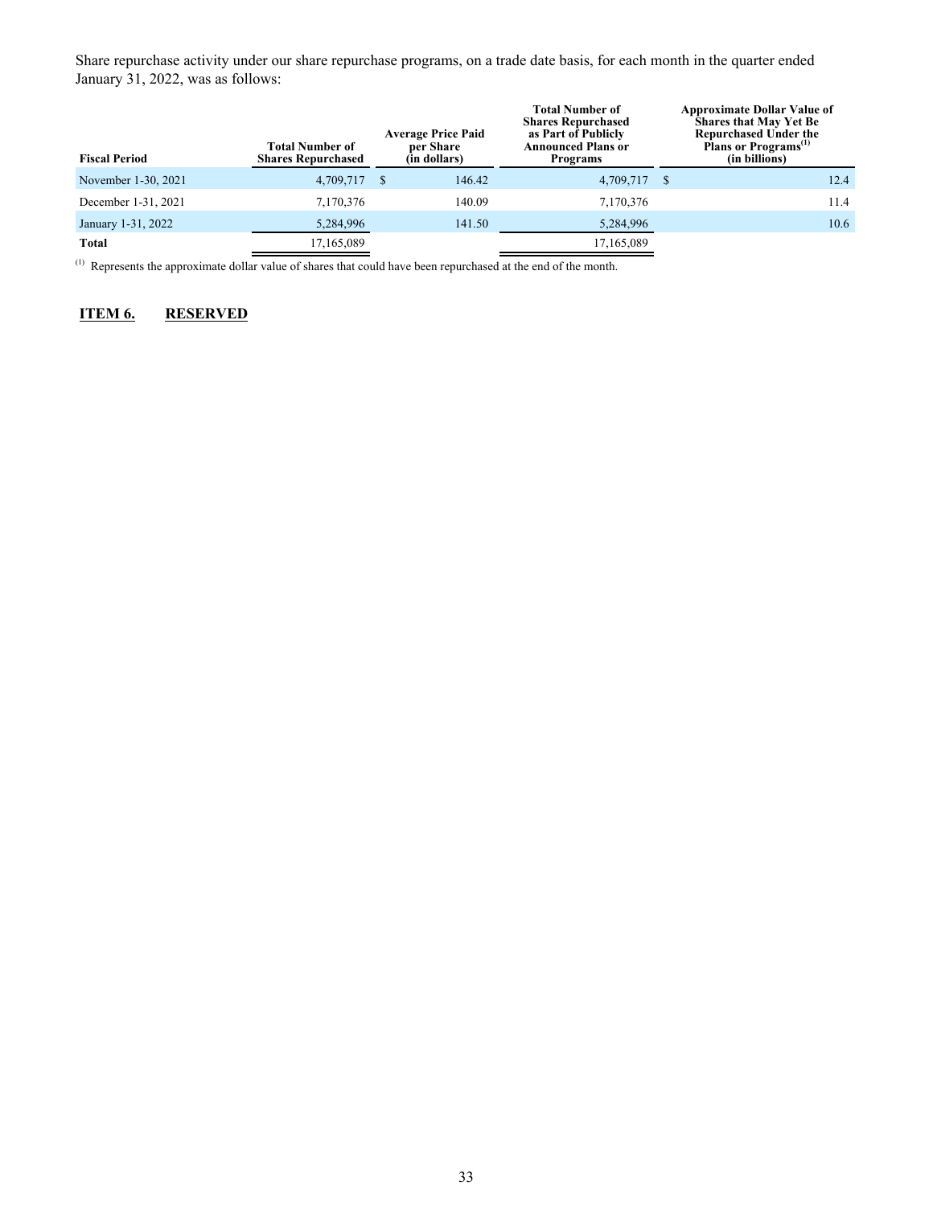Share repurchase activity under our share repurchase programs, on a trade date basis, for each month in the quarter ended January 31, 2022, was as follows:

| Fiscal Period | Total Number of Shares Repurchased | Average Price Paid per Share (in dollars) | Total Number of Shares Repurchased as Part of Publicly Announced Plans or Programs | Approximate Dollar Value of Shares that May Yet Be Repurchased Under the Plans or Programs[(1)] (in billions) |
|---|---|---|---|---|
| November 1-30, 2021 | 4,709,717 | $ 146.42 | 4,709,717 | $ 12.4 |
| December 1-31, 2021 | 7,170,376 | 140.09 | 7,170,376 | 11.4 |
| January 1-31, 2022 | 5,284,996 | 141.50 | 5,284,996 | 10.6 |
| **Total** | 17,165,089 | | 17,165,089 | |

[(1)] Represents the approximate dollar value of shares that could have been repurchased at the end of the month.

## ITEM 6. RESERVED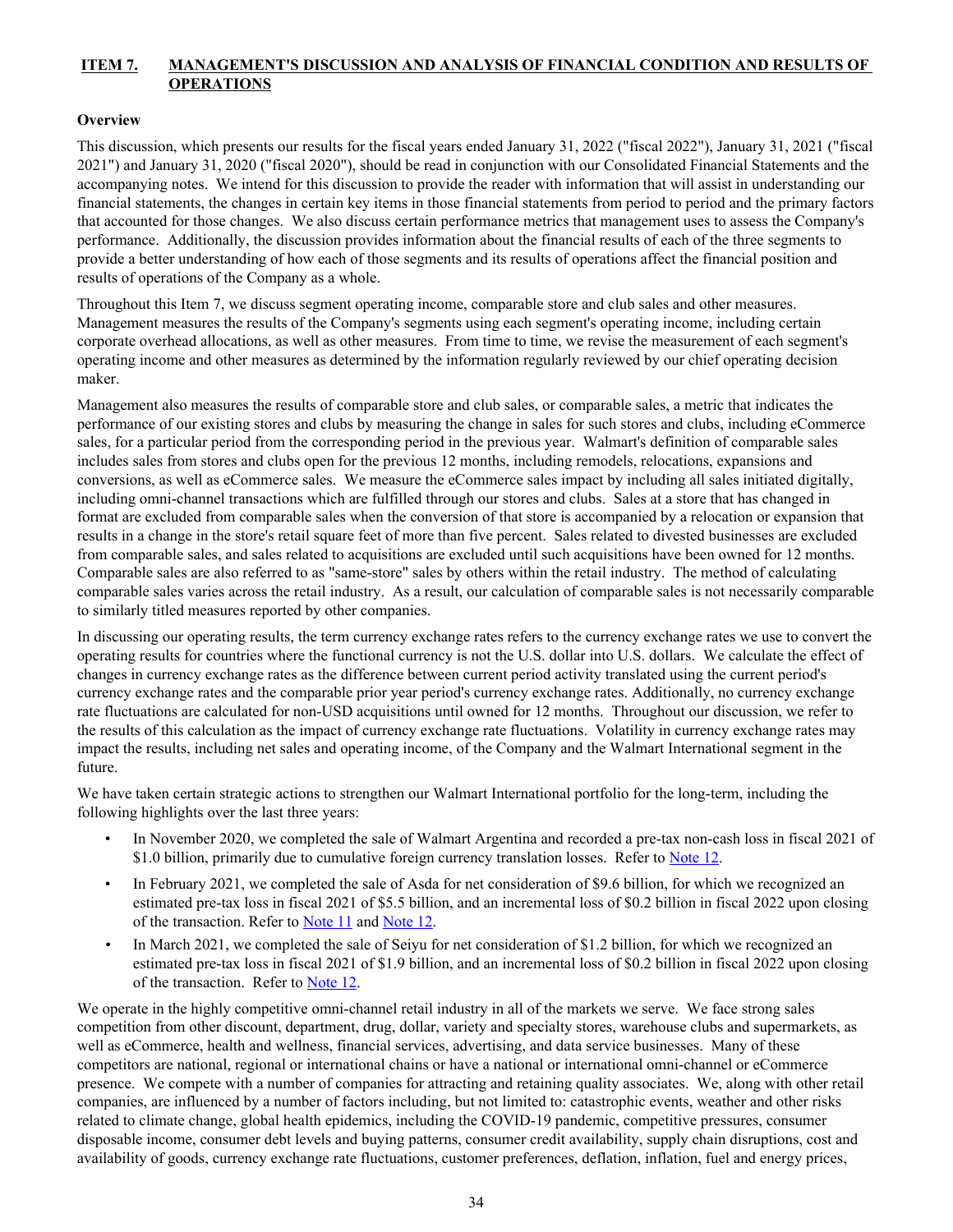## ITEM 7. MANAGEMENT'S DISCUSSION AND ANALYSIS OF FINANCIAL CONDITION AND RESULTS OF OPERATIONS

### Overview

This discussion, which presents our results for the fiscal years ended January 31, 2022 ("fiscal 2022"), January 31, 2021 ("fiscal 2021") and January 31, 2020 ("fiscal 2020"), should be read in conjunction with our Consolidated Financial Statements and the accompanying notes. We intend for this discussion to provide the reader with information that will assist in understanding our financial statements, the changes in certain key items in those financial statements from period to period and the primary factors that accounted for those changes. We also discuss certain performance metrics that management uses to assess the Company's performance. Additionally, the discussion provides information about the financial results of each of the three segments to provide a better understanding of how each of those segments and its results of operations affect the financial position and results of operations of the Company as a whole.

Throughout this Item 7, we discuss segment operating income, comparable store and club sales and other measures. Management measures the results of the Company's segments using each segment's operating income, including certain corporate overhead allocations, as well as other measures. From time to time, we revise the measurement of each segment's operating income and other measures as determined by the information regularly reviewed by our chief operating decision maker.

Management also measures the results of comparable store and club sales, or comparable sales, a metric that indicates the performance of our existing stores and clubs by measuring the change in sales for such stores and clubs, including eCommerce sales, for a particular period from the corresponding period in the previous year. Walmart's definition of comparable sales includes sales from stores and clubs open for the previous 12 months, including remodels, relocations, expansions and conversions, as well as eCommerce sales. We measure the eCommerce sales impact by including all sales initiated digitally, including omni-channel transactions which are fulfilled through our stores and clubs. Sales at a store that has changed in format are excluded from comparable sales when the conversion of that store is accompanied by a relocation or expansion that results in a change in the store's retail square feet of more than five percent. Sales related to divested businesses are excluded from comparable sales, and sales related to acquisitions are excluded until such acquisitions have been owned for 12 months. Comparable sales are also referred to as "same-store" sales by others within the retail industry. The method of calculating comparable sales varies across the retail industry. As a result, our calculation of comparable sales is not necessarily comparable to similarly titled measures reported by other companies.

In discussing our operating results, the term currency exchange rates refers to the currency exchange rates we use to convert the operating results for countries where the functional currency is not the U.S. dollar into U.S. dollars. We calculate the effect of changes in currency exchange rates as the difference between current period activity translated using the current period's currency exchange rates and the comparable prior year period's currency exchange rates. Additionally, no currency exchange rate fluctuations are calculated for non-USD acquisitions until owned for 12 months. Throughout our discussion, we refer to the results of this calculation as the impact of currency exchange rate fluctuations. Volatility in currency exchange rates may impact the results, including net sales and operating income, of the Company and the Walmart International segment in the future.

We have taken certain strategic actions to strengthen our Walmart International portfolio for the long-term, including the following highlights over the last three years:

- In November 2020, we completed the sale of Walmart Argentina and recorded a pre-tax non-cash loss in fiscal 2021 of $1.0 billion, primarily due to cumulative foreign currency translation losses. Refer to Note 12.
- In February 2021, we completed the sale of Asda for net consideration of $9.6 billion, for which we recognized an estimated pre-tax loss in fiscal 2021 of $5.5 billion, and an incremental loss of $0.2 billion in fiscal 2022 upon closing of the transaction. Refer to Note 11 and Note 12.
- In March 2021, we completed the sale of Seiyu for net consideration of $1.2 billion, for which we recognized an estimated pre-tax loss in fiscal 2021 of $1.9 billion, and an incremental loss of $0.2 billion in fiscal 2022 upon closing of the transaction. Refer to Note 12.

We operate in the highly competitive omni-channel retail industry in all of the markets we serve. We face strong sales competition from other discount, department, drug, dollar, variety and specialty stores, warehouse clubs and supermarkets, as well as eCommerce, health and wellness, financial services, advertising, and data service businesses. Many of these competitors are national, regional or international chains or have a national or international omni-channel or eCommerce presence. We compete with a number of companies for attracting and retaining quality associates. We, along with other retail companies, are influenced by a number of factors including, but not limited to: catastrophic events, weather and other risks related to climate change, global health epidemics, including the COVID-19 pandemic, competitive pressures, consumer disposable income, consumer debt levels and buying patterns, consumer credit availability, supply chain disruptions, cost and availability of goods, currency exchange rate fluctuations, customer preferences, deflation, inflation, fuel and energy prices,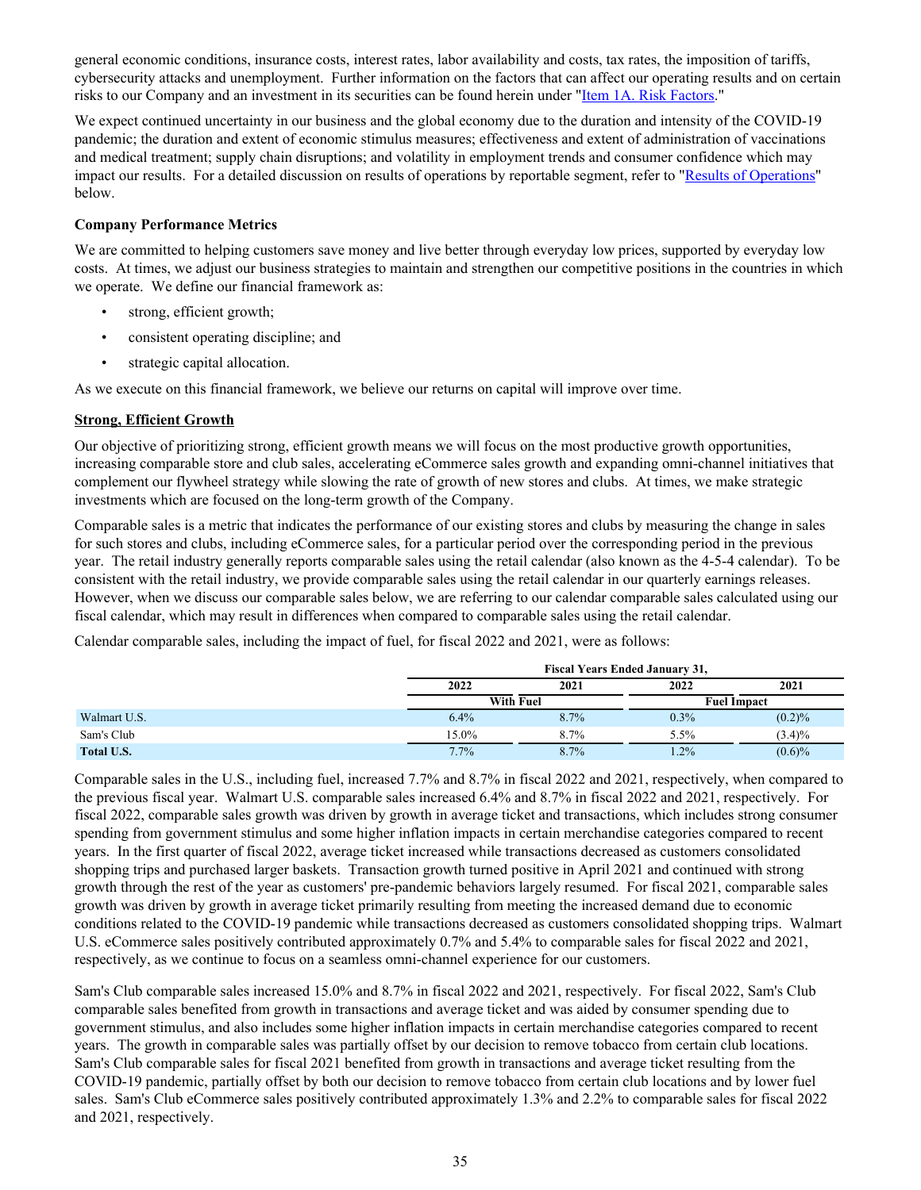general economic conditions, insurance costs, interest rates, labor availability and costs, tax rates, the imposition of tariffs, cybersecurity attacks and unemployment. Further information on the factors that can affect our operating results and on certain risks to our Company and an investment in its securities can be found herein under "Item 1A. Risk Factors."

We expect continued uncertainty in our business and the global economy due to the duration and intensity of the COVID-19 pandemic; the duration and extent of economic stimulus measures; effectiveness and extent of administration of vaccinations and medical treatment; supply chain disruptions; and volatility in employment trends and consumer confidence which may impact our results. For a detailed discussion on results of operations by reportable segment, refer to "Results of Operations" below.

**Company Performance Metrics**

We are committed to helping customers save money and live better through everyday low prices, supported by everyday low costs. At times, we adjust our business strategies to maintain and strengthen our competitive positions in the countries in which we operate. We define our financial framework as:

- strong, efficient growth;
- consistent operating discipline; and
- strategic capital allocation.

As we execute on this financial framework, we believe our returns on capital will improve over time.

**Strong, Efficient Growth**

Our objective of prioritizing strong, efficient growth means we will focus on the most productive growth opportunities, increasing comparable store and club sales, accelerating eCommerce sales growth and expanding omni-channel initiatives that complement our flywheel strategy while slowing the rate of growth of new stores and clubs. At times, we make strategic investments which are focused on the long-term growth of the Company.

Comparable sales is a metric that indicates the performance of our existing stores and clubs by measuring the change in sales for such stores and clubs, including eCommerce sales, for a particular period over the corresponding period in the previous year. The retail industry generally reports comparable sales using the retail calendar (also known as the 4-5-4 calendar). To be consistent with the retail industry, we provide comparable sales using the retail calendar in our quarterly earnings releases. However, when we discuss our comparable sales below, we are referring to our calendar comparable sales calculated using our fiscal calendar, which may result in differences when compared to comparable sales using the retail calendar.

Calendar comparable sales, including the impact of fuel, for fiscal 2022 and 2021, were as follows:

| | Fiscal Years Ended January 31, | | | |
|---|---|---|---|---|
| | 2022 | 2021 | 2022 | 2021 |
| | With Fuel | | Fuel Impact | |
| Walmart U.S. | 6.4% | 8.7% | 0.3% | (0.2)% |
| Sam's Club | 15.0% | 8.7% | 5.5% | (3.4)% |
| **Total U.S.** | 7.7% | 8.7% | 1.2% | (0.6)% |

Comparable sales in the U.S., including fuel, increased 7.7% and 8.7% in fiscal 2022 and 2021, respectively, when compared to the previous fiscal year. Walmart U.S. comparable sales increased 6.4% and 8.7% in fiscal 2022 and 2021, respectively. For fiscal 2022, comparable sales growth was driven by growth in average ticket and transactions, which includes strong consumer spending from government stimulus and some higher inflation impacts in certain merchandise categories compared to recent years. In the first quarter of fiscal 2022, average ticket increased while transactions decreased as customers consolidated shopping trips and purchased larger baskets. Transaction growth turned positive in April 2021 and continued with strong growth through the rest of the year as customers' pre-pandemic behaviors largely resumed. For fiscal 2021, comparable sales growth was driven by growth in average ticket primarily resulting from meeting the increased demand due to economic conditions related to the COVID-19 pandemic while transactions decreased as customers consolidated shopping trips. Walmart U.S. eCommerce sales positively contributed approximately 0.7% and 5.4% to comparable sales for fiscal 2022 and 2021, respectively, as we continue to focus on a seamless omni-channel experience for our customers.

Sam's Club comparable sales increased 15.0% and 8.7% in fiscal 2022 and 2021, respectively. For fiscal 2022, Sam's Club comparable sales benefited from growth in transactions and average ticket and was aided by consumer spending due to government stimulus, and also includes some higher inflation impacts in certain merchandise categories compared to recent years. The growth in comparable sales was partially offset by our decision to remove tobacco from certain club locations. Sam's Club comparable sales for fiscal 2021 benefited from growth in transactions and average ticket resulting from the COVID-19 pandemic, partially offset by both our decision to remove tobacco from certain club locations and by lower fuel sales. Sam's Club eCommerce sales positively contributed approximately 1.3% and 2.2% to comparable sales for fiscal 2022 and 2021, respectively.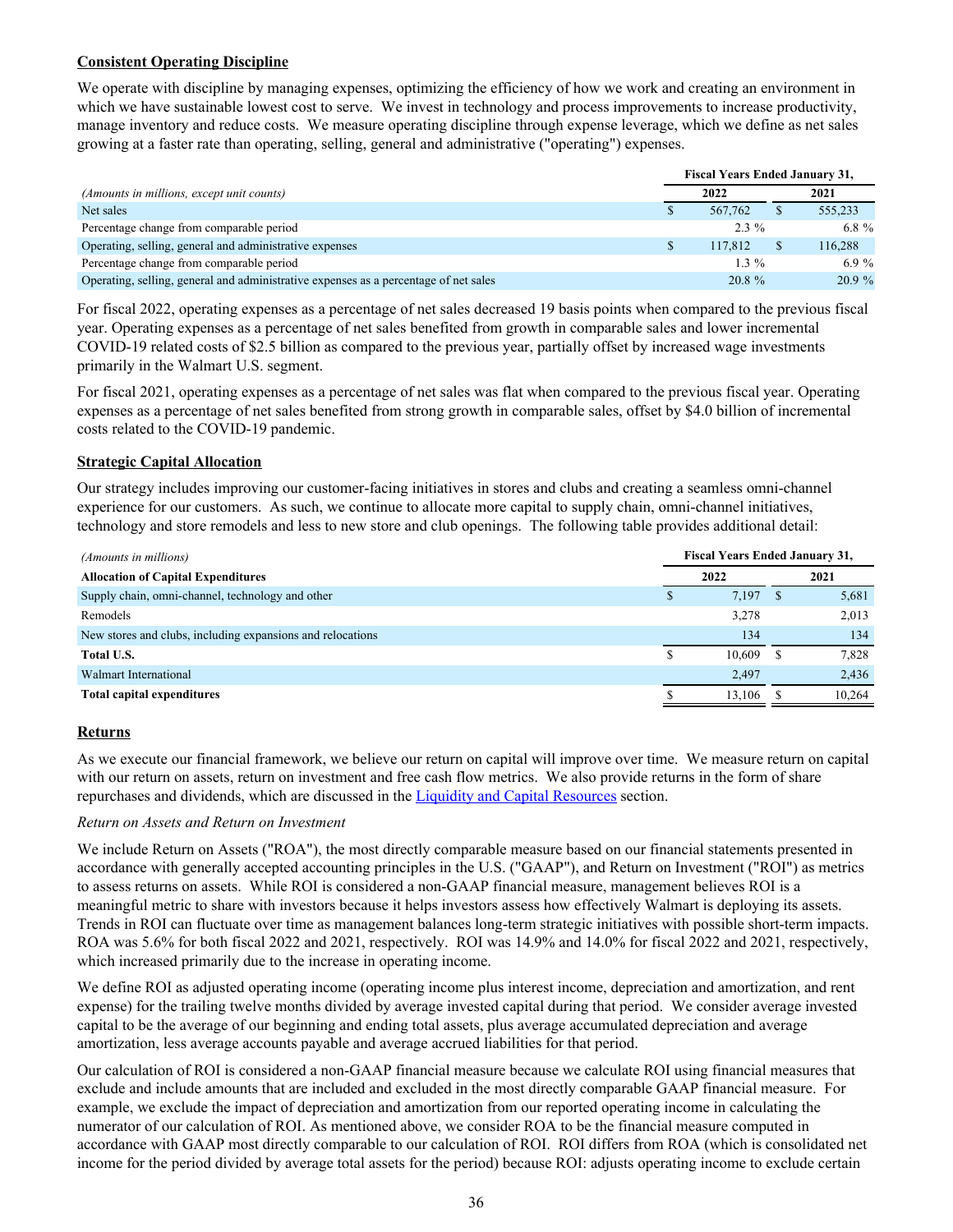## Consistent Operating Discipline

We operate with discipline by managing expenses, optimizing the efficiency of how we work and creating an environment in which we have sustainable lowest cost to serve. We invest in technology and process improvements to increase productivity, manage inventory and reduce costs. We measure operating discipline through expense leverage, which we define as net sales growing at a faster rate than operating, selling, general and administrative ("operating") expenses.

| *(Amounts in millions, except unit counts)* | Fiscal Years Ended January 31, | |
|---|---|---|
| | 2022 | 2021 |
| Net sales | $ 567,762 | $ 555,233 |
| Percentage change from comparable period | 2.3 % | 6.8 % |
| Operating, selling, general and administrative expenses | $ 117,812 | $ 116,288 |
| Percentage change from comparable period | 1.3 % | 6.9 % |
| Operating, selling, general and administrative expenses as a percentage of net sales | 20.8 % | 20.9 % |

For fiscal 2022, operating expenses as a percentage of net sales decreased 19 basis points when compared to the previous fiscal year. Operating expenses as a percentage of net sales benefited from growth in comparable sales and lower incremental COVID-19 related costs of $2.5 billion as compared to the previous year, partially offset by increased wage investments primarily in the Walmart U.S. segment.

For fiscal 2021, operating expenses as a percentage of net sales was flat when compared to the previous fiscal year. Operating expenses as a percentage of net sales benefited from strong growth in comparable sales, offset by $4.0 billion of incremental costs related to the COVID-19 pandemic.

## Strategic Capital Allocation

Our strategy includes improving our customer-facing initiatives in stores and clubs and creating a seamless omni-channel experience for our customers. As such, we continue to allocate more capital to supply chain, omni-channel initiatives, technology and store remodels and less to new store and club openings. The following table provides additional detail:

| *(Amounts in millions)* | Fiscal Years Ended January 31, | |
|---|---|---|
| **Allocation of Capital Expenditures** | 2022 | 2021 |
| Supply chain, omni-channel, technology and other | $ 7,197 | $ 5,681 |
| Remodels | 3,278 | 2,013 |
| New stores and clubs, including expansions and relocations | 134 | 134 |
| **Total U.S.** | $ 10,609 | $ 7,828 |
| Walmart International | 2,497 | 2,436 |
| **Total capital expenditures** | $ 13,106 | $ 10,264 |

## Returns

As we execute our financial framework, we believe our return on capital will improve over time. We measure return on capital with our return on assets, return on investment and free cash flow metrics. We also provide returns in the form of share repurchases and dividends, which are discussed in the Liquidity and Capital Resources section.

*Return on Assets and Return on Investment*

We include Return on Assets ("ROA"), the most directly comparable measure based on our financial statements presented in accordance with generally accepted accounting principles in the U.S. ("GAAP"), and Return on Investment ("ROI") as metrics to assess returns on assets. While ROI is considered a non-GAAP financial measure, management believes ROI is a meaningful metric to share with investors because it helps investors assess how effectively Walmart is deploying its assets. Trends in ROI can fluctuate over time as management balances long-term strategic initiatives with possible short-term impacts. ROA was 5.6% for both fiscal 2022 and 2021, respectively. ROI was 14.9% and 14.0% for fiscal 2022 and 2021, respectively, which increased primarily due to the increase in operating income.

We define ROI as adjusted operating income (operating income plus interest income, depreciation and amortization, and rent expense) for the trailing twelve months divided by average invested capital during that period. We consider average invested capital to be the average of our beginning and ending total assets, plus average accumulated depreciation and average amortization, less average accounts payable and average accrued liabilities for that period.

Our calculation of ROI is considered a non-GAAP financial measure because we calculate ROI using financial measures that exclude and include amounts that are included and excluded in the most directly comparable GAAP financial measure. For example, we exclude the impact of depreciation and amortization from our reported operating income in calculating the numerator of our calculation of ROI. As mentioned above, we consider ROA to be the financial measure computed in accordance with GAAP most directly comparable to our calculation of ROI. ROI differs from ROA (which is consolidated net income for the period divided by average total assets for the period) because ROI: adjusts operating income to exclude certain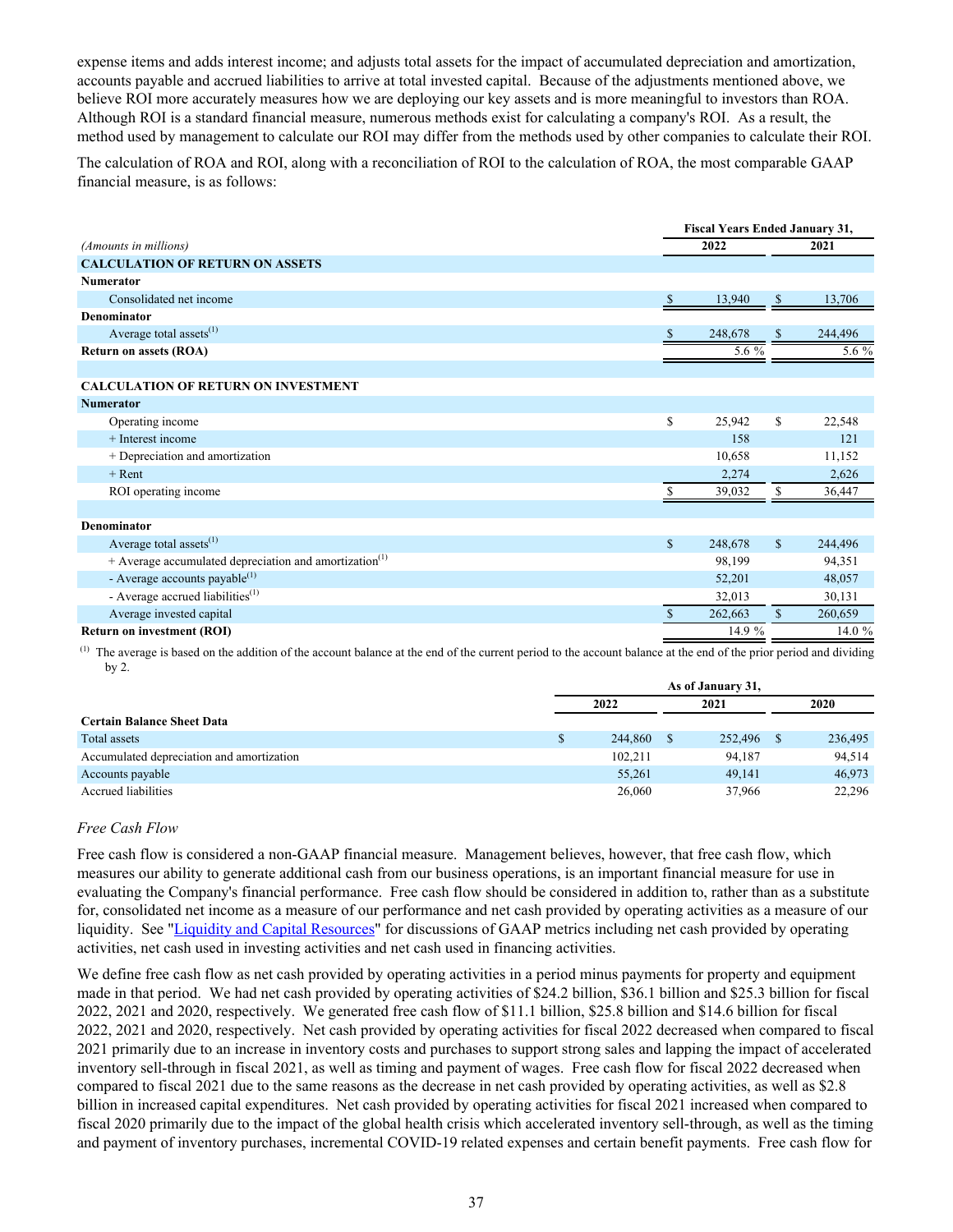expense items and adds interest income; and adjusts total assets for the impact of accumulated depreciation and amortization, accounts payable and accrued liabilities to arrive at total invested capital. Because of the adjustments mentioned above, we believe ROI more accurately measures how we are deploying our key assets and is more meaningful to investors than ROA. Although ROI is a standard financial measure, numerous methods exist for calculating a company's ROI. As a result, the method used by management to calculate our ROI may differ from the methods used by other companies to calculate their ROI.

The calculation of ROA and ROI, along with a reconciliation of ROI to the calculation of ROA, the most comparable GAAP financial measure, is as follows:

| | Fiscal Years Ended January 31, | |
|---|---|---|
| *(Amounts in millions)* | 2022 | 2021 |
| **CALCULATION OF RETURN ON ASSETS** | | |
| **Numerator** | | |
| Consolidated net income | $ 13,940 | $ 13,706 |
| **Denominator** | | |
| Average total assets[1] | $ 248,678 | $ 244,496 |
| **Return on assets (ROA)** | 5.6 % | 5.6 % |
| | | |
| **CALCULATION OF RETURN ON INVESTMENT** | | |
| **Numerator** | | |
| Operating income | $ 25,942 | $ 22,548 |
| + Interest income | 158 | 121 |
| + Depreciation and amortization | 10,658 | 11,152 |
| + Rent | 2,274 | 2,626 |
| ROI operating income | $ 39,032 | $ 36,447 |
| | | |
| **Denominator** | | |
| Average total assets[1] | $ 248,678 | $ 244,496 |
| + Average accumulated depreciation and amortization[1] | 98,199 | 94,351 |
| - Average accounts payable[1] | 52,201 | 48,057 |
| - Average accrued liabilities[1] | 32,013 | 30,131 |
| Average invested capital | $ 262,663 | $ 260,659 |
| **Return on investment (ROI)** | 14.9 % | 14.0 % |

[1] The average is based on the addition of the account balance at the end of the current period to the account balance at the end of the prior period and dividing by 2.

| | As of January 31, | | |
|---|---|---|---|
| | 2022 | 2021 | 2020 |
| **Certain Balance Sheet Data** | | | |
| Total assets | $ 244,860 | $ 252,496 | $ 236,495 |
| Accumulated depreciation and amortization | 102,211 | 94,187 | 94,514 |
| Accounts payable | 55,261 | 49,141 | 46,973 |
| Accrued liabilities | 26,060 | 37,966 | 22,296 |

*Free Cash Flow*

Free cash flow is considered a non-GAAP financial measure. Management believes, however, that free cash flow, which measures our ability to generate additional cash from our business operations, is an important financial measure for use in evaluating the Company's financial performance. Free cash flow should be considered in addition to, rather than as a substitute for, consolidated net income as a measure of our performance and net cash provided by operating activities as a measure of our liquidity. See "Liquidity and Capital Resources" for discussions of GAAP metrics including net cash provided by operating activities, net cash used in investing activities and net cash used in financing activities.

We define free cash flow as net cash provided by operating activities in a period minus payments for property and equipment made in that period. We had net cash provided by operating activities of $24.2 billion, $36.1 billion and $25.3 billion for fiscal 2022, 2021 and 2020, respectively. We generated free cash flow of $11.1 billion, $25.8 billion and $14.6 billion for fiscal 2022, 2021 and 2020, respectively. Net cash provided by operating activities for fiscal 2022 decreased when compared to fiscal 2021 primarily due to an increase in inventory costs and purchases to support strong sales and lapping the impact of accelerated inventory sell-through in fiscal 2021, as well as timing and payment of wages. Free cash flow for fiscal 2022 decreased when compared to fiscal 2021 due to the same reasons as the decrease in net cash provided by operating activities, as well as $2.8 billion in increased capital expenditures. Net cash provided by operating activities for fiscal 2021 increased when compared to fiscal 2020 primarily due to the impact of the global health crisis which accelerated inventory sell-through, as well as the timing and payment of inventory purchases, incremental COVID-19 related expenses and certain benefit payments. Free cash flow for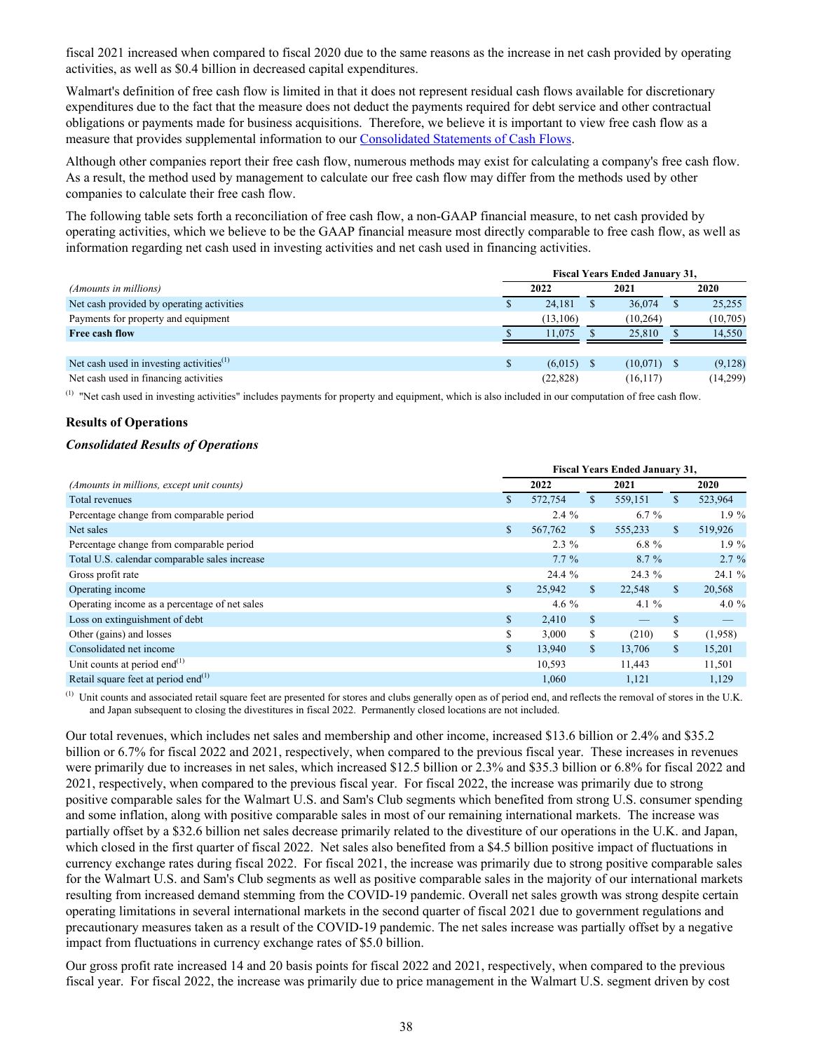fiscal 2021 increased when compared to fiscal 2020 due to the same reasons as the increase in net cash provided by operating activities, as well as $0.4 billion in decreased capital expenditures.

Walmart's definition of free cash flow is limited in that it does not represent residual cash flows available for discretionary expenditures due to the fact that the measure does not deduct the payments required for debt service and other contractual obligations or payments made for business acquisitions. Therefore, we believe it is important to view free cash flow as a measure that provides supplemental information to our Consolidated Statements of Cash Flows.

Although other companies report their free cash flow, numerous methods may exist for calculating a company's free cash flow. As a result, the method used by management to calculate our free cash flow may differ from the methods used by other companies to calculate their free cash flow.

The following table sets forth a reconciliation of free cash flow, a non-GAAP financial measure, to net cash provided by operating activities, which we believe to be the GAAP financial measure most directly comparable to free cash flow, as well as information regarding net cash used in investing activities and net cash used in financing activities.

| | Fiscal Years Ended January 31, | | |
|---|---|---|---|
| *(Amounts in millions)* | 2022 | 2021 | 2020 |
| Net cash provided by operating activities | $ 24,181 | $ 36,074 | $ 25,255 |
| Payments for property and equipment | (13,106) | (10,264) | (10,705) |
| **Free cash flow** | $ 11,075 | $ 25,810 | $ 14,550 |
| | | | |
| Net cash used in investing activities[1] | $ (6,015) | $ (10,071) | $ (9,128) |
| Net cash used in financing activities | (22,828) | (16,117) | (14,299) |

[1] "Net cash used in investing activities" includes payments for property and equipment, which is also included in our computation of free cash flow.

### Results of Operations

#### *Consolidated Results of Operations*

| | Fiscal Years Ended January 31, | | |
|---|---|---|---|
| *(Amounts in millions, except unit counts)* | 2022 | 2021 | 2020 |
| Total revenues | $ 572,754 | $ 559,151 | $ 523,964 |
| Percentage change from comparable period | 2.4 % | 6.7 % | 1.9 % |
| Net sales | $ 567,762 | $ 555,233 | $ 519,926 |
| Percentage change from comparable period | 2.3 % | 6.8 % | 1.9 % |
| Total U.S. calendar comparable sales increase | 7.7 % | 8.7 % | 2.7 % |
| Gross profit rate | 24.4 % | 24.3 % | 24.1 % |
| Operating income | $ 25,942 | $ 22,548 | $ 20,568 |
| Operating income as a percentage of net sales | 4.6 % | 4.1 % | 4.0 % |
| Loss on extinguishment of debt | $ 2,410 | $ — | $ — |
| Other (gains) and losses | $ 3,000 | $ (210) | $ (1,958) |
| Consolidated net income | $ 13,940 | $ 13,706 | $ 15,201 |
| Unit counts at period end[1] | 10,593 | 11,443 | 11,501 |
| Retail square feet at period end[1] | 1,060 | 1,121 | 1,129 |

[1] Unit counts and associated retail square feet are presented for stores and clubs generally open as of period end, and reflects the removal of stores in the U.K. and Japan subsequent to closing the divestitures in fiscal 2022. Permanently closed locations are not included.

Our total revenues, which includes net sales and membership and other income, increased $13.6 billion or 2.4% and $35.2 billion or 6.7% for fiscal 2022 and 2021, respectively, when compared to the previous fiscal year. These increases in revenues were primarily due to increases in net sales, which increased $12.5 billion or 2.3% and $35.3 billion or 6.8% for fiscal 2022 and 2021, respectively, when compared to the previous fiscal year. For fiscal 2022, the increase was primarily due to strong positive comparable sales for the Walmart U.S. and Sam's Club segments which benefited from strong U.S. consumer spending and some inflation, along with positive comparable sales in most of our remaining international markets. The increase was partially offset by a $32.6 billion net sales decrease primarily related to the divestiture of our operations in the U.K. and Japan, which closed in the first quarter of fiscal 2022. Net sales also benefited from a $4.5 billion positive impact of fluctuations in currency exchange rates during fiscal 2022. For fiscal 2021, the increase was primarily due to strong positive comparable sales for the Walmart U.S. and Sam's Club segments as well as positive comparable sales in the majority of our international markets resulting from increased demand stemming from the COVID-19 pandemic. Overall net sales growth was strong despite certain operating limitations in several international markets in the second quarter of fiscal 2021 due to government regulations and precautionary measures taken as a result of the COVID-19 pandemic. The net sales increase was partially offset by a negative impact from fluctuations in currency exchange rates of $5.0 billion.

Our gross profit rate increased 14 and 20 basis points for fiscal 2022 and 2021, respectively, when compared to the previous fiscal year. For fiscal 2022, the increase was primarily due to price management in the Walmart U.S. segment driven by cost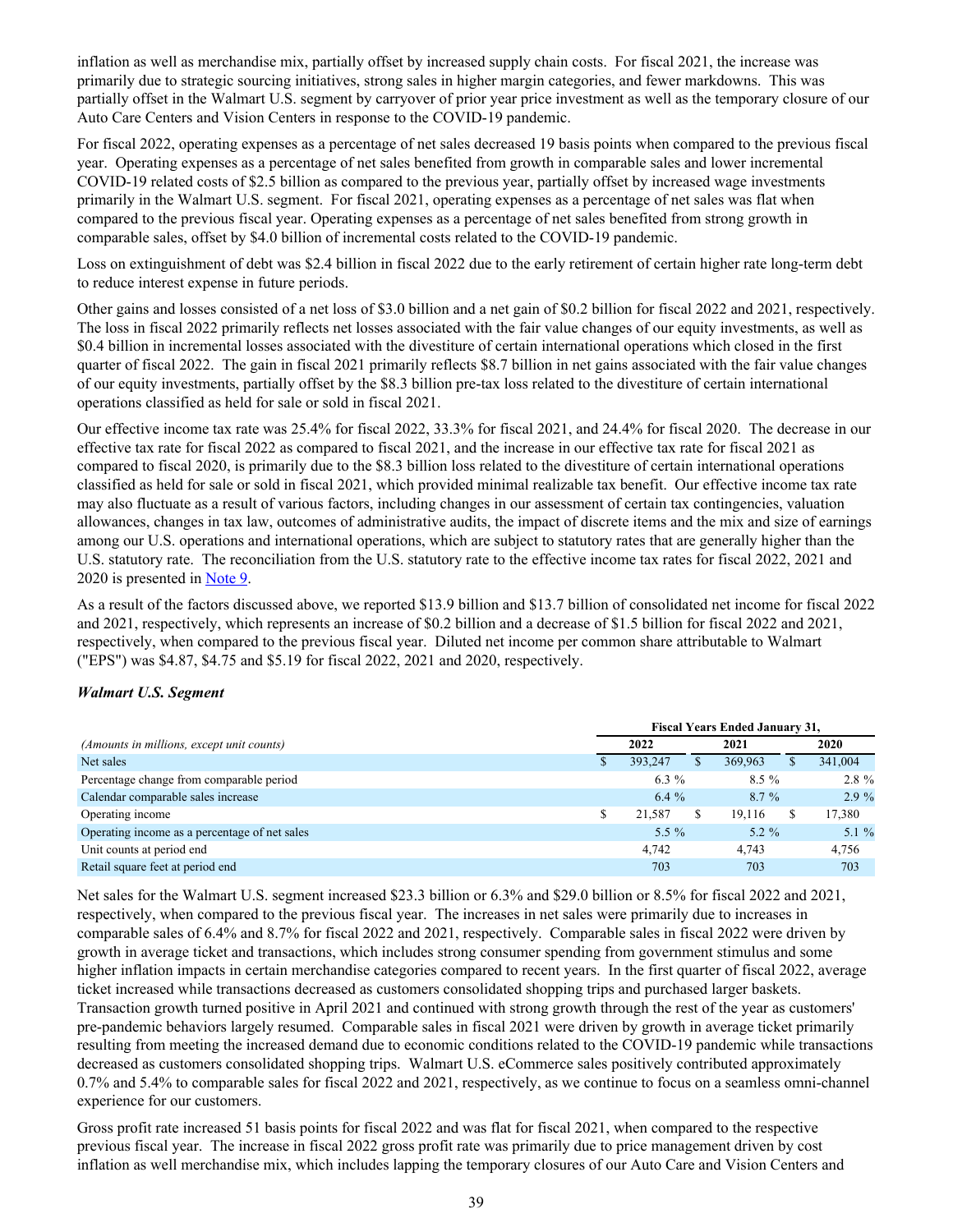inflation as well as merchandise mix, partially offset by increased supply chain costs. For fiscal 2021, the increase was primarily due to strategic sourcing initiatives, strong sales in higher margin categories, and fewer markdowns. This was partially offset in the Walmart U.S. segment by carryover of prior year price investment as well as the temporary closure of our Auto Care Centers and Vision Centers in response to the COVID-19 pandemic.

For fiscal 2022, operating expenses as a percentage of net sales decreased 19 basis points when compared to the previous fiscal year. Operating expenses as a percentage of net sales benefited from growth in comparable sales and lower incremental COVID-19 related costs of $2.5 billion as compared to the previous year, partially offset by increased wage investments primarily in the Walmart U.S. segment. For fiscal 2021, operating expenses as a percentage of net sales was flat when compared to the previous fiscal year. Operating expenses as a percentage of net sales benefited from strong growth in comparable sales, offset by $4.0 billion of incremental costs related to the COVID-19 pandemic.

Loss on extinguishment of debt was $2.4 billion in fiscal 2022 due to the early retirement of certain higher rate long-term debt to reduce interest expense in future periods.

Other gains and losses consisted of a net loss of $3.0 billion and a net gain of $0.2 billion for fiscal 2022 and 2021, respectively. The loss in fiscal 2022 primarily reflects net losses associated with the fair value changes of our equity investments, as well as $0.4 billion in incremental losses associated with the divestiture of certain international operations which closed in the first quarter of fiscal 2022. The gain in fiscal 2021 primarily reflects $8.7 billion in net gains associated with the fair value changes of our equity investments, partially offset by the $8.3 billion pre-tax loss related to the divestiture of certain international operations classified as held for sale or sold in fiscal 2021.

Our effective income tax rate was 25.4% for fiscal 2022, 33.3% for fiscal 2021, and 24.4% for fiscal 2020. The decrease in our effective tax rate for fiscal 2022 as compared to fiscal 2021, and the increase in our effective tax rate for fiscal 2021 as compared to fiscal 2020, is primarily due to the $8.3 billion loss related to the divestiture of certain international operations classified as held for sale or sold in fiscal 2021, which provided minimal realizable tax benefit. Our effective income tax rate may also fluctuate as a result of various factors, including changes in our assessment of certain tax contingencies, valuation allowances, changes in tax law, outcomes of administrative audits, the impact of discrete items and the mix and size of earnings among our U.S. operations and international operations, which are subject to statutory rates that are generally higher than the U.S. statutory rate. The reconciliation from the U.S. statutory rate to the effective income tax rates for fiscal 2022, 2021 and 2020 is presented in Note 9.

As a result of the factors discussed above, we reported $13.9 billion and $13.7 billion of consolidated net income for fiscal 2022 and 2021, respectively, which represents an increase of $0.2 billion and a decrease of $1.5 billion for fiscal 2022 and 2021, respectively, when compared to the previous fiscal year. Diluted net income per common share attributable to Walmart ("EPS") was $4.87, $4.75 and $5.19 for fiscal 2022, 2021 and 2020, respectively.

### *Walmart U.S. Segment*

| | Fiscal Years Ended January 31, | | |
|---|---|---|---|
| *(Amounts in millions, except unit counts)* | 2022 | 2021 | 2020 |
| Net sales | $ 393,247 | $ 369,963 | $ 341,004 |
| Percentage change from comparable period | 6.3 % | 8.5 % | 2.8 % |
| Calendar comparable sales increase | 6.4 % | 8.7 % | 2.9 % |
| Operating income | $ 21,587 | $ 19,116 | $ 17,380 |
| Operating income as a percentage of net sales | 5.5 % | 5.2 % | 5.1 % |
| Unit counts at period end | 4,742 | 4,743 | 4,756 |
| Retail square feet at period end | 703 | 703 | 703 |

Net sales for the Walmart U.S. segment increased $23.3 billion or 6.3% and $29.0 billion or 8.5% for fiscal 2022 and 2021, respectively, when compared to the previous fiscal year. The increases in net sales were primarily due to increases in comparable sales of 6.4% and 8.7% for fiscal 2022 and 2021, respectively. Comparable sales in fiscal 2022 were driven by growth in average ticket and transactions, which includes strong consumer spending from government stimulus and some higher inflation impacts in certain merchandise categories compared to recent years. In the first quarter of fiscal 2022, average ticket increased while transactions decreased as customers consolidated shopping trips and purchased larger baskets. Transaction growth turned positive in April 2021 and continued with strong growth through the rest of the year as customers' pre-pandemic behaviors largely resumed. Comparable sales in fiscal 2021 were driven by growth in average ticket primarily resulting from meeting the increased demand due to economic conditions related to the COVID-19 pandemic while transactions decreased as customers consolidated shopping trips. Walmart U.S. eCommerce sales positively contributed approximately 0.7% and 5.4% to comparable sales for fiscal 2022 and 2021, respectively, as we continue to focus on a seamless omni-channel experience for our customers.

Gross profit rate increased 51 basis points for fiscal 2022 and was flat for fiscal 2021, when compared to the respective previous fiscal year. The increase in fiscal 2022 gross profit rate was primarily due to price management driven by cost inflation as well merchandise mix, which includes lapping the temporary closures of our Auto Care and Vision Centers and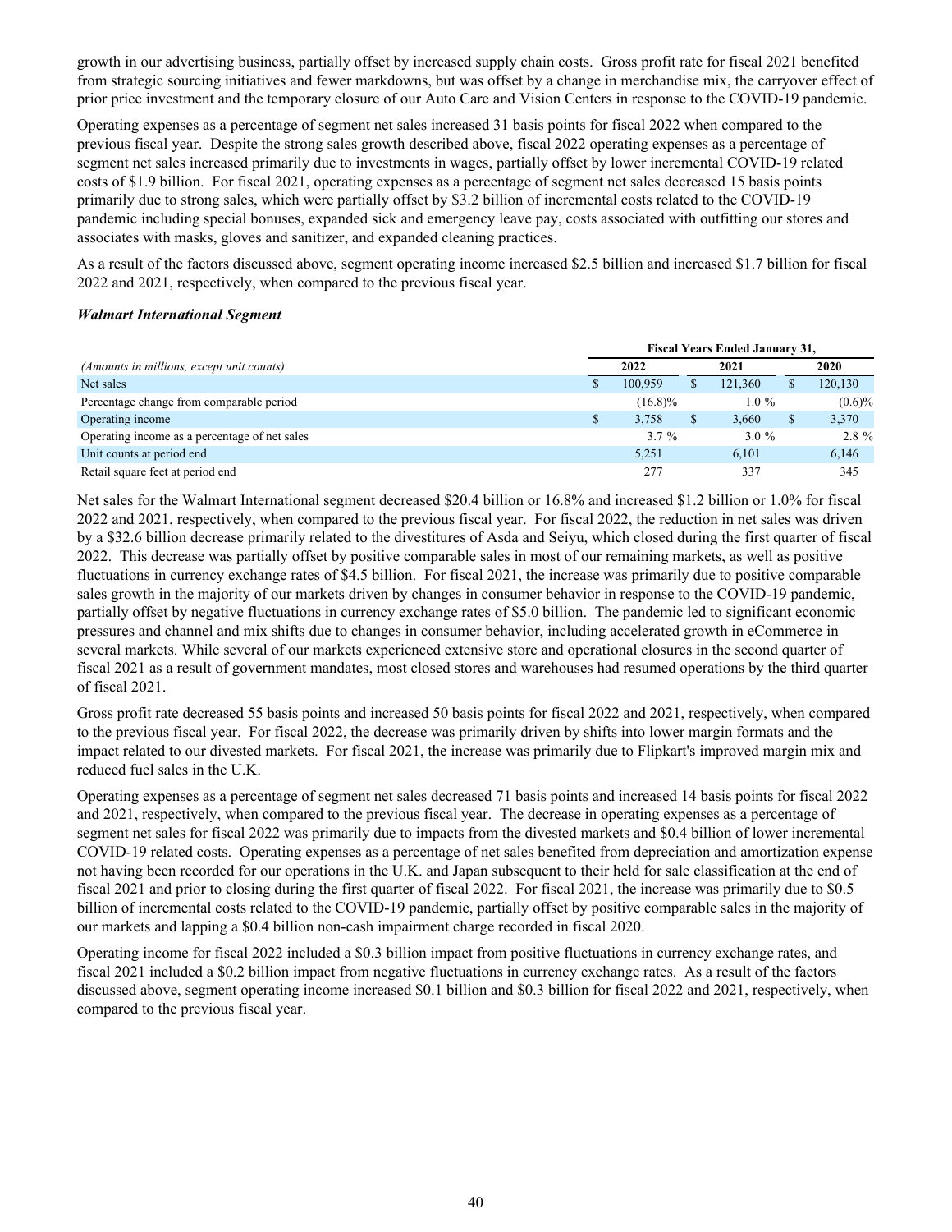growth in our advertising business, partially offset by increased supply chain costs. Gross profit rate for fiscal 2021 benefited from strategic sourcing initiatives and fewer markdowns, but was offset by a change in merchandise mix, the carryover effect of prior price investment and the temporary closure of our Auto Care and Vision Centers in response to the COVID-19 pandemic.

Operating expenses as a percentage of segment net sales increased 31 basis points for fiscal 2022 when compared to the previous fiscal year. Despite the strong sales growth described above, fiscal 2022 operating expenses as a percentage of segment net sales increased primarily due to investments in wages, partially offset by lower incremental COVID-19 related costs of $1.9 billion. For fiscal 2021, operating expenses as a percentage of segment net sales decreased 15 basis points primarily due to strong sales, which were partially offset by $3.2 billion of incremental costs related to the COVID-19 pandemic including special bonuses, expanded sick and emergency leave pay, costs associated with outfitting our stores and associates with masks, gloves and sanitizer, and expanded cleaning practices.

As a result of the factors discussed above, segment operating income increased $2.5 billion and increased $1.7 billion for fiscal 2022 and 2021, respectively, when compared to the previous fiscal year.

***Walmart International Segment***

| | Fiscal Years Ended January 31, | | |
|---|---|---|---|
| *(Amounts in millions, except unit counts)* | **2022** | **2021** | **2020** |
| Net sales | $ 100,959 | $ 121,360 | $ 120,130 |
| Percentage change from comparable period | (16.8)% | 1.0 % | (0.6)% |
| Operating income | $ 3,758 | $ 3,660 | $ 3,370 |
| Operating income as a percentage of net sales | 3.7 % | 3.0 % | 2.8 % |
| Unit counts at period end | 5,251 | 6,101 | 6,146 |
| Retail square feet at period end | 277 | 337 | 345 |

Net sales for the Walmart International segment decreased $20.4 billion or 16.8% and increased $1.2 billion or 1.0% for fiscal 2022 and 2021, respectively, when compared to the previous fiscal year. For fiscal 2022, the reduction in net sales was driven by a $32.6 billion decrease primarily related to the divestitures of Asda and Seiyu, which closed during the first quarter of fiscal 2022. This decrease was partially offset by positive comparable sales in most of our remaining markets, as well as positive fluctuations in currency exchange rates of $4.5 billion. For fiscal 2021, the increase was primarily due to positive comparable sales growth in the majority of our markets driven by changes in consumer behavior in response to the COVID-19 pandemic, partially offset by negative fluctuations in currency exchange rates of $5.0 billion. The pandemic led to significant economic pressures and channel and mix shifts due to changes in consumer behavior, including accelerated growth in eCommerce in several markets. While several of our markets experienced extensive store and operational closures in the second quarter of fiscal 2021 as a result of government mandates, most closed stores and warehouses had resumed operations by the third quarter of fiscal 2021.

Gross profit rate decreased 55 basis points and increased 50 basis points for fiscal 2022 and 2021, respectively, when compared to the previous fiscal year. For fiscal 2022, the decrease was primarily driven by shifts into lower margin formats and the impact related to our divested markets. For fiscal 2021, the increase was primarily due to Flipkart's improved margin mix and reduced fuel sales in the U.K.

Operating expenses as a percentage of segment net sales decreased 71 basis points and increased 14 basis points for fiscal 2022 and 2021, respectively, when compared to the previous fiscal year. The decrease in operating expenses as a percentage of segment net sales for fiscal 2022 was primarily due to impacts from the divested markets and $0.4 billion of lower incremental COVID-19 related costs. Operating expenses as a percentage of net sales benefited from depreciation and amortization expense not having been recorded for our operations in the U.K. and Japan subsequent to their held for sale classification at the end of fiscal 2021 and prior to closing during the first quarter of fiscal 2022. For fiscal 2021, the increase was primarily due to $0.5 billion of incremental costs related to the COVID-19 pandemic, partially offset by positive comparable sales in the majority of our markets and lapping a $0.4 billion non-cash impairment charge recorded in fiscal 2020.

Operating income for fiscal 2022 included a $0.3 billion impact from positive fluctuations in currency exchange rates, and fiscal 2021 included a $0.2 billion impact from negative fluctuations in currency exchange rates. As a result of the factors discussed above, segment operating income increased $0.1 billion and $0.3 billion for fiscal 2022 and 2021, respectively, when compared to the previous fiscal year.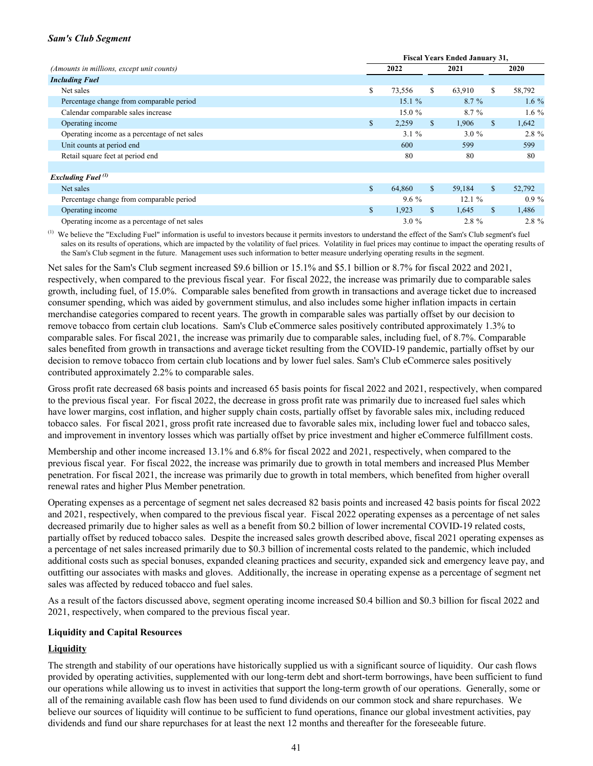### *Sam's Club Segment*

| *(Amounts in millions, except unit counts)* | Fiscal Years Ended January 31, | | |
|---|---|---|---|
| | 2022 | 2021 | 2020 |
| ***Including Fuel*** | | | |
| Net sales | $ 73,556 | $ 63,910 | $ 58,792 |
| Percentage change from comparable period | 15.1 % | 8.7 % | 1.6 % |
| Calendar comparable sales increase | 15.0 % | 8.7 % | 1.6 % |
| Operating income | $ 2,259 | $ 1,906 | $ 1,642 |
| Operating income as a percentage of net sales | 3.1 % | 3.0 % | 2.8 % |
| Unit counts at period end | 600 | 599 | 599 |
| Retail square feet at period end | 80 | 80 | 80 |
| | | | |
| ***Excluding Fuel*** [(1)] | | | |
| Net sales | $ 64,860 | $ 59,184 | $ 52,792 |
| Percentage change from comparable period | 9.6 % | 12.1 % | 0.9 % |
| Operating income | $ 1,923 | $ 1,645 | $ 1,486 |
| Operating income as a percentage of net sales | 3.0 % | 2.8 % | 2.8 % |

(1) We believe the "Excluding Fuel" information is useful to investors because it permits investors to understand the effect of the Sam's Club segment's fuel sales on its results of operations, which are impacted by the volatility of fuel prices. Volatility in fuel prices may continue to impact the operating results of the Sam's Club segment in the future. Management uses such information to better measure underlying operating results in the segment.

Net sales for the Sam's Club segment increased $9.6 billion or 15.1% and $5.1 billion or 8.7% for fiscal 2022 and 2021, respectively, when compared to the previous fiscal year. For fiscal 2022, the increase was primarily due to comparable sales growth, including fuel, of 15.0%. Comparable sales benefited from growth in transactions and average ticket due to increased consumer spending, which was aided by government stimulus, and also includes some higher inflation impacts in certain merchandise categories compared to recent years. The growth in comparable sales was partially offset by our decision to remove tobacco from certain club locations. Sam's Club eCommerce sales positively contributed approximately 1.3% to comparable sales. For fiscal 2021, the increase was primarily due to comparable sales, including fuel, of 8.7%. Comparable sales benefited from growth in transactions and average ticket resulting from the COVID-19 pandemic, partially offset by our decision to remove tobacco from certain club locations and by lower fuel sales. Sam's Club eCommerce sales positively contributed approximately 2.2% to comparable sales.

Gross profit rate decreased 68 basis points and increased 65 basis points for fiscal 2022 and 2021, respectively, when compared to the previous fiscal year. For fiscal 2022, the decrease in gross profit rate was primarily due to increased fuel sales which have lower margins, cost inflation, and higher supply chain costs, partially offset by favorable sales mix, including reduced tobacco sales. For fiscal 2021, gross profit rate increased due to favorable sales mix, including lower fuel and tobacco sales, and improvement in inventory losses which was partially offset by price investment and higher eCommerce fulfillment costs.

Membership and other income increased 13.1% and 6.8% for fiscal 2022 and 2021, respectively, when compared to the previous fiscal year. For fiscal 2022, the increase was primarily due to growth in total members and increased Plus Member penetration. For fiscal 2021, the increase was primarily due to growth in total members, which benefited from higher overall renewal rates and higher Plus Member penetration.

Operating expenses as a percentage of segment net sales decreased 82 basis points and increased 42 basis points for fiscal 2022 and 2021, respectively, when compared to the previous fiscal year. Fiscal 2022 operating expenses as a percentage of net sales decreased primarily due to higher sales as well as a benefit from $0.2 billion of lower incremental COVID-19 related costs, partially offset by reduced tobacco sales. Despite the increased sales growth described above, fiscal 2021 operating expenses as a percentage of net sales increased primarily due to $0.3 billion of incremental costs related to the pandemic, which included additional costs such as special bonuses, expanded cleaning practices and security, expanded sick and emergency leave pay, and outfitting our associates with masks and gloves. Additionally, the increase in operating expense as a percentage of segment net sales was affected by reduced tobacco and fuel sales.

As a result of the factors discussed above, segment operating income increased $0.4 billion and $0.3 billion for fiscal 2022 and 2021, respectively, when compared to the previous fiscal year.

## Liquidity and Capital Resources

### Liquidity

The strength and stability of our operations have historically supplied us with a significant source of liquidity. Our cash flows provided by operating activities, supplemented with our long-term debt and short-term borrowings, have been sufficient to fund our operations while allowing us to invest in activities that support the long-term growth of our operations. Generally, some or all of the remaining available cash flow has been used to fund dividends on our common stock and share repurchases. We believe our sources of liquidity will continue to be sufficient to fund operations, finance our global investment activities, pay dividends and fund our share repurchases for at least the next 12 months and thereafter for the foreseeable future.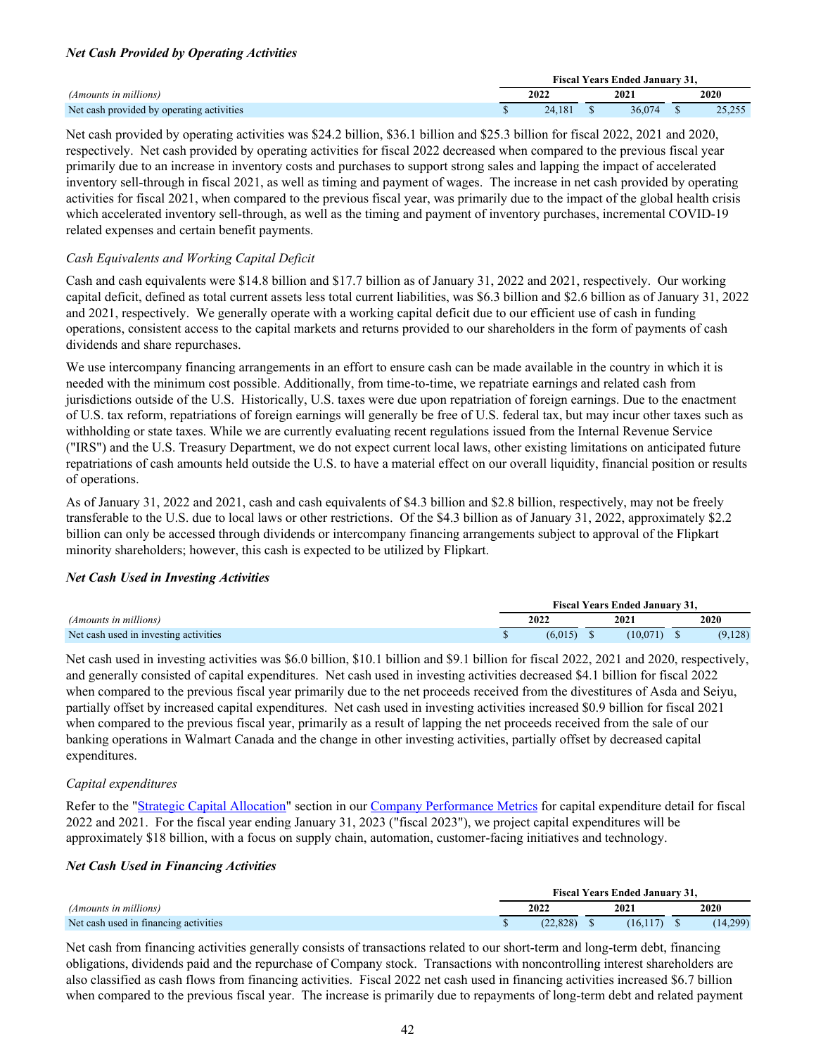### *Net Cash Provided by Operating Activities*

| | Fiscal Years Ended January 31, | | |
|---|---|---|---|
| *(Amounts in millions)* | 2022 | 2021 | 2020 |
| Net cash provided by operating activities | $ 24,181 | $ 36,074 | $ 25,255 |

Net cash provided by operating activities was $24.2 billion, $36.1 billion and $25.3 billion for fiscal 2022, 2021 and 2020, respectively. Net cash provided by operating activities for fiscal 2022 decreased when compared to the previous fiscal year primarily due to an increase in inventory costs and purchases to support strong sales and lapping the impact of accelerated inventory sell-through in fiscal 2021, as well as timing and payment of wages. The increase in net cash provided by operating activities for fiscal 2021, when compared to the previous fiscal year, was primarily due to the impact of the global health crisis which accelerated inventory sell-through, as well as the timing and payment of inventory purchases, incremental COVID-19 related expenses and certain benefit payments.

*Cash Equivalents and Working Capital Deficit*

Cash and cash equivalents were $14.8 billion and $17.7 billion as of January 31, 2022 and 2021, respectively. Our working capital deficit, defined as total current assets less total current liabilities, was $6.3 billion and $2.6 billion as of January 31, 2022 and 2021, respectively. We generally operate with a working capital deficit due to our efficient use of cash in funding operations, consistent access to the capital markets and returns provided to our shareholders in the form of payments of cash dividends and share repurchases.

We use intercompany financing arrangements in an effort to ensure cash can be made available in the country in which it is needed with the minimum cost possible. Additionally, from time-to-time, we repatriate earnings and related cash from jurisdictions outside of the U.S. Historically, U.S. taxes were due upon repatriation of foreign earnings. Due to the enactment of U.S. tax reform, repatriations of foreign earnings will generally be free of U.S. federal tax, but may incur other taxes such as withholding or state taxes. While we are currently evaluating recent regulations issued from the Internal Revenue Service ("IRS") and the U.S. Treasury Department, we do not expect current local laws, other existing limitations on anticipated future repatriations of cash amounts held outside the U.S. to have a material effect on our overall liquidity, financial position or results of operations.

As of January 31, 2022 and 2021, cash and cash equivalents of $4.3 billion and $2.8 billion, respectively, may not be freely transferable to the U.S. due to local laws or other restrictions. Of the $4.3 billion as of January 31, 2022, approximately $2.2 billion can only be accessed through dividends or intercompany financing arrangements subject to approval of the Flipkart minority shareholders; however, this cash is expected to be utilized by Flipkart.

### *Net Cash Used in Investing Activities*

| | Fiscal Years Ended January 31, | | |
|---|---|---|---|
| *(Amounts in millions)* | 2022 | 2021 | 2020 |
| Net cash used in investing activities | $ (6,015) | $ (10,071) | $ (9,128) |

Net cash used in investing activities was $6.0 billion, $10.1 billion and $9.1 billion for fiscal 2022, 2021 and 2020, respectively, and generally consisted of capital expenditures. Net cash used in investing activities decreased $4.1 billion for fiscal 2022 when compared to the previous fiscal year primarily due to the net proceeds received from the divestitures of Asda and Seiyu, partially offset by increased capital expenditures. Net cash used in investing activities increased $0.9 billion for fiscal 2021 when compared to the previous fiscal year, primarily as a result of lapping the net proceeds received from the sale of our banking operations in Walmart Canada and the change in other investing activities, partially offset by decreased capital expenditures.

*Capital expenditures*

Refer to the "Strategic Capital Allocation" section in our Company Performance Metrics for capital expenditure detail for fiscal 2022 and 2021. For the fiscal year ending January 31, 2023 ("fiscal 2023"), we project capital expenditures will be approximately $18 billion, with a focus on supply chain, automation, customer-facing initiatives and technology.

### *Net Cash Used in Financing Activities*

| | Fiscal Years Ended January 31, | | |
|---|---|---|---|
| *(Amounts in millions)* | 2022 | 2021 | 2020 |
| Net cash used in financing activities | $ (22,828) | $ (16,117) | $ (14,299) |

Net cash from financing activities generally consists of transactions related to our short-term and long-term debt, financing obligations, dividends paid and the repurchase of Company stock. Transactions with noncontrolling interest shareholders are also classified as cash flows from financing activities. Fiscal 2022 net cash used in financing activities increased $6.7 billion when compared to the previous fiscal year. The increase is primarily due to repayments of long-term debt and related payment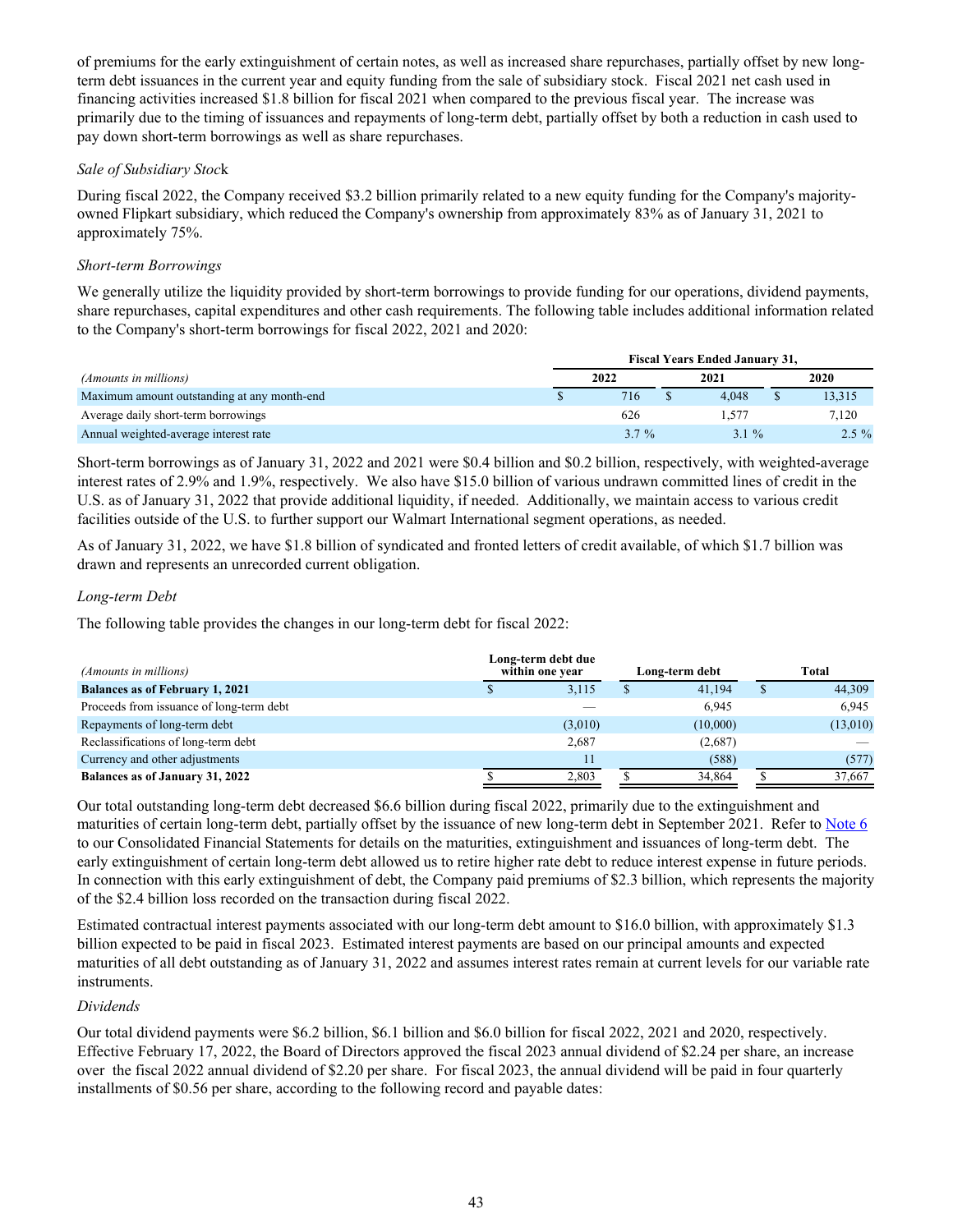of premiums for the early extinguishment of certain notes, as well as increased share repurchases, partially offset by new long-term debt issuances in the current year and equity funding from the sale of subsidiary stock. Fiscal 2021 net cash used in financing activities increased $1.8 billion for fiscal 2021 when compared to the previous fiscal year. The increase was primarily due to the timing of issuances and repayments of long-term debt, partially offset by both a reduction in cash used to pay down short-term borrowings as well as share repurchases.

*Sale of Subsidiary Stock*

During fiscal 2022, the Company received $3.2 billion primarily related to a new equity funding for the Company's majority-owned Flipkart subsidiary, which reduced the Company's ownership from approximately 83% as of January 31, 2021 to approximately 75%.

*Short-term Borrowings*

We generally utilize the liquidity provided by short-term borrowings to provide funding for our operations, dividend payments, share repurchases, capital expenditures and other cash requirements. The following table includes additional information related to the Company's short-term borrowings for fiscal 2022, 2021 and 2020:

| | Fiscal Years Ended January 31, | | |
|---|---|---|---|
| *(Amounts in millions)* | 2022 | 2021 | 2020 |
| Maximum amount outstanding at any month-end | $ 716 | $ 4,048 | $ 13,315 |
| Average daily short-term borrowings | 626 | 1,577 | 7,120 |
| Annual weighted-average interest rate | 3.7 % | 3.1 % | 2.5 % |

Short-term borrowings as of January 31, 2022 and 2021 were $0.4 billion and $0.2 billion, respectively, with weighted-average interest rates of 2.9% and 1.9%, respectively. We also have $15.0 billion of various undrawn committed lines of credit in the U.S. as of January 31, 2022 that provide additional liquidity, if needed. Additionally, we maintain access to various credit facilities outside of the U.S. to further support our Walmart International segment operations, as needed.

As of January 31, 2022, we have $1.8 billion of syndicated and fronted letters of credit available, of which $1.7 billion was drawn and represents an unrecorded current obligation.

*Long-term Debt*

The following table provides the changes in our long-term debt for fiscal 2022:

| *(Amounts in millions)* | Long-term debt due within one year | Long-term debt | Total |
|---|---|---|---|
| **Balances as of February 1, 2021** | $ 3,115 | $ 41,194 | $ 44,309 |
| Proceeds from issuance of long-term debt | — | 6,945 | 6,945 |
| Repayments of long-term debt | (3,010) | (10,000) | (13,010) |
| Reclassifications of long-term debt | 2,687 | (2,687) | — |
| Currency and other adjustments | 11 | (588) | (577) |
| **Balances as of January 31, 2022** | $ 2,803 | $ 34,864 | $ 37,667 |

Our total outstanding long-term debt decreased $6.6 billion during fiscal 2022, primarily due to the extinguishment and maturities of certain long-term debt, partially offset by the issuance of new long-term debt in September 2021. Refer to Note 6 to our Consolidated Financial Statements for details on the maturities, extinguishment and issuances of long-term debt. The early extinguishment of certain long-term debt allowed us to retire higher rate debt to reduce interest expense in future periods. In connection with this early extinguishment of debt, the Company paid premiums of $2.3 billion, which represents the majority of the $2.4 billion loss recorded on the transaction during fiscal 2022.

Estimated contractual interest payments associated with our long-term debt amount to $16.0 billion, with approximately $1.3 billion expected to be paid in fiscal 2023. Estimated interest payments are based on our principal amounts and expected maturities of all debt outstanding as of January 31, 2022 and assumes interest rates remain at current levels for our variable rate instruments.

*Dividends*

Our total dividend payments were $6.2 billion, $6.1 billion and $6.0 billion for fiscal 2022, 2021 and 2020, respectively. Effective February 17, 2022, the Board of Directors approved the fiscal 2023 annual dividend of $2.24 per share, an increase over the fiscal 2022 annual dividend of $2.20 per share. For fiscal 2023, the annual dividend will be paid in four quarterly installments of $0.56 per share, according to the following record and payable dates: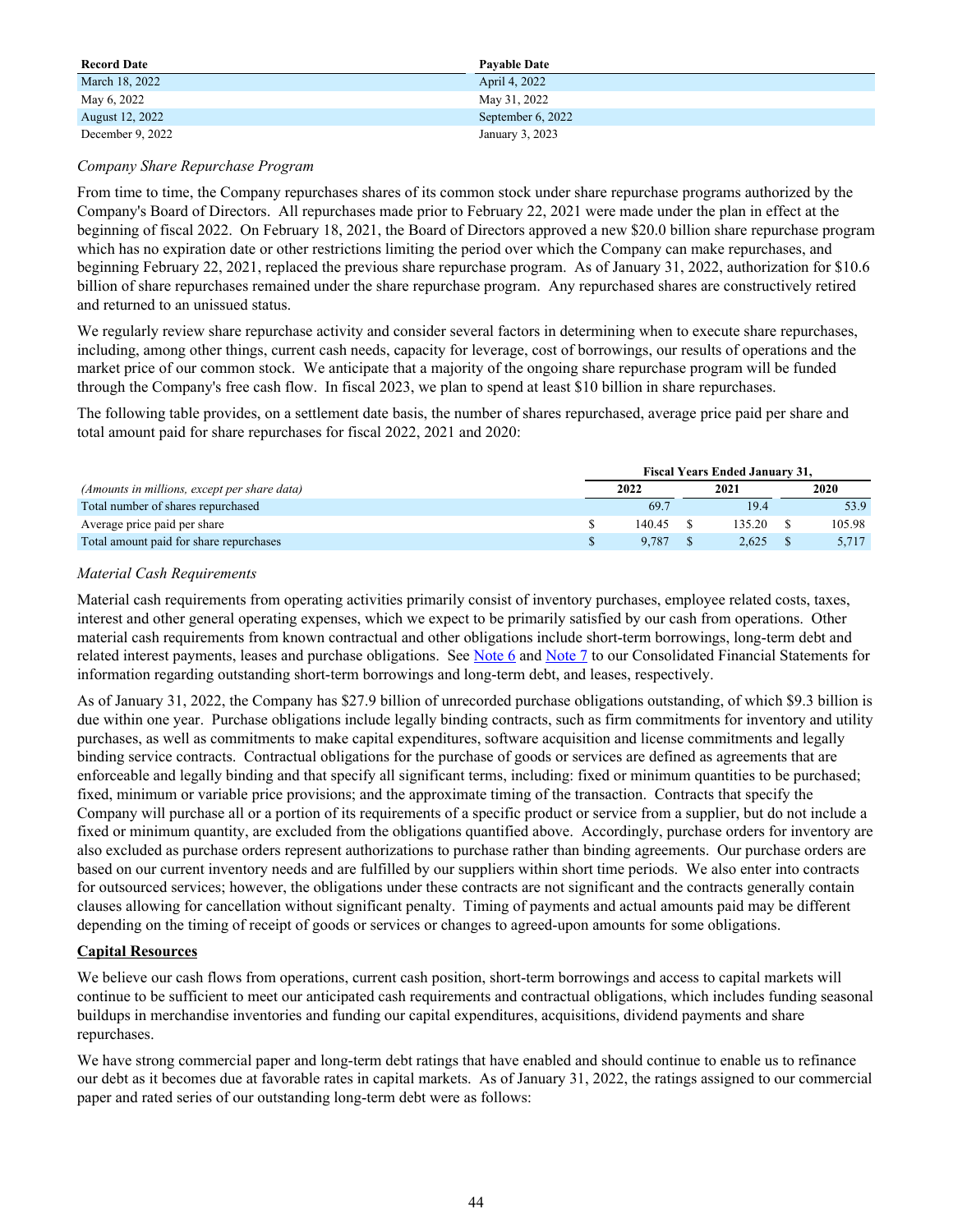| Record Date | Payable Date |
| --- | --- |
| March 18, 2022 | April 4, 2022 |
| May 6, 2022 | May 31, 2022 |
| August 12, 2022 | September 6, 2022 |
| December 9, 2022 | January 3, 2023 |

*Company Share Repurchase Program*

From time to time, the Company repurchases shares of its common stock under share repurchase programs authorized by the Company's Board of Directors. All repurchases made prior to February 22, 2021 were made under the plan in effect at the beginning of fiscal 2022. On February 18, 2021, the Board of Directors approved a new $20.0 billion share repurchase program which has no expiration date or other restrictions limiting the period over which the Company can make repurchases, and beginning February 22, 2021, replaced the previous share repurchase program. As of January 31, 2022, authorization for $10.6 billion of share repurchases remained under the share repurchase program. Any repurchased shares are constructively retired and returned to an unissued status.

We regularly review share repurchase activity and consider several factors in determining when to execute share repurchases, including, among other things, current cash needs, capacity for leverage, cost of borrowings, our results of operations and the market price of our common stock. We anticipate that a majority of the ongoing share repurchase program will be funded through the Company's free cash flow. In fiscal 2023, we plan to spend at least $10 billion in share repurchases.

The following table provides, on a settlement date basis, the number of shares repurchased, average price paid per share and total amount paid for share repurchases for fiscal 2022, 2021 and 2020:

| | Fiscal Years Ended January 31, | | |
| --- | --- | --- | --- |
| *(Amounts in millions, except per share data)* | 2022 | 2021 | 2020 |
| Total number of shares repurchased | 69.7 | 19.4 | 53.9 |
| Average price paid per share | $ 140.45 | $ 135.20 | $ 105.98 |
| Total amount paid for share repurchases | $ 9,787 | $ 2,625 | $ 5,717 |

*Material Cash Requirements*

Material cash requirements from operating activities primarily consist of inventory purchases, employee related costs, taxes, interest and other general operating expenses, which we expect to be primarily satisfied by our cash from operations. Other material cash requirements from known contractual and other obligations include short-term borrowings, long-term debt and related interest payments, leases and purchase obligations. See Note 6 and Note 7 to our Consolidated Financial Statements for information regarding outstanding short-term borrowings and long-term debt, and leases, respectively.

As of January 31, 2022, the Company has $27.9 billion of unrecorded purchase obligations outstanding, of which $9.3 billion is due within one year. Purchase obligations include legally binding contracts, such as firm commitments for inventory and utility purchases, as well as commitments to make capital expenditures, software acquisition and license commitments and legally binding service contracts. Contractual obligations for the purchase of goods or services are defined as agreements that are enforceable and legally binding and that specify all significant terms, including: fixed or minimum quantities to be purchased; fixed, minimum or variable price provisions; and the approximate timing of the transaction. Contracts that specify the Company will purchase all or a portion of its requirements of a specific product or service from a supplier, but do not include a fixed or minimum quantity, are excluded from the obligations quantified above. Accordingly, purchase orders for inventory are also excluded as purchase orders represent authorizations to purchase rather than binding agreements. Our purchase orders are based on our current inventory needs and are fulfilled by our suppliers within short time periods. We also enter into contracts for outsourced services; however, the obligations under these contracts are not significant and the contracts generally contain clauses allowing for cancellation without significant penalty. Timing of payments and actual amounts paid may be different depending on the timing of receipt of goods or services or changes to agreed-upon amounts for some obligations.

**Capital Resources**

We believe our cash flows from operations, current cash position, short-term borrowings and access to capital markets will continue to be sufficient to meet our anticipated cash requirements and contractual obligations, which includes funding seasonal buildups in merchandise inventories and funding our capital expenditures, acquisitions, dividend payments and share repurchases.

We have strong commercial paper and long-term debt ratings that have enabled and should continue to enable us to refinance our debt as it becomes due at favorable rates in capital markets. As of January 31, 2022, the ratings assigned to our commercial paper and rated series of our outstanding long-term debt were as follows: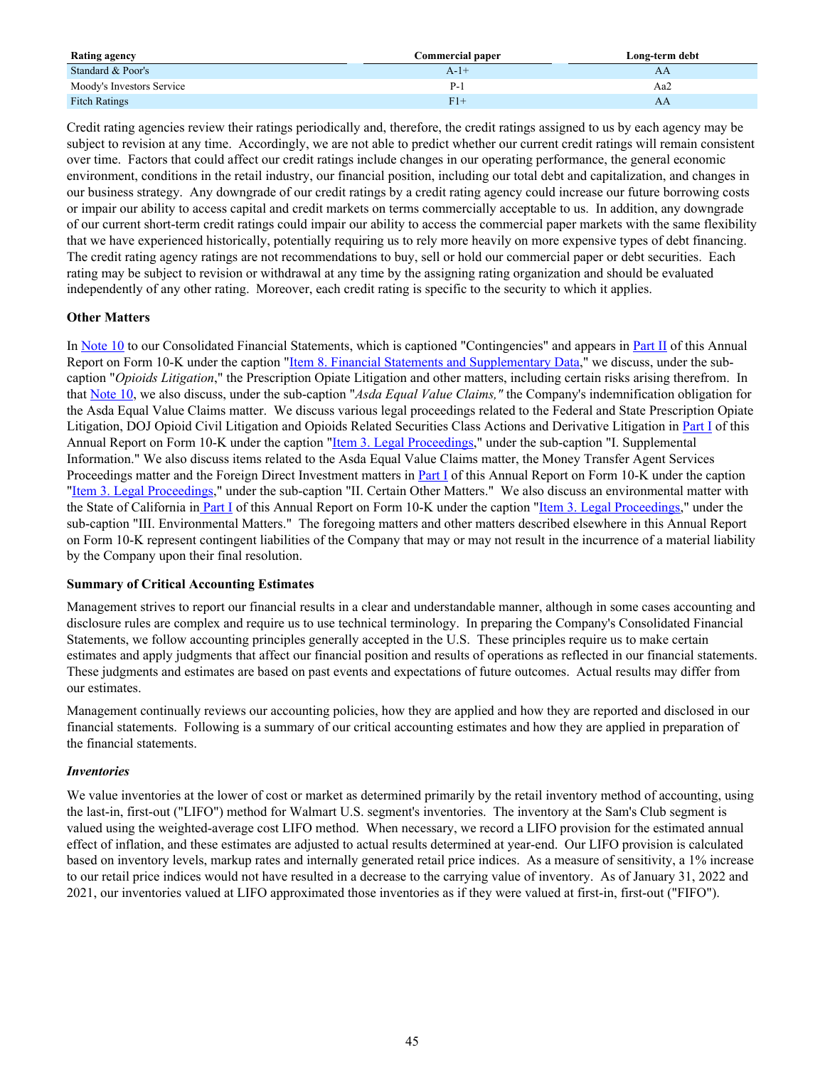| Rating agency | Commercial paper | Long-term debt |
| --- | --- | --- |
| Standard & Poor's | A-1+ | AA |
| Moody's Investors Service | P-1 | Aa2 |
| Fitch Ratings | F1+ | AA |

Credit rating agencies review their ratings periodically and, therefore, the credit ratings assigned to us by each agency may be subject to revision at any time. Accordingly, we are not able to predict whether our current credit ratings will remain consistent over time. Factors that could affect our credit ratings include changes in our operating performance, the general economic environment, conditions in the retail industry, our financial position, including our total debt and capitalization, and changes in our business strategy. Any downgrade of our credit ratings by a credit rating agency could increase our future borrowing costs or impair our ability to access capital and credit markets on terms commercially acceptable to us. In addition, any downgrade of our current short-term credit ratings could impair our ability to access the commercial paper markets with the same flexibility that we have experienced historically, potentially requiring us to rely more heavily on more expensive types of debt financing. The credit rating agency ratings are not recommendations to buy, sell or hold our commercial paper or debt securities. Each rating may be subject to revision or withdrawal at any time by the assigning rating organization and should be evaluated independently of any other rating. Moreover, each credit rating is specific to the security to which it applies.

**Other Matters**

In Note 10 to our Consolidated Financial Statements, which is captioned "Contingencies" and appears in Part II of this Annual Report on Form 10-K under the caption "Item 8. Financial Statements and Supplementary Data," we discuss, under the sub-caption "*Opioids Litigation*," the Prescription Opiate Litigation and other matters, including certain risks arising therefrom. In that Note 10, we also discuss, under the sub-caption "*Asda Equal Value Claims,"* the Company's indemnification obligation for the Asda Equal Value Claims matter. We discuss various legal proceedings related to the Federal and State Prescription Opiate Litigation, DOJ Opioid Civil Litigation and Opioids Related Securities Class Actions and Derivative Litigation in Part I of this Annual Report on Form 10-K under the caption "Item 3. Legal Proceedings," under the sub-caption "I. Supplemental Information." We also discuss items related to the Asda Equal Value Claims matter, the Money Transfer Agent Services Proceedings matter and the Foreign Direct Investment matters in Part I of this Annual Report on Form 10-K under the caption "Item 3. Legal Proceedings," under the sub-caption "II. Certain Other Matters." We also discuss an environmental matter with the State of California in Part I of this Annual Report on Form 10-K under the caption "Item 3. Legal Proceedings," under the sub-caption "III. Environmental Matters." The foregoing matters and other matters described elsewhere in this Annual Report on Form 10-K represent contingent liabilities of the Company that may or may not result in the incurrence of a material liability by the Company upon their final resolution.

**Summary of Critical Accounting Estimates**

Management strives to report our financial results in a clear and understandable manner, although in some cases accounting and disclosure rules are complex and require us to use technical terminology. In preparing the Company's Consolidated Financial Statements, we follow accounting principles generally accepted in the U.S. These principles require us to make certain estimates and apply judgments that affect our financial position and results of operations as reflected in our financial statements. These judgments and estimates are based on past events and expectations of future outcomes. Actual results may differ from our estimates.

Management continually reviews our accounting policies, how they are applied and how they are reported and disclosed in our financial statements. Following is a summary of our critical accounting estimates and how they are applied in preparation of the financial statements.

***Inventories***

We value inventories at the lower of cost or market as determined primarily by the retail inventory method of accounting, using the last-in, first-out ("LIFO") method for Walmart U.S. segment's inventories. The inventory at the Sam's Club segment is valued using the weighted-average cost LIFO method. When necessary, we record a LIFO provision for the estimated annual effect of inflation, and these estimates are adjusted to actual results determined at year-end. Our LIFO provision is calculated based on inventory levels, markup rates and internally generated retail price indices. As a measure of sensitivity, a 1% increase to our retail price indices would not have resulted in a decrease to the carrying value of inventory. As of January 31, 2022 and 2021, our inventories valued at LIFO approximated those inventories as if they were valued at first-in, first-out ("FIFO").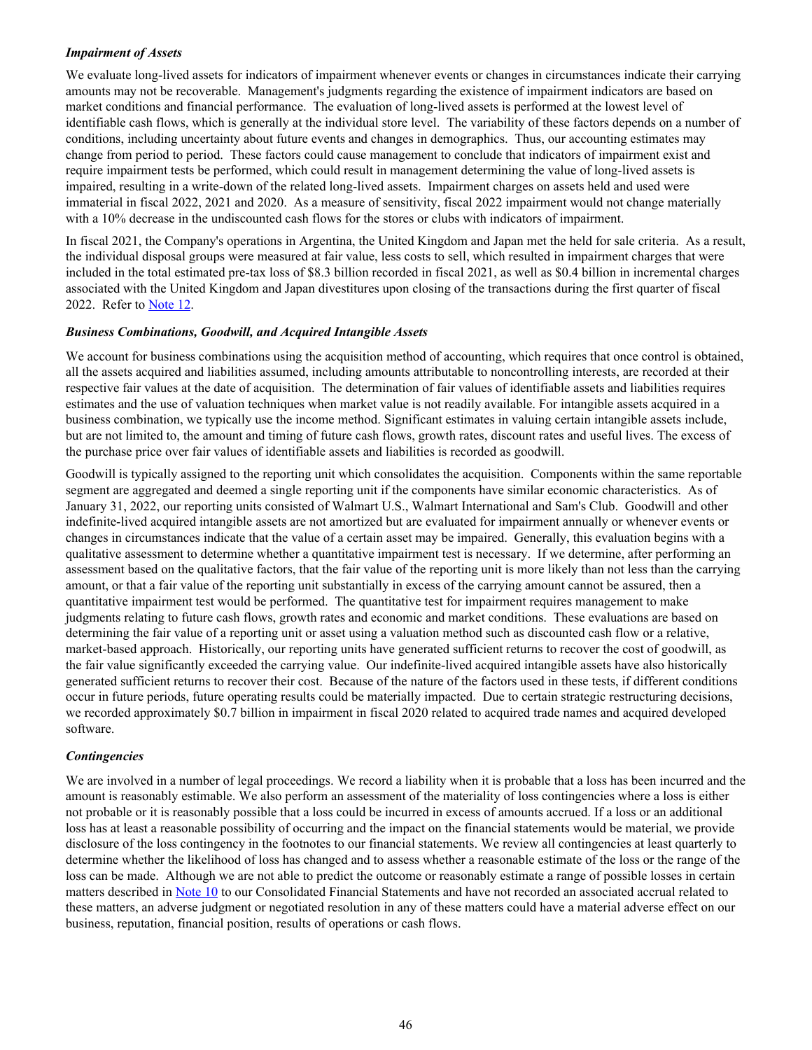***Impairment of Assets***

We evaluate long-lived assets for indicators of impairment whenever events or changes in circumstances indicate their carrying amounts may not be recoverable. Management's judgments regarding the existence of impairment indicators are based on market conditions and financial performance. The evaluation of long-lived assets is performed at the lowest level of identifiable cash flows, which is generally at the individual store level. The variability of these factors depends on a number of conditions, including uncertainty about future events and changes in demographics. Thus, our accounting estimates may change from period to period. These factors could cause management to conclude that indicators of impairment exist and require impairment tests be performed, which could result in management determining the value of long-lived assets is impaired, resulting in a write-down of the related long-lived assets. Impairment charges on assets held and used were immaterial in fiscal 2022, 2021 and 2020. As a measure of sensitivity, fiscal 2022 impairment would not change materially with a 10% decrease in the undiscounted cash flows for the stores or clubs with indicators of impairment.

In fiscal 2021, the Company's operations in Argentina, the United Kingdom and Japan met the held for sale criteria. As a result, the individual disposal groups were measured at fair value, less costs to sell, which resulted in impairment charges that were included in the total estimated pre-tax loss of $8.3 billion recorded in fiscal 2021, as well as $0.4 billion in incremental charges associated with the United Kingdom and Japan divestitures upon closing of the transactions during the first quarter of fiscal 2022. Refer to Note 12.

***Business Combinations, Goodwill, and Acquired Intangible Assets***

We account for business combinations using the acquisition method of accounting, which requires that once control is obtained, all the assets acquired and liabilities assumed, including amounts attributable to noncontrolling interests, are recorded at their respective fair values at the date of acquisition. The determination of fair values of identifiable assets and liabilities requires estimates and the use of valuation techniques when market value is not readily available. For intangible assets acquired in a business combination, we typically use the income method. Significant estimates in valuing certain intangible assets include, but are not limited to, the amount and timing of future cash flows, growth rates, discount rates and useful lives. The excess of the purchase price over fair values of identifiable assets and liabilities is recorded as goodwill.

Goodwill is typically assigned to the reporting unit which consolidates the acquisition. Components within the same reportable segment are aggregated and deemed a single reporting unit if the components have similar economic characteristics. As of January 31, 2022, our reporting units consisted of Walmart U.S., Walmart International and Sam's Club. Goodwill and other indefinite-lived acquired intangible assets are not amortized but are evaluated for impairment annually or whenever events or changes in circumstances indicate that the value of a certain asset may be impaired. Generally, this evaluation begins with a qualitative assessment to determine whether a quantitative impairment test is necessary. If we determine, after performing an assessment based on the qualitative factors, that the fair value of the reporting unit is more likely than not less than the carrying amount, or that a fair value of the reporting unit substantially in excess of the carrying amount cannot be assured, then a quantitative impairment test would be performed. The quantitative test for impairment requires management to make judgments relating to future cash flows, growth rates and economic and market conditions. These evaluations are based on determining the fair value of a reporting unit or asset using a valuation method such as discounted cash flow or a relative, market-based approach. Historically, our reporting units have generated sufficient returns to recover the cost of goodwill, as the fair value significantly exceeded the carrying value. Our indefinite-lived acquired intangible assets have also historically generated sufficient returns to recover their cost. Because of the nature of the factors used in these tests, if different conditions occur in future periods, future operating results could be materially impacted. Due to certain strategic restructuring decisions, we recorded approximately $0.7 billion in impairment in fiscal 2020 related to acquired trade names and acquired developed software.

***Contingencies***

We are involved in a number of legal proceedings. We record a liability when it is probable that a loss has been incurred and the amount is reasonably estimable. We also perform an assessment of the materiality of loss contingencies where a loss is either not probable or it is reasonably possible that a loss could be incurred in excess of amounts accrued. If a loss or an additional loss has at least a reasonable possibility of occurring and the impact on the financial statements would be material, we provide disclosure of the loss contingency in the footnotes to our financial statements. We review all contingencies at least quarterly to determine whether the likelihood of loss has changed and to assess whether a reasonable estimate of the loss or the range of the loss can be made. Although we are not able to predict the outcome or reasonably estimate a range of possible losses in certain matters described in Note 10 to our Consolidated Financial Statements and have not recorded an associated accrual related to these matters, an adverse judgment or negotiated resolution in any of these matters could have a material adverse effect on our business, reputation, financial position, results of operations or cash flows.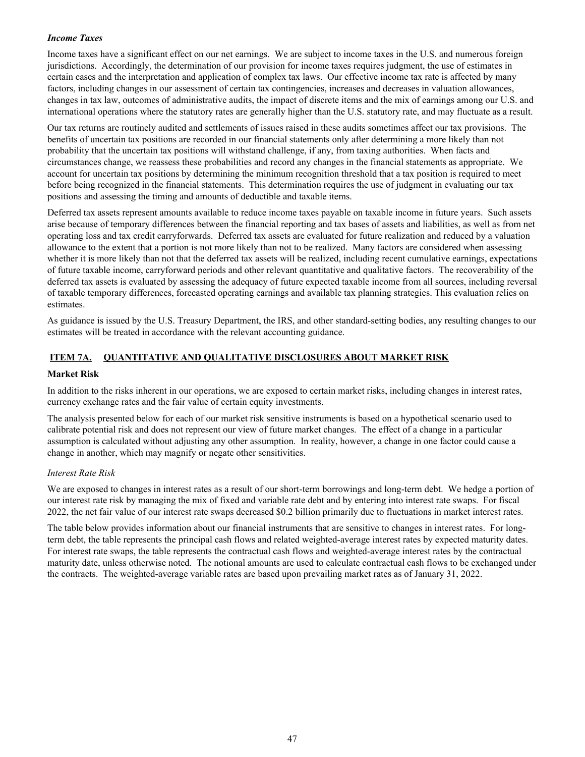***Income Taxes***

Income taxes have a significant effect on our net earnings. We are subject to income taxes in the U.S. and numerous foreign jurisdictions. Accordingly, the determination of our provision for income taxes requires judgment, the use of estimates in certain cases and the interpretation and application of complex tax laws. Our effective income tax rate is affected by many factors, including changes in our assessment of certain tax contingencies, increases and decreases in valuation allowances, changes in tax law, outcomes of administrative audits, the impact of discrete items and the mix of earnings among our U.S. and international operations where the statutory rates are generally higher than the U.S. statutory rate, and may fluctuate as a result.

Our tax returns are routinely audited and settlements of issues raised in these audits sometimes affect our tax provisions. The benefits of uncertain tax positions are recorded in our financial statements only after determining a more likely than not probability that the uncertain tax positions will withstand challenge, if any, from taxing authorities. When facts and circumstances change, we reassess these probabilities and record any changes in the financial statements as appropriate. We account for uncertain tax positions by determining the minimum recognition threshold that a tax position is required to meet before being recognized in the financial statements. This determination requires the use of judgment in evaluating our tax positions and assessing the timing and amounts of deductible and taxable items.

Deferred tax assets represent amounts available to reduce income taxes payable on taxable income in future years. Such assets arise because of temporary differences between the financial reporting and tax bases of assets and liabilities, as well as from net operating loss and tax credit carryforwards. Deferred tax assets are evaluated for future realization and reduced by a valuation allowance to the extent that a portion is not more likely than not to be realized. Many factors are considered when assessing whether it is more likely than not that the deferred tax assets will be realized, including recent cumulative earnings, expectations of future taxable income, carryforward periods and other relevant quantitative and qualitative factors. The recoverability of the deferred tax assets is evaluated by assessing the adequacy of future expected taxable income from all sources, including reversal of taxable temporary differences, forecasted operating earnings and available tax planning strategies. This evaluation relies on estimates.

As guidance is issued by the U.S. Treasury Department, the IRS, and other standard-setting bodies, any resulting changes to our estimates will be treated in accordance with the relevant accounting guidance.

## ITEM 7A. QUANTITATIVE AND QUALITATIVE DISCLOSURES ABOUT MARKET RISK

**Market Risk**

In addition to the risks inherent in our operations, we are exposed to certain market risks, including changes in interest rates, currency exchange rates and the fair value of certain equity investments.

The analysis presented below for each of our market risk sensitive instruments is based on a hypothetical scenario used to calibrate potential risk and does not represent our view of future market changes. The effect of a change in a particular assumption is calculated without adjusting any other assumption. In reality, however, a change in one factor could cause a change in another, which may magnify or negate other sensitivities.

*Interest Rate Risk*

We are exposed to changes in interest rates as a result of our short-term borrowings and long-term debt. We hedge a portion of our interest rate risk by managing the mix of fixed and variable rate debt and by entering into interest rate swaps. For fiscal 2022, the net fair value of our interest rate swaps decreased $0.2 billion primarily due to fluctuations in market interest rates.

The table below provides information about our financial instruments that are sensitive to changes in interest rates. For long-term debt, the table represents the principal cash flows and related weighted-average interest rates by expected maturity dates. For interest rate swaps, the table represents the contractual cash flows and weighted-average interest rates by the contractual maturity date, unless otherwise noted. The notional amounts are used to calculate contractual cash flows to be exchanged under the contracts. The weighted-average variable rates are based upon prevailing market rates as of January 31, 2022.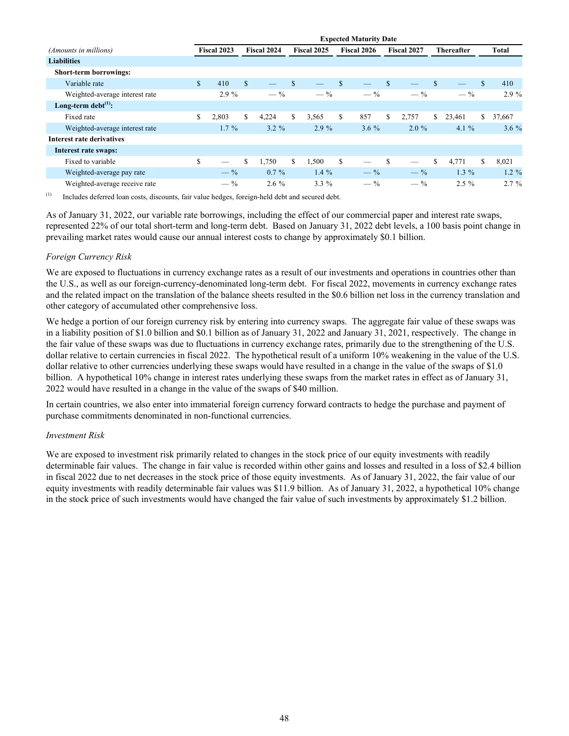| *(Amounts in millions)* | Expected Maturity Date | | | | | | |
|---|---|---|---|---|---|---|---|
| | Fiscal 2023 | Fiscal 2024 | Fiscal 2025 | Fiscal 2026 | Fiscal 2027 | Thereafter | Total |
| **Liabilities** | | | | | | | |
| **Short-term borrowings:** | | | | | | | |
| Variable rate | $ 410 | $ — | $ — | $ — | $ — | $ — | $ 410 |
| Weighted-average interest rate | 2.9 % | — % | — % | — % | — % | — % | 2.9 % |
| **Long-term debt[(1)]:** | | | | | | | |
| Fixed rate | $ 2,803 | $ 4,224 | $ 3,565 | $ 857 | $ 2,757 | $ 23,461 | $ 37,667 |
| Weighted-average interest rate | 1.7 % | 3.2 % | 2.9 % | 3.6 % | 2.0 % | 4.1 % | 3.6 % |
| **Interest rate derivatives** | | | | | | | |
| **Interest rate swaps:** | | | | | | | |
| Fixed to variable | $ — | $ 1,750 | $ 1,500 | $ — | $ — | $ 4,771 | $ 8,021 |
| Weighted-average pay rate | — % | 0.7 % | 1.4 % | — % | — % | 1.3 % | 1.2 % |
| Weighted-average receive rate | — % | 2.6 % | 3.3 % | — % | — % | 2.5 % | 2.7 % |

(1) Includes deferred loan costs, discounts, fair value hedges, foreign-held debt and secured debt.

As of January 31, 2022, our variable rate borrowings, including the effect of our commercial paper and interest rate swaps, represented 22% of our total short-term and long-term debt. Based on January 31, 2022 debt levels, a 100 basis point change in prevailing market rates would cause our annual interest costs to change by approximately $0.1 billion.

*Foreign Currency Risk*

We are exposed to fluctuations in currency exchange rates as a result of our investments and operations in countries other than the U.S., as well as our foreign-currency-denominated long-term debt. For fiscal 2022, movements in currency exchange rates and the related impact on the translation of the balance sheets resulted in the $0.6 billion net loss in the currency translation and other category of accumulated other comprehensive loss.

We hedge a portion of our foreign currency risk by entering into currency swaps. The aggregate fair value of these swaps was in a liability position of $1.0 billion and $0.1 billion as of January 31, 2022 and January 31, 2021, respectively. The change in the fair value of these swaps was due to fluctuations in currency exchange rates, primarily due to the strengthening of the U.S. dollar relative to certain currencies in fiscal 2022. The hypothetical result of a uniform 10% weakening in the value of the U.S. dollar relative to other currencies underlying these swaps would have resulted in a change in the value of the swaps of $1.0 billion. A hypothetical 10% change in interest rates underlying these swaps from the market rates in effect as of January 31, 2022 would have resulted in a change in the value of the swaps of $40 million.

In certain countries, we also enter into immaterial foreign currency forward contracts to hedge the purchase and payment of purchase commitments denominated in non-functional currencies.

*Investment Risk*

We are exposed to investment risk primarily related to changes in the stock price of our equity investments with readily determinable fair values. The change in fair value is recorded within other gains and losses and resulted in a loss of $2.4 billion in fiscal 2022 due to net decreases in the stock price of those equity investments. As of January 31, 2022, the fair value of our equity investments with readily determinable fair values was $11.9 billion. As of January 31, 2022, a hypothetical 10% change in the stock price of such investments would have changed the fair value of such investments by approximately $1.2 billion.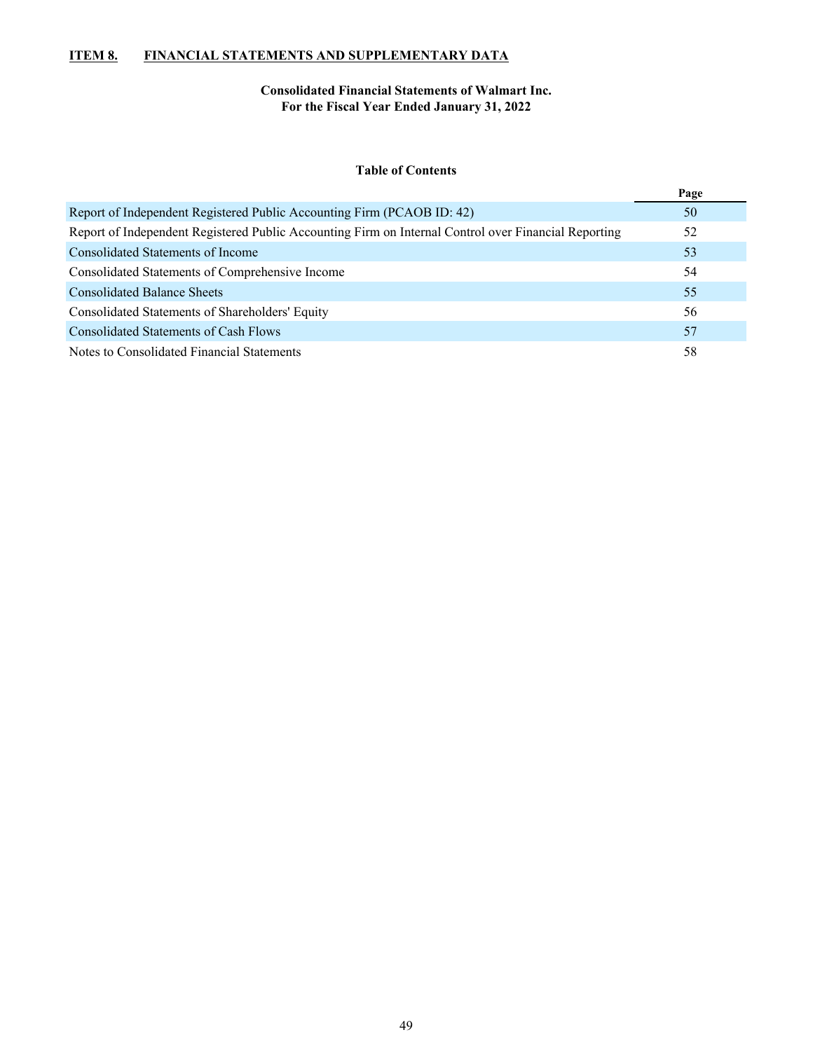## ITEM 8. FINANCIAL STATEMENTS AND SUPPLEMENTARY DATA

**Consolidated Financial Statements of Walmart Inc.**
**For the Fiscal Year Ended January 31, 2022**

**Table of Contents**

| | Page |
|---|---|
| Report of Independent Registered Public Accounting Firm (PCAOB ID: 42) | 50 |
| Report of Independent Registered Public Accounting Firm on Internal Control over Financial Reporting | 52 |
| Consolidated Statements of Income | 53 |
| Consolidated Statements of Comprehensive Income | 54 |
| Consolidated Balance Sheets | 55 |
| Consolidated Statements of Shareholders' Equity | 56 |
| Consolidated Statements of Cash Flows | 57 |
| Notes to Consolidated Financial Statements | 58 |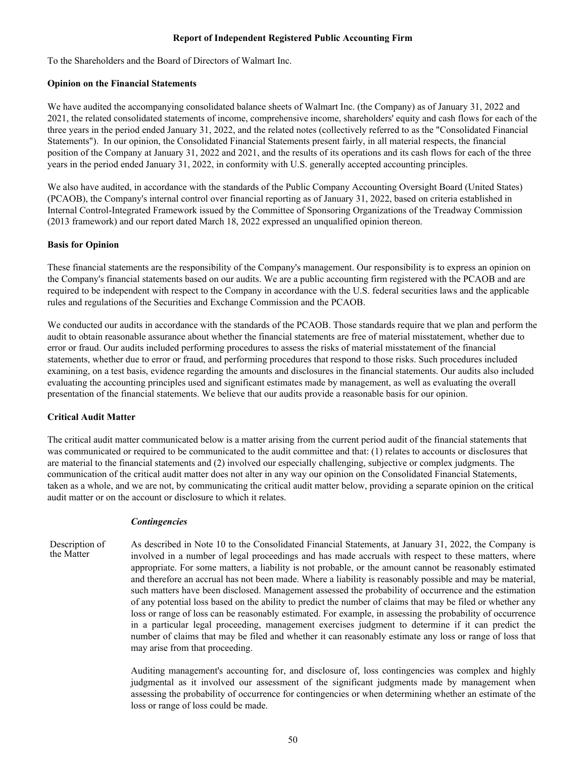## Report of Independent Registered Public Accounting Firm

To the Shareholders and the Board of Directors of Walmart Inc.

### Opinion on the Financial Statements

We have audited the accompanying consolidated balance sheets of Walmart Inc. (the Company) as of January 31, 2022 and 2021, the related consolidated statements of income, comprehensive income, shareholders' equity and cash flows for each of the three years in the period ended January 31, 2022, and the related notes (collectively referred to as the "Consolidated Financial Statements"). In our opinion, the Consolidated Financial Statements present fairly, in all material respects, the financial position of the Company at January 31, 2022 and 2021, and the results of its operations and its cash flows for each of the three years in the period ended January 31, 2022, in conformity with U.S. generally accepted accounting principles.

We also have audited, in accordance with the standards of the Public Company Accounting Oversight Board (United States) (PCAOB), the Company's internal control over financial reporting as of January 31, 2022, based on criteria established in Internal Control-Integrated Framework issued by the Committee of Sponsoring Organizations of the Treadway Commission (2013 framework) and our report dated March 18, 2022 expressed an unqualified opinion thereon.

### Basis for Opinion

These financial statements are the responsibility of the Company's management. Our responsibility is to express an opinion on the Company's financial statements based on our audits. We are a public accounting firm registered with the PCAOB and are required to be independent with respect to the Company in accordance with the U.S. federal securities laws and the applicable rules and regulations of the Securities and Exchange Commission and the PCAOB.

We conducted our audits in accordance with the standards of the PCAOB. Those standards require that we plan and perform the audit to obtain reasonable assurance about whether the financial statements are free of material misstatement, whether due to error or fraud. Our audits included performing procedures to assess the risks of material misstatement of the financial statements, whether due to error or fraud, and performing procedures that respond to those risks. Such procedures included examining, on a test basis, evidence regarding the amounts and disclosures in the financial statements. Our audits also included evaluating the accounting principles used and significant estimates made by management, as well as evaluating the overall presentation of the financial statements. We believe that our audits provide a reasonable basis for our opinion.

### Critical Audit Matter

The critical audit matter communicated below is a matter arising from the current period audit of the financial statements that was communicated or required to be communicated to the audit committee and that: (1) relates to accounts or disclosures that are material to the financial statements and (2) involved our especially challenging, subjective or complex judgments. The communication of the critical audit matter does not alter in any way our opinion on the Consolidated Financial Statements, taken as a whole, and we are not, by communicating the critical audit matter below, providing a separate opinion on the critical audit matter or on the account or disclosure to which it relates.

#### *Contingencies*

| | |
|---|---|
| Description of the Matter | As described in Note 10 to the Consolidated Financial Statements, at January 31, 2022, the Company is involved in a number of legal proceedings and has made accruals with respect to these matters, where appropriate. For some matters, a liability is not probable, or the amount cannot be reasonably estimated and therefore an accrual has not been made. Where a liability is reasonably possible and may be material, such matters have been disclosed. Management assessed the probability of occurrence and the estimation of any potential loss based on the ability to predict the number of claims that may be filed or whether any loss or range of loss can be reasonably estimated. For example, in assessing the probability of occurrence in a particular legal proceeding, management exercises judgment to determine if it can predict the number of claims that may be filed and whether it can reasonably estimate any loss or range of loss that may arise from that proceeding.<br><br>Auditing management's accounting for, and disclosure of, loss contingencies was complex and highly judgmental as it involved our assessment of the significant judgments made by management when assessing the probability of occurrence for contingencies or when determining whether an estimate of the loss or range of loss could be made. |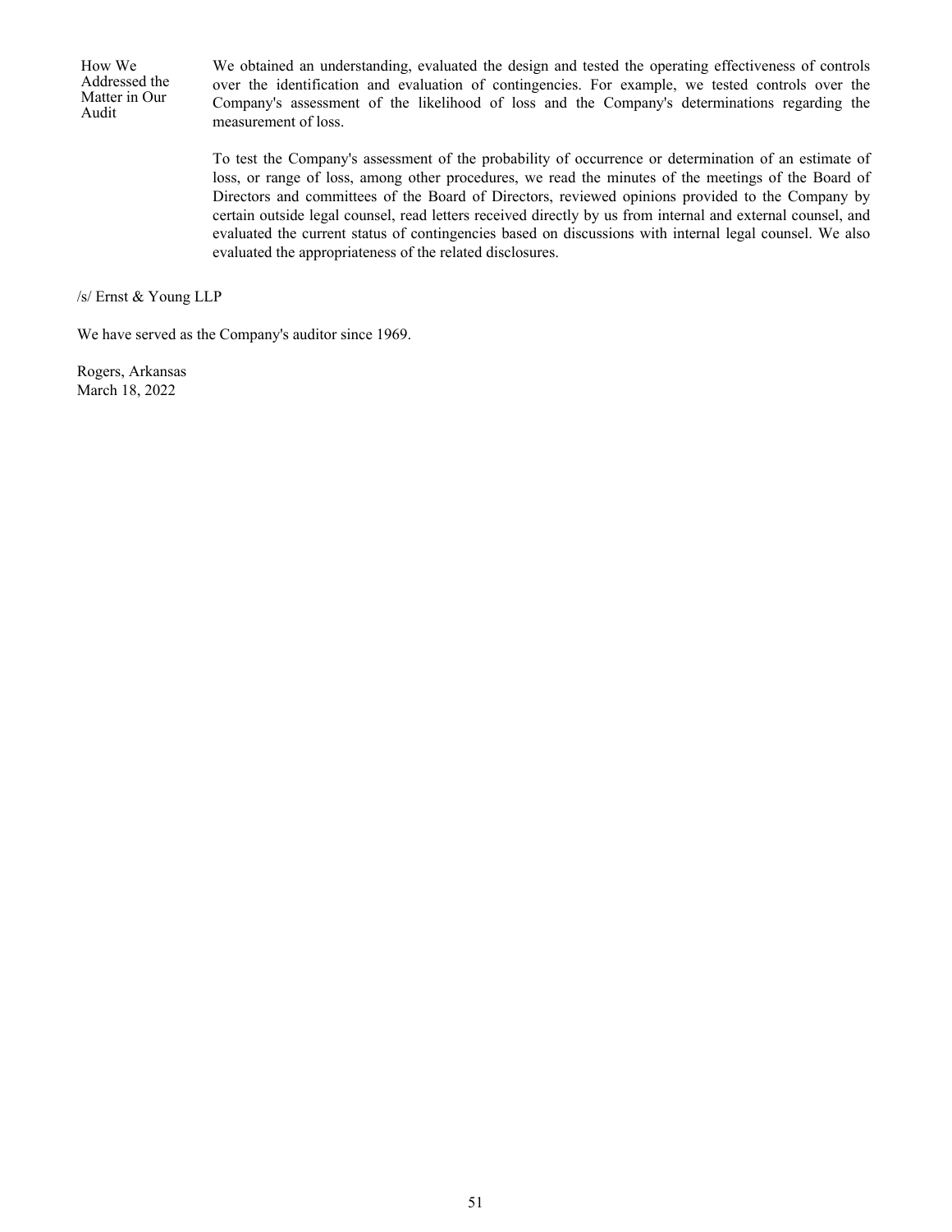| | |
|---|---|
| How We Addressed the Matter in Our Audit | We obtained an understanding, evaluated the design and tested the operating effectiveness of controls over the identification and evaluation of contingencies. For example, we tested controls over the Company's assessment of the likelihood of loss and the Company's determinations regarding the measurement of loss. |
| | To test the Company's assessment of the probability of occurrence or determination of an estimate of loss, or range of loss, among other procedures, we read the minutes of the meetings of the Board of Directors and committees of the Board of Directors, reviewed opinions provided to the Company by certain outside legal counsel, read letters received directly by us from internal and external counsel, and evaluated the current status of contingencies based on discussions with internal legal counsel. We also evaluated the appropriateness of the related disclosures. |

/s/ Ernst & Young LLP

We have served as the Company's auditor since 1969.

Rogers, Arkansas
March 18, 2022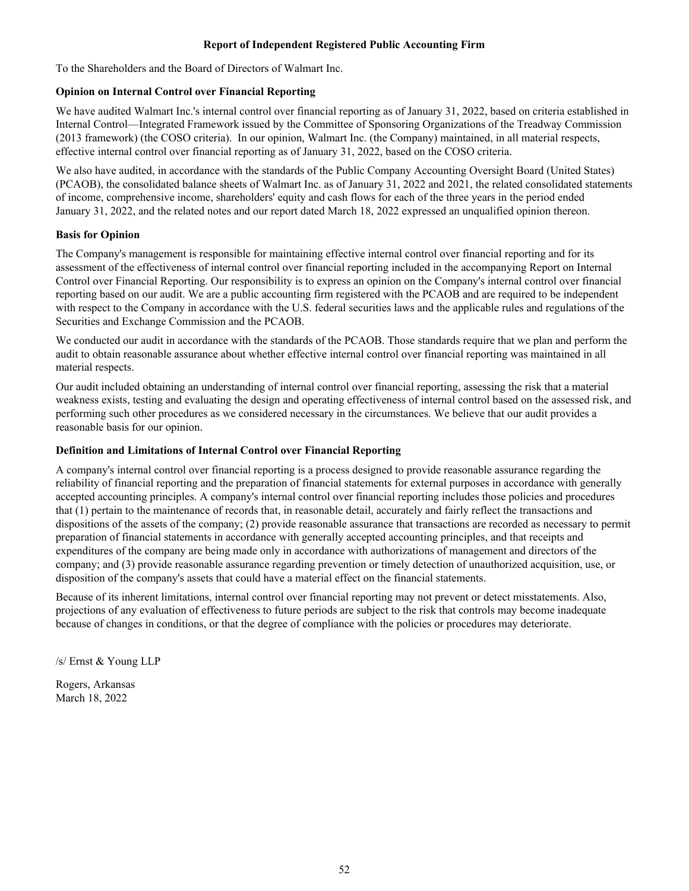## Report of Independent Registered Public Accounting Firm

To the Shareholders and the Board of Directors of Walmart Inc.

### Opinion on Internal Control over Financial Reporting

We have audited Walmart Inc.'s internal control over financial reporting as of January 31, 2022, based on criteria established in Internal Control—Integrated Framework issued by the Committee of Sponsoring Organizations of the Treadway Commission (2013 framework) (the COSO criteria). In our opinion, Walmart Inc. (the Company) maintained, in all material respects, effective internal control over financial reporting as of January 31, 2022, based on the COSO criteria.

We also have audited, in accordance with the standards of the Public Company Accounting Oversight Board (United States) (PCAOB), the consolidated balance sheets of Walmart Inc. as of January 31, 2022 and 2021, the related consolidated statements of income, comprehensive income, shareholders' equity and cash flows for each of the three years in the period ended January 31, 2022, and the related notes and our report dated March 18, 2022 expressed an unqualified opinion thereon.

### Basis for Opinion

The Company's management is responsible for maintaining effective internal control over financial reporting and for its assessment of the effectiveness of internal control over financial reporting included in the accompanying Report on Internal Control over Financial Reporting. Our responsibility is to express an opinion on the Company's internal control over financial reporting based on our audit. We are a public accounting firm registered with the PCAOB and are required to be independent with respect to the Company in accordance with the U.S. federal securities laws and the applicable rules and regulations of the Securities and Exchange Commission and the PCAOB.

We conducted our audit in accordance with the standards of the PCAOB. Those standards require that we plan and perform the audit to obtain reasonable assurance about whether effective internal control over financial reporting was maintained in all material respects.

Our audit included obtaining an understanding of internal control over financial reporting, assessing the risk that a material weakness exists, testing and evaluating the design and operating effectiveness of internal control based on the assessed risk, and performing such other procedures as we considered necessary in the circumstances. We believe that our audit provides a reasonable basis for our opinion.

### Definition and Limitations of Internal Control over Financial Reporting

A company's internal control over financial reporting is a process designed to provide reasonable assurance regarding the reliability of financial reporting and the preparation of financial statements for external purposes in accordance with generally accepted accounting principles. A company's internal control over financial reporting includes those policies and procedures that (1) pertain to the maintenance of records that, in reasonable detail, accurately and fairly reflect the transactions and dispositions of the assets of the company; (2) provide reasonable assurance that transactions are recorded as necessary to permit preparation of financial statements in accordance with generally accepted accounting principles, and that receipts and expenditures of the company are being made only in accordance with authorizations of management and directors of the company; and (3) provide reasonable assurance regarding prevention or timely detection of unauthorized acquisition, use, or disposition of the company's assets that could have a material effect on the financial statements.

Because of its inherent limitations, internal control over financial reporting may not prevent or detect misstatements. Also, projections of any evaluation of effectiveness to future periods are subject to the risk that controls may become inadequate because of changes in conditions, or that the degree of compliance with the policies or procedures may deteriorate.

/s/ Ernst & Young LLP

Rogers, Arkansas
March 18, 2022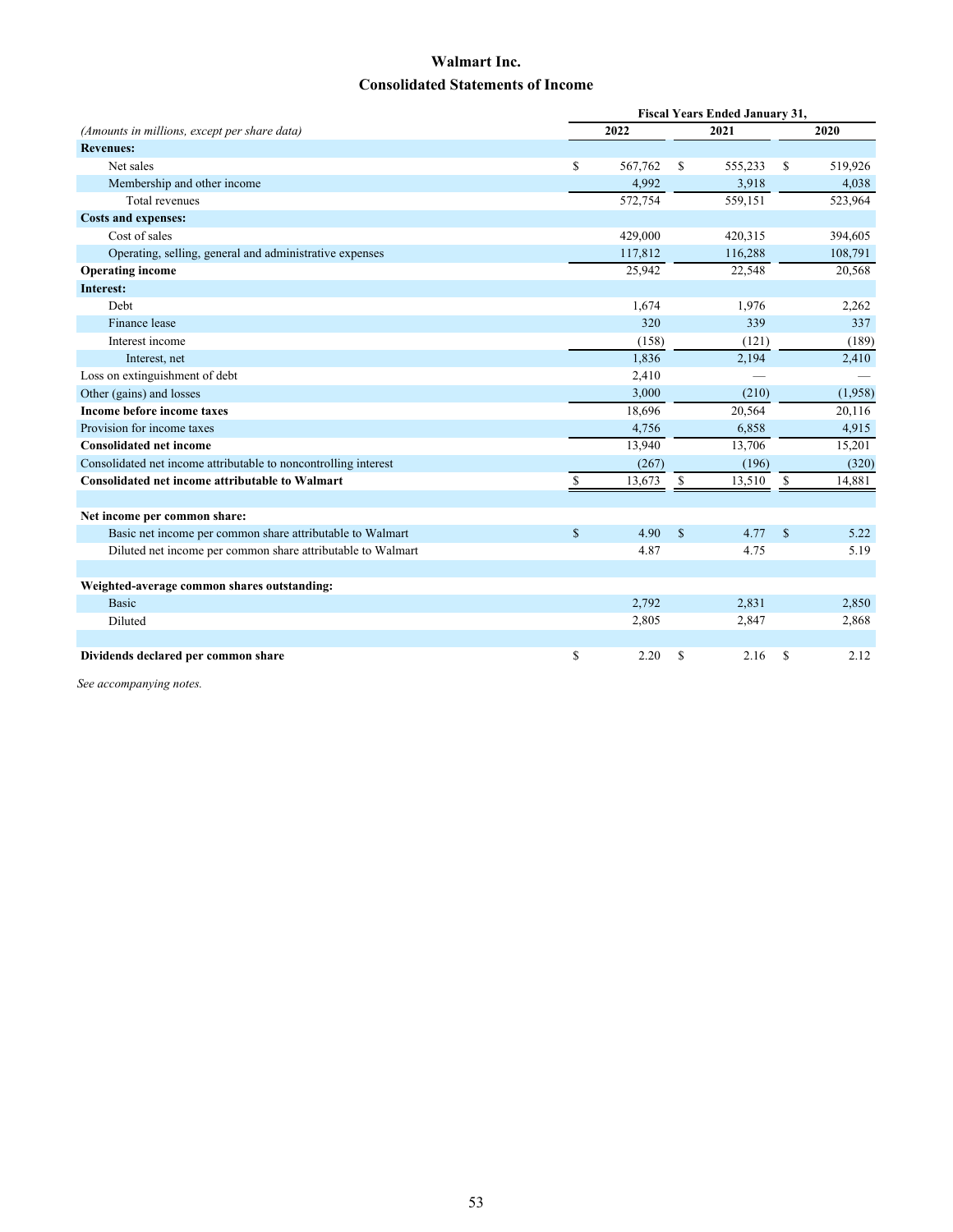# Walmart Inc.

## Consolidated Statements of Income

| *(Amounts in millions, except per share data)* | Fiscal Years Ended January 31, | | |
|---|---|---|---|
| | 2022 | 2021 | 2020 |
| **Revenues:** | | | |
| Net sales | $ 567,762 | $ 555,233 | $ 519,926 |
| Membership and other income | 4,992 | 3,918 | 4,038 |
| Total revenues | 572,754 | 559,151 | 523,964 |
| **Costs and expenses:** | | | |
| Cost of sales | 429,000 | 420,315 | 394,605 |
| Operating, selling, general and administrative expenses | 117,812 | 116,288 | 108,791 |
| **Operating income** | 25,942 | 22,548 | 20,568 |
| **Interest:** | | | |
| Debt | 1,674 | 1,976 | 2,262 |
| Finance lease | 320 | 339 | 337 |
| Interest income | (158) | (121) | (189) |
| Interest, net | 1,836 | 2,194 | 2,410 |
| Loss on extinguishment of debt | 2,410 | — | — |
| Other (gains) and losses | 3,000 | (210) | (1,958) |
| **Income before income taxes** | 18,696 | 20,564 | 20,116 |
| Provision for income taxes | 4,756 | 6,858 | 4,915 |
| **Consolidated net income** | 13,940 | 13,706 | 15,201 |
| Consolidated net income attributable to noncontrolling interest | (267) | (196) | (320) |
| **Consolidated net income attributable to Walmart** | $ 13,673 | $ 13,510 | $ 14,881 |
| | | | |
| **Net income per common share:** | | | |
| Basic net income per common share attributable to Walmart | $ 4.90 | $ 4.77 | $ 5.22 |
| Diluted net income per common share attributable to Walmart | 4.87 | 4.75 | 5.19 |
| | | | |
| **Weighted-average common shares outstanding:** | | | |
| Basic | 2,792 | 2,831 | 2,850 |
| Diluted | 2,805 | 2,847 | 2,868 |
| | | | |
| **Dividends declared per common share** | $ 2.20 | $ 2.16 | $ 2.12 |

*See accompanying notes.*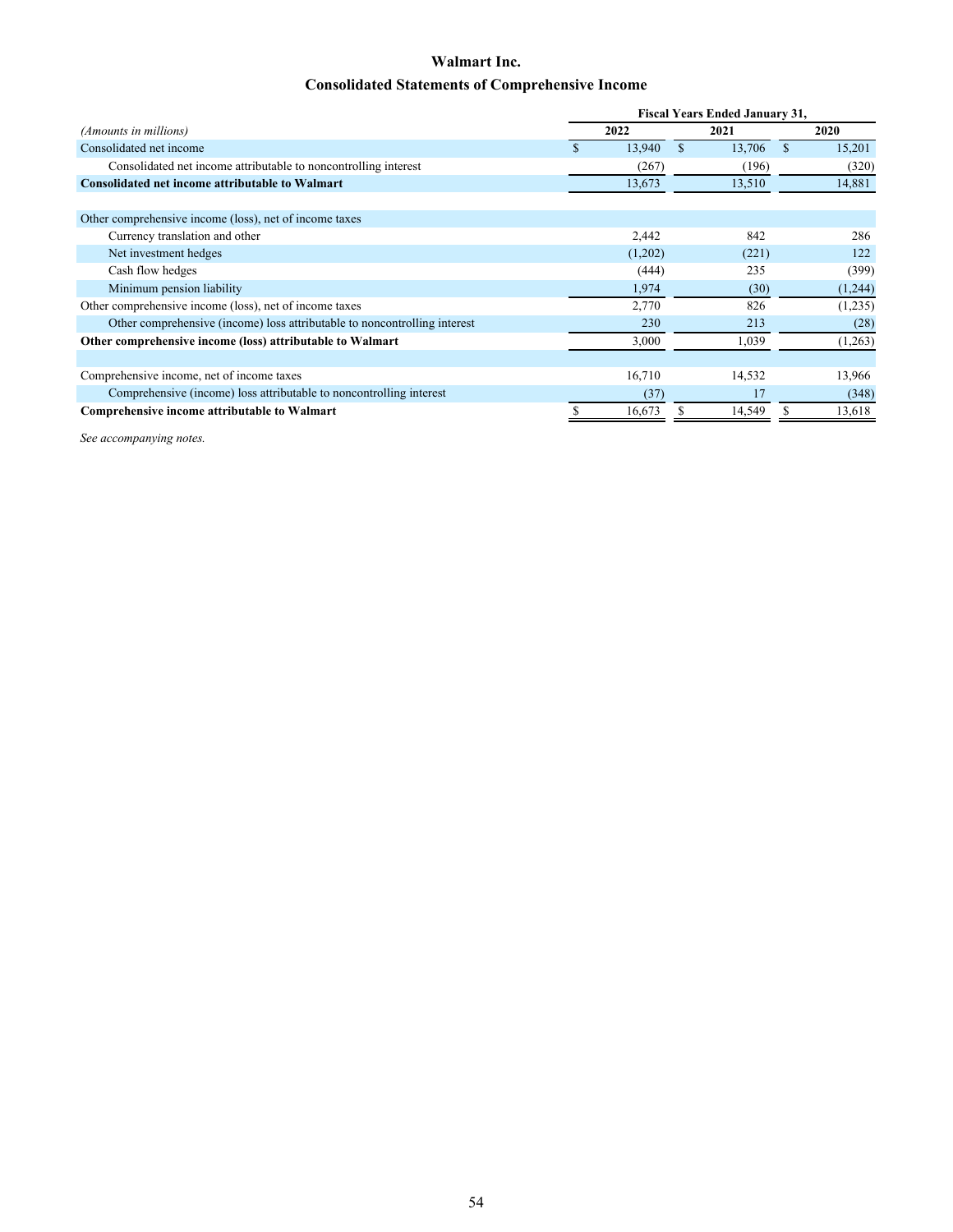# Walmart Inc.

## Consolidated Statements of Comprehensive Income

| *(Amounts in millions)* | Fiscal Years Ended January 31, | | |
|---|---|---|---|
| | 2022 | 2021 | 2020 |
| Consolidated net income | $ 13,940 | $ 13,706 | $ 15,201 |
| Consolidated net income attributable to noncontrolling interest | (267) | (196) | (320) |
| **Consolidated net income attributable to Walmart** | 13,673 | 13,510 | 14,881 |
| | | | |
| Other comprehensive income (loss), net of income taxes | | | |
| Currency translation and other | 2,442 | 842 | 286 |
| Net investment hedges | (1,202) | (221) | 122 |
| Cash flow hedges | (444) | 235 | (399) |
| Minimum pension liability | 1,974 | (30) | (1,244) |
| Other comprehensive income (loss), net of income taxes | 2,770 | 826 | (1,235) |
| Other comprehensive (income) loss attributable to noncontrolling interest | 230 | 213 | (28) |
| **Other comprehensive income (loss) attributable to Walmart** | 3,000 | 1,039 | (1,263) |
| | | | |
| Comprehensive income, net of income taxes | 16,710 | 14,532 | 13,966 |
| Comprehensive (income) loss attributable to noncontrolling interest | (37) | 17 | (348) |
| **Comprehensive income attributable to Walmart** | $ 16,673 | $ 14,549 | $ 13,618 |

*See accompanying notes.*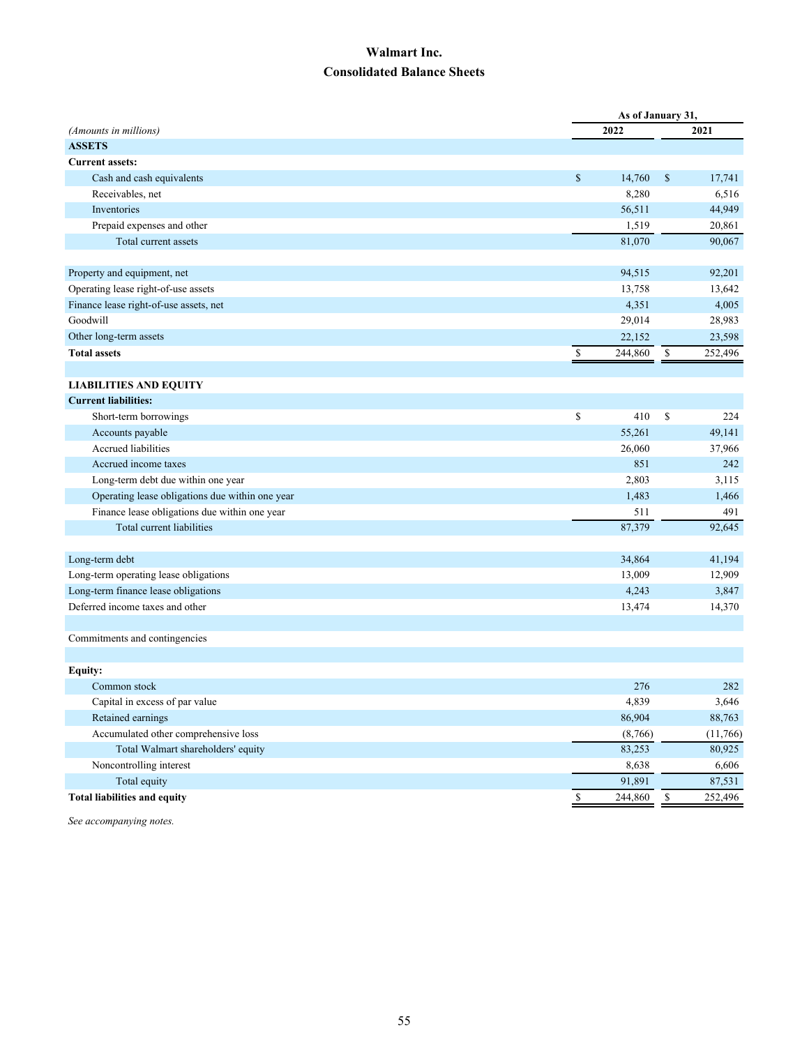# Walmart Inc.

## Consolidated Balance Sheets

| *(Amounts in millions)* | As of January 31, 2022 | As of January 31, 2021 |
|---|---|---|
| **ASSETS** | | |
| **Current assets:** | | |
| Cash and cash equivalents | $ 14,760 | $ 17,741 |
| Receivables, net | 8,280 | 6,516 |
| Inventories | 56,511 | 44,949 |
| Prepaid expenses and other | 1,519 | 20,861 |
| Total current assets | 81,070 | 90,067 |
| | | |
| Property and equipment, net | 94,515 | 92,201 |
| Operating lease right-of-use assets | 13,758 | 13,642 |
| Finance lease right-of-use assets, net | 4,351 | 4,005 |
| Goodwill | 29,014 | 28,983 |
| Other long-term assets | 22,152 | 23,598 |
| **Total assets** | $ 244,860 | $ 252,496 |
| | | |
| **LIABILITIES AND EQUITY** | | |
| **Current liabilities:** | | |
| Short-term borrowings | $ 410 | $ 224 |
| Accounts payable | 55,261 | 49,141 |
| Accrued liabilities | 26,060 | 37,966 |
| Accrued income taxes | 851 | 242 |
| Long-term debt due within one year | 2,803 | 3,115 |
| Operating lease obligations due within one year | 1,483 | 1,466 |
| Finance lease obligations due within one year | 511 | 491 |
| Total current liabilities | 87,379 | 92,645 |
| | | |
| Long-term debt | 34,864 | 41,194 |
| Long-term operating lease obligations | 13,009 | 12,909 |
| Long-term finance lease obligations | 4,243 | 3,847 |
| Deferred income taxes and other | 13,474 | 14,370 |
| | | |
| Commitments and contingencies | | |
| | | |
| **Equity:** | | |
| Common stock | 276 | 282 |
| Capital in excess of par value | 4,839 | 3,646 |
| Retained earnings | 86,904 | 88,763 |
| Accumulated other comprehensive loss | (8,766) | (11,766) |
| Total Walmart shareholders' equity | 83,253 | 80,925 |
| Noncontrolling interest | 8,638 | 6,606 |
| Total equity | 91,891 | 87,531 |
| **Total liabilities and equity** | $ 244,860 | $ 252,496 |

*See accompanying notes.*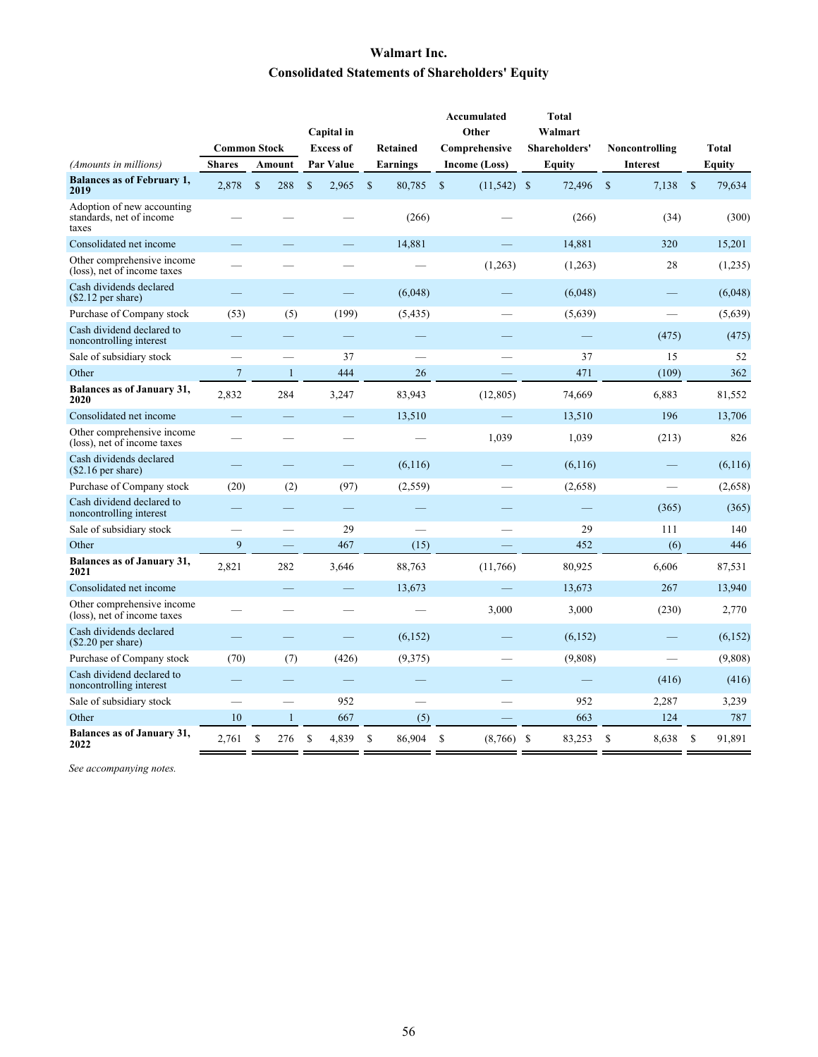# Walmart Inc.

## Consolidated Statements of Shareholders' Equity

| *(Amounts in millions)* | Common Stock Shares | Common Stock Amount | Capital in Excess of Par Value | Retained Earnings | Accumulated Other Comprehensive Income (Loss) | Total Walmart Shareholders' Equity | Noncontrolling Interest | Total Equity |
|---|---|---|---|---|---|---|---|---|
| **Balances as of February 1, 2019** | 2,878 | $ 288 | $ 2,965 | $ 80,785 | $ (11,542) | $ 72,496 | $ 7,138 | $ 79,634 |
| Adoption of new accounting standards, net of income taxes | — | — | — | (266) | — | (266) | (34) | (300) |
| Consolidated net income | — | — | — | 14,881 | — | 14,881 | 320 | 15,201 |
| Other comprehensive income (loss), net of income taxes | — | — | — | — | (1,263) | (1,263) | 28 | (1,235) |
| Cash dividends declared ($2.12 per share) | — | — | — | (6,048) | — | (6,048) | — | (6,048) |
| Purchase of Company stock | (53) | (5) | (199) | (5,435) | — | (5,639) | — | (5,639) |
| Cash dividend declared to noncontrolling interest | — | — | — | — | — | — | (475) | (475) |
| Sale of subsidiary stock | — | — | 37 | — | — | 37 | 15 | 52 |
| Other | 7 | 1 | 444 | 26 | — | 471 | (109) | 362 |
| **Balances as of January 31, 2020** | 2,832 | 284 | 3,247 | 83,943 | (12,805) | 74,669 | 6,883 | 81,552 |
| Consolidated net income | — | — | — | 13,510 | — | 13,510 | 196 | 13,706 |
| Other comprehensive income (loss), net of income taxes | — | — | — | — | 1,039 | 1,039 | (213) | 826 |
| Cash dividends declared ($2.16 per share) | — | — | — | (6,116) | — | (6,116) | — | (6,116) |
| Purchase of Company stock | (20) | (2) | (97) | (2,559) | — | (2,658) | — | (2,658) |
| Cash dividend declared to noncontrolling interest | — | — | — | — | — | — | (365) | (365) |
| Sale of subsidiary stock | — | — | 29 | — | — | 29 | 111 | 140 |
| Other | 9 | — | 467 | (15) | — | 452 | (6) | 446 |
| **Balances as of January 31, 2021** | 2,821 | 282 | 3,646 | 88,763 | (11,766) | 80,925 | 6,606 | 87,531 |
| Consolidated net income | | — | — | 13,673 | — | 13,673 | 267 | 13,940 |
| Other comprehensive income (loss), net of income taxes | — | — | — | — | 3,000 | 3,000 | (230) | 2,770 |
| Cash dividends declared ($2.20 per share) | — | — | — | (6,152) | — | (6,152) | — | (6,152) |
| Purchase of Company stock | (70) | (7) | (426) | (9,375) | — | (9,808) | — | (9,808) |
| Cash dividend declared to noncontrolling interest | — | — | — | — | — | — | (416) | (416) |
| Sale of subsidiary stock | — | — | 952 | — | — | 952 | 2,287 | 3,239 |
| Other | 10 | 1 | 667 | (5) | — | 663 | 124 | 787 |
| **Balances as of January 31, 2022** | 2,761 | $ 276 | $ 4,839 | $ 86,904 | $ (8,766) | $ 83,253 | $ 8,638 | $ 91,891 |

*See accompanying notes.*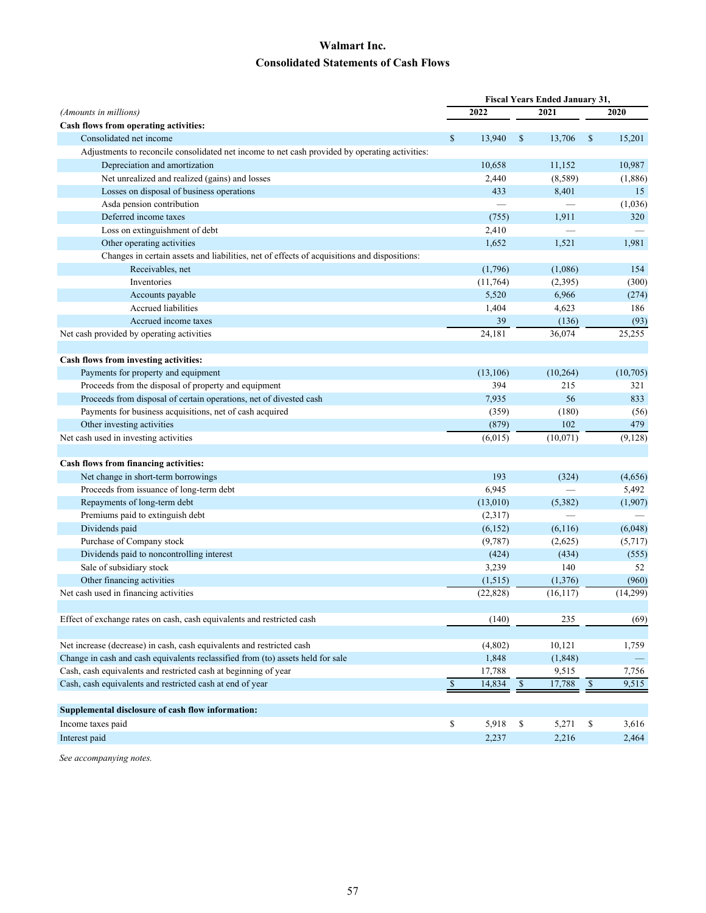# Walmart Inc.

## Consolidated Statements of Cash Flows

| *(Amounts in millions)* | Fiscal Years Ended January 31, | | |
|---|---|---|---|
| | 2022 | 2021 | 2020 |
| **Cash flows from operating activities:** | | | |
| Consolidated net income | $ 13,940 | $ 13,706 | $ 15,201 |
| Adjustments to reconcile consolidated net income to net cash provided by operating activities: | | | |
| Depreciation and amortization | 10,658 | 11,152 | 10,987 |
| Net unrealized and realized (gains) and losses | 2,440 | (8,589) | (1,886) |
| Losses on disposal of business operations | 433 | 8,401 | 15 |
| Asda pension contribution | — | — | (1,036) |
| Deferred income taxes | (755) | 1,911 | 320 |
| Loss on extinguishment of debt | 2,410 | — | — |
| Other operating activities | 1,652 | 1,521 | 1,981 |
| Changes in certain assets and liabilities, net of effects of acquisitions and dispositions: | | | |
| Receivables, net | (1,796) | (1,086) | 154 |
| Inventories | (11,764) | (2,395) | (300) |
| Accounts payable | 5,520 | 6,966 | (274) |
| Accrued liabilities | 1,404 | 4,623 | 186 |
| Accrued income taxes | 39 | (136) | (93) |
| Net cash provided by operating activities | 24,181 | 36,074 | 25,255 |
| | | | |
| **Cash flows from investing activities:** | | | |
| Payments for property and equipment | (13,106) | (10,264) | (10,705) |
| Proceeds from the disposal of property and equipment | 394 | 215 | 321 |
| Proceeds from disposal of certain operations, net of divested cash | 7,935 | 56 | 833 |
| Payments for business acquisitions, net of cash acquired | (359) | (180) | (56) |
| Other investing activities | (879) | 102 | 479 |
| Net cash used in investing activities | (6,015) | (10,071) | (9,128) |
| | | | |
| **Cash flows from financing activities:** | | | |
| Net change in short-term borrowings | 193 | (324) | (4,656) |
| Proceeds from issuance of long-term debt | 6,945 | — | 5,492 |
| Repayments of long-term debt | (13,010) | (5,382) | (1,907) |
| Premiums paid to extinguish debt | (2,317) | — | — |
| Dividends paid | (6,152) | (6,116) | (6,048) |
| Purchase of Company stock | (9,787) | (2,625) | (5,717) |
| Dividends paid to noncontrolling interest | (424) | (434) | (555) |
| Sale of subsidiary stock | 3,239 | 140 | 52 |
| Other financing activities | (1,515) | (1,376) | (960) |
| Net cash used in financing activities | (22,828) | (16,117) | (14,299) |
| | | | |
| Effect of exchange rates on cash, cash equivalents and restricted cash | (140) | 235 | (69) |
| | | | |
| Net increase (decrease) in cash, cash equivalents and restricted cash | (4,802) | 10,121 | 1,759 |
| Change in cash and cash equivalents reclassified from (to) assets held for sale | 1,848 | (1,848) | — |
| Cash, cash equivalents and restricted cash at beginning of year | 17,788 | 9,515 | 7,756 |
| Cash, cash equivalents and restricted cash at end of year | $ 14,834 | $ 17,788 | $ 9,515 |
| | | | |
| **Supplemental disclosure of cash flow information:** | | | |
| Income taxes paid | $ 5,918 | $ 5,271 | $ 3,616 |
| Interest paid | 2,237 | 2,216 | 2,464 |

*See accompanying notes.*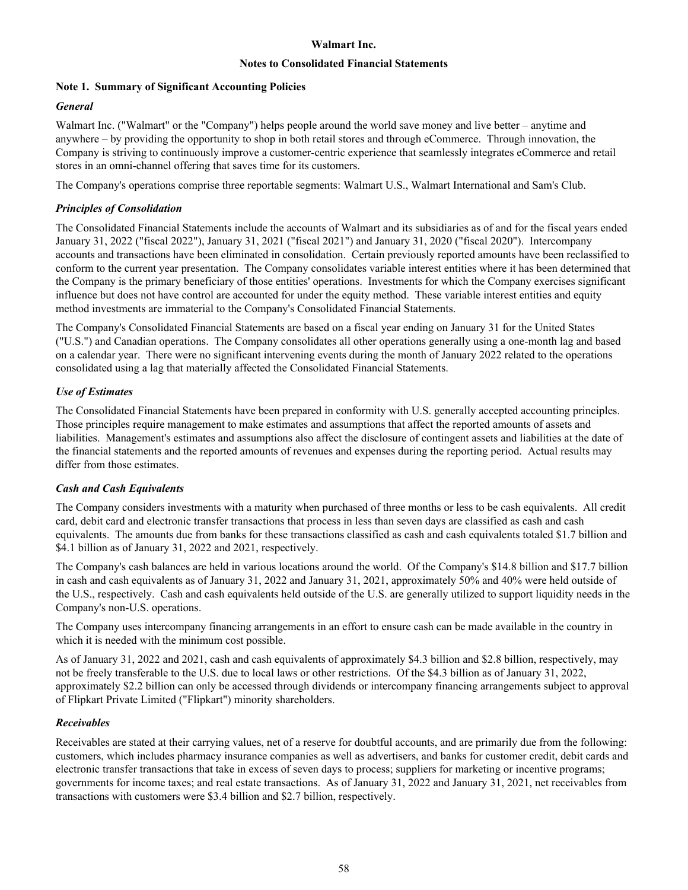**Walmart Inc.**

**Notes to Consolidated Financial Statements**

## Note 1. Summary of Significant Accounting Policies

### *General*

Walmart Inc. ("Walmart" or the "Company") helps people around the world save money and live better – anytime and anywhere – by providing the opportunity to shop in both retail stores and through eCommerce. Through innovation, the Company is striving to continuously improve a customer-centric experience that seamlessly integrates eCommerce and retail stores in an omni-channel offering that saves time for its customers.

The Company's operations comprise three reportable segments: Walmart U.S., Walmart International and Sam's Club.

### *Principles of Consolidation*

The Consolidated Financial Statements include the accounts of Walmart and its subsidiaries as of and for the fiscal years ended January 31, 2022 ("fiscal 2022"), January 31, 2021 ("fiscal 2021") and January 31, 2020 ("fiscal 2020"). Intercompany accounts and transactions have been eliminated in consolidation. Certain previously reported amounts have been reclassified to conform to the current year presentation. The Company consolidates variable interest entities where it has been determined that the Company is the primary beneficiary of those entities' operations. Investments for which the Company exercises significant influence but does not have control are accounted for under the equity method. These variable interest entities and equity method investments are immaterial to the Company's Consolidated Financial Statements.

The Company's Consolidated Financial Statements are based on a fiscal year ending on January 31 for the United States ("U.S.") and Canadian operations. The Company consolidates all other operations generally using a one-month lag and based on a calendar year. There were no significant intervening events during the month of January 2022 related to the operations consolidated using a lag that materially affected the Consolidated Financial Statements.

### *Use of Estimates*

The Consolidated Financial Statements have been prepared in conformity with U.S. generally accepted accounting principles. Those principles require management to make estimates and assumptions that affect the reported amounts of assets and liabilities. Management's estimates and assumptions also affect the disclosure of contingent assets and liabilities at the date of the financial statements and the reported amounts of revenues and expenses during the reporting period. Actual results may differ from those estimates.

### *Cash and Cash Equivalents*

The Company considers investments with a maturity when purchased of three months or less to be cash equivalents. All credit card, debit card and electronic transfer transactions that process in less than seven days are classified as cash and cash equivalents. The amounts due from banks for these transactions classified as cash and cash equivalents totaled $1.7 billion and $4.1 billion as of January 31, 2022 and 2021, respectively.

The Company's cash balances are held in various locations around the world. Of the Company's $14.8 billion and $17.7 billion in cash and cash equivalents as of January 31, 2022 and January 31, 2021, approximately 50% and 40% were held outside of the U.S., respectively. Cash and cash equivalents held outside of the U.S. are generally utilized to support liquidity needs in the Company's non-U.S. operations.

The Company uses intercompany financing arrangements in an effort to ensure cash can be made available in the country in which it is needed with the minimum cost possible.

As of January 31, 2022 and 2021, cash and cash equivalents of approximately $4.3 billion and $2.8 billion, respectively, may not be freely transferable to the U.S. due to local laws or other restrictions. Of the $4.3 billion as of January 31, 2022, approximately $2.2 billion can only be accessed through dividends or intercompany financing arrangements subject to approval of Flipkart Private Limited ("Flipkart") minority shareholders.

### *Receivables*

Receivables are stated at their carrying values, net of a reserve for doubtful accounts, and are primarily due from the following: customers, which includes pharmacy insurance companies as well as advertisers, and banks for customer credit, debit cards and electronic transfer transactions that take in excess of seven days to process; suppliers for marketing or incentive programs; governments for income taxes; and real estate transactions. As of January 31, 2022 and January 31, 2021, net receivables from transactions with customers were $3.4 billion and $2.7 billion, respectively.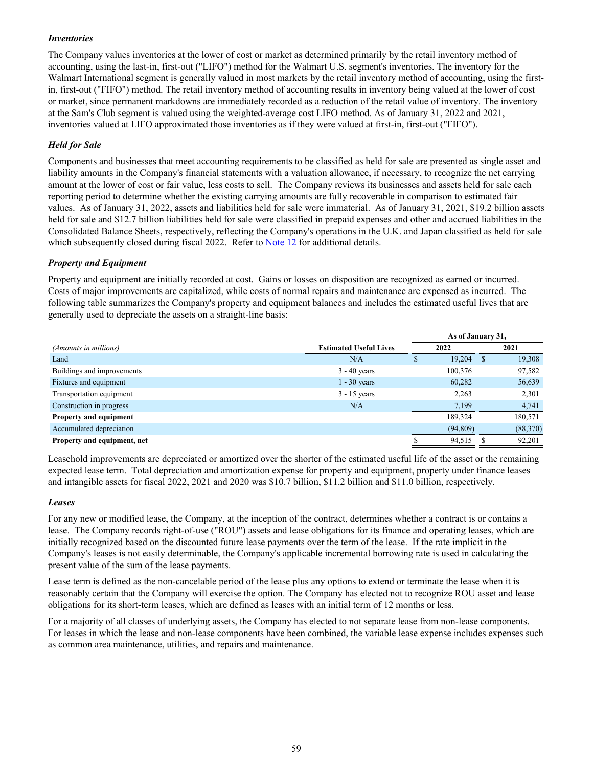### *Inventories*

The Company values inventories at the lower of cost or market as determined primarily by the retail inventory method of accounting, using the last-in, first-out ("LIFO") method for the Walmart U.S. segment's inventories. The inventory for the Walmart International segment is generally valued in most markets by the retail inventory method of accounting, using the first-in, first-out ("FIFO") method. The retail inventory method of accounting results in inventory being valued at the lower of cost or market, since permanent markdowns are immediately recorded as a reduction of the retail value of inventory. The inventory at the Sam's Club segment is valued using the weighted-average cost LIFO method. As of January 31, 2022 and 2021, inventories valued at LIFO approximated those inventories as if they were valued at first-in, first-out ("FIFO").

### *Held for Sale*

Components and businesses that meet accounting requirements to be classified as held for sale are presented as single asset and liability amounts in the Company's financial statements with a valuation allowance, if necessary, to recognize the net carrying amount at the lower of cost or fair value, less costs to sell. The Company reviews its businesses and assets held for sale each reporting period to determine whether the existing carrying amounts are fully recoverable in comparison to estimated fair values. As of January 31, 2022, assets and liabilities held for sale were immaterial. As of January 31, 2021, $19.2 billion assets held for sale and $12.7 billion liabilities held for sale were classified in prepaid expenses and other and accrued liabilities in the Consolidated Balance Sheets, respectively, reflecting the Company's operations in the U.K. and Japan classified as held for sale which subsequently closed during fiscal 2022. Refer to Note 12 for additional details.

### *Property and Equipment*

Property and equipment are initially recorded at cost. Gains or losses on disposition are recognized as earned or incurred. Costs of major improvements are capitalized, while costs of normal repairs and maintenance are expensed as incurred. The following table summarizes the Company's property and equipment balances and includes the estimated useful lives that are generally used to depreciate the assets on a straight-line basis:

| | | As of January 31, | |
|---|---|---|---|
| *(Amounts in millions)* | **Estimated Useful Lives** | **2022** | **2021** |
| Land | N/A | $ 19,204 | $ 19,308 |
| Buildings and improvements | 3 - 40 years | 100,376 | 97,582 |
| Fixtures and equipment | 1 - 30 years | 60,282 | 56,639 |
| Transportation equipment | 3 - 15 years | 2,263 | 2,301 |
| Construction in progress | N/A | 7,199 | 4,741 |
| **Property and equipment** | | 189,324 | 180,571 |
| Accumulated depreciation | | (94,809) | (88,370) |
| **Property and equipment, net** | | $ 94,515 | $ 92,201 |

Leasehold improvements are depreciated or amortized over the shorter of the estimated useful life of the asset or the remaining expected lease term. Total depreciation and amortization expense for property and equipment, property under finance leases and intangible assets for fiscal 2022, 2021 and 2020 was $10.7 billion, $11.2 billion and $11.0 billion, respectively.

### *Leases*

For any new or modified lease, the Company, at the inception of the contract, determines whether a contract is or contains a lease. The Company records right-of-use ("ROU") assets and lease obligations for its finance and operating leases, which are initially recognized based on the discounted future lease payments over the term of the lease. If the rate implicit in the Company's leases is not easily determinable, the Company's applicable incremental borrowing rate is used in calculating the present value of the sum of the lease payments.

Lease term is defined as the non-cancelable period of the lease plus any options to extend or terminate the lease when it is reasonably certain that the Company will exercise the option. The Company has elected not to recognize ROU asset and lease obligations for its short-term leases, which are defined as leases with an initial term of 12 months or less.

For a majority of all classes of underlying assets, the Company has elected to not separate lease from non-lease components. For leases in which the lease and non-lease components have been combined, the variable lease expense includes expenses such as common area maintenance, utilities, and repairs and maintenance.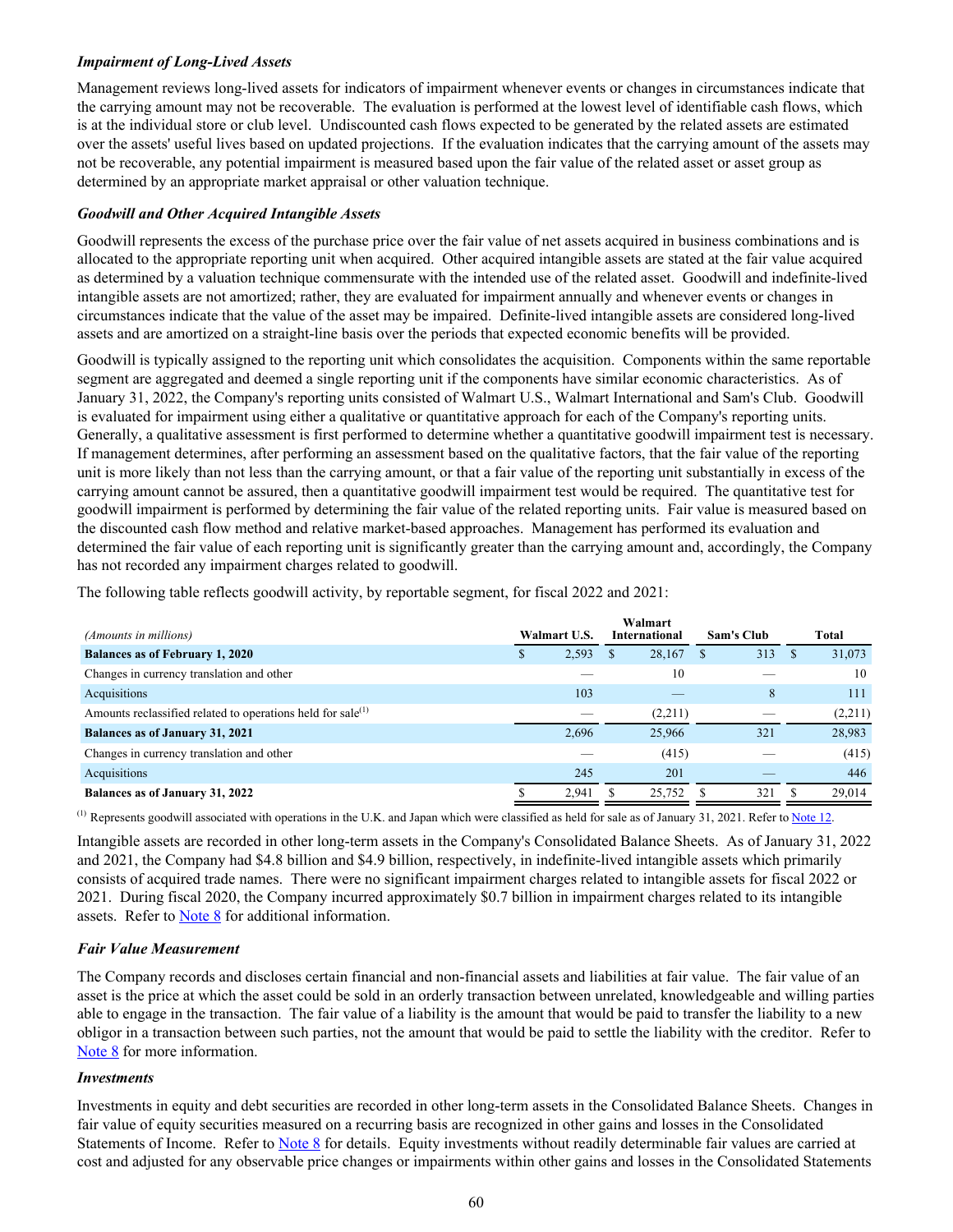### *Impairment of Long-Lived Assets*

Management reviews long-lived assets for indicators of impairment whenever events or changes in circumstances indicate that the carrying amount may not be recoverable. The evaluation is performed at the lowest level of identifiable cash flows, which is at the individual store or club level. Undiscounted cash flows expected to be generated by the related assets are estimated over the assets' useful lives based on updated projections. If the evaluation indicates that the carrying amount of the assets may not be recoverable, any potential impairment is measured based upon the fair value of the related asset or asset group as determined by an appropriate market appraisal or other valuation technique.

### *Goodwill and Other Acquired Intangible Assets*

Goodwill represents the excess of the purchase price over the fair value of net assets acquired in business combinations and is allocated to the appropriate reporting unit when acquired. Other acquired intangible assets are stated at the fair value acquired as determined by a valuation technique commensurate with the intended use of the related asset. Goodwill and indefinite-lived intangible assets are not amortized; rather, they are evaluated for impairment annually and whenever events or changes in circumstances indicate that the value of the asset may be impaired. Definite-lived intangible assets are considered long-lived assets and are amortized on a straight-line basis over the periods that expected economic benefits will be provided.

Goodwill is typically assigned to the reporting unit which consolidates the acquisition. Components within the same reportable segment are aggregated and deemed a single reporting unit if the components have similar economic characteristics. As of January 31, 2022, the Company's reporting units consisted of Walmart U.S., Walmart International and Sam's Club. Goodwill is evaluated for impairment using either a qualitative or quantitative approach for each of the Company's reporting units. Generally, a qualitative assessment is first performed to determine whether a quantitative goodwill impairment test is necessary. If management determines, after performing an assessment based on the qualitative factors, that the fair value of the reporting unit is more likely than not less than the carrying amount, or that a fair value of the reporting unit substantially in excess of the carrying amount cannot be assured, then a quantitative goodwill impairment test would be required. The quantitative test for goodwill impairment is performed by determining the fair value of the related reporting units. Fair value is measured based on the discounted cash flow method and relative market-based approaches. Management has performed its evaluation and determined the fair value of each reporting unit is significantly greater than the carrying amount and, accordingly, the Company has not recorded any impairment charges related to goodwill.

The following table reflects goodwill activity, by reportable segment, for fiscal 2022 and 2021:

| *(Amounts in millions)* | Walmart U.S. | Walmart International | Sam's Club | Total |
|---|---|---|---|---|
| **Balances as of February 1, 2020** | $ 2,593 | $ 28,167 | $ 313 | $ 31,073 |
| Changes in currency translation and other | — | 10 | — | 10 |
| Acquisitions | 103 | — | 8 | 111 |
| Amounts reclassified related to operations held for sale[(1)] | — | (2,211) | — | (2,211) |
| **Balances as of January 31, 2021** | 2,696 | 25,966 | 321 | 28,983 |
| Changes in currency translation and other | — | (415) | — | (415) |
| Acquisitions | 245 | 201 | — | 446 |
| **Balances as of January 31, 2022** | $ 2,941 | $ 25,752 | $ 321 | $ 29,014 |

(1) Represents goodwill associated with operations in the U.K. and Japan which were classified as held for sale as of January 31, 2021. Refer to Note 12.

Intangible assets are recorded in other long-term assets in the Company's Consolidated Balance Sheets. As of January 31, 2022 and 2021, the Company had $4.8 billion and $4.9 billion, respectively, in indefinite-lived intangible assets which primarily consists of acquired trade names. There were no significant impairment charges related to intangible assets for fiscal 2022 or 2021. During fiscal 2020, the Company incurred approximately $0.7 billion in impairment charges related to its intangible assets. Refer to Note 8 for additional information.

### *Fair Value Measurement*

The Company records and discloses certain financial and non-financial assets and liabilities at fair value. The fair value of an asset is the price at which the asset could be sold in an orderly transaction between unrelated, knowledgeable and willing parties able to engage in the transaction. The fair value of a liability is the amount that would be paid to transfer the liability to a new obligor in a transaction between such parties, not the amount that would be paid to settle the liability with the creditor. Refer to Note 8 for more information.

### *Investments*

Investments in equity and debt securities are recorded in other long-term assets in the Consolidated Balance Sheets. Changes in fair value of equity securities measured on a recurring basis are recognized in other gains and losses in the Consolidated Statements of Income. Refer to Note 8 for details. Equity investments without readily determinable fair values are carried at cost and adjusted for any observable price changes or impairments within other gains and losses in the Consolidated Statements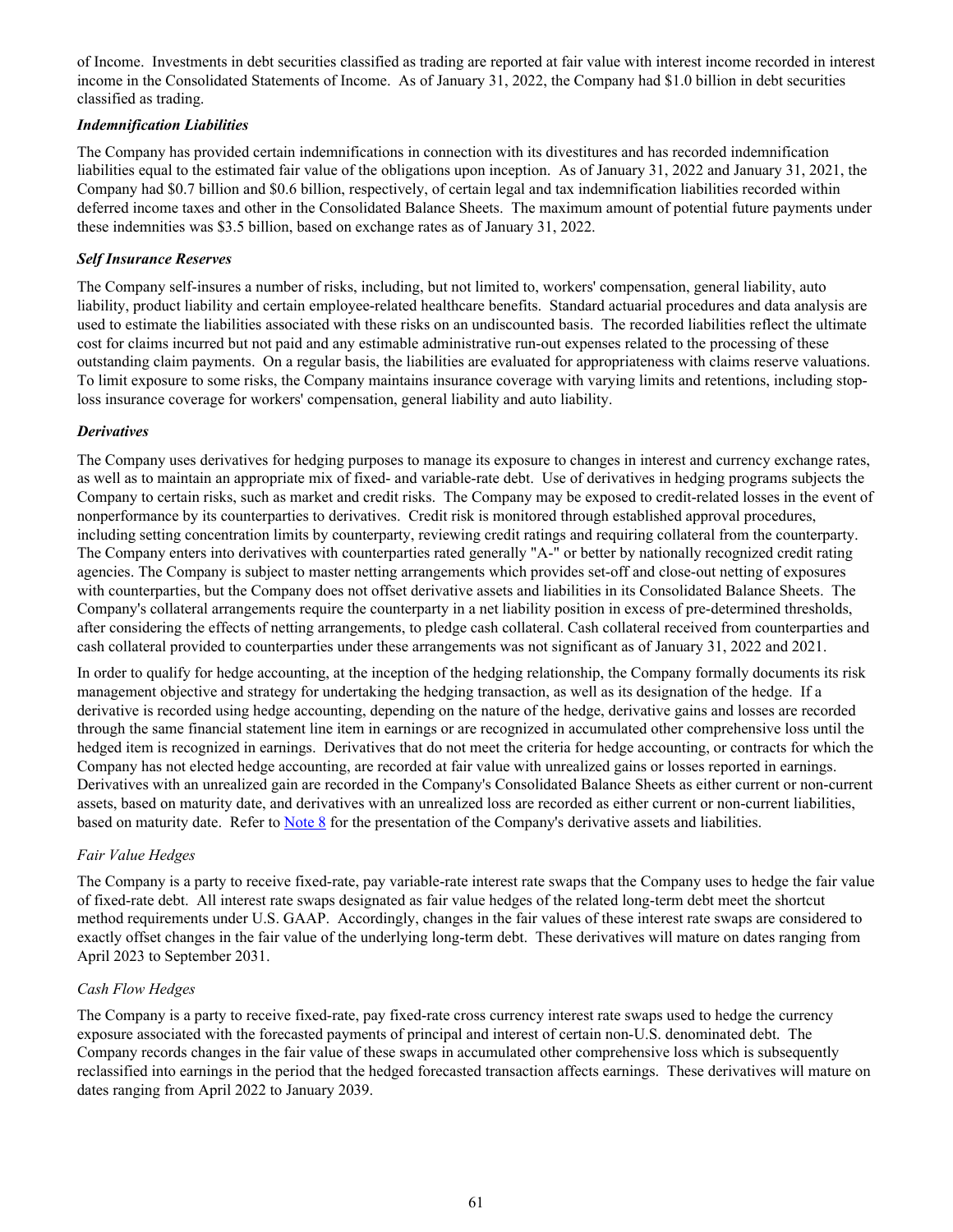of Income. Investments in debt securities classified as trading are reported at fair value with interest income recorded in interest income in the Consolidated Statements of Income. As of January 31, 2022, the Company had $1.0 billion in debt securities classified as trading.

***Indemnification Liabilities***

The Company has provided certain indemnifications in connection with its divestitures and has recorded indemnification liabilities equal to the estimated fair value of the obligations upon inception. As of January 31, 2022 and January 31, 2021, the Company had $0.7 billion and $0.6 billion, respectively, of certain legal and tax indemnification liabilities recorded within deferred income taxes and other in the Consolidated Balance Sheets. The maximum amount of potential future payments under these indemnities was $3.5 billion, based on exchange rates as of January 31, 2022.

***Self Insurance Reserves***

The Company self-insures a number of risks, including, but not limited to, workers' compensation, general liability, auto liability, product liability and certain employee-related healthcare benefits. Standard actuarial procedures and data analysis are used to estimate the liabilities associated with these risks on an undiscounted basis. The recorded liabilities reflect the ultimate cost for claims incurred but not paid and any estimable administrative run-out expenses related to the processing of these outstanding claim payments. On a regular basis, the liabilities are evaluated for appropriateness with claims reserve valuations. To limit exposure to some risks, the Company maintains insurance coverage with varying limits and retentions, including stop-loss insurance coverage for workers' compensation, general liability and auto liability.

***Derivatives***

The Company uses derivatives for hedging purposes to manage its exposure to changes in interest and currency exchange rates, as well as to maintain an appropriate mix of fixed- and variable-rate debt. Use of derivatives in hedging programs subjects the Company to certain risks, such as market and credit risks. The Company may be exposed to credit-related losses in the event of nonperformance by its counterparties to derivatives. Credit risk is monitored through established approval procedures, including setting concentration limits by counterparty, reviewing credit ratings and requiring collateral from the counterparty. The Company enters into derivatives with counterparties rated generally "A-" or better by nationally recognized credit rating agencies. The Company is subject to master netting arrangements which provides set-off and close-out netting of exposures with counterparties, but the Company does not offset derivative assets and liabilities in its Consolidated Balance Sheets. The Company's collateral arrangements require the counterparty in a net liability position in excess of pre-determined thresholds, after considering the effects of netting arrangements, to pledge cash collateral. Cash collateral received from counterparties and cash collateral provided to counterparties under these arrangements was not significant as of January 31, 2022 and 2021.

In order to qualify for hedge accounting, at the inception of the hedging relationship, the Company formally documents its risk management objective and strategy for undertaking the hedging transaction, as well as its designation of the hedge. If a derivative is recorded using hedge accounting, depending on the nature of the hedge, derivative gains and losses are recorded through the same financial statement line item in earnings or are recognized in accumulated other comprehensive loss until the hedged item is recognized in earnings. Derivatives that do not meet the criteria for hedge accounting, or contracts for which the Company has not elected hedge accounting, are recorded at fair value with unrealized gains or losses reported in earnings. Derivatives with an unrealized gain are recorded in the Company's Consolidated Balance Sheets as either current or non-current assets, based on maturity date, and derivatives with an unrealized loss are recorded as either current or non-current liabilities, based on maturity date. Refer to Note 8 for the presentation of the Company's derivative assets and liabilities.

*Fair Value Hedges*

The Company is a party to receive fixed-rate, pay variable-rate interest rate swaps that the Company uses to hedge the fair value of fixed-rate debt. All interest rate swaps designated as fair value hedges of the related long-term debt meet the shortcut method requirements under U.S. GAAP. Accordingly, changes in the fair values of these interest rate swaps are considered to exactly offset changes in the fair value of the underlying long-term debt. These derivatives will mature on dates ranging from April 2023 to September 2031.

*Cash Flow Hedges*

The Company is a party to receive fixed-rate, pay fixed-rate cross currency interest rate swaps used to hedge the currency exposure associated with the forecasted payments of principal and interest of certain non-U.S. denominated debt. The Company records changes in the fair value of these swaps in accumulated other comprehensive loss which is subsequently reclassified into earnings in the period that the hedged forecasted transaction affects earnings. These derivatives will mature on dates ranging from April 2022 to January 2039.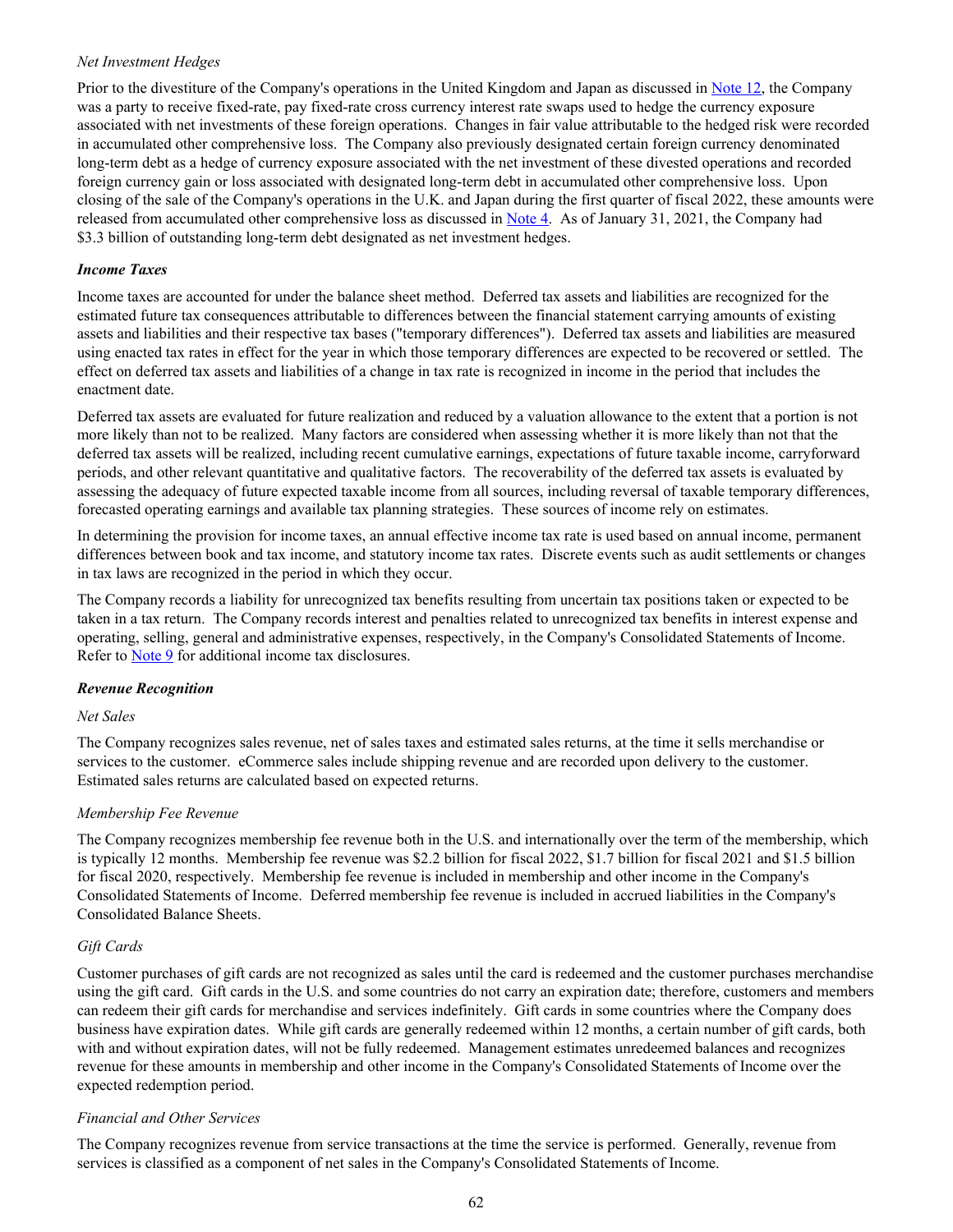*Net Investment Hedges*

Prior to the divestiture of the Company's operations in the United Kingdom and Japan as discussed in Note 12, the Company was a party to receive fixed-rate, pay fixed-rate cross currency interest rate swaps used to hedge the currency exposure associated with net investments of these foreign operations. Changes in fair value attributable to the hedged risk were recorded in accumulated other comprehensive loss. The Company also previously designated certain foreign currency denominated long-term debt as a hedge of currency exposure associated with the net investment of these divested operations and recorded foreign currency gain or loss associated with designated long-term debt in accumulated other comprehensive loss. Upon closing of the sale of the Company's operations in the U.K. and Japan during the first quarter of fiscal 2022, these amounts were released from accumulated other comprehensive loss as discussed in Note 4. As of January 31, 2021, the Company had $3.3 billion of outstanding long-term debt designated as net investment hedges.

***Income Taxes***

Income taxes are accounted for under the balance sheet method. Deferred tax assets and liabilities are recognized for the estimated future tax consequences attributable to differences between the financial statement carrying amounts of existing assets and liabilities and their respective tax bases ("temporary differences"). Deferred tax assets and liabilities are measured using enacted tax rates in effect for the year in which those temporary differences are expected to be recovered or settled. The effect on deferred tax assets and liabilities of a change in tax rate is recognized in income in the period that includes the enactment date.

Deferred tax assets are evaluated for future realization and reduced by a valuation allowance to the extent that a portion is not more likely than not to be realized. Many factors are considered when assessing whether it is more likely than not that the deferred tax assets will be realized, including recent cumulative earnings, expectations of future taxable income, carryforward periods, and other relevant quantitative and qualitative factors. The recoverability of the deferred tax assets is evaluated by assessing the adequacy of future expected taxable income from all sources, including reversal of taxable temporary differences, forecasted operating earnings and available tax planning strategies. These sources of income rely on estimates.

In determining the provision for income taxes, an annual effective income tax rate is used based on annual income, permanent differences between book and tax income, and statutory income tax rates. Discrete events such as audit settlements or changes in tax laws are recognized in the period in which they occur.

The Company records a liability for unrecognized tax benefits resulting from uncertain tax positions taken or expected to be taken in a tax return. The Company records interest and penalties related to unrecognized tax benefits in interest expense and operating, selling, general and administrative expenses, respectively, in the Company's Consolidated Statements of Income. Refer to Note 9 for additional income tax disclosures.

***Revenue Recognition***

*Net Sales*

The Company recognizes sales revenue, net of sales taxes and estimated sales returns, at the time it sells merchandise or services to the customer. eCommerce sales include shipping revenue and are recorded upon delivery to the customer. Estimated sales returns are calculated based on expected returns.

*Membership Fee Revenue*

The Company recognizes membership fee revenue both in the U.S. and internationally over the term of the membership, which is typically 12 months. Membership fee revenue was $2.2 billion for fiscal 2022, $1.7 billion for fiscal 2021 and $1.5 billion for fiscal 2020, respectively. Membership fee revenue is included in membership and other income in the Company's Consolidated Statements of Income. Deferred membership fee revenue is included in accrued liabilities in the Company's Consolidated Balance Sheets.

*Gift Cards*

Customer purchases of gift cards are not recognized as sales until the card is redeemed and the customer purchases merchandise using the gift card. Gift cards in the U.S. and some countries do not carry an expiration date; therefore, customers and members can redeem their gift cards for merchandise and services indefinitely. Gift cards in some countries where the Company does business have expiration dates. While gift cards are generally redeemed within 12 months, a certain number of gift cards, both with and without expiration dates, will not be fully redeemed. Management estimates unredeemed balances and recognizes revenue for these amounts in membership and other income in the Company's Consolidated Statements of Income over the expected redemption period.

*Financial and Other Services*

The Company recognizes revenue from service transactions at the time the service is performed. Generally, revenue from services is classified as a component of net sales in the Company's Consolidated Statements of Income.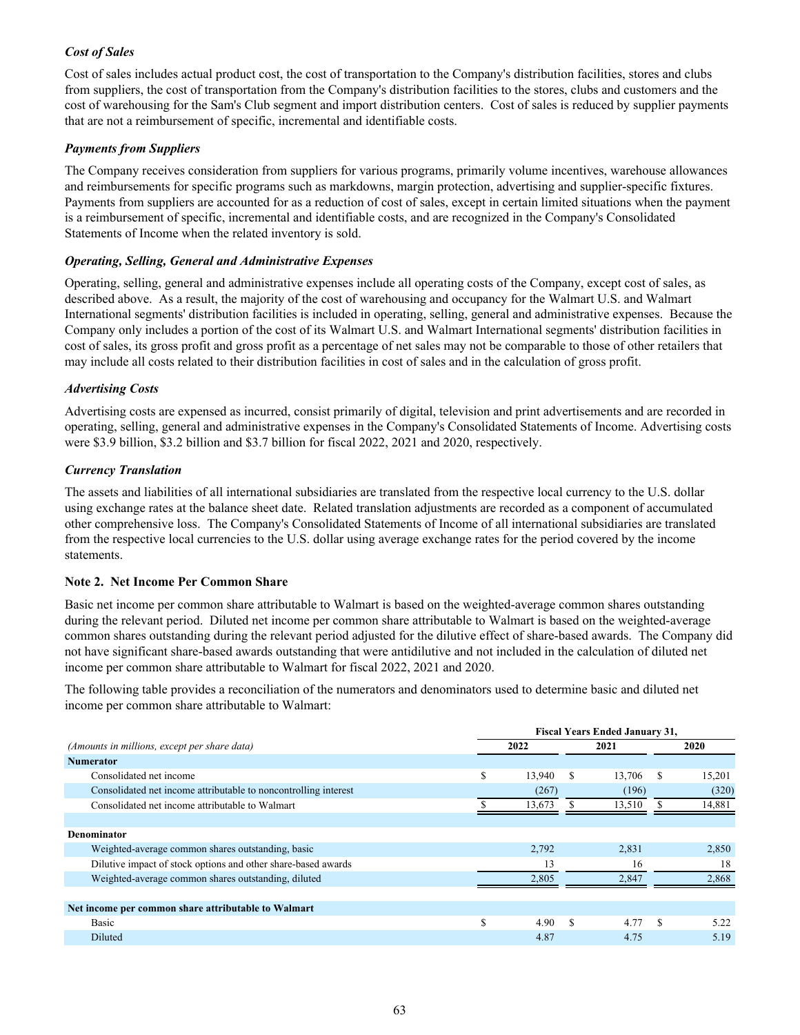### *Cost of Sales*

Cost of sales includes actual product cost, the cost of transportation to the Company's distribution facilities, stores and clubs from suppliers, the cost of transportation from the Company's distribution facilities to the stores, clubs and customers and the cost of warehousing for the Sam's Club segment and import distribution centers. Cost of sales is reduced by supplier payments that are not a reimbursement of specific, incremental and identifiable costs.

### *Payments from Suppliers*

The Company receives consideration from suppliers for various programs, primarily volume incentives, warehouse allowances and reimbursements for specific programs such as markdowns, margin protection, advertising and supplier-specific fixtures. Payments from suppliers are accounted for as a reduction of cost of sales, except in certain limited situations when the payment is a reimbursement of specific, incremental and identifiable costs, and are recognized in the Company's Consolidated Statements of Income when the related inventory is sold.

### *Operating, Selling, General and Administrative Expenses*

Operating, selling, general and administrative expenses include all operating costs of the Company, except cost of sales, as described above. As a result, the majority of the cost of warehousing and occupancy for the Walmart U.S. and Walmart International segments' distribution facilities is included in operating, selling, general and administrative expenses. Because the Company only includes a portion of the cost of its Walmart U.S. and Walmart International segments' distribution facilities in cost of sales, its gross profit and gross profit as a percentage of net sales may not be comparable to those of other retailers that may include all costs related to their distribution facilities in cost of sales and in the calculation of gross profit.

### *Advertising Costs*

Advertising costs are expensed as incurred, consist primarily of digital, television and print advertisements and are recorded in operating, selling, general and administrative expenses in the Company's Consolidated Statements of Income. Advertising costs were $3.9 billion, $3.2 billion and $3.7 billion for fiscal 2022, 2021 and 2020, respectively.

### *Currency Translation*

The assets and liabilities of all international subsidiaries are translated from the respective local currency to the U.S. dollar using exchange rates at the balance sheet date. Related translation adjustments are recorded as a component of accumulated other comprehensive loss. The Company's Consolidated Statements of Income of all international subsidiaries are translated from the respective local currencies to the U.S. dollar using average exchange rates for the period covered by the income statements.

## Note 2. Net Income Per Common Share

Basic net income per common share attributable to Walmart is based on the weighted-average common shares outstanding during the relevant period. Diluted net income per common share attributable to Walmart is based on the weighted-average common shares outstanding during the relevant period adjusted for the dilutive effect of share-based awards. The Company did not have significant share-based awards outstanding that were antidilutive and not included in the calculation of diluted net income per common share attributable to Walmart for fiscal 2022, 2021 and 2020.

The following table provides a reconciliation of the numerators and denominators used to determine basic and diluted net income per common share attributable to Walmart:

| | Fiscal Years Ended January 31, | | |
|---|---|---|---|
| *(Amounts in millions, except per share data)* | 2022 | 2021 | 2020 |
| **Numerator** | | | |
| Consolidated net income | $ 13,940 | $ 13,706 | $ 15,201 |
| Consolidated net income attributable to noncontrolling interest | (267) | (196) | (320) |
| Consolidated net income attributable to Walmart | $ 13,673 | $ 13,510 | $ 14,881 |
| | | | |
| **Denominator** | | | |
| Weighted-average common shares outstanding, basic | 2,792 | 2,831 | 2,850 |
| Dilutive impact of stock options and other share-based awards | 13 | 16 | 18 |
| Weighted-average common shares outstanding, diluted | 2,805 | 2,847 | 2,868 |
| | | | |
| **Net income per common share attributable to Walmart** | | | |
| Basic | $ 4.90 | $ 4.77 | $ 5.22 |
| Diluted | 4.87 | 4.75 | 5.19 |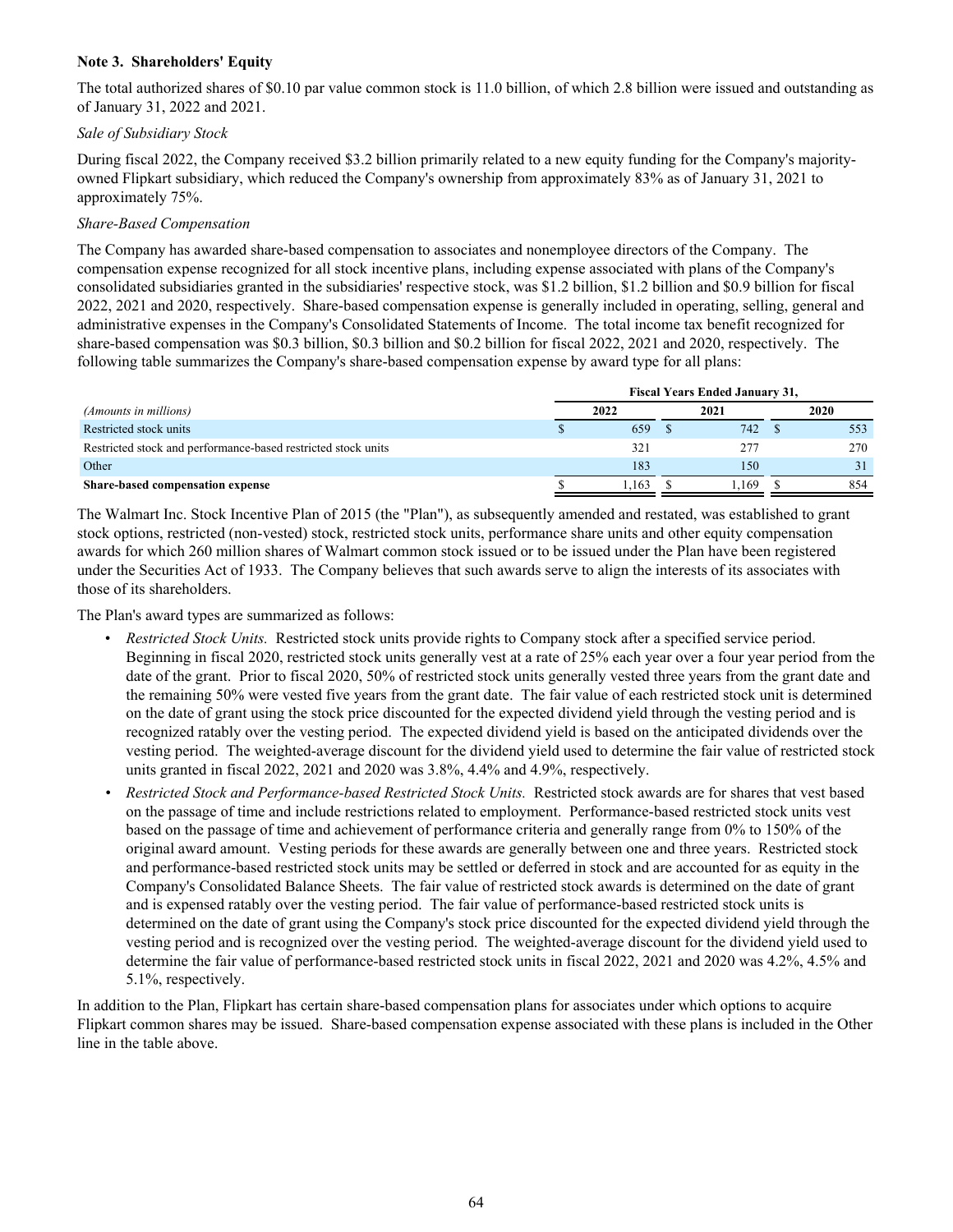**Note 3. Shareholders' Equity**

The total authorized shares of $0.10 par value common stock is 11.0 billion, of which 2.8 billion were issued and outstanding as of January 31, 2022 and 2021.

*Sale of Subsidiary Stock*

During fiscal 2022, the Company received $3.2 billion primarily related to a new equity funding for the Company's majority-owned Flipkart subsidiary, which reduced the Company's ownership from approximately 83% as of January 31, 2021 to approximately 75%.

*Share-Based Compensation*

The Company has awarded share-based compensation to associates and nonemployee directors of the Company. The compensation expense recognized for all stock incentive plans, including expense associated with plans of the Company's consolidated subsidiaries granted in the subsidiaries' respective stock, was $1.2 billion, $1.2 billion and $0.9 billion for fiscal 2022, 2021 and 2020, respectively. Share-based compensation expense is generally included in operating, selling, general and administrative expenses in the Company's Consolidated Statements of Income. The total income tax benefit recognized for share-based compensation was $0.3 billion, $0.3 billion and $0.2 billion for fiscal 2022, 2021 and 2020, respectively. The following table summarizes the Company's share-based compensation expense by award type for all plans:

| | Fiscal Years Ended January 31, | | |
|---|---|---|---|
| *(Amounts in millions)* | 2022 | 2021 | 2020 |
| Restricted stock units | $ 659 | $ 742 | $ 553 |
| Restricted stock and performance-based restricted stock units | 321 | 277 | 270 |
| Other | 183 | 150 | 31 |
| **Share-based compensation expense** | $ 1,163 | $ 1,169 | $ 854 |

The Walmart Inc. Stock Incentive Plan of 2015 (the "Plan"), as subsequently amended and restated, was established to grant stock options, restricted (non-vested) stock, restricted stock units, performance share units and other equity compensation awards for which 260 million shares of Walmart common stock issued or to be issued under the Plan have been registered under the Securities Act of 1933. The Company believes that such awards serve to align the interests of its associates with those of its shareholders.

The Plan's award types are summarized as follows:

- *Restricted Stock Units.* Restricted stock units provide rights to Company stock after a specified service period. Beginning in fiscal 2020, restricted stock units generally vest at a rate of 25% each year over a four year period from the date of the grant. Prior to fiscal 2020, 50% of restricted stock units generally vested three years from the grant date and the remaining 50% were vested five years from the grant date. The fair value of each restricted stock unit is determined on the date of grant using the stock price discounted for the expected dividend yield through the vesting period and is recognized ratably over the vesting period. The expected dividend yield is based on the anticipated dividends over the vesting period. The weighted-average discount for the dividend yield used to determine the fair value of restricted stock units granted in fiscal 2022, 2021 and 2020 was 3.8%, 4.4% and 4.9%, respectively.
- *Restricted Stock and Performance-based Restricted Stock Units.* Restricted stock awards are for shares that vest based on the passage of time and include restrictions related to employment. Performance-based restricted stock units vest based on the passage of time and achievement of performance criteria and generally range from 0% to 150% of the original award amount. Vesting periods for these awards are generally between one and three years. Restricted stock and performance-based restricted stock units may be settled or deferred in stock and are accounted for as equity in the Company's Consolidated Balance Sheets. The fair value of restricted stock awards is determined on the date of grant and is expensed ratably over the vesting period. The fair value of performance-based restricted stock units is determined on the date of grant using the Company's stock price discounted for the expected dividend yield through the vesting period and is recognized over the vesting period. The weighted-average discount for the dividend yield used to determine the fair value of performance-based restricted stock units in fiscal 2022, 2021 and 2020 was 4.2%, 4.5% and 5.1%, respectively.

In addition to the Plan, Flipkart has certain share-based compensation plans for associates under which options to acquire Flipkart common shares may be issued. Share-based compensation expense associated with these plans is included in the Other line in the table above.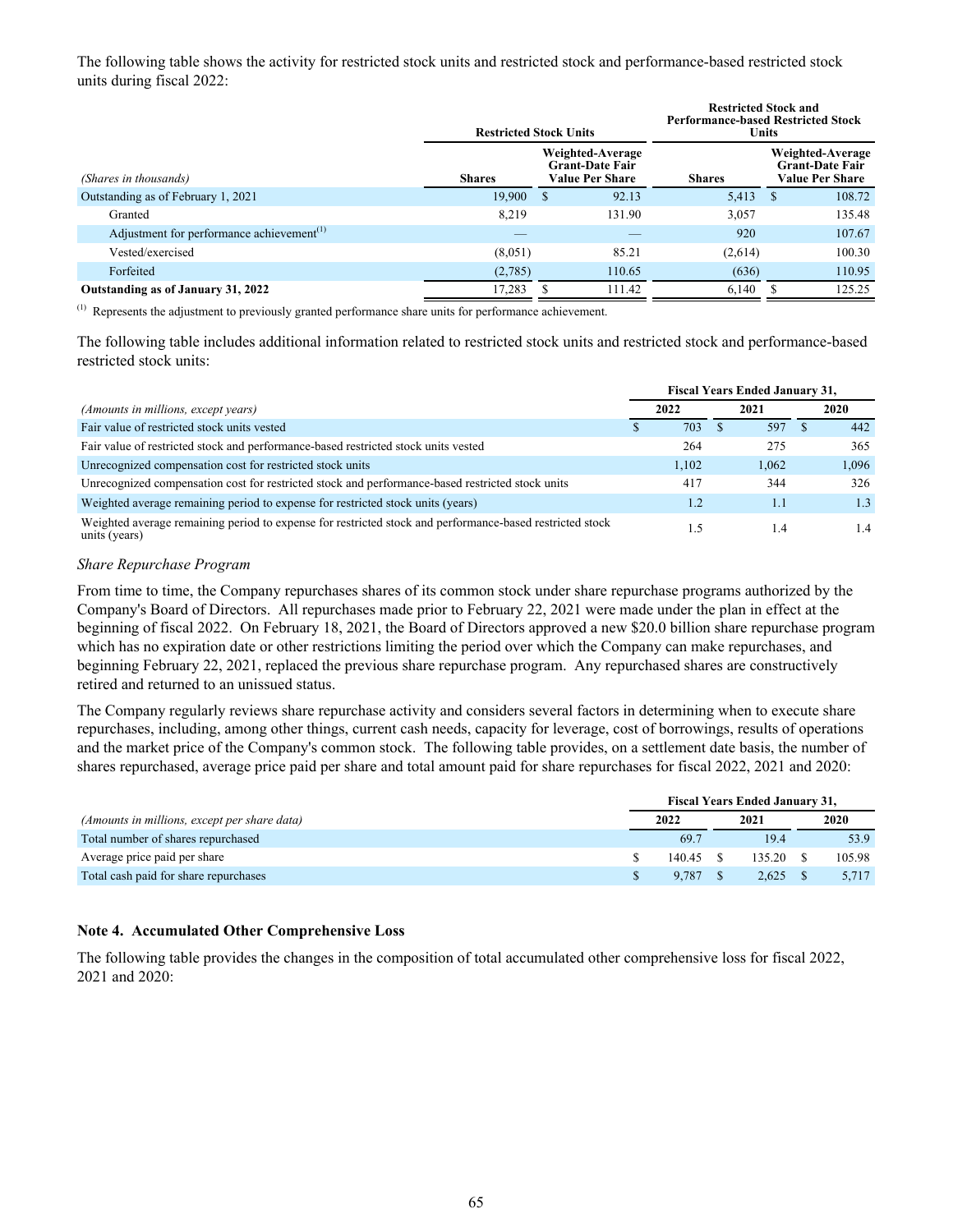The following table shows the activity for restricted stock units and restricted stock and performance-based restricted stock units during fiscal 2022:

| | Restricted Stock Units | | Restricted Stock and Performance-based Restricted Stock Units | |
|---|---|---|---|---|
| *(Shares in thousands)* | Shares | Weighted-Average Grant-Date Fair Value Per Share | Shares | Weighted-Average Grant-Date Fair Value Per Share |
| Outstanding as of February 1, 2021 | 19,900 | $ 92.13 | 5,413 | $ 108.72 |
| Granted | 8,219 | 131.90 | 3,057 | 135.48 |
| Adjustment for performance achievement[1] | — | — | 920 | 107.67 |
| Vested/exercised | (8,051) | 85.21 | (2,614) | 100.30 |
| Forfeited | (2,785) | 110.65 | (636) | 110.95 |
| **Outstanding as of January 31, 2022** | 17,283 | $ 111.42 | 6,140 | $ 125.25 |

[1] Represents the adjustment to previously granted performance share units for performance achievement.

The following table includes additional information related to restricted stock units and restricted stock and performance-based restricted stock units:

| | Fiscal Years Ended January 31, | | |
|---|---|---|---|
| *(Amounts in millions, except years)* | 2022 | 2021 | 2020 |
| Fair value of restricted stock units vested | $ 703 | $ 597 | $ 442 |
| Fair value of restricted stock and performance-based restricted stock units vested | 264 | 275 | 365 |
| Unrecognized compensation cost for restricted stock units | 1,102 | 1,062 | 1,096 |
| Unrecognized compensation cost for restricted stock and performance-based restricted stock units | 417 | 344 | 326 |
| Weighted average remaining period to expense for restricted stock units (years) | 1.2 | 1.1 | 1.3 |
| Weighted average remaining period to expense for restricted stock and performance-based restricted stock units (years) | 1.5 | 1.4 | 1.4 |

*Share Repurchase Program*

From time to time, the Company repurchases shares of its common stock under share repurchase programs authorized by the Company's Board of Directors. All repurchases made prior to February 22, 2021 were made under the plan in effect at the beginning of fiscal 2022. On February 18, 2021, the Board of Directors approved a new $20.0 billion share repurchase program which has no expiration date or other restrictions limiting the period over which the Company can make repurchases, and beginning February 22, 2021, replaced the previous share repurchase program. Any repurchased shares are constructively retired and returned to an unissued status.

The Company regularly reviews share repurchase activity and considers several factors in determining when to execute share repurchases, including, among other things, current cash needs, capacity for leverage, cost of borrowings, results of operations and the market price of the Company's common stock. The following table provides, on a settlement date basis, the number of shares repurchased, average price paid per share and total amount paid for share repurchases for fiscal 2022, 2021 and 2020:

| | Fiscal Years Ended January 31, | | |
|---|---|---|---|
| *(Amounts in millions, except per share data)* | 2022 | 2021 | 2020 |
| Total number of shares repurchased | 69.7 | 19.4 | 53.9 |
| Average price paid per share | $ 140.45 | $ 135.20 | $ 105.98 |
| Total cash paid for share repurchases | $ 9,787 | $ 2,625 | $ 5,717 |

**Note 4. Accumulated Other Comprehensive Loss**

The following table provides the changes in the composition of total accumulated other comprehensive loss for fiscal 2022, 2021 and 2020: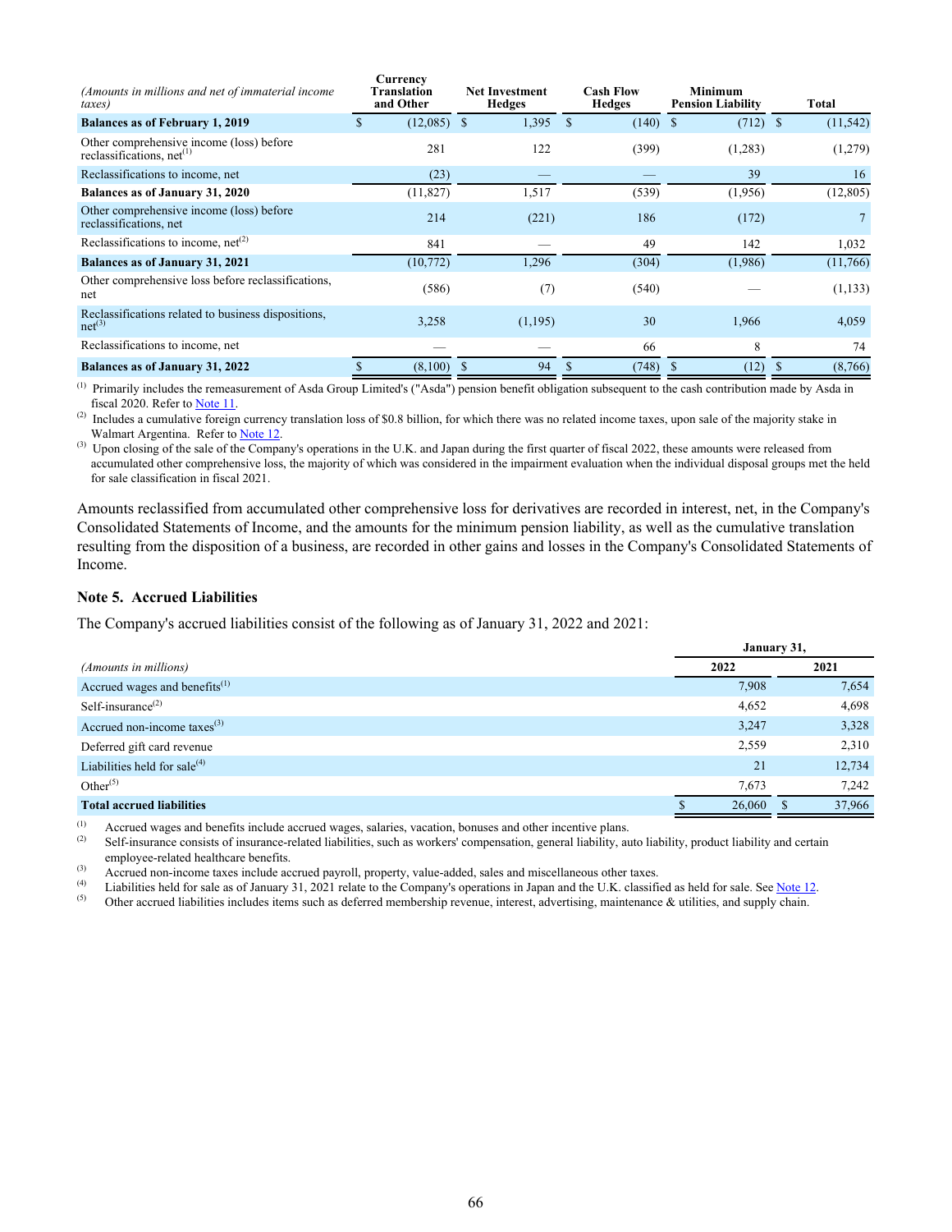| *(Amounts in millions and net of immaterial income taxes)* | Currency Translation and Other | Net Investment Hedges | Cash Flow Hedges | Minimum Pension Liability | Total |
|---|---|---|---|---|---|
| **Balances as of February 1, 2019** | $ (12,085) | $ 1,395 | $ (140) | $ (712) | $ (11,542) |
| Other comprehensive income (loss) before reclassifications, net[(1)] | 281 | 122 | (399) | (1,283) | (1,279) |
| Reclassifications to income, net | (23) | — | — | 39 | 16 |
| **Balances as of January 31, 2020** | (11,827) | 1,517 | (539) | (1,956) | (12,805) |
| Other comprehensive income (loss) before reclassifications, net | 214 | (221) | 186 | (172) | 7 |
| Reclassifications to income, net[(2)] | 841 | — | 49 | 142 | 1,032 |
| **Balances as of January 31, 2021** | (10,772) | 1,296 | (304) | (1,986) | (11,766) |
| Other comprehensive loss before reclassifications, net | (586) | (7) | (540) | — | (1,133) |
| Reclassifications related to business dispositions, net[(3)] | 3,258 | (1,195) | 30 | 1,966 | 4,059 |
| Reclassifications to income, net | — | — | 66 | 8 | 74 |
| **Balances as of January 31, 2022** | $ (8,100) | $ 94 | $ (748) | $ (12) | $ (8,766) |

(1) Primarily includes the remeasurement of Asda Group Limited's ("Asda") pension benefit obligation subsequent to the cash contribution made by Asda in fiscal 2020. Refer to Note 11.

(2) Includes a cumulative foreign currency translation loss of $0.8 billion, for which there was no related income taxes, upon sale of the majority stake in Walmart Argentina. Refer to Note 12.

(3) Upon closing of the sale of the Company's operations in the U.K. and Japan during the first quarter of fiscal 2022, these amounts were released from accumulated other comprehensive loss, the majority of which was considered in the impairment evaluation when the individual disposal groups met the held for sale classification in fiscal 2021.

Amounts reclassified from accumulated other comprehensive loss for derivatives are recorded in interest, net, in the Company's Consolidated Statements of Income, and the amounts for the minimum pension liability, as well as the cumulative translation resulting from the disposition of a business, are recorded in other gains and losses in the Company's Consolidated Statements of Income.

### Note 5. Accrued Liabilities

The Company's accrued liabilities consist of the following as of January 31, 2022 and 2021:

| | January 31, | |
|---|---|---|
| *(Amounts in millions)* | 2022 | 2021 |
| Accrued wages and benefits[(1)] | 7,908 | 7,654 |
| Self-insurance[(2)] | 4,652 | 4,698 |
| Accrued non-income taxes[(3)] | 3,247 | 3,328 |
| Deferred gift card revenue | 2,559 | 2,310 |
| Liabilities held for sale[(4)] | 21 | 12,734 |
| Other[(5)] | 7,673 | 7,242 |
| **Total accrued liabilities** | $ 26,060 | $ 37,966 |

(1) Accrued wages and benefits include accrued wages, salaries, vacation, bonuses and other incentive plans.

(2) Self-insurance consists of insurance-related liabilities, such as workers' compensation, general liability, auto liability, product liability and certain employee-related healthcare benefits.

(3) Accrued non-income taxes include accrued payroll, property, value-added, sales and miscellaneous other taxes.

(4) Liabilities held for sale as of January 31, 2021 relate to the Company's operations in Japan and the U.K. classified as held for sale. See Note 12.

(5) Other accrued liabilities includes items such as deferred membership revenue, interest, advertising, maintenance & utilities, and supply chain.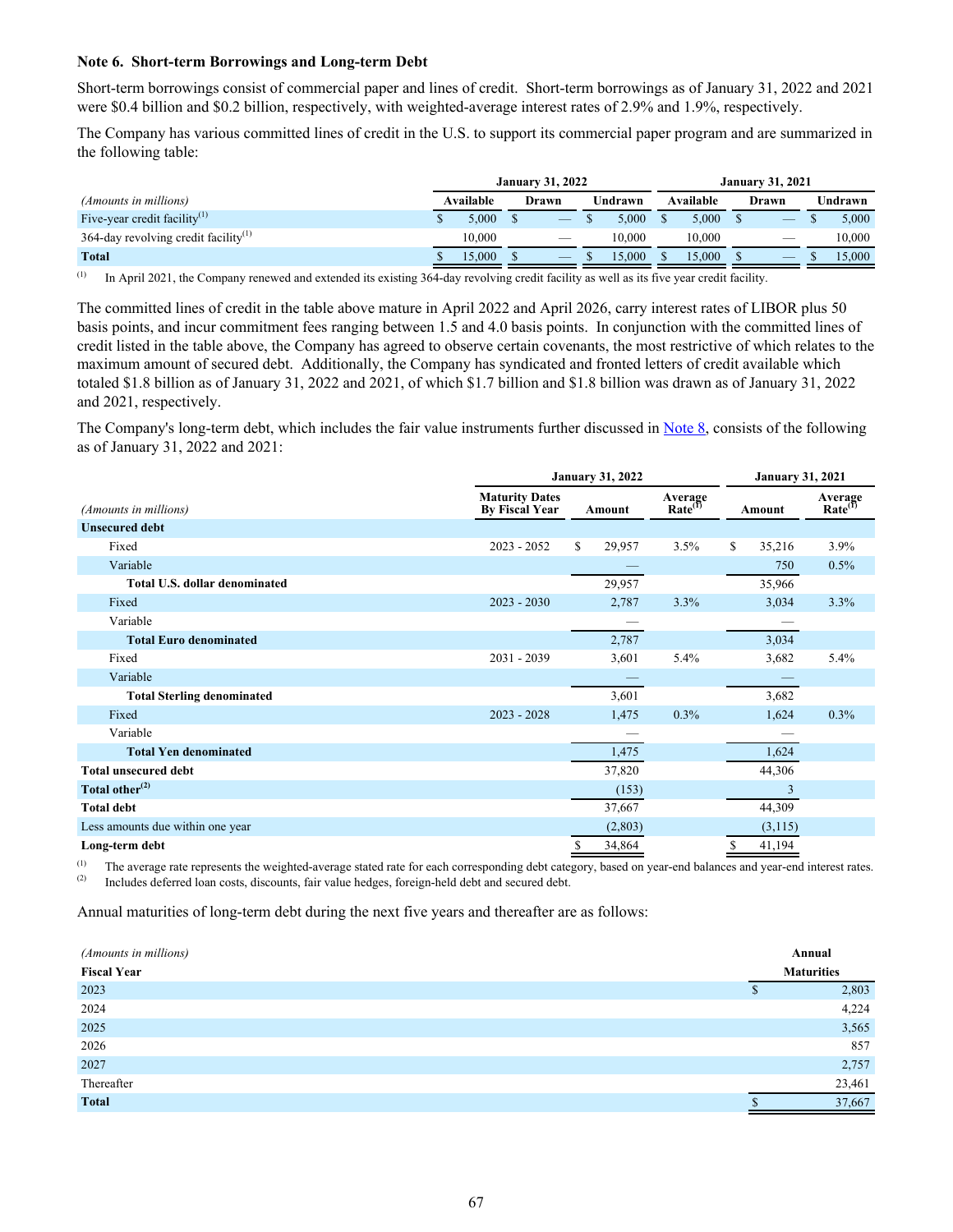### Note 6. Short-term Borrowings and Long-term Debt

Short-term borrowings consist of commercial paper and lines of credit. Short-term borrowings as of January 31, 2022 and 2021 were $0.4 billion and $0.2 billion, respectively, with weighted-average interest rates of 2.9% and 1.9%, respectively.

The Company has various committed lines of credit in the U.S. to support its commercial paper program and are summarized in the following table:

| *(Amounts in millions)* | January 31, 2022 | | | January 31, 2021 | | |
|---|---|---|---|---|---|---|
| | Available | Drawn | Undrawn | Available | Drawn | Undrawn |
| Five-year credit facility[(1)] | $ 5,000 | $ — | $ 5,000 | $ 5,000 | $ — | $ 5,000 |
| 364-day revolving credit facility[(1)] | 10,000 | — | 10,000 | 10,000 | — | 10,000 |
| **Total** | $ 15,000 | $ — | $ 15,000 | $ 15,000 | $ — | $ 15,000 |

(1) In April 2021, the Company renewed and extended its existing 364-day revolving credit facility as well as its five year credit facility.

The committed lines of credit in the table above mature in April 2022 and April 2026, carry interest rates of LIBOR plus 50 basis points, and incur commitment fees ranging between 1.5 and 4.0 basis points. In conjunction with the committed lines of credit listed in the table above, the Company has agreed to observe certain covenants, the most restrictive of which relates to the maximum amount of secured debt. Additionally, the Company has syndicated and fronted letters of credit available which totaled $1.8 billion as of January 31, 2022 and 2021, of which $1.7 billion and $1.8 billion was drawn as of January 31, 2022 and 2021, respectively.

The Company's long-term debt, which includes the fair value instruments further discussed in Note 8, consists of the following as of January 31, 2022 and 2021:

| *(Amounts in millions)* | January 31, 2022 | | | January 31, 2021 | |
|---|---|---|---|---|---|
| | Maturity Dates By Fiscal Year | Amount | Average Rate[(1)] | Amount | Average Rate[(1)] |
| **Unsecured debt** | | | | | |
| Fixed | 2023 - 2052 | $ 29,957 | 3.5% | $ 35,216 | 3.9% |
| Variable | | — | | 750 | 0.5% |
| **Total U.S. dollar denominated** | | 29,957 | | 35,966 | |
| Fixed | 2023 - 2030 | 2,787 | 3.3% | 3,034 | 3.3% |
| Variable | | — | | — | |
| **Total Euro denominated** | | 2,787 | | 3,034 | |
| Fixed | 2031 - 2039 | 3,601 | 5.4% | 3,682 | 5.4% |
| Variable | | — | | — | |
| **Total Sterling denominated** | | 3,601 | | 3,682 | |
| Fixed | 2023 - 2028 | 1,475 | 0.3% | 1,624 | 0.3% |
| Variable | | — | | — | |
| **Total Yen denominated** | | 1,475 | | 1,624 | |
| **Total unsecured debt** | | 37,820 | | 44,306 | |
| **Total other[(2)]** | | (153) | | 3 | |
| **Total debt** | | 37,667 | | 44,309 | |
| Less amounts due within one year | | (2,803) | | (3,115) | |
| **Long-term debt** | | $ 34,864 | | $ 41,194 | |

(1) The average rate represents the weighted-average stated rate for each corresponding debt category, based on year-end balances and year-end interest rates.

(2) Includes deferred loan costs, discounts, fair value hedges, foreign-held debt and secured debt.

Annual maturities of long-term debt during the next five years and thereafter are as follows:

| *(Amounts in millions)* **Fiscal Year** | **Annual Maturities** |
|---|---|
| 2023 | $ 2,803 |
| 2024 | 4,224 |
| 2025 | 3,565 |
| 2026 | 857 |
| 2027 | 2,757 |
| Thereafter | 23,461 |
| **Total** | $ 37,667 |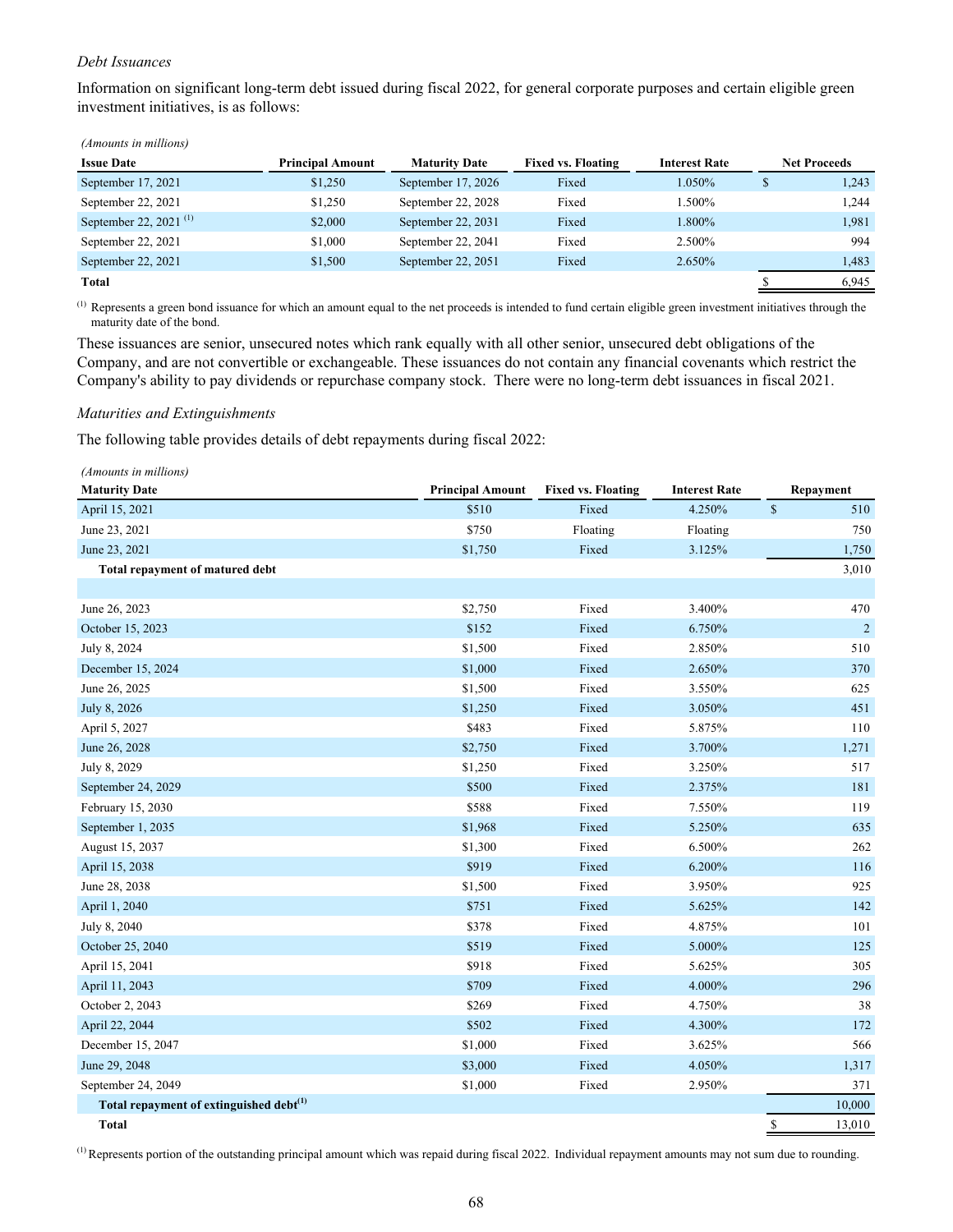*Debt Issuances*

Information on significant long-term debt issued during fiscal 2022, for general corporate purposes and certain eligible green investment initiatives, is as follows:

*(Amounts in millions)*

| Issue Date | Principal Amount | Maturity Date | Fixed vs. Floating | Interest Rate | Net Proceeds |
|---|---|---|---|---|---|
| September 17, 2021 | $1,250 | September 17, 2026 | Fixed | 1.050% | $ 1,243 |
| September 22, 2021 | $1,250 | September 22, 2028 | Fixed | 1.500% | 1,244 |
| September 22, 2021 [1] | $2,000 | September 22, 2031 | Fixed | 1.800% | 1,981 |
| September 22, 2021 | $1,000 | September 22, 2041 | Fixed | 2.500% | 994 |
| September 22, 2021 | $1,500 | September 22, 2051 | Fixed | 2.650% | 1,483 |
| **Total** | | | | | $ 6,945 |

[1] Represents a green bond issuance for which an amount equal to the net proceeds is intended to fund certain eligible green investment initiatives through the maturity date of the bond.

These issuances are senior, unsecured notes which rank equally with all other senior, unsecured debt obligations of the Company, and are not convertible or exchangeable. These issuances do not contain any financial covenants which restrict the Company's ability to pay dividends or repurchase company stock. There were no long-term debt issuances in fiscal 2021.

*Maturities and Extinguishments*

The following table provides details of debt repayments during fiscal 2022:

*(Amounts in millions)*

| Maturity Date | Principal Amount | Fixed vs. Floating | Interest Rate | Repayment |
|---|---|---|---|---|
| April 15, 2021 | $510 | Fixed | 4.250% | $ 510 |
| June 23, 2021 | $750 | Floating | Floating | 750 |
| June 23, 2021 | $1,750 | Fixed | 3.125% | 1,750 |
| **Total repayment of matured debt** | | | | 3,010 |
| | | | | |
| June 26, 2023 | $2,750 | Fixed | 3.400% | 470 |
| October 15, 2023 | $152 | Fixed | 6.750% | 2 |
| July 8, 2024 | $1,500 | Fixed | 2.850% | 510 |
| December 15, 2024 | $1,000 | Fixed | 2.650% | 370 |
| June 26, 2025 | $1,500 | Fixed | 3.550% | 625 |
| July 8, 2026 | $1,250 | Fixed | 3.050% | 451 |
| April 5, 2027 | $483 | Fixed | 5.875% | 110 |
| June 26, 2028 | $2,750 | Fixed | 3.700% | 1,271 |
| July 8, 2029 | $1,250 | Fixed | 3.250% | 517 |
| September 24, 2029 | $500 | Fixed | 2.375% | 181 |
| February 15, 2030 | $588 | Fixed | 7.550% | 119 |
| September 1, 2035 | $1,968 | Fixed | 5.250% | 635 |
| August 15, 2037 | $1,300 | Fixed | 6.500% | 262 |
| April 15, 2038 | $919 | Fixed | 6.200% | 116 |
| June 28, 2038 | $1,500 | Fixed | 3.950% | 925 |
| April 1, 2040 | $751 | Fixed | 5.625% | 142 |
| July 8, 2040 | $378 | Fixed | 4.875% | 101 |
| October 25, 2040 | $519 | Fixed | 5.000% | 125 |
| April 15, 2041 | $918 | Fixed | 5.625% | 305 |
| April 11, 2043 | $709 | Fixed | 4.000% | 296 |
| October 2, 2043 | $269 | Fixed | 4.750% | 38 |
| April 22, 2044 | $502 | Fixed | 4.300% | 172 |
| December 15, 2047 | $1,000 | Fixed | 3.625% | 566 |
| June 29, 2048 | $3,000 | Fixed | 4.050% | 1,317 |
| September 24, 2049 | $1,000 | Fixed | 2.950% | 371 |
| **Total repayment of extinguished debt[1]** | | | | 10,000 |
| **Total** | | | | $ 13,010 |

[1] Represents portion of the outstanding principal amount which was repaid during fiscal 2022. Individual repayment amounts may not sum due to rounding.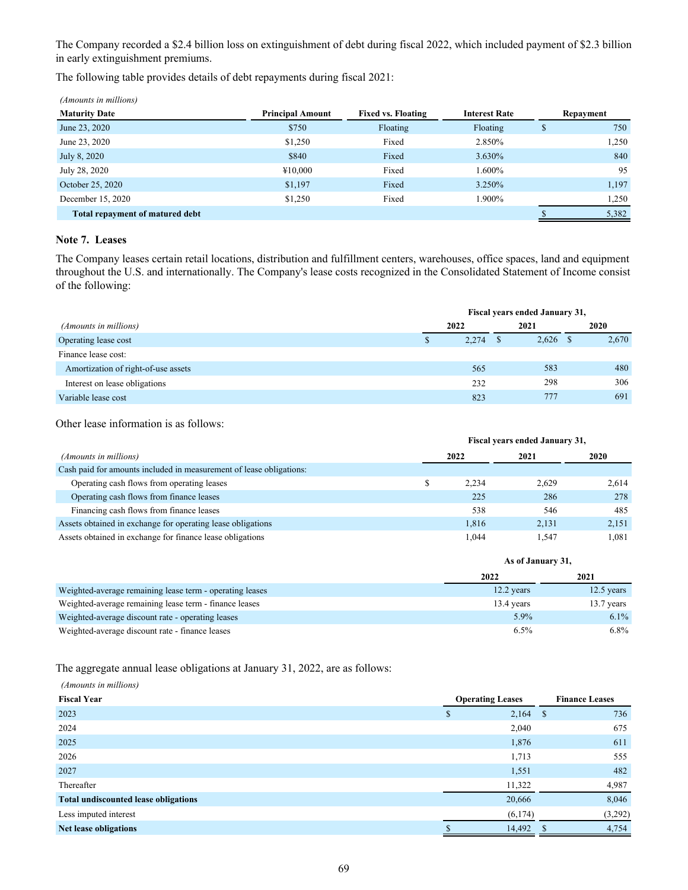The Company recorded a $2.4 billion loss on extinguishment of debt during fiscal 2022, which included payment of $2.3 billion in early extinguishment premiums.

The following table provides details of debt repayments during fiscal 2021:

*(Amounts in millions)*

| Maturity Date | Principal Amount | Fixed vs. Floating | Interest Rate | Repayment |
|---|---|---|---|---|
| June 23, 2020 | $750 | Floating | Floating | $ 750 |
| June 23, 2020 | $1,250 | Fixed | 2.850% | 1,250 |
| July 8, 2020 | $840 | Fixed | 3.630% | 840 |
| July 28, 2020 | ¥10,000 | Fixed | 1.600% | 95 |
| October 25, 2020 | $1,197 | Fixed | 3.250% | 1,197 |
| December 15, 2020 | $1,250 | Fixed | 1.900% | 1,250 |
| **Total repayment of matured debt** | | | | $ 5,382 |

### Note 7. Leases

The Company leases certain retail locations, distribution and fulfillment centers, warehouses, office spaces, land and equipment throughout the U.S. and internationally. The Company's lease costs recognized in the Consolidated Statement of Income consist of the following:

| | Fiscal years ended January 31, | | |
|---|---|---|---|
| *(Amounts in millions)* | 2022 | 2021 | 2020 |
| Operating lease cost | $ 2,274 | $ 2,626 | $ 2,670 |
| Finance lease cost: | | | |
| Amortization of right-of-use assets | 565 | 583 | 480 |
| Interest on lease obligations | 232 | 298 | 306 |
| Variable lease cost | 823 | 777 | 691 |

Other lease information is as follows:

| | Fiscal years ended January 31, | | |
|---|---|---|---|
| *(Amounts in millions)* | 2022 | 2021 | 2020 |
| Cash paid for amounts included in measurement of lease obligations: | | | |
| Operating cash flows from operating leases | $ 2,234 | 2,629 | 2,614 |
| Operating cash flows from finance leases | 225 | 286 | 278 |
| Financing cash flows from finance leases | 538 | 546 | 485 |
| Assets obtained in exchange for operating lease obligations | 1,816 | 2,131 | 2,151 |
| Assets obtained in exchange for finance lease obligations | 1,044 | 1,547 | 1,081 |

| | As of January 31, | |
|---|---|---|
| | 2022 | 2021 |
| Weighted-average remaining lease term - operating leases | 12.2 years | 12.5 years |
| Weighted-average remaining lease term - finance leases | 13.4 years | 13.7 years |
| Weighted-average discount rate - operating leases | 5.9% | 6.1% |
| Weighted-average discount rate - finance leases | 6.5% | 6.8% |

The aggregate annual lease obligations at January 31, 2022, are as follows:

*(Amounts in millions)*

| Fiscal Year | Operating Leases | Finance Leases |
|---|---|---|
| 2023 | $ 2,164 | $ 736 |
| 2024 | 2,040 | 675 |
| 2025 | 1,876 | 611 |
| 2026 | 1,713 | 555 |
| 2027 | 1,551 | 482 |
| Thereafter | 11,322 | 4,987 |
| **Total undiscounted lease obligations** | 20,666 | 8,046 |
| Less imputed interest | (6,174) | (3,292) |
| **Net lease obligations** | $ 14,492 | $ 4,754 |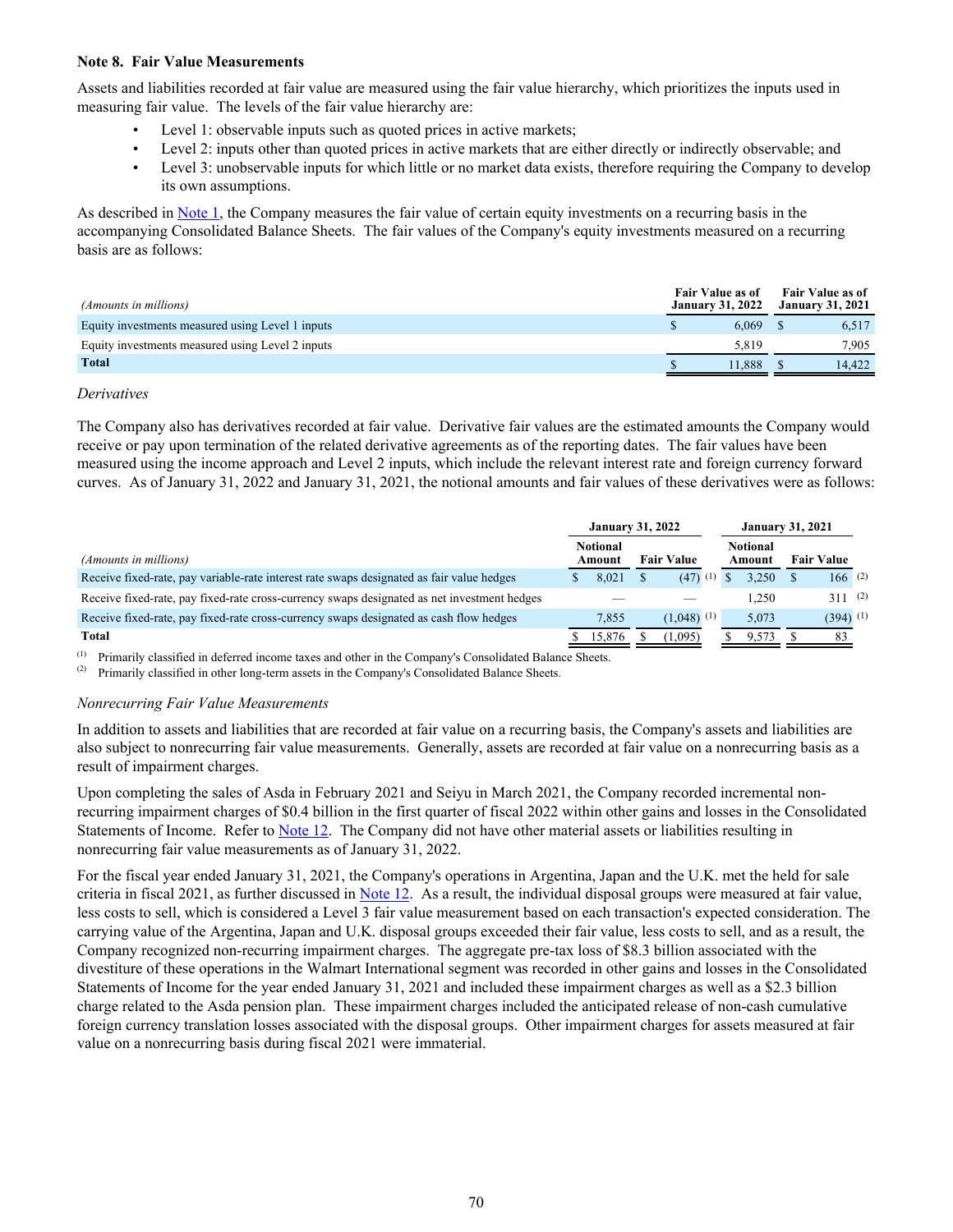### Note 8. Fair Value Measurements

Assets and liabilities recorded at fair value are measured using the fair value hierarchy, which prioritizes the inputs used in measuring fair value. The levels of the fair value hierarchy are:

- Level 1: observable inputs such as quoted prices in active markets;
- Level 2: inputs other than quoted prices in active markets that are either directly or indirectly observable; and
- Level 3: unobservable inputs for which little or no market data exists, therefore requiring the Company to develop its own assumptions.

As described in Note 1, the Company measures the fair value of certain equity investments on a recurring basis in the accompanying Consolidated Balance Sheets. The fair values of the Company's equity investments measured on a recurring basis are as follows:

| *(Amounts in millions)* | Fair Value as of January 31, 2022 | Fair Value as of January 31, 2021 |
|---|---|---|
| Equity investments measured using Level 1 inputs | $ 6,069 | $ 6,517 |
| Equity investments measured using Level 2 inputs | 5,819 | 7,905 |
| **Total** | $ 11,888 | $ 14,422 |

*Derivatives*

The Company also has derivatives recorded at fair value. Derivative fair values are the estimated amounts the Company would receive or pay upon termination of the related derivative agreements as of the reporting dates. The fair values have been measured using the income approach and Level 2 inputs, which include the relevant interest rate and foreign currency forward curves. As of January 31, 2022 and January 31, 2021, the notional amounts and fair values of these derivatives were as follows:

| | January 31, 2022 | | January 31, 2021 | |
|---|---|---|---|---|
| *(Amounts in millions)* | Notional Amount | Fair Value | Notional Amount | Fair Value |
| Receive fixed-rate, pay variable-rate interest rate swaps designated as fair value hedges | $ 8,021 | $ (47) [1] | $ 3,250 | $ 166 [2] |
| Receive fixed-rate, pay fixed-rate cross-currency swaps designated as net investment hedges | — | — | 1,250 | 311 [2] |
| Receive fixed-rate, pay fixed-rate cross-currency swaps designated as cash flow hedges | 7,855 | (1,048) [1] | 5,073 | (394) [1] |
| **Total** | $ 15,876 | $ (1,095) | $ 9,573 | $ 83 |

[1] Primarily classified in deferred income taxes and other in the Company's Consolidated Balance Sheets.

[2] Primarily classified in other long-term assets in the Company's Consolidated Balance Sheets.

*Nonrecurring Fair Value Measurements*

In addition to assets and liabilities that are recorded at fair value on a recurring basis, the Company's assets and liabilities are also subject to nonrecurring fair value measurements. Generally, assets are recorded at fair value on a nonrecurring basis as a result of impairment charges.

Upon completing the sales of Asda in February 2021 and Seiyu in March 2021, the Company recorded incremental non-recurring impairment charges of $0.4 billion in the first quarter of fiscal 2022 within other gains and losses in the Consolidated Statements of Income. Refer to Note 12. The Company did not have other material assets or liabilities resulting in nonrecurring fair value measurements as of January 31, 2022.

For the fiscal year ended January 31, 2021, the Company's operations in Argentina, Japan and the U.K. met the held for sale criteria in fiscal 2021, as further discussed in Note 12. As a result, the individual disposal groups were measured at fair value, less costs to sell, which is considered a Level 3 fair value measurement based on each transaction's expected consideration. The carrying value of the Argentina, Japan and U.K. disposal groups exceeded their fair value, less costs to sell, and as a result, the Company recognized non-recurring impairment charges. The aggregate pre-tax loss of $8.3 billion associated with the divestiture of these operations in the Walmart International segment was recorded in other gains and losses in the Consolidated Statements of Income for the year ended January 31, 2021 and included these impairment charges as well as a $2.3 billion charge related to the Asda pension plan. These impairment charges included the anticipated release of non-cash cumulative foreign currency translation losses associated with the disposal groups. Other impairment charges for assets measured at fair value on a nonrecurring basis during fiscal 2021 were immaterial.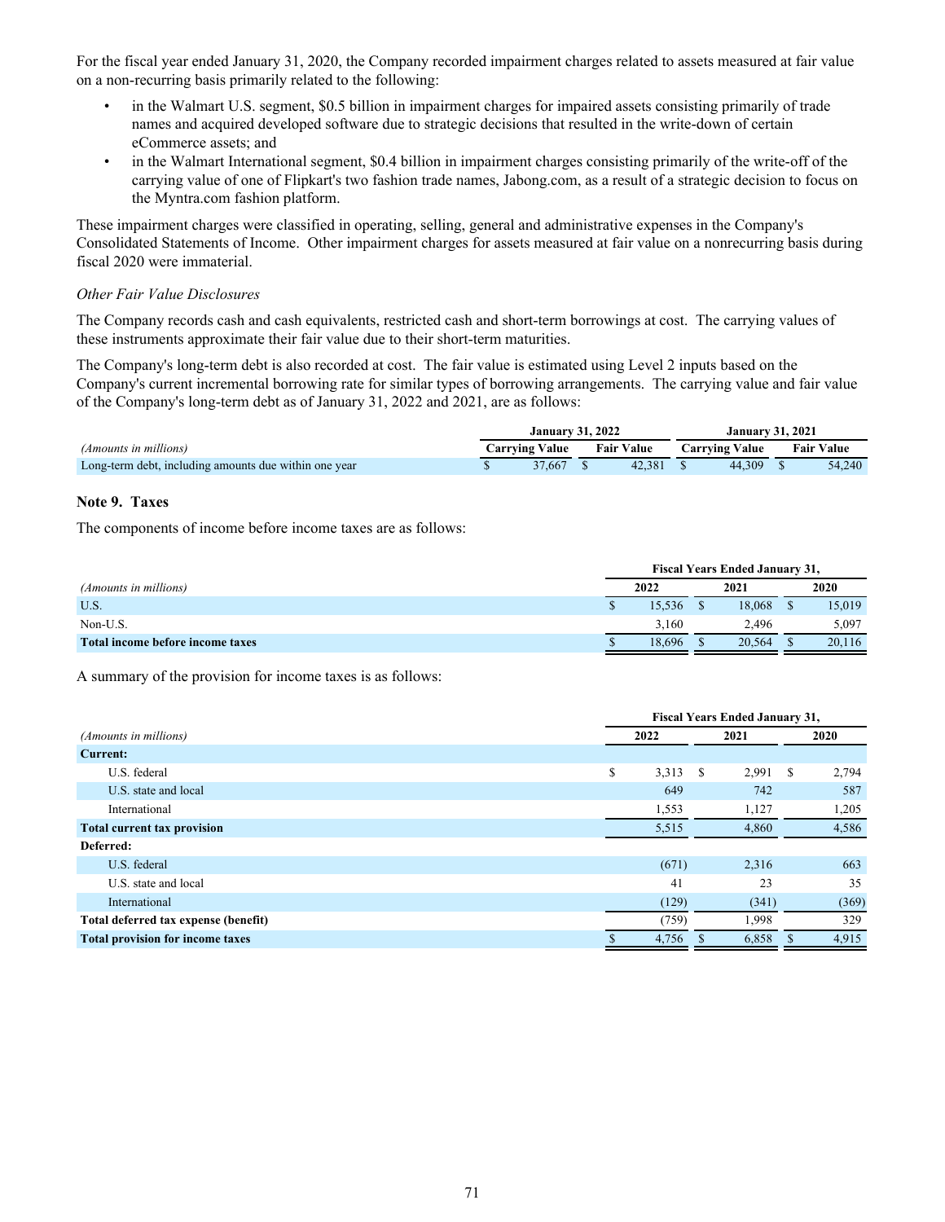For the fiscal year ended January 31, 2020, the Company recorded impairment charges related to assets measured at fair value on a non-recurring basis primarily related to the following:

- in the Walmart U.S. segment, $0.5 billion in impairment charges for impaired assets consisting primarily of trade names and acquired developed software due to strategic decisions that resulted in the write-down of certain eCommerce assets; and
- in the Walmart International segment, $0.4 billion in impairment charges consisting primarily of the write-off of the carrying value of one of Flipkart's two fashion trade names, Jabong.com, as a result of a strategic decision to focus on the Myntra.com fashion platform.

These impairment charges were classified in operating, selling, general and administrative expenses in the Company's Consolidated Statements of Income. Other impairment charges for assets measured at fair value on a nonrecurring basis during fiscal 2020 were immaterial.

*Other Fair Value Disclosures*

The Company records cash and cash equivalents, restricted cash and short-term borrowings at cost. The carrying values of these instruments approximate their fair value due to their short-term maturities.

The Company's long-term debt is also recorded at cost. The fair value is estimated using Level 2 inputs based on the Company's current incremental borrowing rate for similar types of borrowing arrangements. The carrying value and fair value of the Company's long-term debt as of January 31, 2022 and 2021, are as follows:

| | January 31, 2022 | | January 31, 2021 | |
|---|---|---|---|---|
| *(Amounts in millions)* | Carrying Value | Fair Value | Carrying Value | Fair Value |
| Long-term debt, including amounts due within one year | $ 37,667 | $ 42,381 | $ 44,309 | $ 54,240 |

## Note 9. Taxes

The components of income before income taxes are as follows:

| | Fiscal Years Ended January 31, | | |
|---|---|---|---|
| *(Amounts in millions)* | 2022 | 2021 | 2020 |
| U.S. | $ 15,536 | $ 18,068 | $ 15,019 |
| Non-U.S. | 3,160 | 2,496 | 5,097 |
| **Total income before income taxes** | $ 18,696 | $ 20,564 | $ 20,116 |

A summary of the provision for income taxes is as follows:

| | Fiscal Years Ended January 31, | | |
|---|---|---|---|
| *(Amounts in millions)* | 2022 | 2021 | 2020 |
| **Current:** | | | |
| U.S. federal | $ 3,313 | $ 2,991 | $ 2,794 |
| U.S. state and local | 649 | 742 | 587 |
| International | 1,553 | 1,127 | 1,205 |
| **Total current tax provision** | 5,515 | 4,860 | 4,586 |
| **Deferred:** | | | |
| U.S. federal | (671) | 2,316 | 663 |
| U.S. state and local | 41 | 23 | 35 |
| International | (129) | (341) | (369) |
| **Total deferred tax expense (benefit)** | (759) | 1,998 | 329 |
| **Total provision for income taxes** | $ 4,756 | $ 6,858 | $ 4,915 |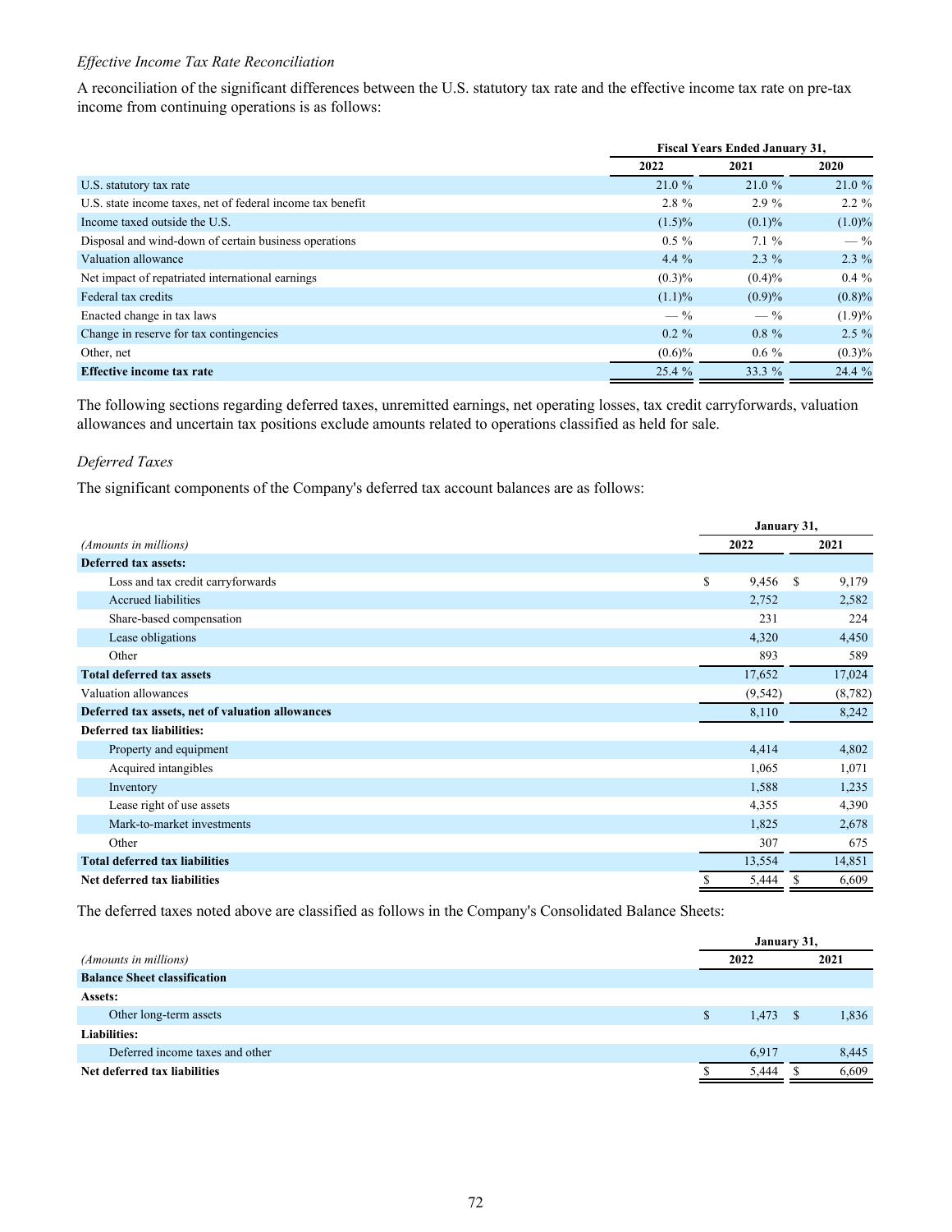*Effective Income Tax Rate Reconciliation*

A reconciliation of the significant differences between the U.S. statutory tax rate and the effective income tax rate on pre-tax income from continuing operations is as follows:

| | Fiscal Years Ended January 31, | | |
|---|---|---|---|
| | 2022 | 2021 | 2020 |
| U.S. statutory tax rate | 21.0 % | 21.0 % | 21.0 % |
| U.S. state income taxes, net of federal income tax benefit | 2.8 % | 2.9 % | 2.2 % |
| Income taxed outside the U.S. | (1.5)% | (0.1)% | (1.0)% |
| Disposal and wind-down of certain business operations | 0.5 % | 7.1 % | — % |
| Valuation allowance | 4.4 % | 2.3 % | 2.3 % |
| Net impact of repatriated international earnings | (0.3)% | (0.4)% | 0.4 % |
| Federal tax credits | (1.1)% | (0.9)% | (0.8)% |
| Enacted change in tax laws | — % | — % | (1.9)% |
| Change in reserve for tax contingencies | 0.2 % | 0.8 % | 2.5 % |
| Other, net | (0.6)% | 0.6 % | (0.3)% |
| **Effective income tax rate** | 25.4 % | 33.3 % | 24.4 % |

The following sections regarding deferred taxes, unremitted earnings, net operating losses, tax credit carryforwards, valuation allowances and uncertain tax positions exclude amounts related to operations classified as held for sale.

*Deferred Taxes*

The significant components of the Company's deferred tax account balances are as follows:

| | January 31, | |
|---|---|---|
| *(Amounts in millions)* | 2022 | 2021 |
| **Deferred tax assets:** | | |
| Loss and tax credit carryforwards | $ 9,456 | $ 9,179 |
| Accrued liabilities | 2,752 | 2,582 |
| Share-based compensation | 231 | 224 |
| Lease obligations | 4,320 | 4,450 |
| Other | 893 | 589 |
| **Total deferred tax assets** | 17,652 | 17,024 |
| Valuation allowances | (9,542) | (8,782) |
| **Deferred tax assets, net of valuation allowances** | 8,110 | 8,242 |
| **Deferred tax liabilities:** | | |
| Property and equipment | 4,414 | 4,802 |
| Acquired intangibles | 1,065 | 1,071 |
| Inventory | 1,588 | 1,235 |
| Lease right of use assets | 4,355 | 4,390 |
| Mark-to-market investments | 1,825 | 2,678 |
| Other | 307 | 675 |
| **Total deferred tax liabilities** | 13,554 | 14,851 |
| **Net deferred tax liabilities** | $ 5,444 | $ 6,609 |

The deferred taxes noted above are classified as follows in the Company's Consolidated Balance Sheets:

| | January 31, | |
|---|---|---|
| *(Amounts in millions)* | 2022 | 2021 |
| **Balance Sheet classification** | | |
| **Assets:** | | |
| Other long-term assets | $ 1,473 | $ 1,836 |
| **Liabilities:** | | |
| Deferred income taxes and other | 6,917 | 8,445 |
| **Net deferred tax liabilities** | $ 5,444 | $ 6,609 |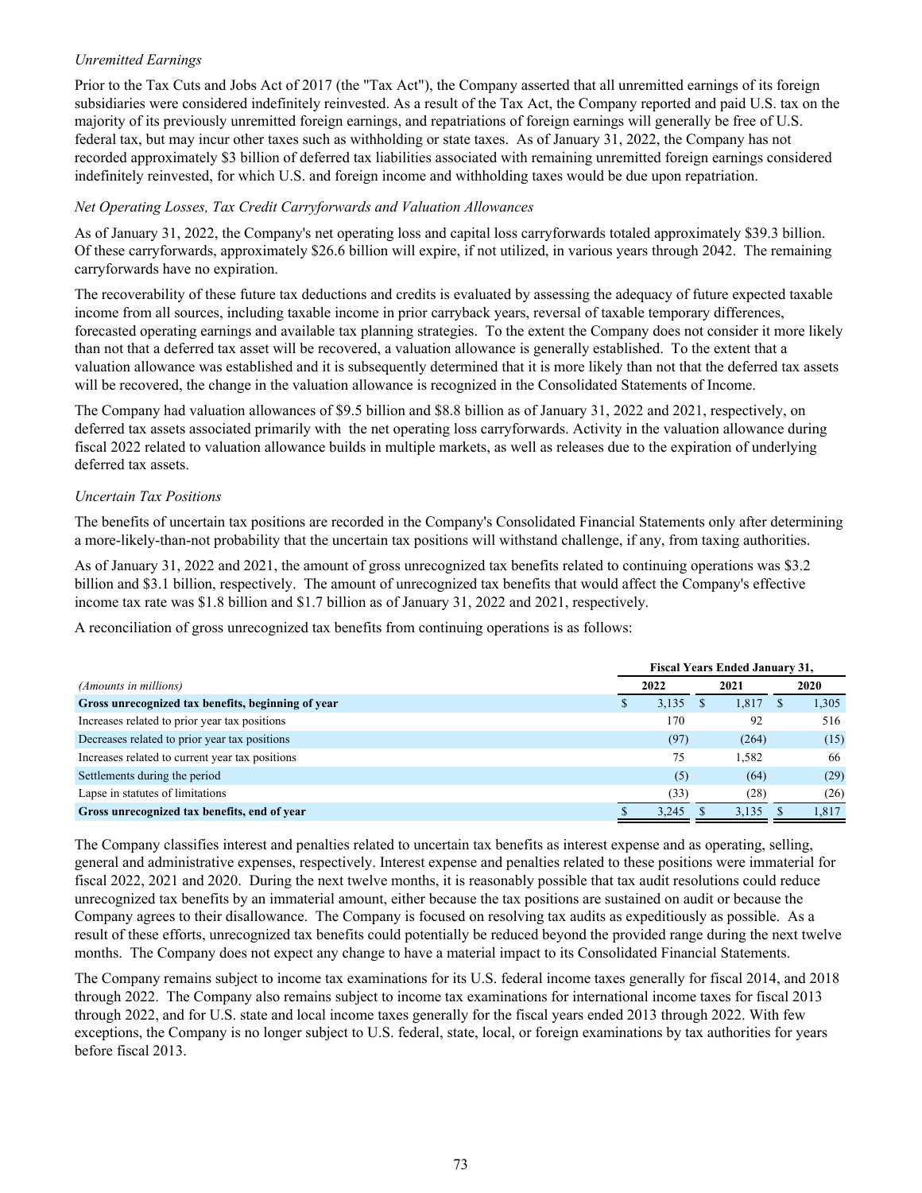*Unremitted Earnings*

Prior to the Tax Cuts and Jobs Act of 2017 (the "Tax Act"), the Company asserted that all unremitted earnings of its foreign subsidiaries were considered indefinitely reinvested. As a result of the Tax Act, the Company reported and paid U.S. tax on the majority of its previously unremitted foreign earnings, and repatriations of foreign earnings will generally be free of U.S. federal tax, but may incur other taxes such as withholding or state taxes. As of January 31, 2022, the Company has not recorded approximately $3 billion of deferred tax liabilities associated with remaining unremitted foreign earnings considered indefinitely reinvested, for which U.S. and foreign income and withholding taxes would be due upon repatriation.

*Net Operating Losses, Tax Credit Carryforwards and Valuation Allowances*

As of January 31, 2022, the Company's net operating loss and capital loss carryforwards totaled approximately $39.3 billion. Of these carryforwards, approximately $26.6 billion will expire, if not utilized, in various years through 2042. The remaining carryforwards have no expiration.

The recoverability of these future tax deductions and credits is evaluated by assessing the adequacy of future expected taxable income from all sources, including taxable income in prior carryback years, reversal of taxable temporary differences, forecasted operating earnings and available tax planning strategies. To the extent the Company does not consider it more likely than not that a deferred tax asset will be recovered, a valuation allowance is generally established. To the extent that a valuation allowance was established and it is subsequently determined that it is more likely than not that the deferred tax assets will be recovered, the change in the valuation allowance is recognized in the Consolidated Statements of Income.

The Company had valuation allowances of $9.5 billion and $8.8 billion as of January 31, 2022 and 2021, respectively, on deferred tax assets associated primarily with the net operating loss carryforwards. Activity in the valuation allowance during fiscal 2022 related to valuation allowance builds in multiple markets, as well as releases due to the expiration of underlying deferred tax assets.

*Uncertain Tax Positions*

The benefits of uncertain tax positions are recorded in the Company's Consolidated Financial Statements only after determining a more-likely-than-not probability that the uncertain tax positions will withstand challenge, if any, from taxing authorities.

As of January 31, 2022 and 2021, the amount of gross unrecognized tax benefits related to continuing operations was $3.2 billion and $3.1 billion, respectively. The amount of unrecognized tax benefits that would affect the Company's effective income tax rate was $1.8 billion and $1.7 billion as of January 31, 2022 and 2021, respectively.

A reconciliation of gross unrecognized tax benefits from continuing operations is as follows:

| | Fiscal Years Ended January 31, | | |
|---|---|---|---|
| *(Amounts in millions)* | **2022** | **2021** | **2020** |
| **Gross unrecognized tax benefits, beginning of year** | $ 3,135 | $ 1,817 | $ 1,305 |
| Increases related to prior year tax positions | 170 | 92 | 516 |
| Decreases related to prior year tax positions | (97) | (264) | (15) |
| Increases related to current year tax positions | 75 | 1,582 | 66 |
| Settlements during the period | (5) | (64) | (29) |
| Lapse in statutes of limitations | (33) | (28) | (26) |
| **Gross unrecognized tax benefits, end of year** | $ 3,245 | $ 3,135 | $ 1,817 |

The Company classifies interest and penalties related to uncertain tax benefits as interest expense and as operating, selling, general and administrative expenses, respectively. Interest expense and penalties related to these positions were immaterial for fiscal 2022, 2021 and 2020. During the next twelve months, it is reasonably possible that tax audit resolutions could reduce unrecognized tax benefits by an immaterial amount, either because the tax positions are sustained on audit or because the Company agrees to their disallowance. The Company is focused on resolving tax audits as expeditiously as possible. As a result of these efforts, unrecognized tax benefits could potentially be reduced beyond the provided range during the next twelve months. The Company does not expect any change to have a material impact to its Consolidated Financial Statements.

The Company remains subject to income tax examinations for its U.S. federal income taxes generally for fiscal 2014, and 2018 through 2022. The Company also remains subject to income tax examinations for international income taxes for fiscal 2013 through 2022, and for U.S. state and local income taxes generally for the fiscal years ended 2013 through 2022. With few exceptions, the Company is no longer subject to U.S. federal, state, local, or foreign examinations by tax authorities for years before fiscal 2013.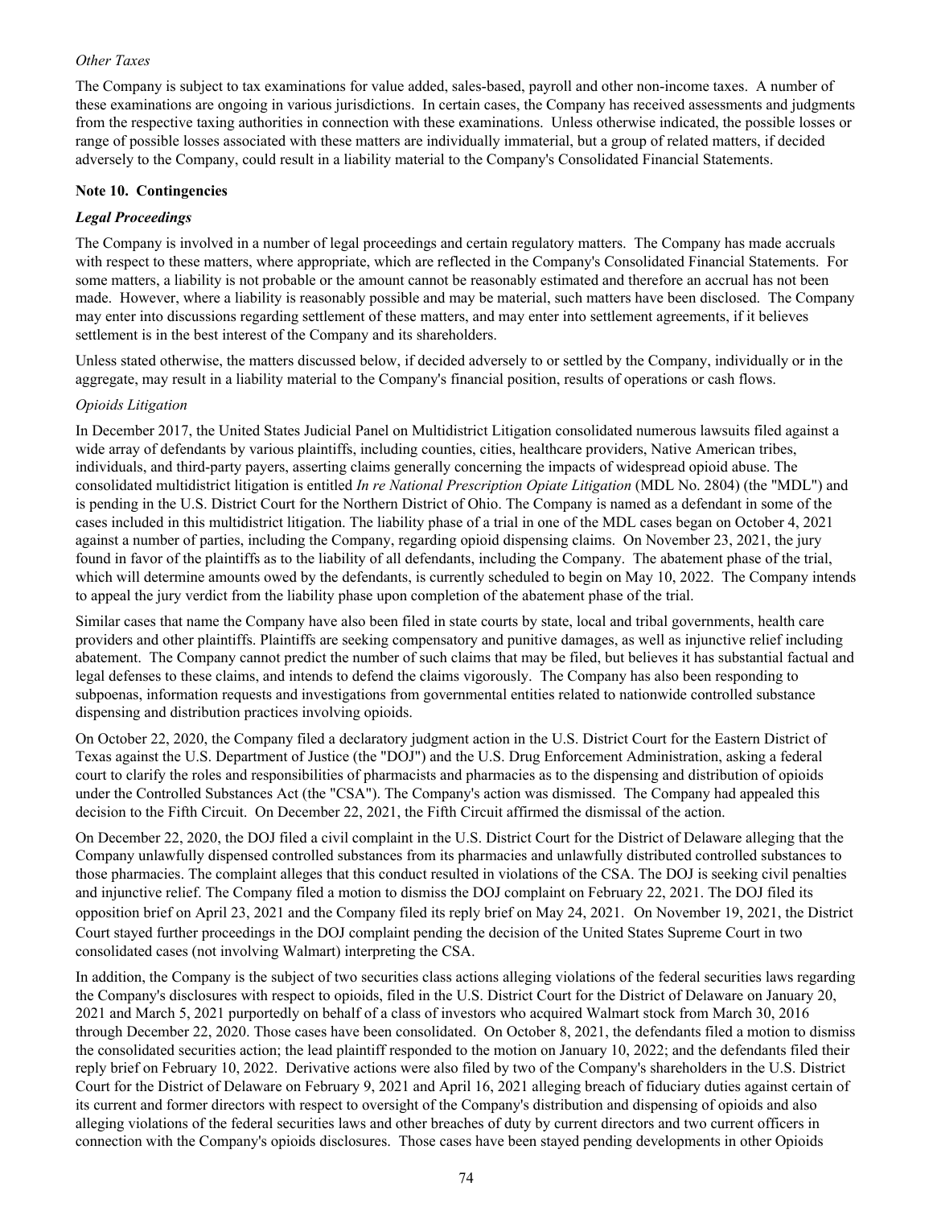*Other Taxes*

The Company is subject to tax examinations for value added, sales-based, payroll and other non-income taxes. A number of these examinations are ongoing in various jurisdictions. In certain cases, the Company has received assessments and judgments from the respective taxing authorities in connection with these examinations. Unless otherwise indicated, the possible losses or range of possible losses associated with these matters are individually immaterial, but a group of related matters, if decided adversely to the Company, could result in a liability material to the Company's Consolidated Financial Statements.

## Note 10. Contingencies

### *Legal Proceedings*

The Company is involved in a number of legal proceedings and certain regulatory matters. The Company has made accruals with respect to these matters, where appropriate, which are reflected in the Company's Consolidated Financial Statements. For some matters, a liability is not probable or the amount cannot be reasonably estimated and therefore an accrual has not been made. However, where a liability is reasonably possible and may be material, such matters have been disclosed. The Company may enter into discussions regarding settlement of these matters, and may enter into settlement agreements, if it believes settlement is in the best interest of the Company and its shareholders.

Unless stated otherwise, the matters discussed below, if decided adversely to or settled by the Company, individually or in the aggregate, may result in a liability material to the Company's financial position, results of operations or cash flows.

*Opioids Litigation*

In December 2017, the United States Judicial Panel on Multidistrict Litigation consolidated numerous lawsuits filed against a wide array of defendants by various plaintiffs, including counties, cities, healthcare providers, Native American tribes, individuals, and third-party payers, asserting claims generally concerning the impacts of widespread opioid abuse. The consolidated multidistrict litigation is entitled *In re National Prescription Opiate Litigation* (MDL No. 2804) (the "MDL") and is pending in the U.S. District Court for the Northern District of Ohio. The Company is named as a defendant in some of the cases included in this multidistrict litigation. The liability phase of a trial in one of the MDL cases began on October 4, 2021 against a number of parties, including the Company, regarding opioid dispensing claims. On November 23, 2021, the jury found in favor of the plaintiffs as to the liability of all defendants, including the Company. The abatement phase of the trial, which will determine amounts owed by the defendants, is currently scheduled to begin on May 10, 2022. The Company intends to appeal the jury verdict from the liability phase upon completion of the abatement phase of the trial.

Similar cases that name the Company have also been filed in state courts by state, local and tribal governments, health care providers and other plaintiffs. Plaintiffs are seeking compensatory and punitive damages, as well as injunctive relief including abatement. The Company cannot predict the number of such claims that may be filed, but believes it has substantial factual and legal defenses to these claims, and intends to defend the claims vigorously. The Company has also been responding to subpoenas, information requests and investigations from governmental entities related to nationwide controlled substance dispensing and distribution practices involving opioids.

On October 22, 2020, the Company filed a declaratory judgment action in the U.S. District Court for the Eastern District of Texas against the U.S. Department of Justice (the "DOJ") and the U.S. Drug Enforcement Administration, asking a federal court to clarify the roles and responsibilities of pharmacists and pharmacies as to the dispensing and distribution of opioids under the Controlled Substances Act (the "CSA"). The Company's action was dismissed. The Company had appealed this decision to the Fifth Circuit. On December 22, 2021, the Fifth Circuit affirmed the dismissal of the action.

On December 22, 2020, the DOJ filed a civil complaint in the U.S. District Court for the District of Delaware alleging that the Company unlawfully dispensed controlled substances from its pharmacies and unlawfully distributed controlled substances to those pharmacies. The complaint alleges that this conduct resulted in violations of the CSA. The DOJ is seeking civil penalties and injunctive relief. The Company filed a motion to dismiss the DOJ complaint on February 22, 2021. The DOJ filed its opposition brief on April 23, 2021 and the Company filed its reply brief on May 24, 2021. On November 19, 2021, the District Court stayed further proceedings in the DOJ complaint pending the decision of the United States Supreme Court in two consolidated cases (not involving Walmart) interpreting the CSA.

In addition, the Company is the subject of two securities class actions alleging violations of the federal securities laws regarding the Company's disclosures with respect to opioids, filed in the U.S. District Court for the District of Delaware on January 20, 2021 and March 5, 2021 purportedly on behalf of a class of investors who acquired Walmart stock from March 30, 2016 through December 22, 2020. Those cases have been consolidated. On October 8, 2021, the defendants filed a motion to dismiss the consolidated securities action; the lead plaintiff responded to the motion on January 10, 2022; and the defendants filed their reply brief on February 10, 2022. Derivative actions were also filed by two of the Company's shareholders in the U.S. District Court for the District of Delaware on February 9, 2021 and April 16, 2021 alleging breach of fiduciary duties against certain of its current and former directors with respect to oversight of the Company's distribution and dispensing of opioids and also alleging violations of the federal securities laws and other breaches of duty by current directors and two current officers in connection with the Company's opioids disclosures. Those cases have been stayed pending developments in other Opioids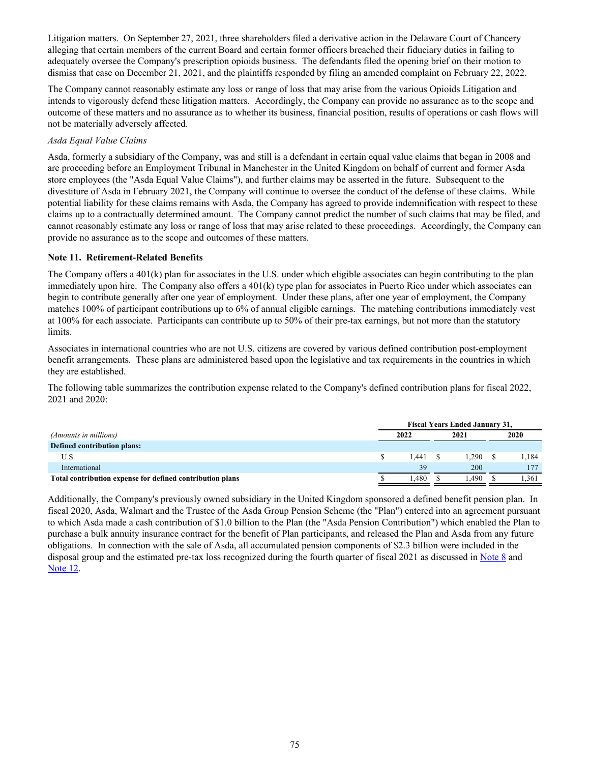Litigation matters. On September 27, 2021, three shareholders filed a derivative action in the Delaware Court of Chancery alleging that certain members of the current Board and certain former officers breached their fiduciary duties in failing to adequately oversee the Company's prescription opioids business. The defendants filed the opening brief on their motion to dismiss that case on December 21, 2021, and the plaintiffs responded by filing an amended complaint on February 22, 2022.

The Company cannot reasonably estimate any loss or range of loss that may arise from the various Opioids Litigation and intends to vigorously defend these litigation matters. Accordingly, the Company can provide no assurance as to the scope and outcome of these matters and no assurance as to whether its business, financial position, results of operations or cash flows will not be materially adversely affected.

*Asda Equal Value Claims*

Asda, formerly a subsidiary of the Company, was and still is a defendant in certain equal value claims that began in 2008 and are proceeding before an Employment Tribunal in Manchester in the United Kingdom on behalf of current and former Asda store employees (the "Asda Equal Value Claims"), and further claims may be asserted in the future. Subsequent to the divestiture of Asda in February 2021, the Company will continue to oversee the conduct of the defense of these claims. While potential liability for these claims remains with Asda, the Company has agreed to provide indemnification with respect to these claims up to a contractually determined amount. The Company cannot predict the number of such claims that may be filed, and cannot reasonably estimate any loss or range of loss that may arise related to these proceedings. Accordingly, the Company can provide no assurance as to the scope and outcomes of these matters.

## Note 11. Retirement-Related Benefits

The Company offers a 401(k) plan for associates in the U.S. under which eligible associates can begin contributing to the plan immediately upon hire. The Company also offers a 401(k) type plan for associates in Puerto Rico under which associates can begin to contribute generally after one year of employment. Under these plans, after one year of employment, the Company matches 100% of participant contributions up to 6% of annual eligible earnings. The matching contributions immediately vest at 100% for each associate. Participants can contribute up to 50% of their pre-tax earnings, but not more than the statutory limits.

Associates in international countries who are not U.S. citizens are covered by various defined contribution post-employment benefit arrangements. These plans are administered based upon the legislative and tax requirements in the countries in which they are established.

The following table summarizes the contribution expense related to the Company's defined contribution plans for fiscal 2022, 2021 and 2020:

| | Fiscal Years Ended January 31, | | |
|---|---|---|---|
| *(Amounts in millions)* | 2022 | 2021 | 2020 |
| **Defined contribution plans:** | | | |
| U.S. | $ 1,441 | $ 1,290 | $ 1,184 |
| International | 39 | 200 | 177 |
| **Total contribution expense for defined contribution plans** | $ 1,480 | $ 1,490 | $ 1,361 |

Additionally, the Company's previously owned subsidiary in the United Kingdom sponsored a defined benefit pension plan. In fiscal 2020, Asda, Walmart and the Trustee of the Asda Group Pension Scheme (the "Plan") entered into an agreement pursuant to which Asda made a cash contribution of $1.0 billion to the Plan (the "Asda Pension Contribution") which enabled the Plan to purchase a bulk annuity insurance contract for the benefit of Plan participants, and released the Plan and Asda from any future obligations. In connection with the sale of Asda, all accumulated pension components of $2.3 billion were included in the disposal group and the estimated pre-tax loss recognized during the fourth quarter of fiscal 2021 as discussed in Note 8 and Note 12.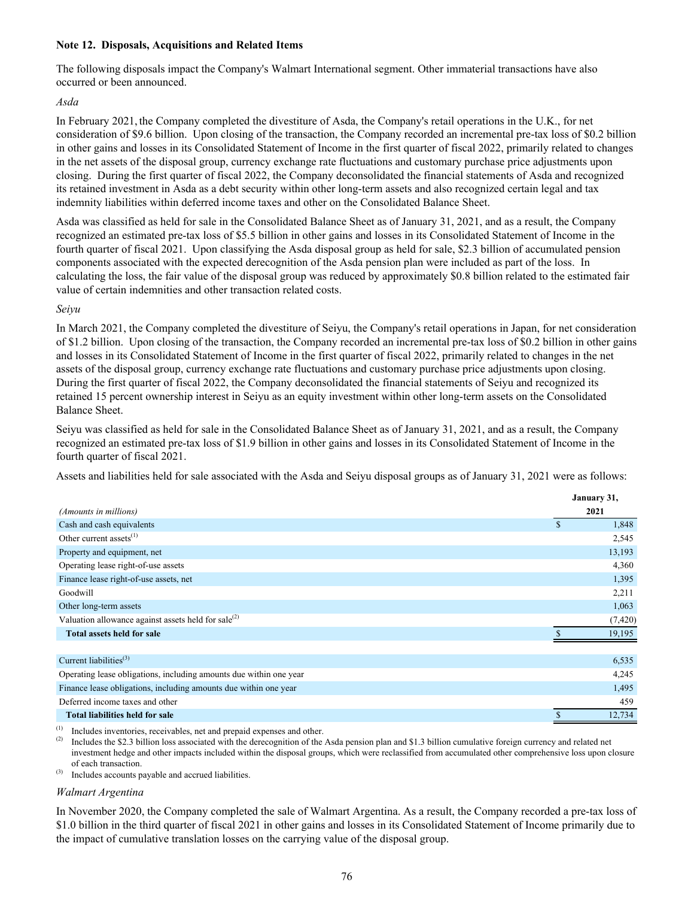**Note 12. Disposals, Acquisitions and Related Items**

The following disposals impact the Company's Walmart International segment. Other immaterial transactions have also occurred or been announced.

*Asda*

In February 2021, the Company completed the divestiture of Asda, the Company's retail operations in the U.K., for net consideration of $9.6 billion. Upon closing of the transaction, the Company recorded an incremental pre-tax loss of $0.2 billion in other gains and losses in its Consolidated Statement of Income in the first quarter of fiscal 2022, primarily related to changes in the net assets of the disposal group, currency exchange rate fluctuations and customary purchase price adjustments upon closing. During the first quarter of fiscal 2022, the Company deconsolidated the financial statements of Asda and recognized its retained investment in Asda as a debt security within other long-term assets and also recognized certain legal and tax indemnity liabilities within deferred income taxes and other on the Consolidated Balance Sheet.

Asda was classified as held for sale in the Consolidated Balance Sheet as of January 31, 2021, and as a result, the Company recognized an estimated pre-tax loss of $5.5 billion in other gains and losses in its Consolidated Statement of Income in the fourth quarter of fiscal 2021. Upon classifying the Asda disposal group as held for sale, $2.3 billion of accumulated pension components associated with the expected derecognition of the Asda pension plan were included as part of the loss. In calculating the loss, the fair value of the disposal group was reduced by approximately $0.8 billion related to the estimated fair value of certain indemnities and other transaction related costs.

*Seiyu*

In March 2021, the Company completed the divestiture of Seiyu, the Company's retail operations in Japan, for net consideration of $1.2 billion. Upon closing of the transaction, the Company recorded an incremental pre-tax loss of $0.2 billion in other gains and losses in its Consolidated Statement of Income in the first quarter of fiscal 2022, primarily related to changes in the net assets of the disposal group, currency exchange rate fluctuations and customary purchase price adjustments upon closing. During the first quarter of fiscal 2022, the Company deconsolidated the financial statements of Seiyu and recognized its retained 15 percent ownership interest in Seiyu as an equity investment within other long-term assets on the Consolidated Balance Sheet.

Seiyu was classified as held for sale in the Consolidated Balance Sheet as of January 31, 2021, and as a result, the Company recognized an estimated pre-tax loss of $1.9 billion in other gains and losses in its Consolidated Statement of Income in the fourth quarter of fiscal 2021.

Assets and liabilities held for sale associated with the Asda and Seiyu disposal groups as of January 31, 2021 were as follows:

| *(Amounts in millions)* | January 31, 2021 |
|---|---|
| Cash and cash equivalents | $ 1,848 |
| Other current assets[(1)] | 2,545 |
| Property and equipment, net | 13,193 |
| Operating lease right-of-use assets | 4,360 |
| Finance lease right-of-use assets, net | 1,395 |
| Goodwill | 2,211 |
| Other long-term assets | 1,063 |
| Valuation allowance against assets held for sale[(2)] | (7,420) |
| **Total assets held for sale** | $ 19,195 |
| | |
| Current liabilities[(3)] | 6,535 |
| Operating lease obligations, including amounts due within one year | 4,245 |
| Finance lease obligations, including amounts due within one year | 1,495 |
| Deferred income taxes and other | 459 |
| **Total liabilities held for sale** | $ 12,734 |

(1) Includes inventories, receivables, net and prepaid expenses and other.

(2) Includes the $2.3 billion loss associated with the derecognition of the Asda pension plan and $1.3 billion cumulative foreign currency and related net investment hedge and other impacts included within the disposal groups, which were reclassified from accumulated other comprehensive loss upon closure of each transaction.

(3) Includes accounts payable and accrued liabilities.

*Walmart Argentina*

In November 2020, the Company completed the sale of Walmart Argentina. As a result, the Company recorded a pre-tax loss of $1.0 billion in the third quarter of fiscal 2021 in other gains and losses in its Consolidated Statement of Income primarily due to the impact of cumulative translation losses on the carrying value of the disposal group.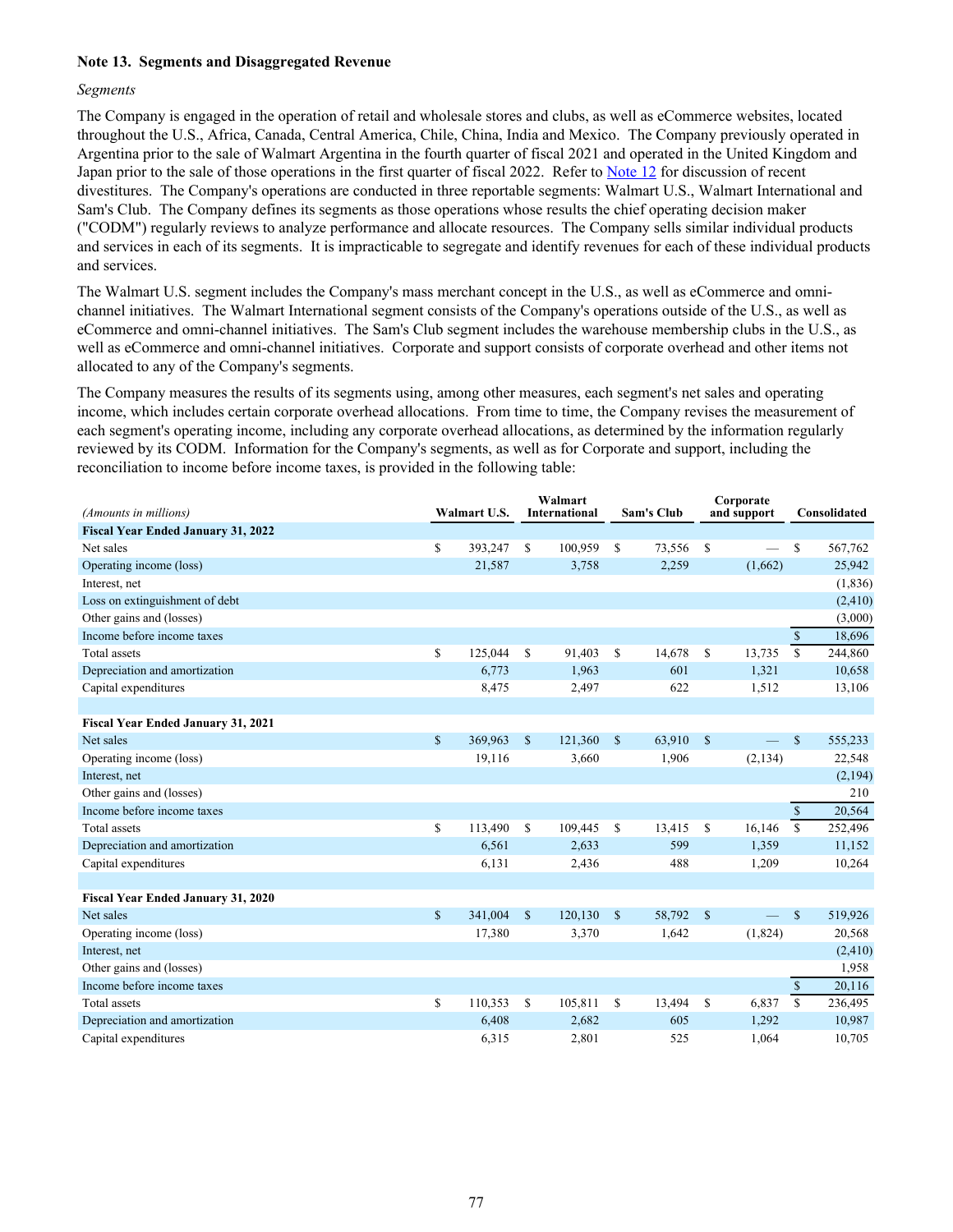### Note 13. Segments and Disaggregated Revenue

*Segments*

The Company is engaged in the operation of retail and wholesale stores and clubs, as well as eCommerce websites, located throughout the U.S., Africa, Canada, Central America, Chile, China, India and Mexico. The Company previously operated in Argentina prior to the sale of Walmart Argentina in the fourth quarter of fiscal 2021 and operated in the United Kingdom and Japan prior to the sale of those operations in the first quarter of fiscal 2022. Refer to Note 12 for discussion of recent divestitures. The Company's operations are conducted in three reportable segments: Walmart U.S., Walmart International and Sam's Club. The Company defines its segments as those operations whose results the chief operating decision maker ("CODM") regularly reviews to analyze performance and allocate resources. The Company sells similar individual products and services in each of its segments. It is impracticable to segregate and identify revenues for each of these individual products and services.

The Walmart U.S. segment includes the Company's mass merchant concept in the U.S., as well as eCommerce and omni-channel initiatives. The Walmart International segment consists of the Company's operations outside of the U.S., as well as eCommerce and omni-channel initiatives. The Sam's Club segment includes the warehouse membership clubs in the U.S., as well as eCommerce and omni-channel initiatives. Corporate and support consists of corporate overhead and other items not allocated to any of the Company's segments.

The Company measures the results of its segments using, among other measures, each segment's net sales and operating income, which includes certain corporate overhead allocations. From time to time, the Company revises the measurement of each segment's operating income, including any corporate overhead allocations, as determined by the information regularly reviewed by its CODM. Information for the Company's segments, as well as for Corporate and support, including the reconciliation to income before income taxes, is provided in the following table:

| *(Amounts in millions)* | Walmart U.S. | Walmart International | Sam's Club | Corporate and support | Consolidated |
|---|---|---|---|---|---|
| **Fiscal Year Ended January 31, 2022** | | | | | |
| Net sales | $ 393,247 | $ 100,959 | $ 73,556 | $ — | $ 567,762 |
| Operating income (loss) | 21,587 | 3,758 | 2,259 | (1,662) | 25,942 |
| Interest, net | | | | | (1,836) |
| Loss on extinguishment of debt | | | | | (2,410) |
| Other gains and (losses) | | | | | (3,000) |
| Income before income taxes | | | | | $ 18,696 |
| Total assets | $ 125,044 | $ 91,403 | $ 14,678 | $ 13,735 | $ 244,860 |
| Depreciation and amortization | 6,773 | 1,963 | 601 | 1,321 | 10,658 |
| Capital expenditures | 8,475 | 2,497 | 622 | 1,512 | 13,106 |
| | | | | | |
| **Fiscal Year Ended January 31, 2021** | | | | | |
| Net sales | $ 369,963 | $ 121,360 | $ 63,910 | $ — | $ 555,233 |
| Operating income (loss) | 19,116 | 3,660 | 1,906 | (2,134) | 22,548 |
| Interest, net | | | | | (2,194) |
| Other gains and (losses) | | | | | 210 |
| Income before income taxes | | | | | $ 20,564 |
| Total assets | $ 113,490 | $ 109,445 | $ 13,415 | $ 16,146 | $ 252,496 |
| Depreciation and amortization | 6,561 | 2,633 | 599 | 1,359 | 11,152 |
| Capital expenditures | 6,131 | 2,436 | 488 | 1,209 | 10,264 |
| | | | | | |
| **Fiscal Year Ended January 31, 2020** | | | | | |
| Net sales | $ 341,004 | $ 120,130 | $ 58,792 | $ — | $ 519,926 |
| Operating income (loss) | 17,380 | 3,370 | 1,642 | (1,824) | 20,568 |
| Interest, net | | | | | (2,410) |
| Other gains and (losses) | | | | | 1,958 |
| Income before income taxes | | | | | $ 20,116 |
| Total assets | $ 110,353 | $ 105,811 | $ 13,494 | $ 6,837 | $ 236,495 |
| Depreciation and amortization | 6,408 | 2,682 | 605 | 1,292 | 10,987 |
| Capital expenditures | 6,315 | 2,801 | 525 | 1,064 | 10,705 |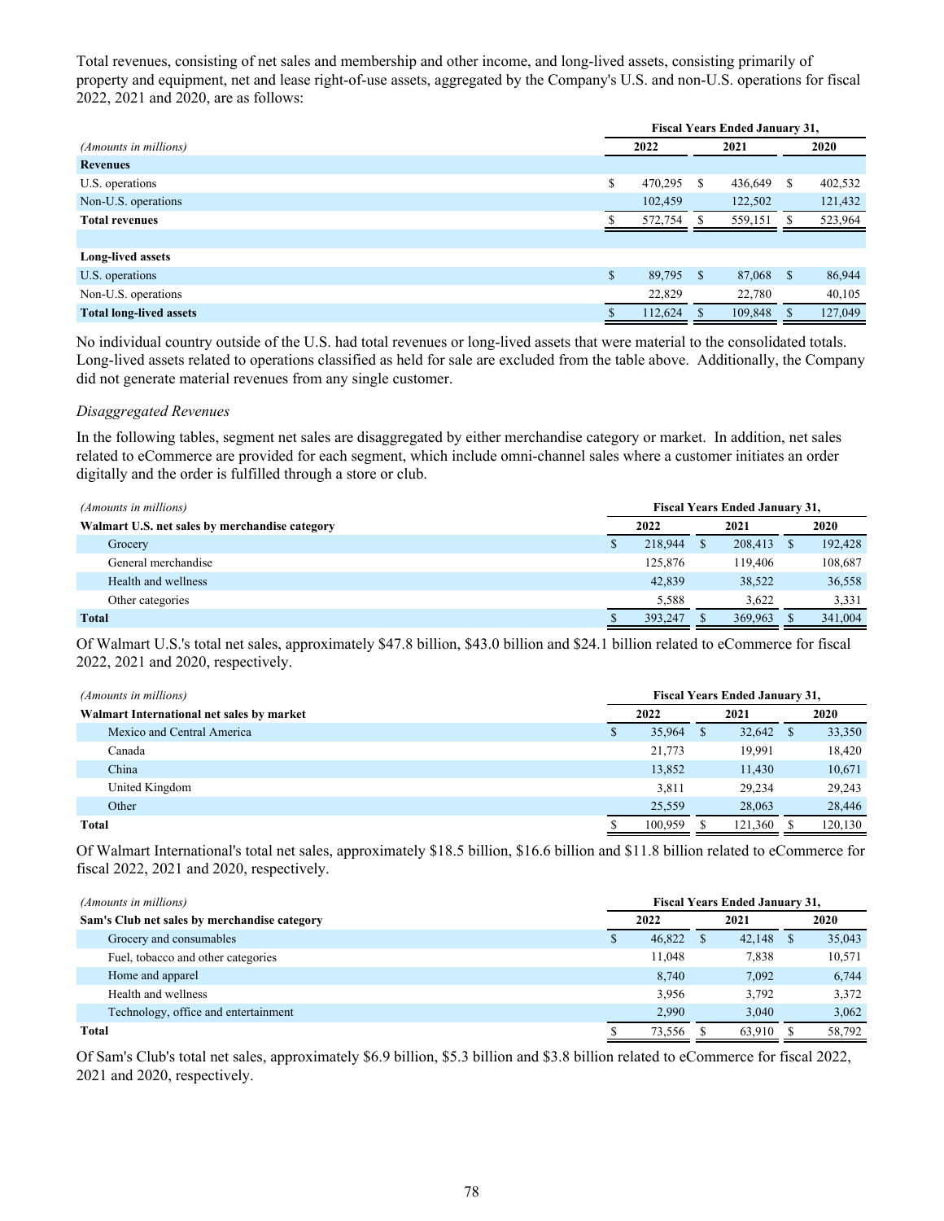Total revenues, consisting of net sales and membership and other income, and long-lived assets, consisting primarily of property and equipment, net and lease right-of-use assets, aggregated by the Company's U.S. and non-U.S. operations for fiscal 2022, 2021 and 2020, are as follows:

| *(Amounts in millions)* | Fiscal Years Ended January 31, | | |
|---|---|---|---|
| | 2022 | 2021 | 2020 |
| **Revenues** | | | |
| U.S. operations | $ 470,295 | $ 436,649 | $ 402,532 |
| Non-U.S. operations | 102,459 | 122,502 | 121,432 |
| **Total revenues** | $ 572,754 | $ 559,151 | $ 523,964 |
| | | | |
| **Long-lived assets** | | | |
| U.S. operations | $ 89,795 | $ 87,068 | $ 86,944 |
| Non-U.S. operations | 22,829 | 22,780 | 40,105 |
| **Total long-lived assets** | $ 112,624 | $ 109,848 | $ 127,049 |

No individual country outside of the U.S. had total revenues or long-lived assets that were material to the consolidated totals. Long-lived assets related to operations classified as held for sale are excluded from the table above. Additionally, the Company did not generate material revenues from any single customer.

*Disaggregated Revenues*

In the following tables, segment net sales are disaggregated by either merchandise category or market. In addition, net sales related to eCommerce are provided for each segment, which include omni-channel sales where a customer initiates an order digitally and the order is fulfilled through a store or club.

| *(Amounts in millions)* | Fiscal Years Ended January 31, | | |
|---|---|---|---|
| **Walmart U.S. net sales by merchandise category** | 2022 | 2021 | 2020 |
| Grocery | $ 218,944 | $ 208,413 | $ 192,428 |
| General merchandise | 125,876 | 119,406 | 108,687 |
| Health and wellness | 42,839 | 38,522 | 36,558 |
| Other categories | 5,588 | 3,622 | 3,331 |
| **Total** | $ 393,247 | $ 369,963 | $ 341,004 |

Of Walmart U.S.'s total net sales, approximately $47.8 billion, $43.0 billion and $24.1 billion related to eCommerce for fiscal 2022, 2021 and 2020, respectively.

| *(Amounts in millions)* | Fiscal Years Ended January 31, | | |
|---|---|---|---|
| **Walmart International net sales by market** | 2022 | 2021 | 2020 |
| Mexico and Central America | $ 35,964 | $ 32,642 | $ 33,350 |
| Canada | 21,773 | 19,991 | 18,420 |
| China | 13,852 | 11,430 | 10,671 |
| United Kingdom | 3,811 | 29,234 | 29,243 |
| Other | 25,559 | 28,063 | 28,446 |
| **Total** | $ 100,959 | $ 121,360 | $ 120,130 |

Of Walmart International's total net sales, approximately $18.5 billion, $16.6 billion and $11.8 billion related to eCommerce for fiscal 2022, 2021 and 2020, respectively.

| *(Amounts in millions)* | Fiscal Years Ended January 31, | | |
|---|---|---|---|
| **Sam's Club net sales by merchandise category** | 2022 | 2021 | 2020 |
| Grocery and consumables | $ 46,822 | $ 42,148 | $ 35,043 |
| Fuel, tobacco and other categories | 11,048 | 7,838 | 10,571 |
| Home and apparel | 8,740 | 7,092 | 6,744 |
| Health and wellness | 3,956 | 3,792 | 3,372 |
| Technology, office and entertainment | 2,990 | 3,040 | 3,062 |
| **Total** | $ 73,556 | $ 63,910 | $ 58,792 |

Of Sam's Club's total net sales, approximately $6.9 billion, $5.3 billion and $3.8 billion related to eCommerce for fiscal 2022, 2021 and 2020, respectively.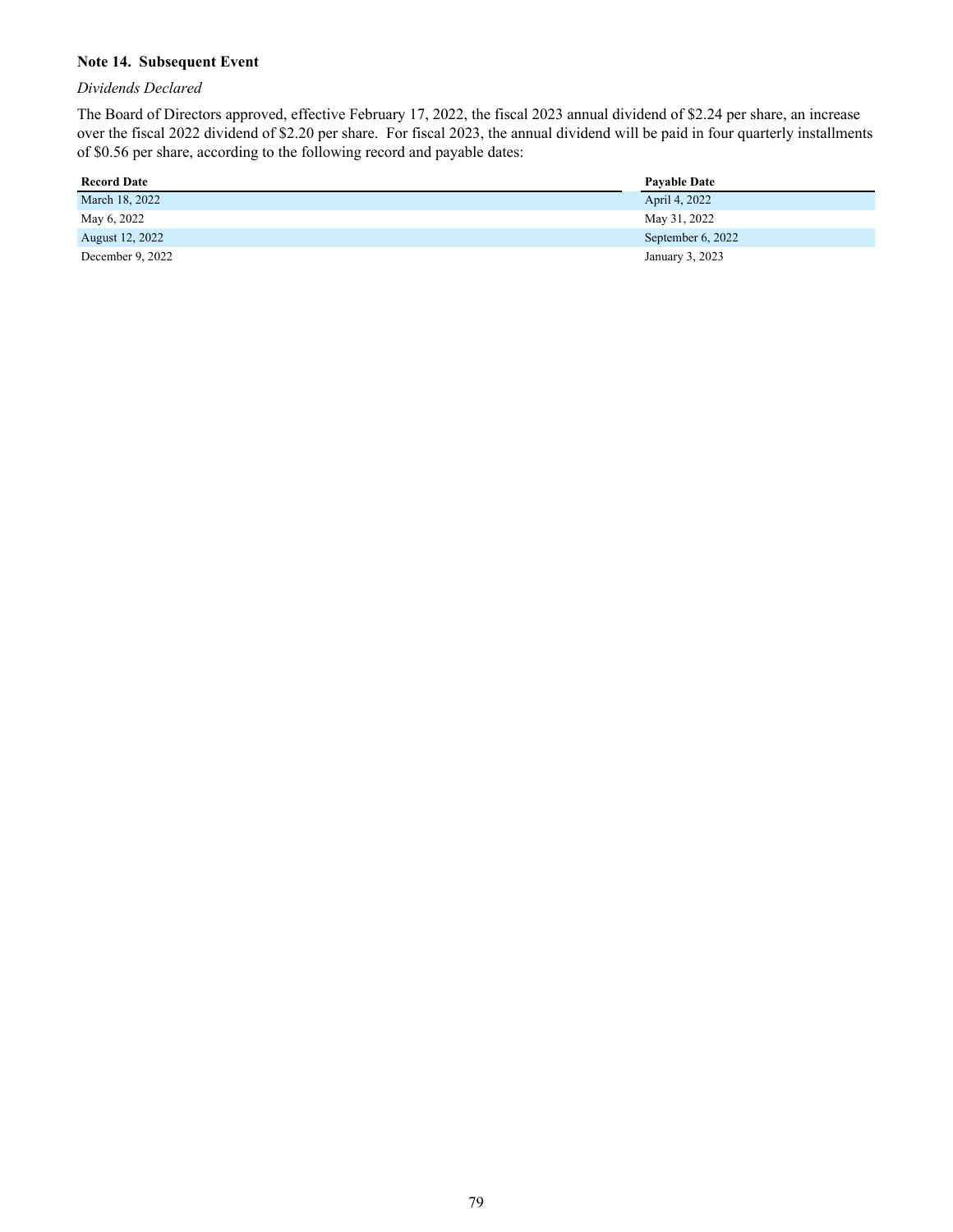### Note 14. Subsequent Event

*Dividends Declared*

The Board of Directors approved, effective February 17, 2022, the fiscal 2023 annual dividend of $2.24 per share, an increase over the fiscal 2022 dividend of $2.20 per share. For fiscal 2023, the annual dividend will be paid in four quarterly installments of $0.56 per share, according to the following record and payable dates:

| Record Date | Payable Date |
|---|---|
| March 18, 2022 | April 4, 2022 |
| May 6, 2022 | May 31, 2022 |
| August 12, 2022 | September 6, 2022 |
| December 9, 2022 | January 3, 2023 |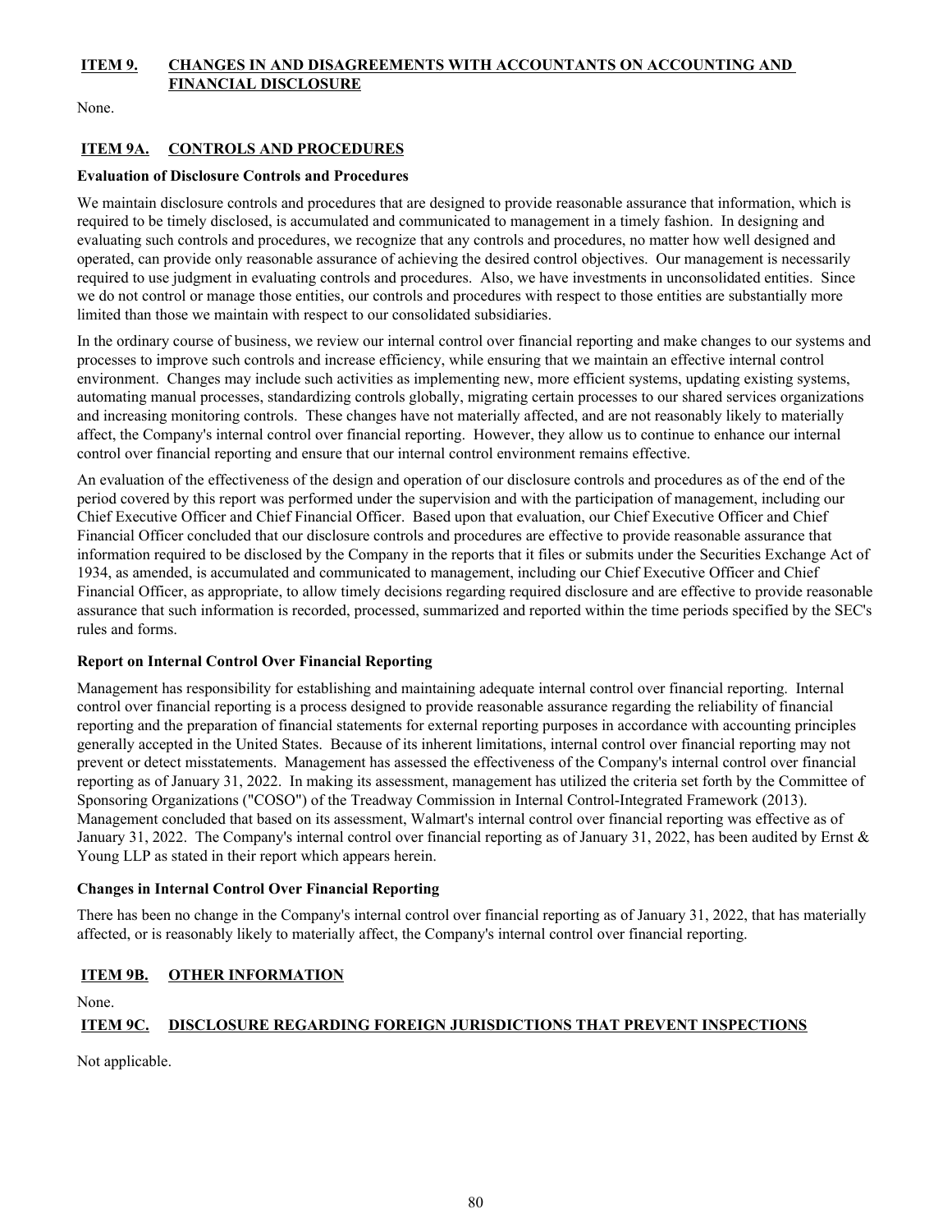## ITEM 9. CHANGES IN AND DISAGREEMENTS WITH ACCOUNTANTS ON ACCOUNTING AND FINANCIAL DISCLOSURE

None.

## ITEM 9A. CONTROLS AND PROCEDURES

**Evaluation of Disclosure Controls and Procedures**

We maintain disclosure controls and procedures that are designed to provide reasonable assurance that information, which is required to be timely disclosed, is accumulated and communicated to management in a timely fashion. In designing and evaluating such controls and procedures, we recognize that any controls and procedures, no matter how well designed and operated, can provide only reasonable assurance of achieving the desired control objectives. Our management is necessarily required to use judgment in evaluating controls and procedures. Also, we have investments in unconsolidated entities. Since we do not control or manage those entities, our controls and procedures with respect to those entities are substantially more limited than those we maintain with respect to our consolidated subsidiaries.

In the ordinary course of business, we review our internal control over financial reporting and make changes to our systems and processes to improve such controls and increase efficiency, while ensuring that we maintain an effective internal control environment. Changes may include such activities as implementing new, more efficient systems, updating existing systems, automating manual processes, standardizing controls globally, migrating certain processes to our shared services organizations and increasing monitoring controls. These changes have not materially affected, and are not reasonably likely to materially affect, the Company's internal control over financial reporting. However, they allow us to continue to enhance our internal control over financial reporting and ensure that our internal control environment remains effective.

An evaluation of the effectiveness of the design and operation of our disclosure controls and procedures as of the end of the period covered by this report was performed under the supervision and with the participation of management, including our Chief Executive Officer and Chief Financial Officer. Based upon that evaluation, our Chief Executive Officer and Chief Financial Officer concluded that our disclosure controls and procedures are effective to provide reasonable assurance that information required to be disclosed by the Company in the reports that it files or submits under the Securities Exchange Act of 1934, as amended, is accumulated and communicated to management, including our Chief Executive Officer and Chief Financial Officer, as appropriate, to allow timely decisions regarding required disclosure and are effective to provide reasonable assurance that such information is recorded, processed, summarized and reported within the time periods specified by the SEC's rules and forms.

**Report on Internal Control Over Financial Reporting**

Management has responsibility for establishing and maintaining adequate internal control over financial reporting. Internal control over financial reporting is a process designed to provide reasonable assurance regarding the reliability of financial reporting and the preparation of financial statements for external reporting purposes in accordance with accounting principles generally accepted in the United States. Because of its inherent limitations, internal control over financial reporting may not prevent or detect misstatements. Management has assessed the effectiveness of the Company's internal control over financial reporting as of January 31, 2022. In making its assessment, management has utilized the criteria set forth by the Committee of Sponsoring Organizations ("COSO") of the Treadway Commission in Internal Control-Integrated Framework (2013). Management concluded that based on its assessment, Walmart's internal control over financial reporting was effective as of January 31, 2022. The Company's internal control over financial reporting as of January 31, 2022, has been audited by Ernst & Young LLP as stated in their report which appears herein.

**Changes in Internal Control Over Financial Reporting**

There has been no change in the Company's internal control over financial reporting as of January 31, 2022, that has materially affected, or is reasonably likely to materially affect, the Company's internal control over financial reporting.

## ITEM 9B. OTHER INFORMATION

None.

## ITEM 9C. DISCLOSURE REGARDING FOREIGN JURISDICTIONS THAT PREVENT INSPECTIONS

Not applicable.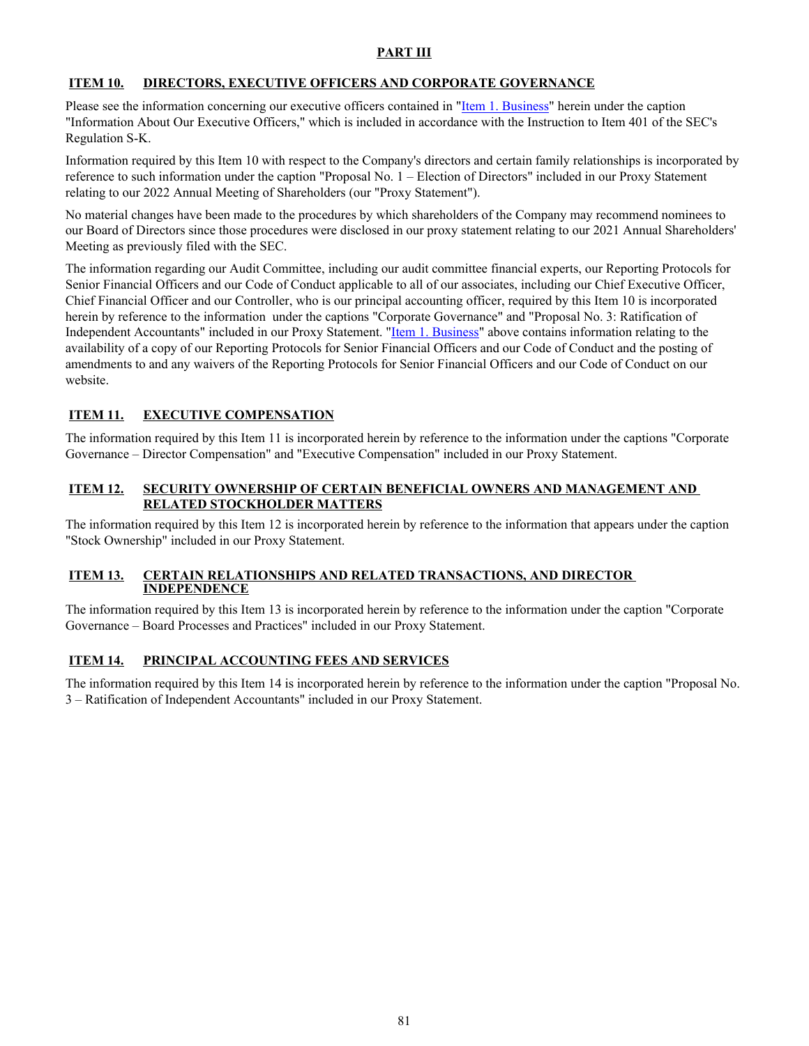# PART III

## ITEM 10. DIRECTORS, EXECUTIVE OFFICERS AND CORPORATE GOVERNANCE

Please see the information concerning our executive officers contained in "Item 1. Business" herein under the caption "Information About Our Executive Officers," which is included in accordance with the Instruction to Item 401 of the SEC's Regulation S-K.

Information required by this Item 10 with respect to the Company's directors and certain family relationships is incorporated by reference to such information under the caption "Proposal No. 1 – Election of Directors" included in our Proxy Statement relating to our 2022 Annual Meeting of Shareholders (our "Proxy Statement").

No material changes have been made to the procedures by which shareholders of the Company may recommend nominees to our Board of Directors since those procedures were disclosed in our proxy statement relating to our 2021 Annual Shareholders' Meeting as previously filed with the SEC.

The information regarding our Audit Committee, including our audit committee financial experts, our Reporting Protocols for Senior Financial Officers and our Code of Conduct applicable to all of our associates, including our Chief Executive Officer, Chief Financial Officer and our Controller, who is our principal accounting officer, required by this Item 10 is incorporated herein by reference to the information under the captions "Corporate Governance" and "Proposal No. 3: Ratification of Independent Accountants" included in our Proxy Statement. "Item 1. Business" above contains information relating to the availability of a copy of our Reporting Protocols for Senior Financial Officers and our Code of Conduct and the posting of amendments to and any waivers of the Reporting Protocols for Senior Financial Officers and our Code of Conduct on our website.

## ITEM 11. EXECUTIVE COMPENSATION

The information required by this Item 11 is incorporated herein by reference to the information under the captions "Corporate Governance – Director Compensation" and "Executive Compensation" included in our Proxy Statement.

## ITEM 12. SECURITY OWNERSHIP OF CERTAIN BENEFICIAL OWNERS AND MANAGEMENT AND RELATED STOCKHOLDER MATTERS

The information required by this Item 12 is incorporated herein by reference to the information that appears under the caption "Stock Ownership" included in our Proxy Statement.

## ITEM 13. CERTAIN RELATIONSHIPS AND RELATED TRANSACTIONS, AND DIRECTOR INDEPENDENCE

The information required by this Item 13 is incorporated herein by reference to the information under the caption "Corporate Governance – Board Processes and Practices" included in our Proxy Statement.

## ITEM 14. PRINCIPAL ACCOUNTING FEES AND SERVICES

The information required by this Item 14 is incorporated herein by reference to the information under the caption "Proposal No. 3 – Ratification of Independent Accountants" included in our Proxy Statement.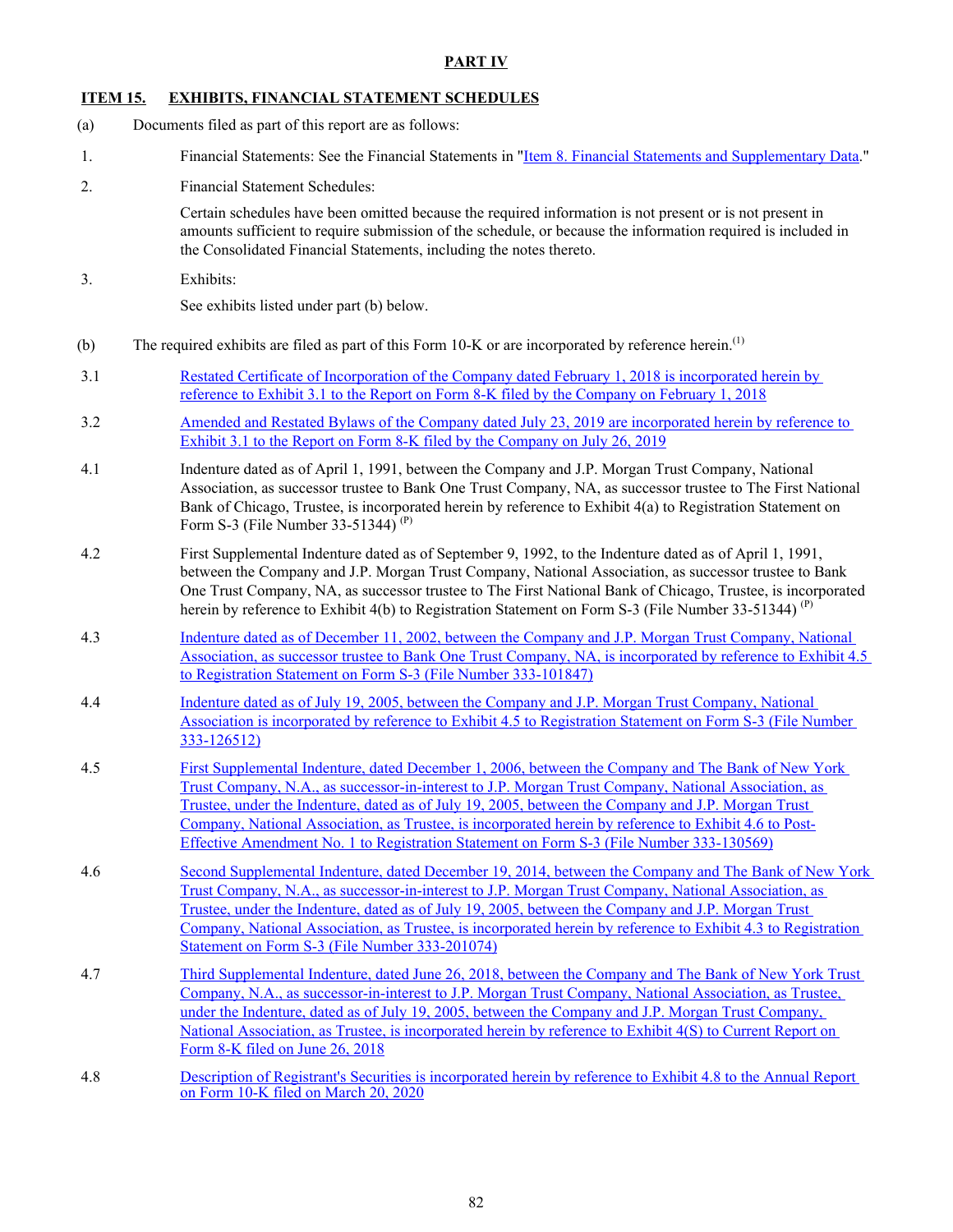## PART IV

## ITEM 15. EXHIBITS, FINANCIAL STATEMENT SCHEDULES

(a) Documents filed as part of this report are as follows:

1. Financial Statements: See the Financial Statements in "Item 8. Financial Statements and Supplementary Data."

2. Financial Statement Schedules:

   Certain schedules have been omitted because the required information is not present or is not present in amounts sufficient to require submission of the schedule, or because the information required is included in the Consolidated Financial Statements, including the notes thereto.

3. Exhibits:

   See exhibits listed under part (b) below.

(b) The required exhibits are filed as part of this Form 10-K or are incorporated by reference herein.[(1)]

3.1 Restated Certificate of Incorporation of the Company dated February 1, 2018 is incorporated herein by reference to Exhibit 3.1 to the Report on Form 8-K filed by the Company on February 1, 2018

3.2 Amended and Restated Bylaws of the Company dated July 23, 2019 are incorporated herein by reference to Exhibit 3.1 to the Report on Form 8-K filed by the Company on July 26, 2019

4.1 Indenture dated as of April 1, 1991, between the Company and J.P. Morgan Trust Company, National Association, as successor trustee to Bank One Trust Company, NA, as successor trustee to The First National Bank of Chicago, Trustee, is incorporated herein by reference to Exhibit 4(a) to Registration Statement on Form S-3 (File Number 33-51344) [(P)]

4.2 First Supplemental Indenture dated as of September 9, 1992, to the Indenture dated as of April 1, 1991, between the Company and J.P. Morgan Trust Company, National Association, as successor trustee to Bank One Trust Company, NA, as successor trustee to The First National Bank of Chicago, Trustee, is incorporated herein by reference to Exhibit 4(b) to Registration Statement on Form S-3 (File Number 33-51344) [(P)]

4.3 Indenture dated as of December 11, 2002, between the Company and J.P. Morgan Trust Company, National Association, as successor trustee to Bank One Trust Company, NA, is incorporated by reference to Exhibit 4.5 to Registration Statement on Form S-3 (File Number 333-101847)

4.4 Indenture dated as of July 19, 2005, between the Company and J.P. Morgan Trust Company, National Association is incorporated by reference to Exhibit 4.5 to Registration Statement on Form S-3 (File Number 333-126512)

4.5 First Supplemental Indenture, dated December 1, 2006, between the Company and The Bank of New York Trust Company, N.A., as successor-in-interest to J.P. Morgan Trust Company, National Association, as Trustee, under the Indenture, dated as of July 19, 2005, between the Company and J.P. Morgan Trust Company, National Association, as Trustee, is incorporated herein by reference to Exhibit 4.6 to Post-Effective Amendment No. 1 to Registration Statement on Form S-3 (File Number 333-130569)

4.6 Second Supplemental Indenture, dated December 19, 2014, between the Company and The Bank of New York Trust Company, N.A., as successor-in-interest to J.P. Morgan Trust Company, National Association, as Trustee, under the Indenture, dated as of July 19, 2005, between the Company and J.P. Morgan Trust Company, National Association, as Trustee, is incorporated herein by reference to Exhibit 4.3 to Registration Statement on Form S-3 (File Number 333-201074)

4.7 Third Supplemental Indenture, dated June 26, 2018, between the Company and The Bank of New York Trust Company, N.A., as successor-in-interest to J.P. Morgan Trust Company, National Association, as Trustee, under the Indenture, dated as of July 19, 2005, between the Company and J.P. Morgan Trust Company, National Association, as Trustee, is incorporated herein by reference to Exhibit 4(S) to Current Report on Form 8-K filed on June 26, 2018

4.8 Description of Registrant's Securities is incorporated herein by reference to Exhibit 4.8 to the Annual Report on Form 10-K filed on March 20, 2020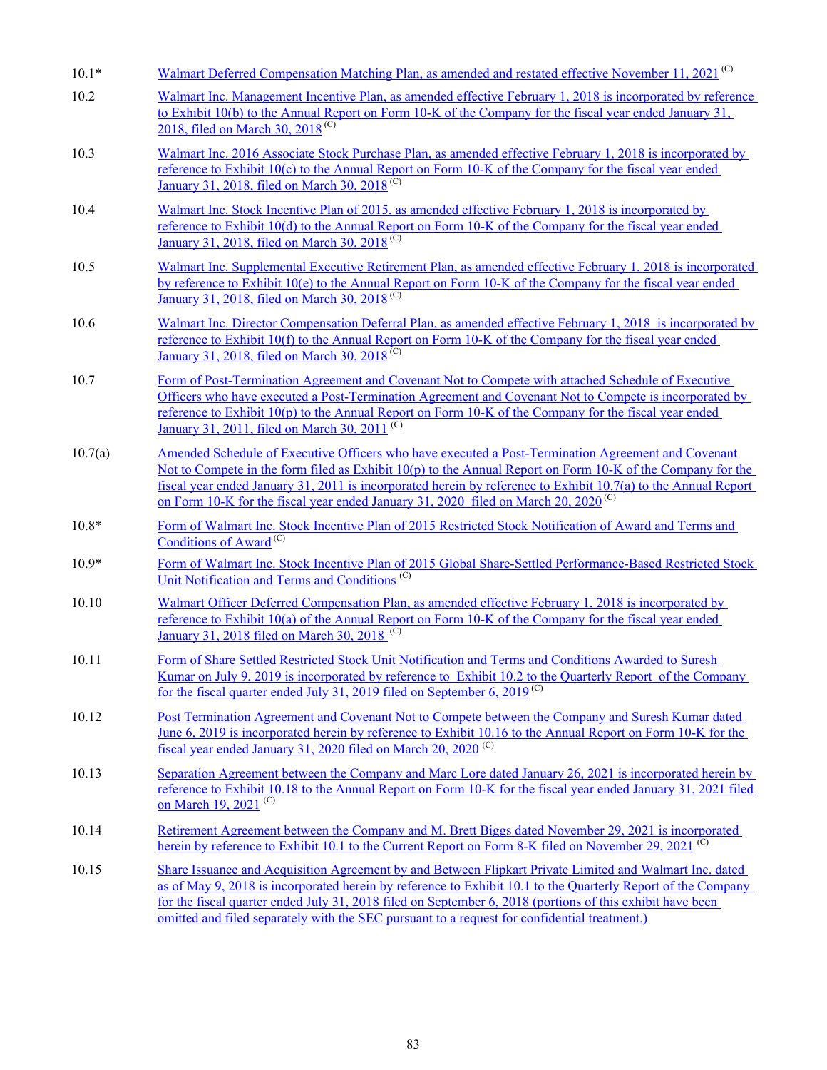| | |
|---|---|
| 10.1* | Walmart Deferred Compensation Matching Plan, as amended and restated effective November 11, 2021 [(C)] |
| 10.2 | Walmart Inc. Management Incentive Plan, as amended effective February 1, 2018 is incorporated by reference to Exhibit 10(b) to the Annual Report on Form 10-K of the Company for the fiscal year ended January 31, 2018, filed on March 30, 2018 [(C)] |
| 10.3 | Walmart Inc. 2016 Associate Stock Purchase Plan, as amended effective February 1, 2018 is incorporated by reference to Exhibit 10(c) to the Annual Report on Form 10-K of the Company for the fiscal year ended January 31, 2018, filed on March 30, 2018 [(C)] |
| 10.4 | Walmart Inc. Stock Incentive Plan of 2015, as amended effective February 1, 2018 is incorporated by reference to Exhibit 10(d) to the Annual Report on Form 10-K of the Company for the fiscal year ended January 31, 2018, filed on March 30, 2018 [(C)] |
| 10.5 | Walmart Inc. Supplemental Executive Retirement Plan, as amended effective February 1, 2018 is incorporated by reference to Exhibit 10(e) to the Annual Report on Form 10-K of the Company for the fiscal year ended January 31, 2018, filed on March 30, 2018 [(C)] |
| 10.6 | Walmart Inc. Director Compensation Deferral Plan, as amended effective February 1, 2018 is incorporated by reference to Exhibit 10(f) to the Annual Report on Form 10-K of the Company for the fiscal year ended January 31, 2018, filed on March 30, 2018 [(C)] |
| 10.7 | Form of Post-Termination Agreement and Covenant Not to Compete with attached Schedule of Executive Officers who have executed a Post-Termination Agreement and Covenant Not to Compete is incorporated by reference to Exhibit 10(p) to the Annual Report on Form 10-K of the Company for the fiscal year ended January 31, 2011, filed on March 30, 2011 [(C)] |
| 10.7(a) | Amended Schedule of Executive Officers who have executed a Post-Termination Agreement and Covenant Not to Compete in the form filed as Exhibit 10(p) to the Annual Report on Form 10-K of the Company for the fiscal year ended January 31, 2011 is incorporated herein by reference to Exhibit 10.7(a) to the Annual Report on Form 10-K for the fiscal year ended January 31, 2020 filed on March 20, 2020 [(C)] |
| 10.8* | Form of Walmart Inc. Stock Incentive Plan of 2015 Restricted Stock Notification of Award and Terms and Conditions of Award [(C)] |
| 10.9* | Form of Walmart Inc. Stock Incentive Plan of 2015 Global Share-Settled Performance-Based Restricted Stock Unit Notification and Terms and Conditions [(C)] |
| 10.10 | Walmart Officer Deferred Compensation Plan, as amended effective February 1, 2018 is incorporated by reference to Exhibit 10(a) of the Annual Report on Form 10-K of the Company for the fiscal year ended January 31, 2018 filed on March 30, 2018 [(C)] |
| 10.11 | Form of Share Settled Restricted Stock Unit Notification and Terms and Conditions Awarded to Suresh Kumar on July 9, 2019 is incorporated by reference to Exhibit 10.2 to the Quarterly Report of the Company for the fiscal quarter ended July 31, 2019 filed on September 6, 2019 [(C)] |
| 10.12 | Post Termination Agreement and Covenant Not to Compete between the Company and Suresh Kumar dated June 6, 2019 is incorporated herein by reference to Exhibit 10.16 to the Annual Report on Form 10-K for the fiscal year ended January 31, 2020 filed on March 20, 2020 [(C)] |
| 10.13 | Separation Agreement between the Company and Marc Lore dated January 26, 2021 is incorporated herein by reference to Exhibit 10.18 to the Annual Report on Form 10-K for the fiscal year ended January 31, 2021 filed on March 19, 2021 [(C)] |
| 10.14 | Retirement Agreement between the Company and M. Brett Biggs dated November 29, 2021 is incorporated herein by reference to Exhibit 10.1 to the Current Report on Form 8-K filed on November 29, 2021 [(C)] |
| 10.15 | Share Issuance and Acquisition Agreement by and Between Flipkart Private Limited and Walmart Inc. dated as of May 9, 2018 is incorporated herein by reference to Exhibit 10.1 to the Quarterly Report of the Company for the fiscal quarter ended July 31, 2018 filed on September 6, 2018 (portions of this exhibit have been omitted and filed separately with the SEC pursuant to a request for confidential treatment.) |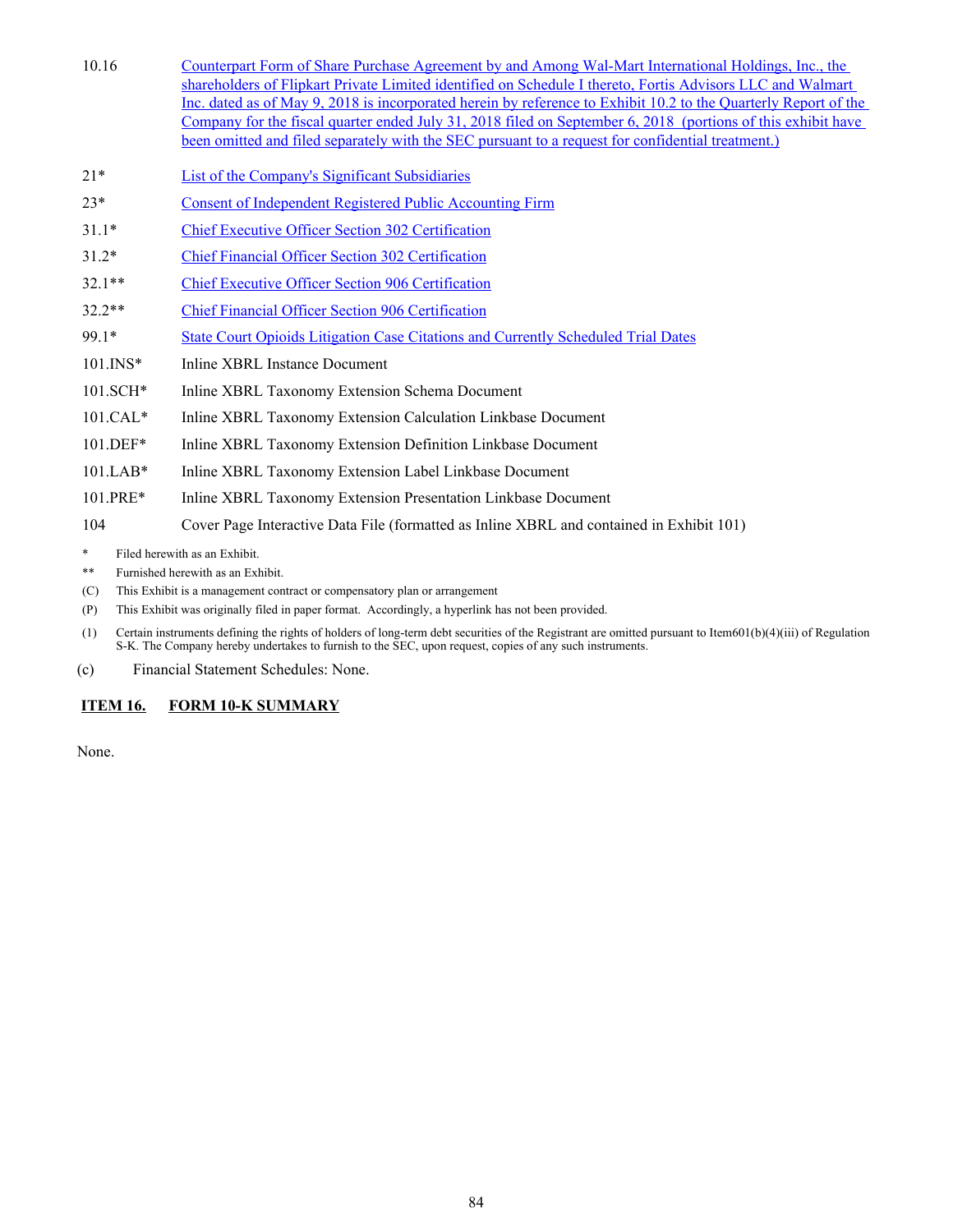| | |
|---|---|
| 10.16 | Counterpart Form of Share Purchase Agreement by and Among Wal-Mart International Holdings, Inc., the shareholders of Flipkart Private Limited identified on Schedule I thereto, Fortis Advisors LLC and Walmart Inc. dated as of May 9, 2018 is incorporated herein by reference to Exhibit 10.2 to the Quarterly Report of the Company for the fiscal quarter ended July 31, 2018 filed on September 6, 2018 (portions of this exhibit have been omitted and filed separately with the SEC pursuant to a request for confidential treatment.) |
| 21* | List of the Company's Significant Subsidiaries |
| 23* | Consent of Independent Registered Public Accounting Firm |
| 31.1* | Chief Executive Officer Section 302 Certification |
| 31.2* | Chief Financial Officer Section 302 Certification |
| 32.1** | Chief Executive Officer Section 906 Certification |
| 32.2** | Chief Financial Officer Section 906 Certification |
| 99.1* | State Court Opioids Litigation Case Citations and Currently Scheduled Trial Dates |
| 101.INS* | Inline XBRL Instance Document |
| 101.SCH* | Inline XBRL Taxonomy Extension Schema Document |
| 101.CAL* | Inline XBRL Taxonomy Extension Calculation Linkbase Document |
| 101.DEF* | Inline XBRL Taxonomy Extension Definition Linkbase Document |
| 101.LAB* | Inline XBRL Taxonomy Extension Label Linkbase Document |
| 101.PRE* | Inline XBRL Taxonomy Extension Presentation Linkbase Document |
| 104 | Cover Page Interactive Data File (formatted as Inline XBRL and contained in Exhibit 101) |

\* Filed herewith as an Exhibit.

\*\* Furnished herewith as an Exhibit.

(C) This Exhibit is a management contract or compensatory plan or arrangement

(P) This Exhibit was originally filed in paper format. Accordingly, a hyperlink has not been provided.

(1) Certain instruments defining the rights of holders of long-term debt securities of the Registrant are omitted pursuant to Item601(b)(4)(iii) of Regulation S-K. The Company hereby undertakes to furnish to the SEC, upon request, copies of any such instruments.

(c) Financial Statement Schedules: None.

## ITEM 16. FORM 10-K SUMMARY

None.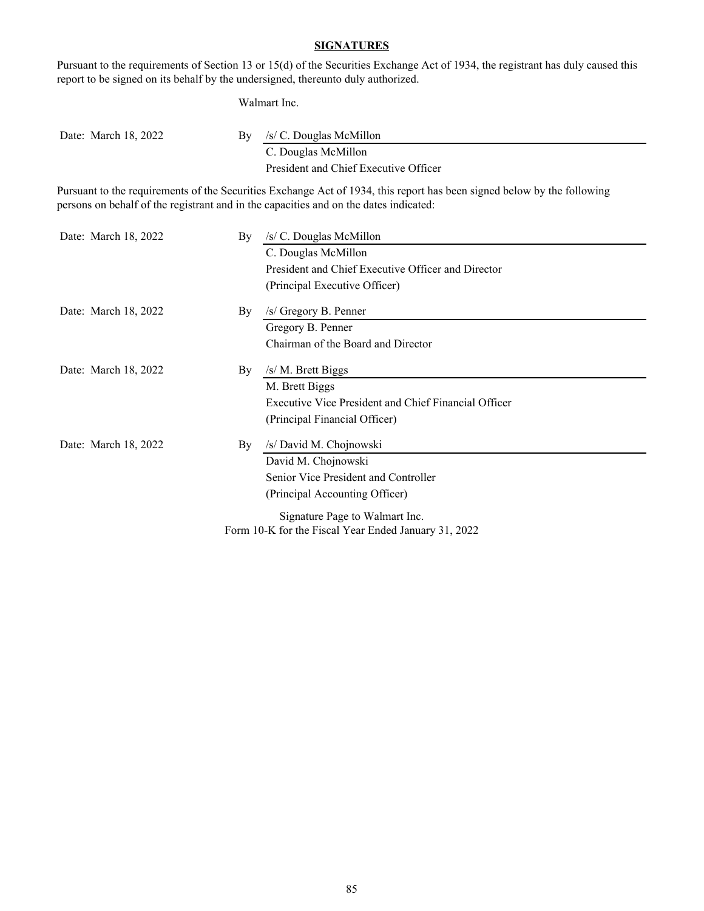**SIGNATURES**

Pursuant to the requirements of Section 13 or 15(d) of the Securities Exchange Act of 1934, the registrant has duly caused this report to be signed on its behalf by the undersigned, thereunto duly authorized.

Walmart Inc.

| | | |
|---|---|---|
| Date: March 18, 2022 | By | /s/ C. Douglas McMillon |
| | | C. Douglas McMillon |
| | | President and Chief Executive Officer |

Pursuant to the requirements of the Securities Exchange Act of 1934, this report has been signed below by the following persons on behalf of the registrant and in the capacities and on the dates indicated:

| | | |
|---|---|---|
| Date: March 18, 2022 | By | /s/ C. Douglas McMillon |
| | | C. Douglas McMillon |
| | | President and Chief Executive Officer and Director |
| | | (Principal Executive Officer) |
| Date: March 18, 2022 | By | /s/ Gregory B. Penner |
| | | Gregory B. Penner |
| | | Chairman of the Board and Director |
| Date: March 18, 2022 | By | /s/ M. Brett Biggs |
| | | M. Brett Biggs |
| | | Executive Vice President and Chief Financial Officer |
| | | (Principal Financial Officer) |
| Date: March 18, 2022 | By | /s/ David M. Chojnowski |
| | | David M. Chojnowski |
| | | Senior Vice President and Controller |
| | | (Principal Accounting Officer) |

Signature Page to Walmart Inc.
Form 10-K for the Fiscal Year Ended January 31, 2022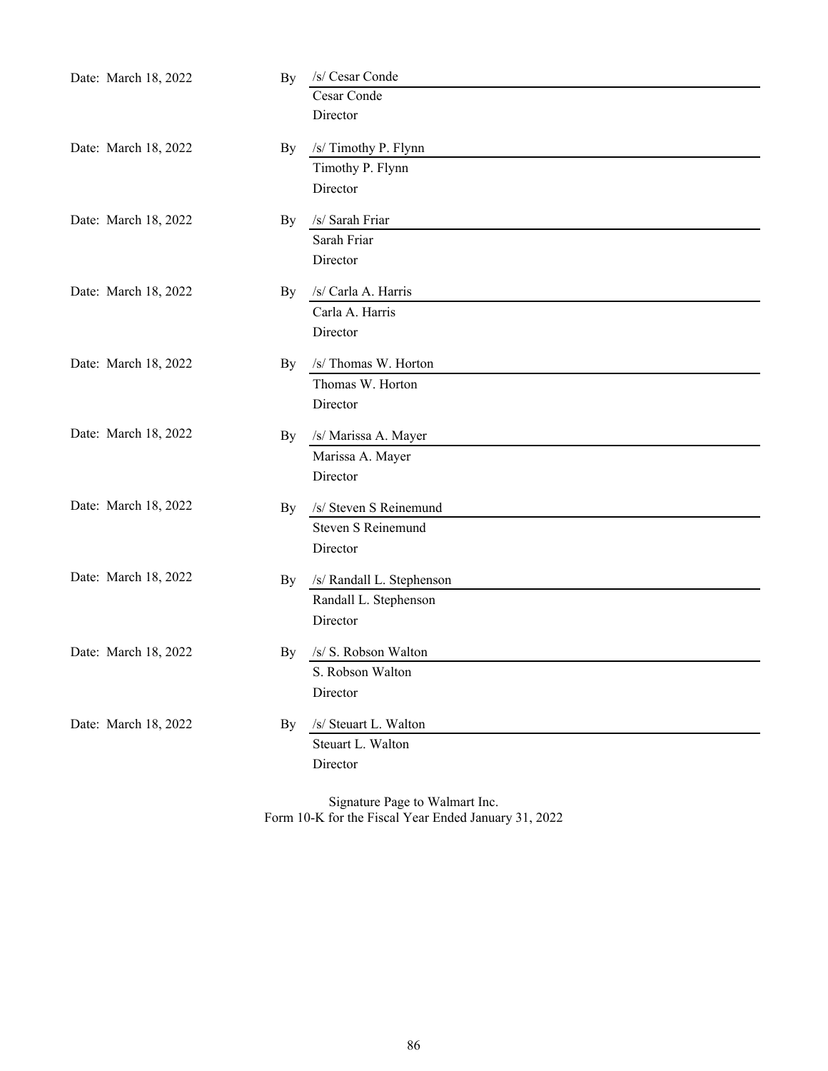| | | |
|---|---|---|
| Date: March 18, 2022 | By | /s/ Cesar Conde<br>Cesar Conde<br>Director |
| Date: March 18, 2022 | By | /s/ Timothy P. Flynn<br>Timothy P. Flynn<br>Director |
| Date: March 18, 2022 | By | /s/ Sarah Friar<br>Sarah Friar<br>Director |
| Date: March 18, 2022 | By | /s/ Carla A. Harris<br>Carla A. Harris<br>Director |
| Date: March 18, 2022 | By | /s/ Thomas W. Horton<br>Thomas W. Horton<br>Director |
| Date: March 18, 2022 | By | /s/ Marissa A. Mayer<br>Marissa A. Mayer<br>Director |
| Date: March 18, 2022 | By | /s/ Steven S Reinemund<br>Steven S Reinemund<br>Director |
| Date: March 18, 2022 | By | /s/ Randall L. Stephenson<br>Randall L. Stephenson<br>Director |
| Date: March 18, 2022 | By | /s/ S. Robson Walton<br>S. Robson Walton<br>Director |
| Date: March 18, 2022 | By | /s/ Steuart L. Walton<br>Steuart L. Walton<br>Director |

Signature Page to Walmart Inc.
Form 10-K for the Fiscal Year Ended January 31, 2022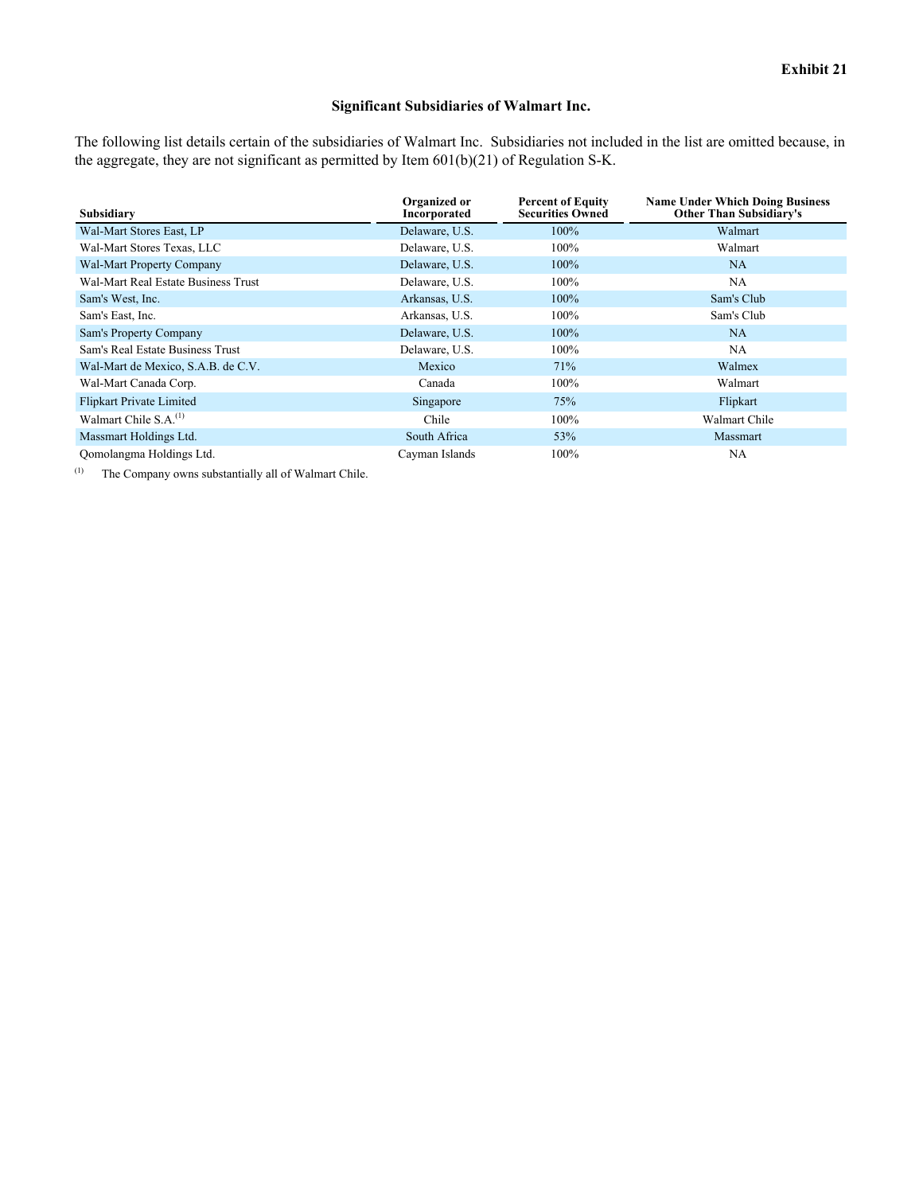**Exhibit 21**

## Significant Subsidiaries of Walmart Inc.

The following list details certain of the subsidiaries of Walmart Inc. Subsidiaries not included in the list are omitted because, in the aggregate, they are not significant as permitted by Item 601(b)(21) of Regulation S-K.

| Subsidiary | Organized or Incorporated | Percent of Equity Securities Owned | Name Under Which Doing Business Other Than Subsidiary's |
|---|---|---|---|
| Wal-Mart Stores East, LP | Delaware, U.S. | 100% | Walmart |
| Wal-Mart Stores Texas, LLC | Delaware, U.S. | 100% | Walmart |
| Wal-Mart Property Company | Delaware, U.S. | 100% | NA |
| Wal-Mart Real Estate Business Trust | Delaware, U.S. | 100% | NA |
| Sam's West, Inc. | Arkansas, U.S. | 100% | Sam's Club |
| Sam's East, Inc. | Arkansas, U.S. | 100% | Sam's Club |
| Sam's Property Company | Delaware, U.S. | 100% | NA |
| Sam's Real Estate Business Trust | Delaware, U.S. | 100% | NA |
| Wal-Mart de Mexico, S.A.B. de C.V. | Mexico | 71% | Walmex |
| Wal-Mart Canada Corp. | Canada | 100% | Walmart |
| Flipkart Private Limited | Singapore | 75% | Flipkart |
| Walmart Chile S.A.[1] | Chile | 100% | Walmart Chile |
| Massmart Holdings Ltd. | South Africa | 53% | Massmart |
| Qomolangma Holdings Ltd. | Cayman Islands | 100% | NA |

[1] The Company owns substantially all of Walmart Chile.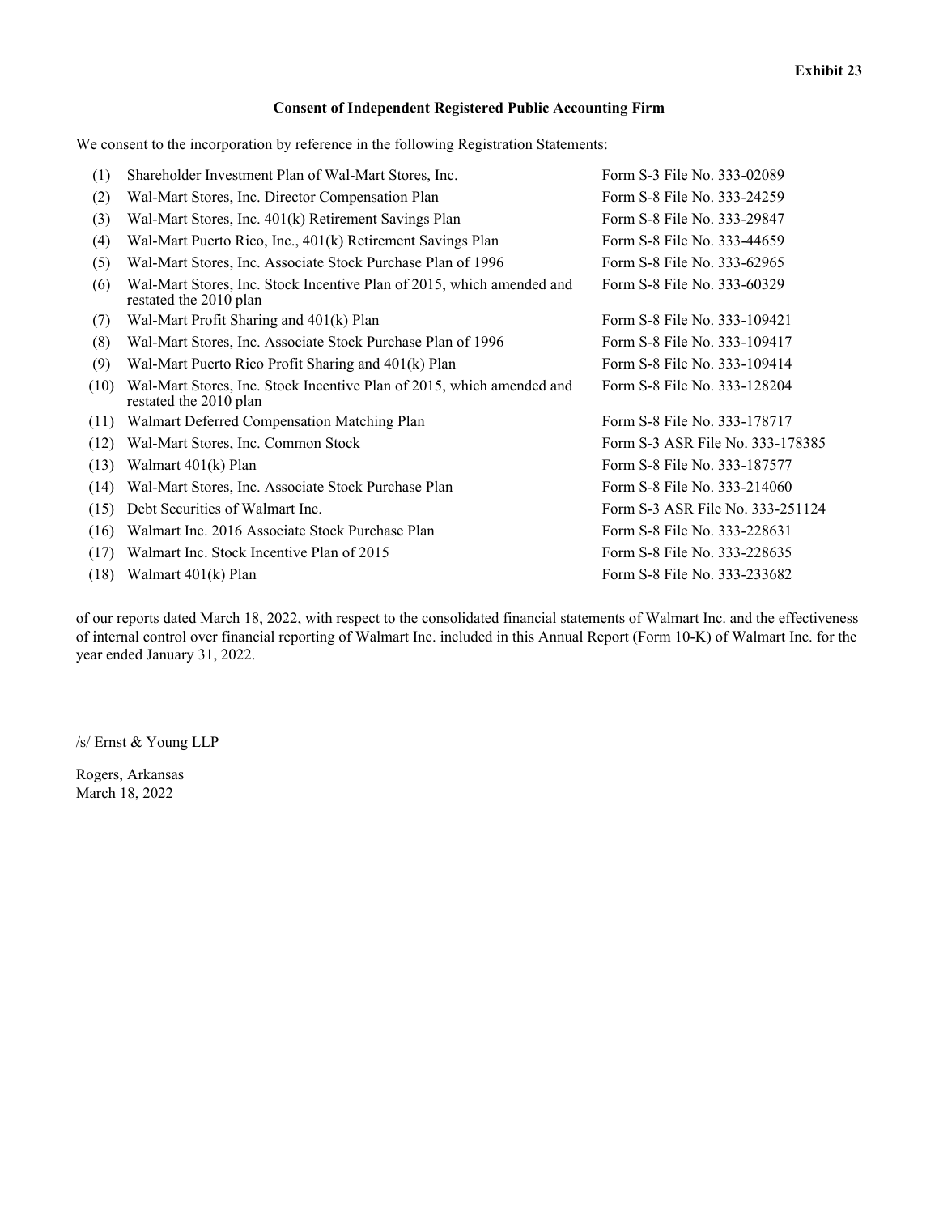**Exhibit 23**

**Consent of Independent Registered Public Accounting Firm**

We consent to the incorporation by reference in the following Registration Statements:

| | | |
|---|---|---|
| (1) | Shareholder Investment Plan of Wal-Mart Stores, Inc. | Form S-3 File No. 333-02089 |
| (2) | Wal-Mart Stores, Inc. Director Compensation Plan | Form S-8 File No. 333-24259 |
| (3) | Wal-Mart Stores, Inc. 401(k) Retirement Savings Plan | Form S-8 File No. 333-29847 |
| (4) | Wal-Mart Puerto Rico, Inc., 401(k) Retirement Savings Plan | Form S-8 File No. 333-44659 |
| (5) | Wal-Mart Stores, Inc. Associate Stock Purchase Plan of 1996 | Form S-8 File No. 333-62965 |
| (6) | Wal-Mart Stores, Inc. Stock Incentive Plan of 2015, which amended and restated the 2010 plan | Form S-8 File No. 333-60329 |
| (7) | Wal-Mart Profit Sharing and 401(k) Plan | Form S-8 File No. 333-109421 |
| (8) | Wal-Mart Stores, Inc. Associate Stock Purchase Plan of 1996 | Form S-8 File No. 333-109417 |
| (9) | Wal-Mart Puerto Rico Profit Sharing and 401(k) Plan | Form S-8 File No. 333-109414 |
| (10) | Wal-Mart Stores, Inc. Stock Incentive Plan of 2015, which amended and restated the 2010 plan | Form S-8 File No. 333-128204 |
| (11) | Walmart Deferred Compensation Matching Plan | Form S-8 File No. 333-178717 |
| (12) | Wal-Mart Stores, Inc. Common Stock | Form S-3 ASR File No. 333-178385 |
| (13) | Walmart 401(k) Plan | Form S-8 File No. 333-187577 |
| (14) | Wal-Mart Stores, Inc. Associate Stock Purchase Plan | Form S-8 File No. 333-214060 |
| (15) | Debt Securities of Walmart Inc. | Form S-3 ASR File No. 333-251124 |
| (16) | Walmart Inc. 2016 Associate Stock Purchase Plan | Form S-8 File No. 333-228631 |
| (17) | Walmart Inc. Stock Incentive Plan of 2015 | Form S-8 File No. 333-228635 |
| (18) | Walmart 401(k) Plan | Form S-8 File No. 333-233682 |

of our reports dated March 18, 2022, with respect to the consolidated financial statements of Walmart Inc. and the effectiveness of internal control over financial reporting of Walmart Inc. included in this Annual Report (Form 10-K) of Walmart Inc. for the year ended January 31, 2022.

/s/ Ernst & Young LLP

Rogers, Arkansas
March 18, 2022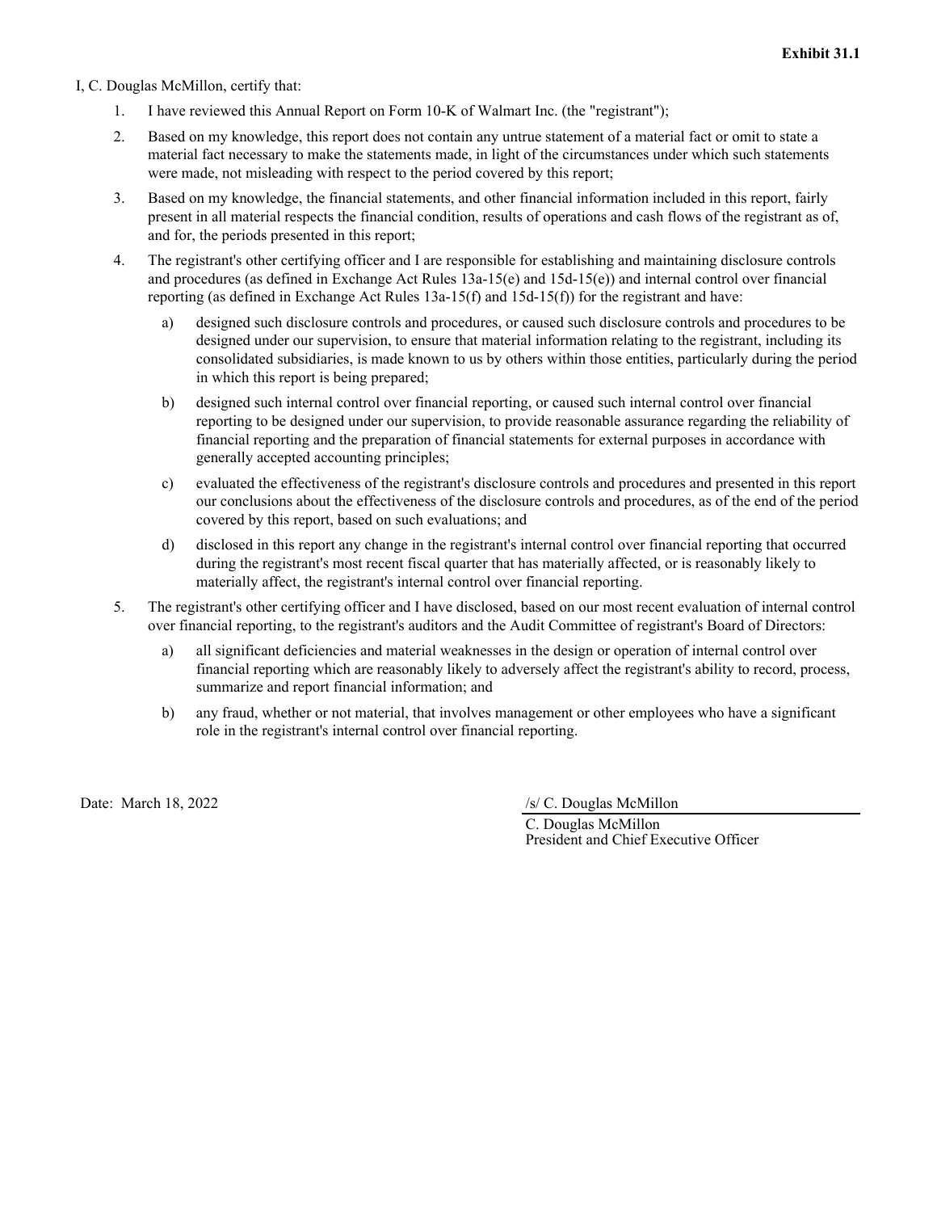**Exhibit 31.1**

I, C. Douglas McMillon, certify that:

1. I have reviewed this Annual Report on Form 10-K of Walmart Inc. (the "registrant");
2. Based on my knowledge, this report does not contain any untrue statement of a material fact or omit to state a material fact necessary to make the statements made, in light of the circumstances under which such statements were made, not misleading with respect to the period covered by this report;
3. Based on my knowledge, the financial statements, and other financial information included in this report, fairly present in all material respects the financial condition, results of operations and cash flows of the registrant as of, and for, the periods presented in this report;
4. The registrant's other certifying officer and I are responsible for establishing and maintaining disclosure controls and procedures (as defined in Exchange Act Rules 13a-15(e) and 15d-15(e)) and internal control over financial reporting (as defined in Exchange Act Rules 13a-15(f) and 15d-15(f)) for the registrant and have:
    a) designed such disclosure controls and procedures, or caused such disclosure controls and procedures to be designed under our supervision, to ensure that material information relating to the registrant, including its consolidated subsidiaries, is made known to us by others within those entities, particularly during the period in which this report is being prepared;
    b) designed such internal control over financial reporting, or caused such internal control over financial reporting to be designed under our supervision, to provide reasonable assurance regarding the reliability of financial reporting and the preparation of financial statements for external purposes in accordance with generally accepted accounting principles;
    c) evaluated the effectiveness of the registrant's disclosure controls and procedures and presented in this report our conclusions about the effectiveness of the disclosure controls and procedures, as of the end of the period covered by this report, based on such evaluations; and
    d) disclosed in this report any change in the registrant's internal control over financial reporting that occurred during the registrant's most recent fiscal quarter that has materially affected, or is reasonably likely to materially affect, the registrant's internal control over financial reporting.
5. The registrant's other certifying officer and I have disclosed, based on our most recent evaluation of internal control over financial reporting, to the registrant's auditors and the Audit Committee of registrant's Board of Directors:
    a) all significant deficiencies and material weaknesses in the design or operation of internal control over financial reporting which are reasonably likely to adversely affect the registrant's ability to record, process, summarize and report financial information; and
    b) any fraud, whether or not material, that involves management or other employees who have a significant role in the registrant's internal control over financial reporting.

Date: March 18, 2022

/s/ C. Douglas McMillon

C. Douglas McMillon
President and Chief Executive Officer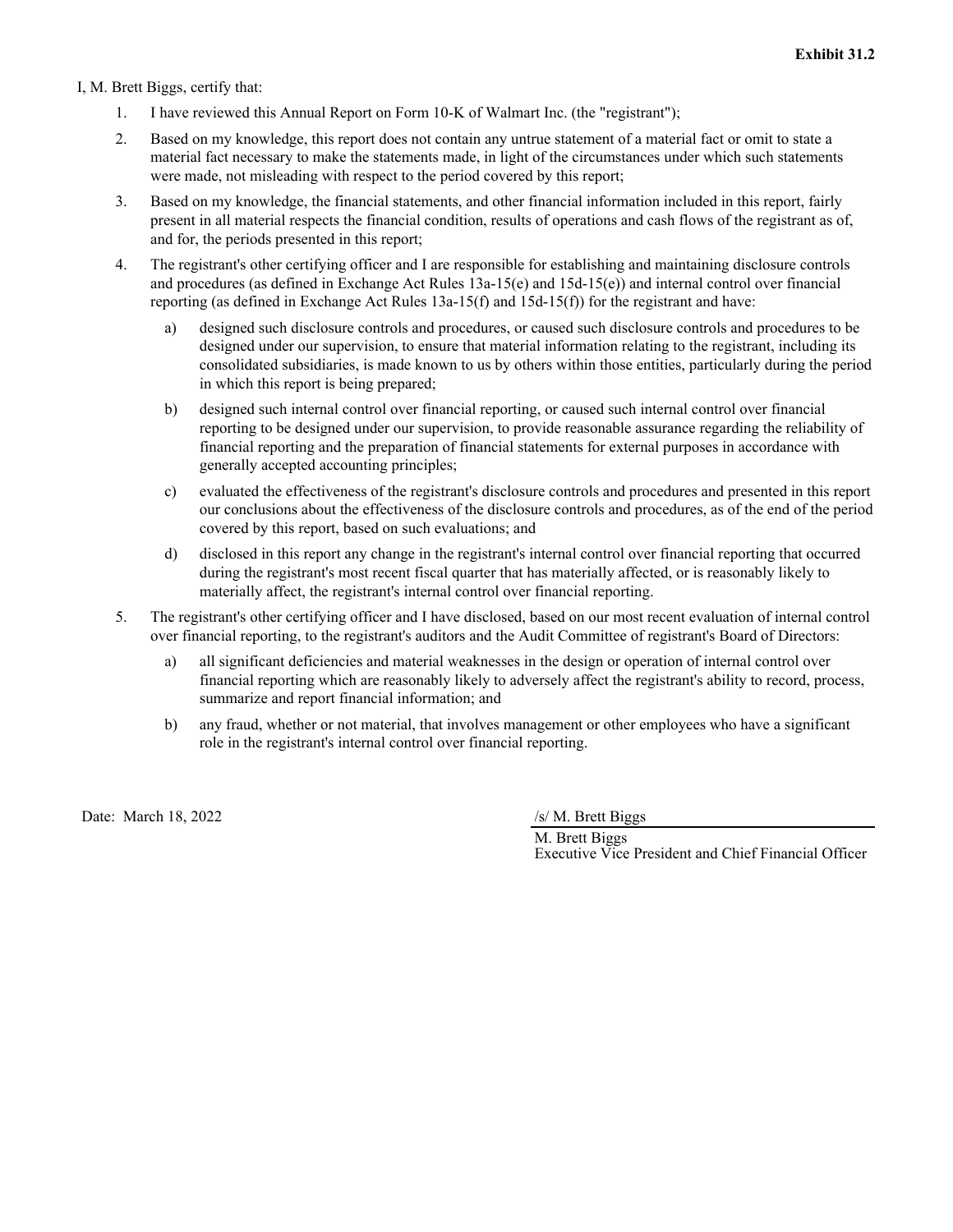**Exhibit 31.2**

I, M. Brett Biggs, certify that:

1. I have reviewed this Annual Report on Form 10-K of Walmart Inc. (the "registrant");
2. Based on my knowledge, this report does not contain any untrue statement of a material fact or omit to state a material fact necessary to make the statements made, in light of the circumstances under which such statements were made, not misleading with respect to the period covered by this report;
3. Based on my knowledge, the financial statements, and other financial information included in this report, fairly present in all material respects the financial condition, results of operations and cash flows of the registrant as of, and for, the periods presented in this report;
4. The registrant's other certifying officer and I are responsible for establishing and maintaining disclosure controls and procedures (as defined in Exchange Act Rules 13a-15(e) and 15d-15(e)) and internal control over financial reporting (as defined in Exchange Act Rules 13a-15(f) and 15d-15(f)) for the registrant and have:
   a) designed such disclosure controls and procedures, or caused such disclosure controls and procedures to be designed under our supervision, to ensure that material information relating to the registrant, including its consolidated subsidiaries, is made known to us by others within those entities, particularly during the period in which this report is being prepared;
   b) designed such internal control over financial reporting, or caused such internal control over financial reporting to be designed under our supervision, to provide reasonable assurance regarding the reliability of financial reporting and the preparation of financial statements for external purposes in accordance with generally accepted accounting principles;
   c) evaluated the effectiveness of the registrant's disclosure controls and procedures and presented in this report our conclusions about the effectiveness of the disclosure controls and procedures, as of the end of the period covered by this report, based on such evaluations; and
   d) disclosed in this report any change in the registrant's internal control over financial reporting that occurred during the registrant's most recent fiscal quarter that has materially affected, or is reasonably likely to materially affect, the registrant's internal control over financial reporting.
5. The registrant's other certifying officer and I have disclosed, based on our most recent evaluation of internal control over financial reporting, to the registrant's auditors and the Audit Committee of registrant's Board of Directors:
   a) all significant deficiencies and material weaknesses in the design or operation of internal control over financial reporting which are reasonably likely to adversely affect the registrant's ability to record, process, summarize and report financial information; and
   b) any fraud, whether or not material, that involves management or other employees who have a significant role in the registrant's internal control over financial reporting.

Date: March 18, 2022

/s/ M. Brett Biggs

M. Brett Biggs
Executive Vice President and Chief Financial Officer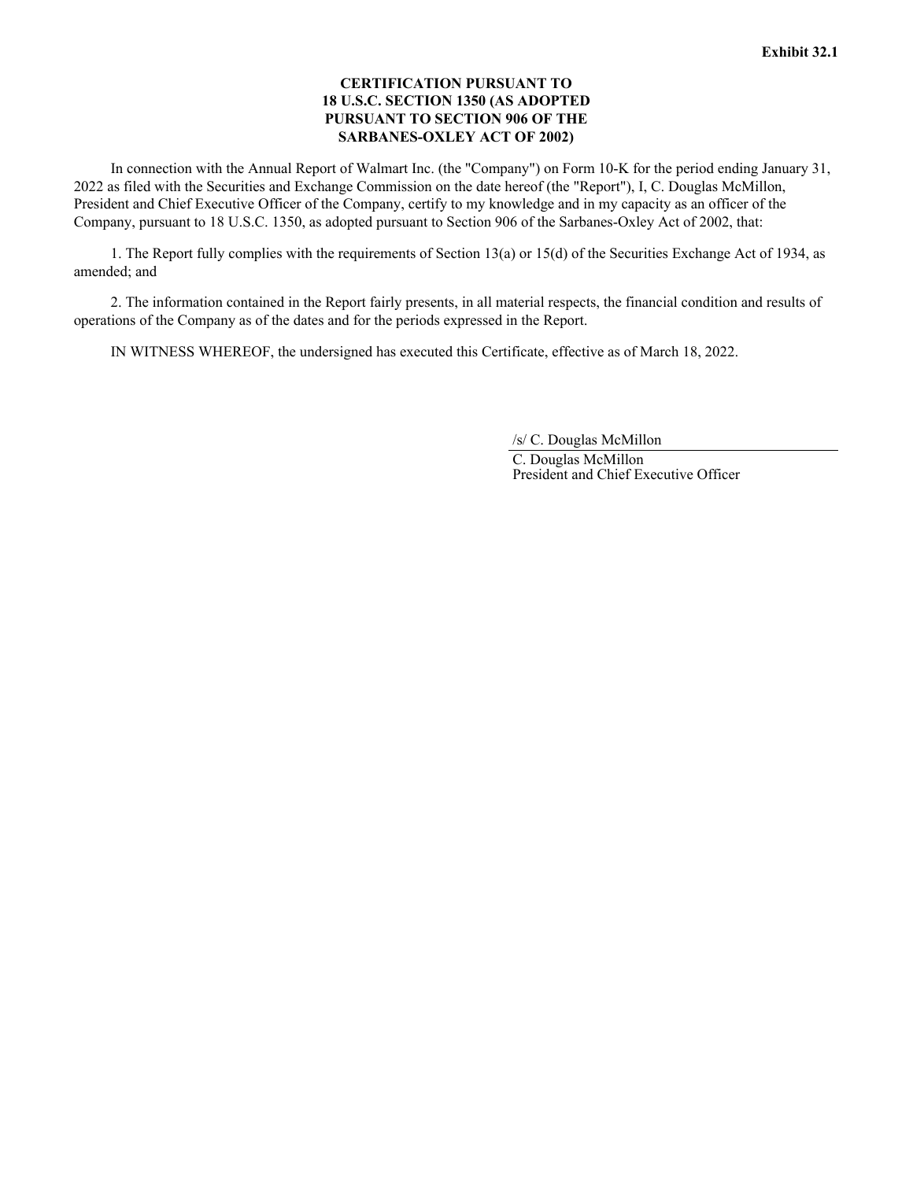**Exhibit 32.1**

**CERTIFICATION PURSUANT TO 18 U.S.C. SECTION 1350 (AS ADOPTED PURSUANT TO SECTION 906 OF THE SARBANES-OXLEY ACT OF 2002)**

In connection with the Annual Report of Walmart Inc. (the "Company") on Form 10-K for the period ending January 31, 2022 as filed with the Securities and Exchange Commission on the date hereof (the "Report"), I, C. Douglas McMillon, President and Chief Executive Officer of the Company, certify to my knowledge and in my capacity as an officer of the Company, pursuant to 18 U.S.C. 1350, as adopted pursuant to Section 906 of the Sarbanes-Oxley Act of 2002, that:

1. The Report fully complies with the requirements of Section 13(a) or 15(d) of the Securities Exchange Act of 1934, as amended; and

2. The information contained in the Report fairly presents, in all material respects, the financial condition and results of operations of the Company as of the dates and for the periods expressed in the Report.

IN WITNESS WHEREOF, the undersigned has executed this Certificate, effective as of March 18, 2022.

/s/ C. Douglas McMillon

C. Douglas McMillon
President and Chief Executive Officer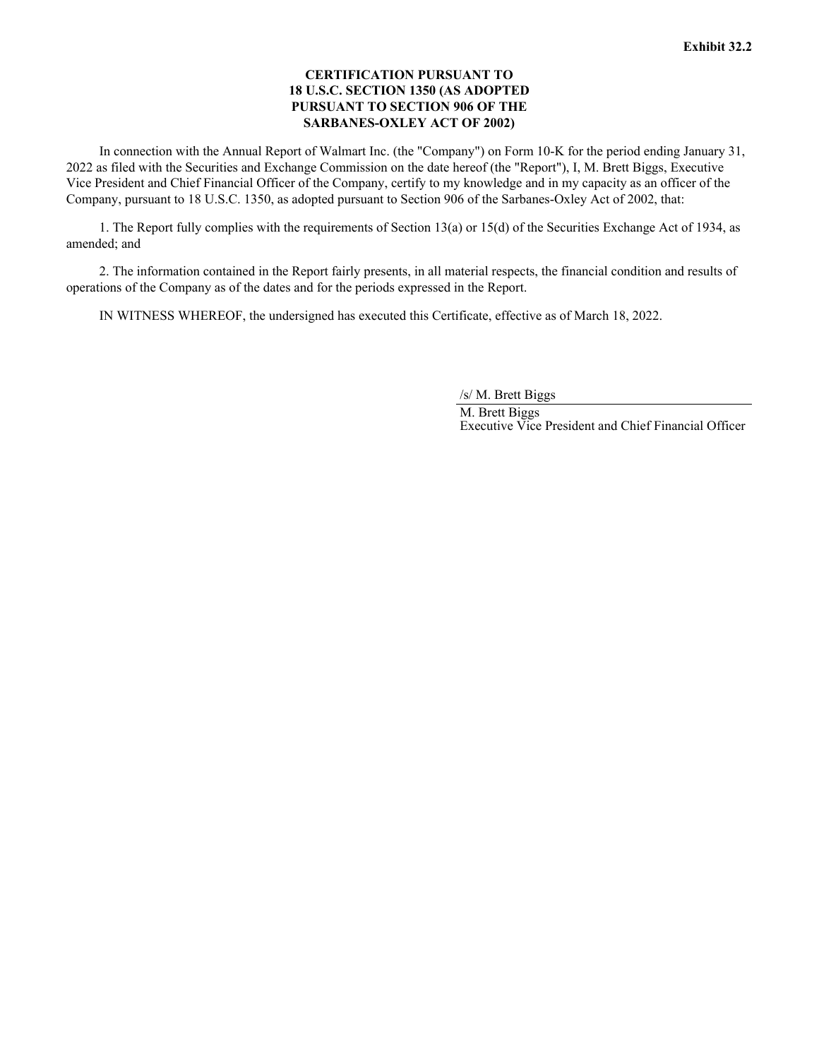**Exhibit 32.2**

**CERTIFICATION PURSUANT TO 18 U.S.C. SECTION 1350 (AS ADOPTED PURSUANT TO SECTION 906 OF THE SARBANES-OXLEY ACT OF 2002)**

In connection with the Annual Report of Walmart Inc. (the "Company") on Form 10-K for the period ending January 31, 2022 as filed with the Securities and Exchange Commission on the date hereof (the "Report"), I, M. Brett Biggs, Executive Vice President and Chief Financial Officer of the Company, certify to my knowledge and in my capacity as an officer of the Company, pursuant to 18 U.S.C. 1350, as adopted pursuant to Section 906 of the Sarbanes-Oxley Act of 2002, that:

1. The Report fully complies with the requirements of Section 13(a) or 15(d) of the Securities Exchange Act of 1934, as amended; and

2. The information contained in the Report fairly presents, in all material respects, the financial condition and results of operations of the Company as of the dates and for the periods expressed in the Report.

IN WITNESS WHEREOF, the undersigned has executed this Certificate, effective as of March 18, 2022.

/s/ M. Brett Biggs

M. Brett Biggs
Executive Vice President and Chief Financial Officer